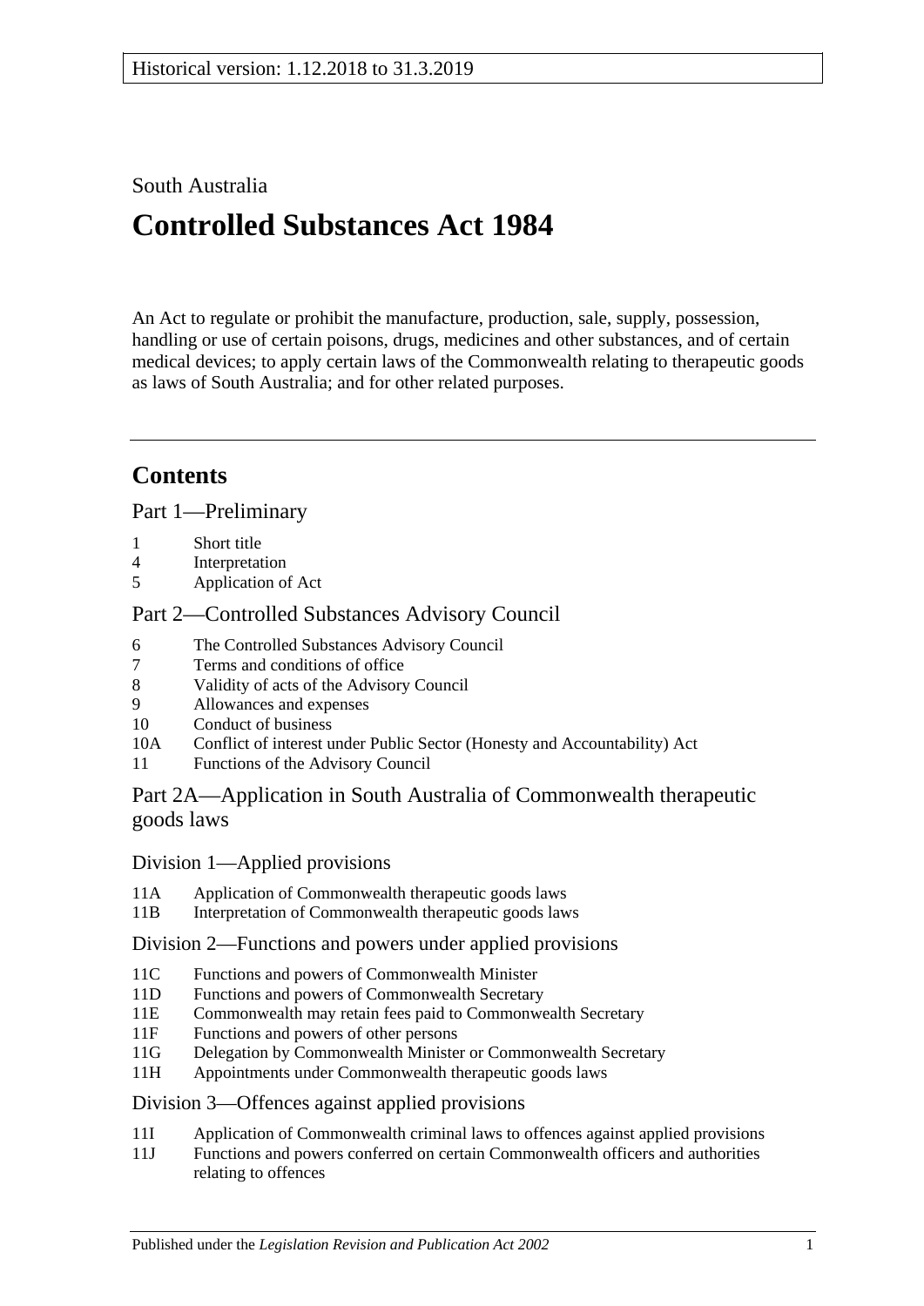Historical version: 1.12.2018 to 31.3.2019

South Australia

# Controlled Substances Act 1984

An Act to regulate or prohibit the manufacture, production, sale, supply, possession, handling or use of certain poisons, drugs, medicines and other substances, and of certain medical devices; to apply certain laws of the Commonwealth relating to therapeutic goods as laws of South Australia; and for other related purposes.

## Contents

### Part 1—Preliminary

1 Short title
4 Interpretation
5 Application of Act

### Part 2—Controlled Substances Advisory Council

6 The Controlled Substances Advisory Council
7 Terms and conditions of office
8 Validity of acts of the Advisory Council
9 Allowances and expenses
10 Conduct of business
10A Conflict of interest under Public Sector (Honesty and Accountability) Act
11 Functions of the Advisory Council

### Part 2A—Application in South Australia of Commonwealth therapeutic goods laws

#### Division 1—Applied provisions

11A Application of Commonwealth therapeutic goods laws
11B Interpretation of Commonwealth therapeutic goods laws

#### Division 2—Functions and powers under applied provisions

11C Functions and powers of Commonwealth Minister
11D Functions and powers of Commonwealth Secretary
11E Commonwealth may retain fees paid to Commonwealth Secretary
11F Functions and powers of other persons
11G Delegation by Commonwealth Minister or Commonwealth Secretary
11H Appointments under Commonwealth therapeutic goods laws

#### Division 3—Offences against applied provisions

11I Application of Commonwealth criminal laws to offences against applied provisions
11J Functions and powers conferred on certain Commonwealth officers and authorities relating to offences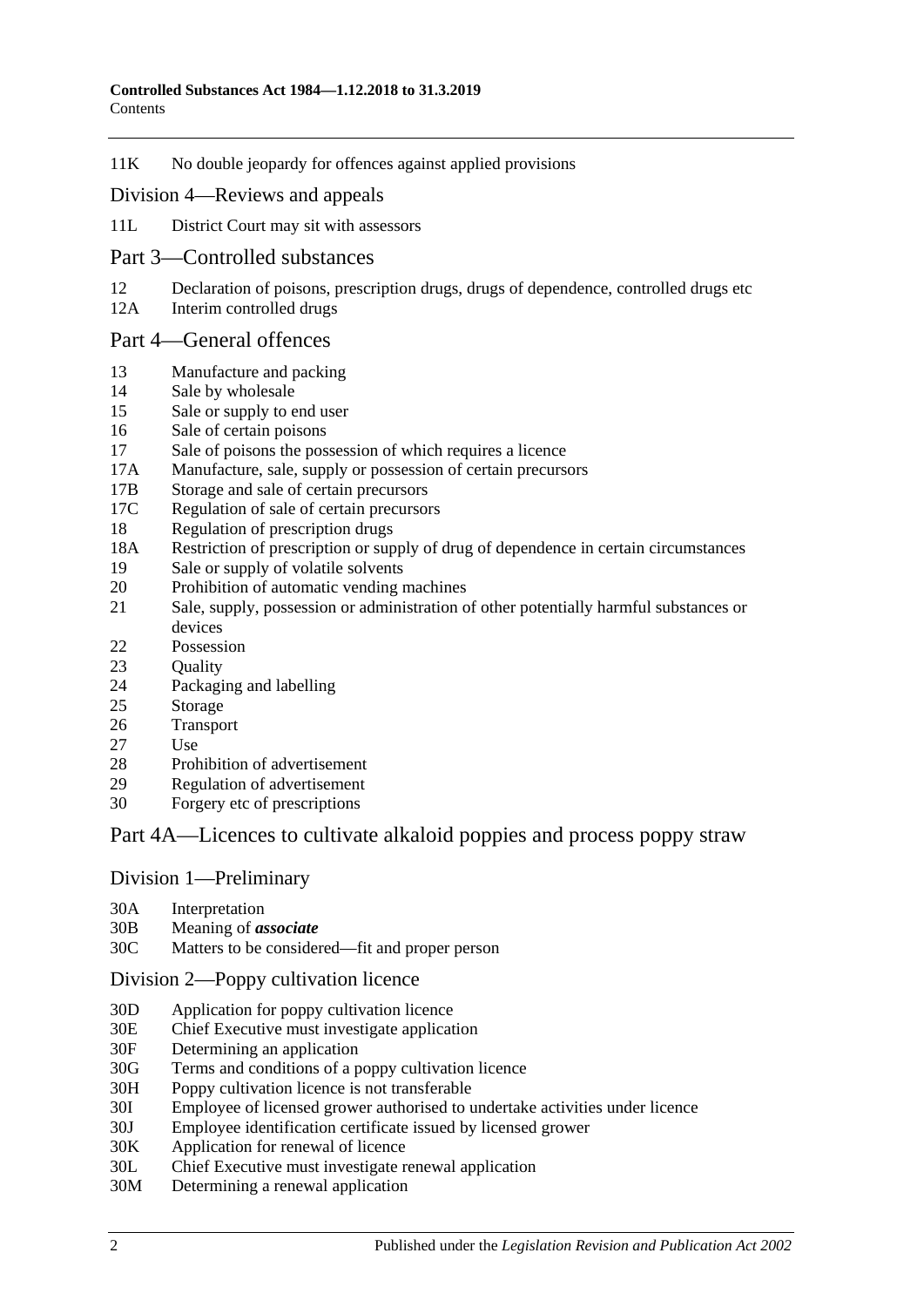11K No double jeopardy for offences against applied provisions

## Division 4—Reviews and appeals

11L District Court may sit with assessors

## Part 3—Controlled substances

12 Declaration of poisons, prescription drugs, drugs of dependence, controlled drugs etc
12A Interim controlled drugs

## Part 4—General offences

13 Manufacture and packing
14 Sale by wholesale
15 Sale or supply to end user
16 Sale of certain poisons
17 Sale of poisons the possession of which requires a licence
17A Manufacture, sale, supply or possession of certain precursors
17B Storage and sale of certain precursors
17C Regulation of sale of certain precursors
18 Regulation of prescription drugs
18A Restriction of prescription or supply of drug of dependence in certain circumstances
19 Sale or supply of volatile solvents
20 Prohibition of automatic vending machines
21 Sale, supply, possession or administration of other potentially harmful substances or devices
22 Possession
23 Quality
24 Packaging and labelling
25 Storage
26 Transport
27 Use
28 Prohibition of advertisement
29 Regulation of advertisement
30 Forgery etc of prescriptions

## Part 4A—Licences to cultivate alkaloid poppies and process poppy straw

## Division 1—Preliminary

30A Interpretation
30B Meaning of ***associate***
30C Matters to be considered—fit and proper person

## Division 2—Poppy cultivation licence

30D Application for poppy cultivation licence
30E Chief Executive must investigate application
30F Determining an application
30G Terms and conditions of a poppy cultivation licence
30H Poppy cultivation licence is not transferable
30I Employee of licensed grower authorised to undertake activities under licence
30J Employee identification certificate issued by licensed grower
30K Application for renewal of licence
30L Chief Executive must investigate renewal application
30M Determining a renewal application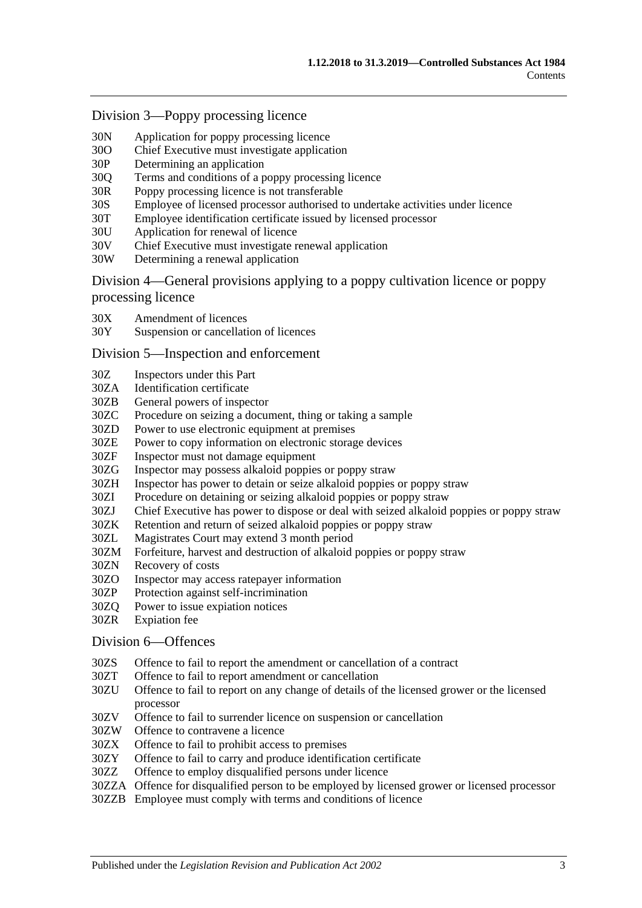### Division 3—Poppy processing licence

- 30N Application for poppy processing licence
- 30O Chief Executive must investigate application
- 30P Determining an application
- 30Q Terms and conditions of a poppy processing licence
- 30R Poppy processing licence is not transferable
- 30S Employee of licensed processor authorised to undertake activities under licence
- 30T Employee identification certificate issued by licensed processor
- 30U Application for renewal of licence
- 30V Chief Executive must investigate renewal application
- 30W Determining a renewal application

### Division 4—General provisions applying to a poppy cultivation licence or poppy processing licence

- 30X Amendment of licences
- 30Y Suspension or cancellation of licences

### Division 5—Inspection and enforcement

- 30Z Inspectors under this Part
- 30ZA Identification certificate
- 30ZB General powers of inspector
- 30ZC Procedure on seizing a document, thing or taking a sample
- 30ZD Power to use electronic equipment at premises
- 30ZE Power to copy information on electronic storage devices
- 30ZF Inspector must not damage equipment
- 30ZG Inspector may possess alkaloid poppies or poppy straw
- 30ZH Inspector has power to detain or seize alkaloid poppies or poppy straw
- 30ZI Procedure on detaining or seizing alkaloid poppies or poppy straw
- 30ZJ Chief Executive has power to dispose or deal with seized alkaloid poppies or poppy straw
- 30ZK Retention and return of seized alkaloid poppies or poppy straw
- 30ZL Magistrates Court may extend 3 month period
- 30ZM Forfeiture, harvest and destruction of alkaloid poppies or poppy straw
- 30ZN Recovery of costs
- 30ZO Inspector may access ratepayer information
- 30ZP Protection against self-incrimination
- 30ZQ Power to issue expiation notices
- 30ZR Expiation fee

### Division 6—Offences

- 30ZS Offence to fail to report the amendment or cancellation of a contract
- 30ZT Offence to fail to report amendment or cancellation
- 30ZU Offence to fail to report on any change of details of the licensed grower or the licensed processor
- 30ZV Offence to fail to surrender licence on suspension or cancellation
- 30ZW Offence to contravene a licence
- 30ZX Offence to fail to prohibit access to premises
- 30ZY Offence to fail to carry and produce identification certificate
- 30ZZ Offence to employ disqualified persons under licence
- 30ZZA Offence for disqualified person to be employed by licensed grower or licensed processor
- 30ZZB Employee must comply with terms and conditions of licence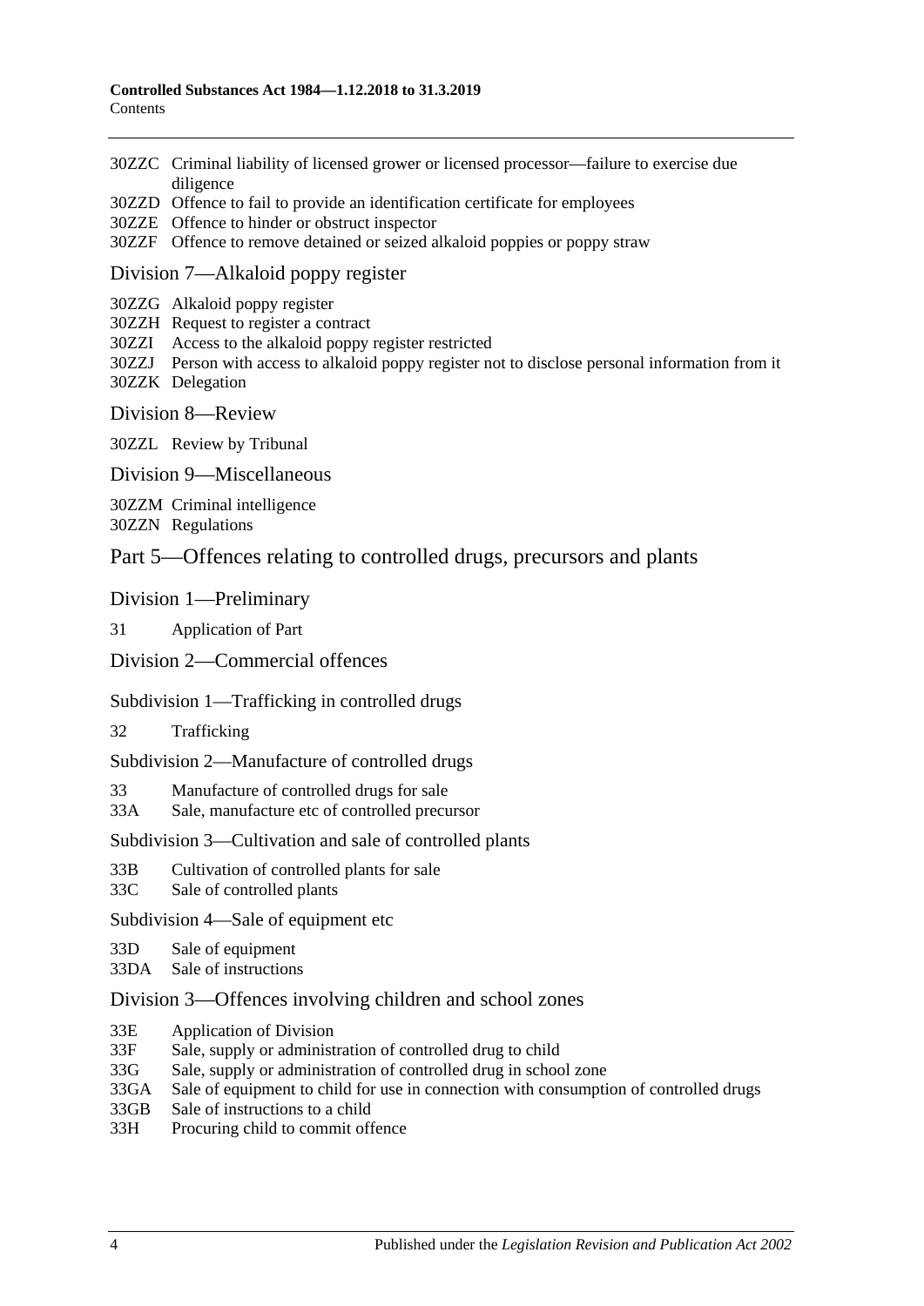30ZZC Criminal liability of licensed grower or licensed processor—failure to exercise due diligence
30ZZD Offence to fail to provide an identification certificate for employees
30ZZE Offence to hinder or obstruct inspector
30ZZF Offence to remove detained or seized alkaloid poppies or poppy straw

## Division 7—Alkaloid poppy register

30ZZG Alkaloid poppy register
30ZZH Request to register a contract
30ZZI Access to the alkaloid poppy register restricted
30ZZJ Person with access to alkaloid poppy register not to disclose personal information from it
30ZZK Delegation

## Division 8—Review

30ZZL Review by Tribunal

## Division 9—Miscellaneous

30ZZM Criminal intelligence
30ZZN Regulations

# Part 5—Offences relating to controlled drugs, precursors and plants

## Division 1—Preliminary

31 Application of Part

## Division 2—Commercial offences

### Subdivision 1—Trafficking in controlled drugs

32 Trafficking

### Subdivision 2—Manufacture of controlled drugs

33 Manufacture of controlled drugs for sale
33A Sale, manufacture etc of controlled precursor

### Subdivision 3—Cultivation and sale of controlled plants

33B Cultivation of controlled plants for sale
33C Sale of controlled plants

### Subdivision 4—Sale of equipment etc

33D Sale of equipment
33DA Sale of instructions

## Division 3—Offences involving children and school zones

33E Application of Division
33F Sale, supply or administration of controlled drug to child
33G Sale, supply or administration of controlled drug in school zone
33GA Sale of equipment to child for use in connection with consumption of controlled drugs
33GB Sale of instructions to a child
33H Procuring child to commit offence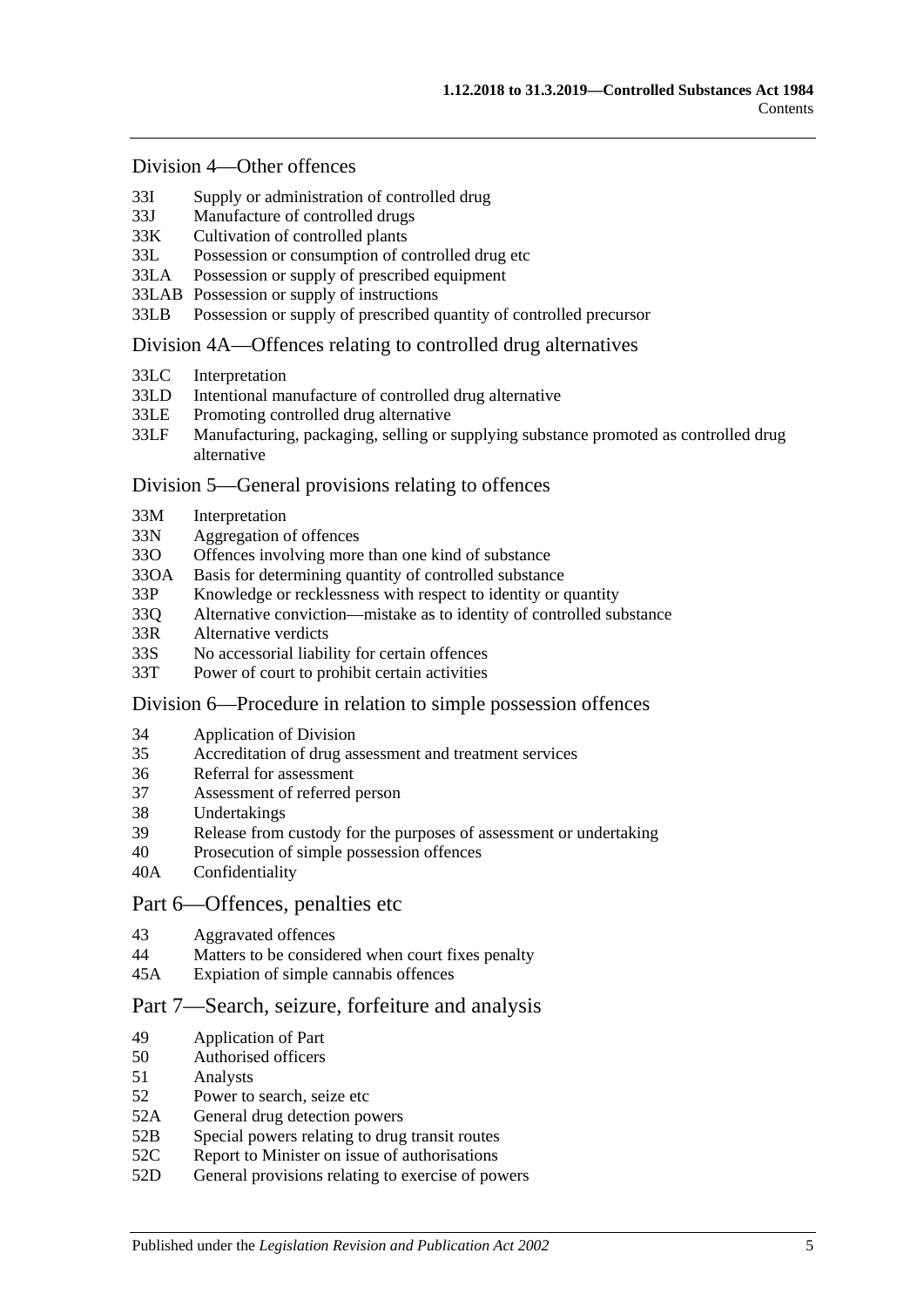## Division 4—Other offences

- 33I Supply or administration of controlled drug
- 33J Manufacture of controlled drugs
- 33K Cultivation of controlled plants
- 33L Possession or consumption of controlled drug etc
- 33LA Possession or supply of prescribed equipment
- 33LAB Possession or supply of instructions
- 33LB Possession or supply of prescribed quantity of controlled precursor

## Division 4A—Offences relating to controlled drug alternatives

- 33LC Interpretation
- 33LD Intentional manufacture of controlled drug alternative
- 33LE Promoting controlled drug alternative
- 33LF Manufacturing, packaging, selling or supplying substance promoted as controlled drug alternative

## Division 5—General provisions relating to offences

- 33M Interpretation
- 33N Aggregation of offences
- 33O Offences involving more than one kind of substance
- 33OA Basis for determining quantity of controlled substance
- 33P Knowledge or recklessness with respect to identity or quantity
- 33Q Alternative conviction—mistake as to identity of controlled substance
- 33R Alternative verdicts
- 33S No accessorial liability for certain offences
- 33T Power of court to prohibit certain activities

## Division 6—Procedure in relation to simple possession offences

- 34 Application of Division
- 35 Accreditation of drug assessment and treatment services
- 36 Referral for assessment
- 37 Assessment of referred person
- 38 Undertakings
- 39 Release from custody for the purposes of assessment or undertaking
- 40 Prosecution of simple possession offences
- 40A Confidentiality

## Part 6—Offences, penalties etc

- 43 Aggravated offences
- 44 Matters to be considered when court fixes penalty
- 45A Expiation of simple cannabis offences

## Part 7—Search, seizure, forfeiture and analysis

- 49 Application of Part
- 50 Authorised officers
- 51 Analysts
- 52 Power to search, seize etc
- 52A General drug detection powers
- 52B Special powers relating to drug transit routes
- 52C Report to Minister on issue of authorisations
- 52D General provisions relating to exercise of powers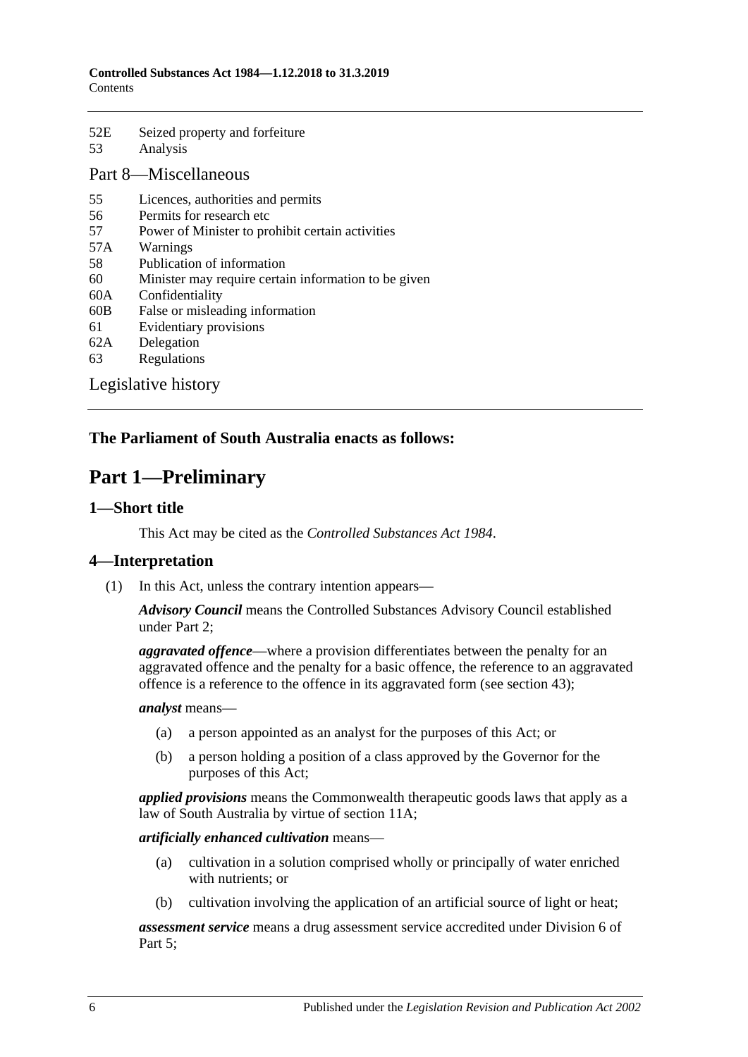52E Seized property and forfeiture
53 Analysis

Part 8—Miscellaneous

55 Licences, authorities and permits
56 Permits for research etc
57 Power of Minister to prohibit certain activities
57A Warnings
58 Publication of information
60 Minister may require certain information to be given
60A Confidentiality
60B False or misleading information
61 Evidentiary provisions
62A Delegation
63 Regulations

Legislative history

**The Parliament of South Australia enacts as follows:**

# Part 1—Preliminary

## 1—Short title

This Act may be cited as the *Controlled Substances Act 1984*.

## 4—Interpretation

(1) In this Act, unless the contrary intention appears—

***Advisory Council*** means the Controlled Substances Advisory Council established under Part 2;

***aggravated offence***—where a provision differentiates between the penalty for an aggravated offence and the penalty for a basic offence, the reference to an aggravated offence is a reference to the offence in its aggravated form (see section 43);

***analyst*** means—

(a) a person appointed as an analyst for the purposes of this Act; or

(b) a person holding a position of a class approved by the Governor for the purposes of this Act;

***applied provisions*** means the Commonwealth therapeutic goods laws that apply as a law of South Australia by virtue of section 11A;

***artificially enhanced cultivation*** means—

(a) cultivation in a solution comprised wholly or principally of water enriched with nutrients; or

(b) cultivation involving the application of an artificial source of light or heat;

***assessment service*** means a drug assessment service accredited under Division 6 of Part 5;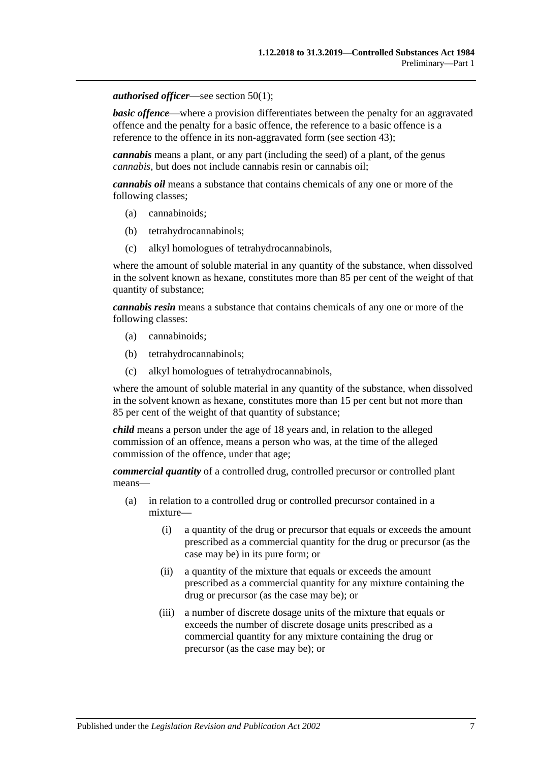***authorised officer***—see section 50(1);

***basic offence***—where a provision differentiates between the penalty for an aggravated offence and the penalty for a basic offence, the reference to a basic offence is a reference to the offence in its non-aggravated form (see section 43);

***cannabis*** means a plant, or any part (including the seed) of a plant, of the genus *cannabis*, but does not include cannabis resin or cannabis oil;

***cannabis oil*** means a substance that contains chemicals of any one or more of the following classes;

(a) cannabinoids;

(b) tetrahydrocannabinols;

(c) alkyl homologues of tetrahydrocannabinols,

where the amount of soluble material in any quantity of the substance, when dissolved in the solvent known as hexane, constitutes more than 85 per cent of the weight of that quantity of substance;

***cannabis resin*** means a substance that contains chemicals of any one or more of the following classes:

(a) cannabinoids;

(b) tetrahydrocannabinols;

(c) alkyl homologues of tetrahydrocannabinols,

where the amount of soluble material in any quantity of the substance, when dissolved in the solvent known as hexane, constitutes more than 15 per cent but not more than 85 per cent of the weight of that quantity of substance;

***child*** means a person under the age of 18 years and, in relation to the alleged commission of an offence, means a person who was, at the time of the alleged commission of the offence, under that age;

***commercial quantity*** of a controlled drug, controlled precursor or controlled plant means—

(a) in relation to a controlled drug or controlled precursor contained in a mixture—

(i) a quantity of the drug or precursor that equals or exceeds the amount prescribed as a commercial quantity for the drug or precursor (as the case may be) in its pure form; or

(ii) a quantity of the mixture that equals or exceeds the amount prescribed as a commercial quantity for any mixture containing the drug or precursor (as the case may be); or

(iii) a number of discrete dosage units of the mixture that equals or exceeds the number of discrete dosage units prescribed as a commercial quantity for any mixture containing the drug or precursor (as the case may be); or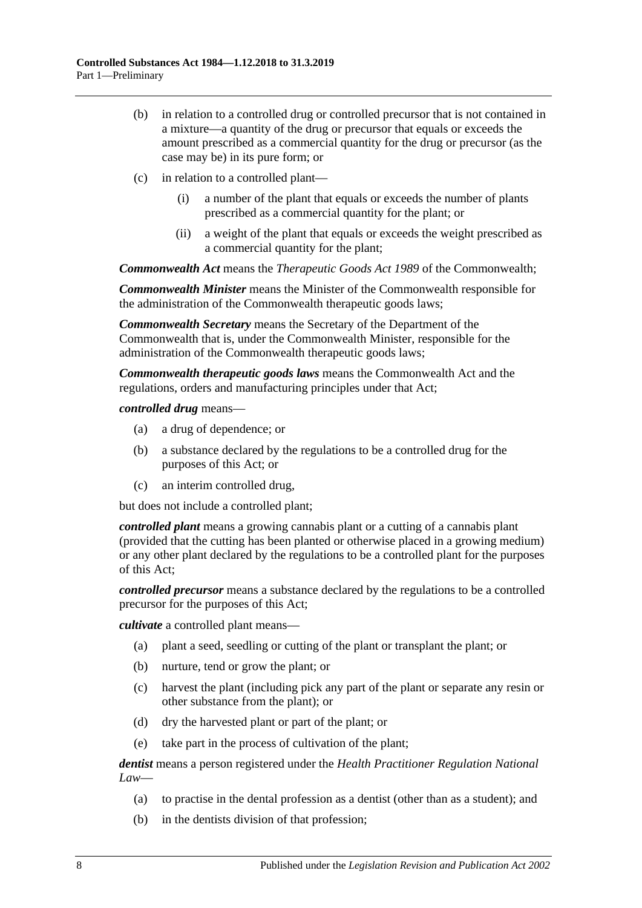(b) in relation to a controlled drug or controlled precursor that is not contained in a mixture—a quantity of the drug or precursor that equals or exceeds the amount prescribed as a commercial quantity for the drug or precursor (as the case may be) in its pure form; or

(c) in relation to a controlled plant—

(i) a number of the plant that equals or exceeds the number of plants prescribed as a commercial quantity for the plant; or

(ii) a weight of the plant that equals or exceeds the weight prescribed as a commercial quantity for the plant;

***Commonwealth Act*** means the *Therapeutic Goods Act 1989* of the Commonwealth;

***Commonwealth Minister*** means the Minister of the Commonwealth responsible for the administration of the Commonwealth therapeutic goods laws;

***Commonwealth Secretary*** means the Secretary of the Department of the Commonwealth that is, under the Commonwealth Minister, responsible for the administration of the Commonwealth therapeutic goods laws;

***Commonwealth therapeutic goods laws*** means the Commonwealth Act and the regulations, orders and manufacturing principles under that Act;

***controlled drug*** means—

(a) a drug of dependence; or

(b) a substance declared by the regulations to be a controlled drug for the purposes of this Act; or

(c) an interim controlled drug,

but does not include a controlled plant;

***controlled plant*** means a growing cannabis plant or a cutting of a cannabis plant (provided that the cutting has been planted or otherwise placed in a growing medium) or any other plant declared by the regulations to be a controlled plant for the purposes of this Act;

***controlled precursor*** means a substance declared by the regulations to be a controlled precursor for the purposes of this Act;

***cultivate*** a controlled plant means—

(a) plant a seed, seedling or cutting of the plant or transplant the plant; or

(b) nurture, tend or grow the plant; or

(c) harvest the plant (including pick any part of the plant or separate any resin or other substance from the plant); or

(d) dry the harvested plant or part of the plant; or

(e) take part in the process of cultivation of the plant;

***dentist*** means a person registered under the *Health Practitioner Regulation National Law*—

(a) to practise in the dental profession as a dentist (other than as a student); and

(b) in the dentists division of that profession;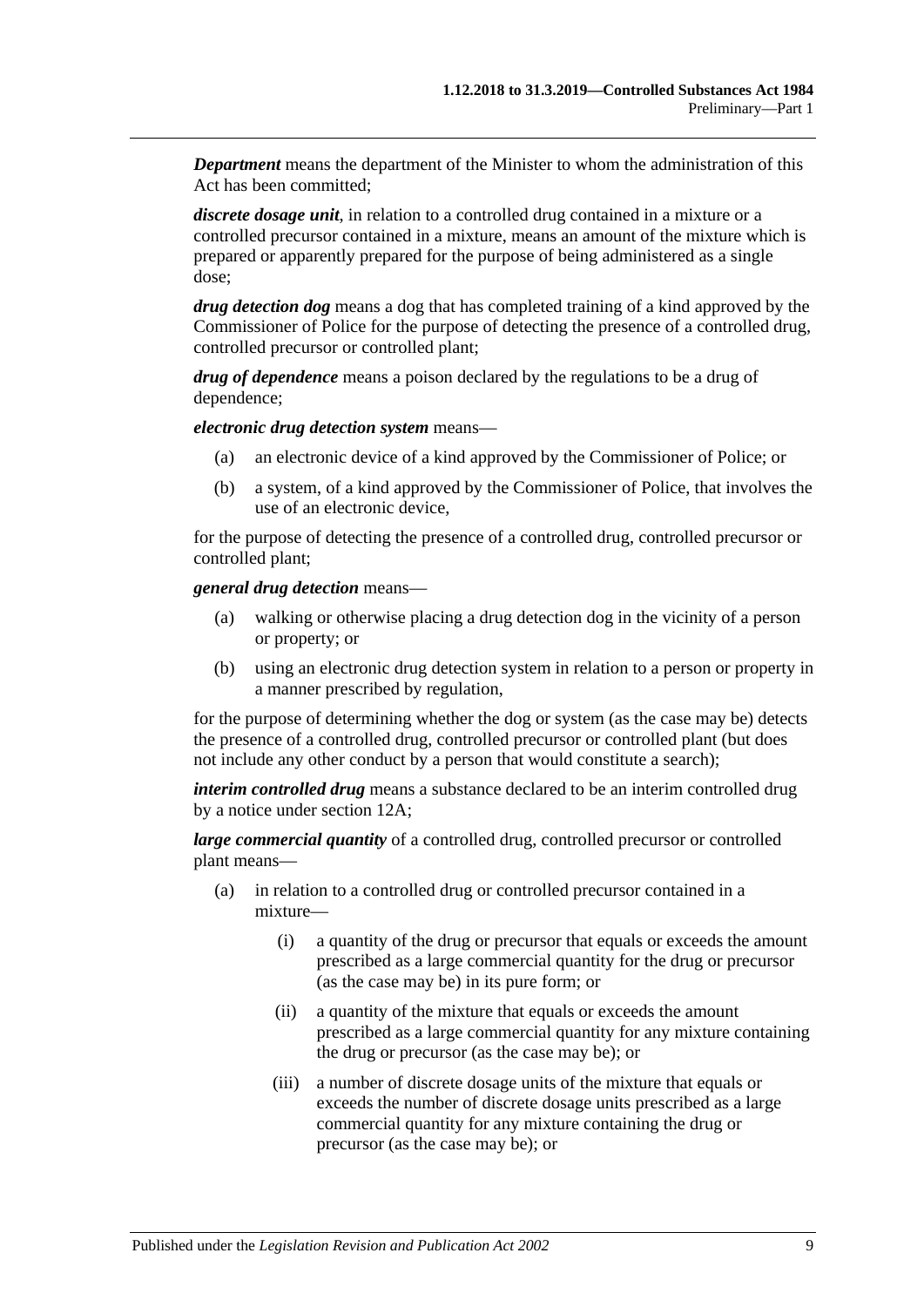***Department*** means the department of the Minister to whom the administration of this Act has been committed;

***discrete dosage unit***, in relation to a controlled drug contained in a mixture or a controlled precursor contained in a mixture, means an amount of the mixture which is prepared or apparently prepared for the purpose of being administered as a single dose;

***drug detection dog*** means a dog that has completed training of a kind approved by the Commissioner of Police for the purpose of detecting the presence of a controlled drug, controlled precursor or controlled plant;

***drug of dependence*** means a poison declared by the regulations to be a drug of dependence;

***electronic drug detection system*** means—

(a) an electronic device of a kind approved by the Commissioner of Police; or

(b) a system, of a kind approved by the Commissioner of Police, that involves the use of an electronic device,

for the purpose of detecting the presence of a controlled drug, controlled precursor or controlled plant;

***general drug detection*** means—

(a) walking or otherwise placing a drug detection dog in the vicinity of a person or property; or

(b) using an electronic drug detection system in relation to a person or property in a manner prescribed by regulation,

for the purpose of determining whether the dog or system (as the case may be) detects the presence of a controlled drug, controlled precursor or controlled plant (but does not include any other conduct by a person that would constitute a search);

***interim controlled drug*** means a substance declared to be an interim controlled drug by a notice under section 12A;

***large commercial quantity*** of a controlled drug, controlled precursor or controlled plant means—

(a) in relation to a controlled drug or controlled precursor contained in a mixture—

(i) a quantity of the drug or precursor that equals or exceeds the amount prescribed as a large commercial quantity for the drug or precursor (as the case may be) in its pure form; or

(ii) a quantity of the mixture that equals or exceeds the amount prescribed as a large commercial quantity for any mixture containing the drug or precursor (as the case may be); or

(iii) a number of discrete dosage units of the mixture that equals or exceeds the number of discrete dosage units prescribed as a large commercial quantity for any mixture containing the drug or precursor (as the case may be); or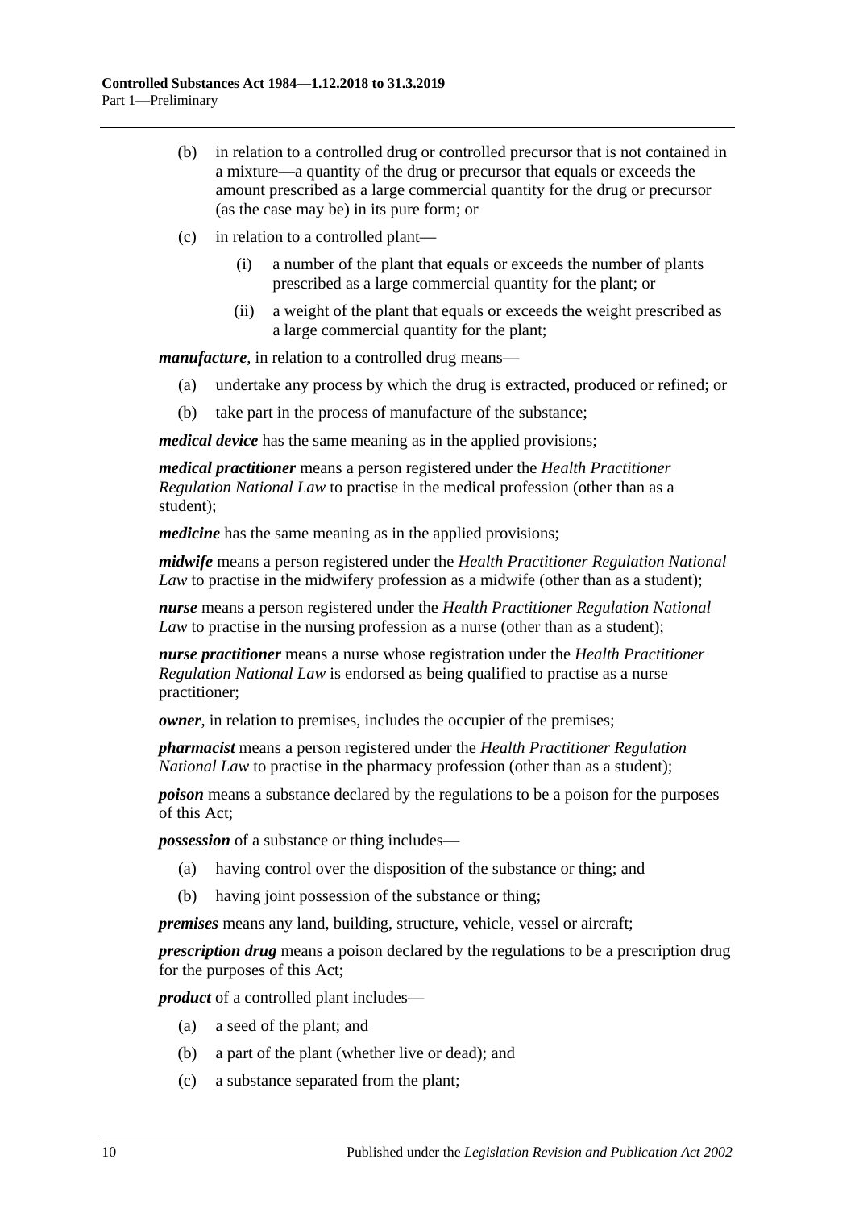(b) in relation to a controlled drug or controlled precursor that is not contained in a mixture—a quantity of the drug or precursor that equals or exceeds the amount prescribed as a large commercial quantity for the drug or precursor (as the case may be) in its pure form; or

(c) in relation to a controlled plant—

(i) a number of the plant that equals or exceeds the number of plants prescribed as a large commercial quantity for the plant; or

(ii) a weight of the plant that equals or exceeds the weight prescribed as a large commercial quantity for the plant;

***manufacture***, in relation to a controlled drug means—

(a) undertake any process by which the drug is extracted, produced or refined; or

(b) take part in the process of manufacture of the substance;

***medical device*** has the same meaning as in the applied provisions;

***medical practitioner*** means a person registered under the *Health Practitioner Regulation National Law* to practise in the medical profession (other than as a student);

***medicine*** has the same meaning as in the applied provisions;

***midwife*** means a person registered under the *Health Practitioner Regulation National Law* to practise in the midwifery profession as a midwife (other than as a student);

***nurse*** means a person registered under the *Health Practitioner Regulation National Law* to practise in the nursing profession as a nurse (other than as a student);

***nurse practitioner*** means a nurse whose registration under the *Health Practitioner Regulation National Law* is endorsed as being qualified to practise as a nurse practitioner;

***owner***, in relation to premises, includes the occupier of the premises;

***pharmacist*** means a person registered under the *Health Practitioner Regulation National Law* to practise in the pharmacy profession (other than as a student);

***poison*** means a substance declared by the regulations to be a poison for the purposes of this Act;

***possession*** of a substance or thing includes—

(a) having control over the disposition of the substance or thing; and

(b) having joint possession of the substance or thing;

***premises*** means any land, building, structure, vehicle, vessel or aircraft;

***prescription drug*** means a poison declared by the regulations to be a prescription drug for the purposes of this Act;

***product*** of a controlled plant includes—

(a) a seed of the plant; and

(b) a part of the plant (whether live or dead); and

(c) a substance separated from the plant;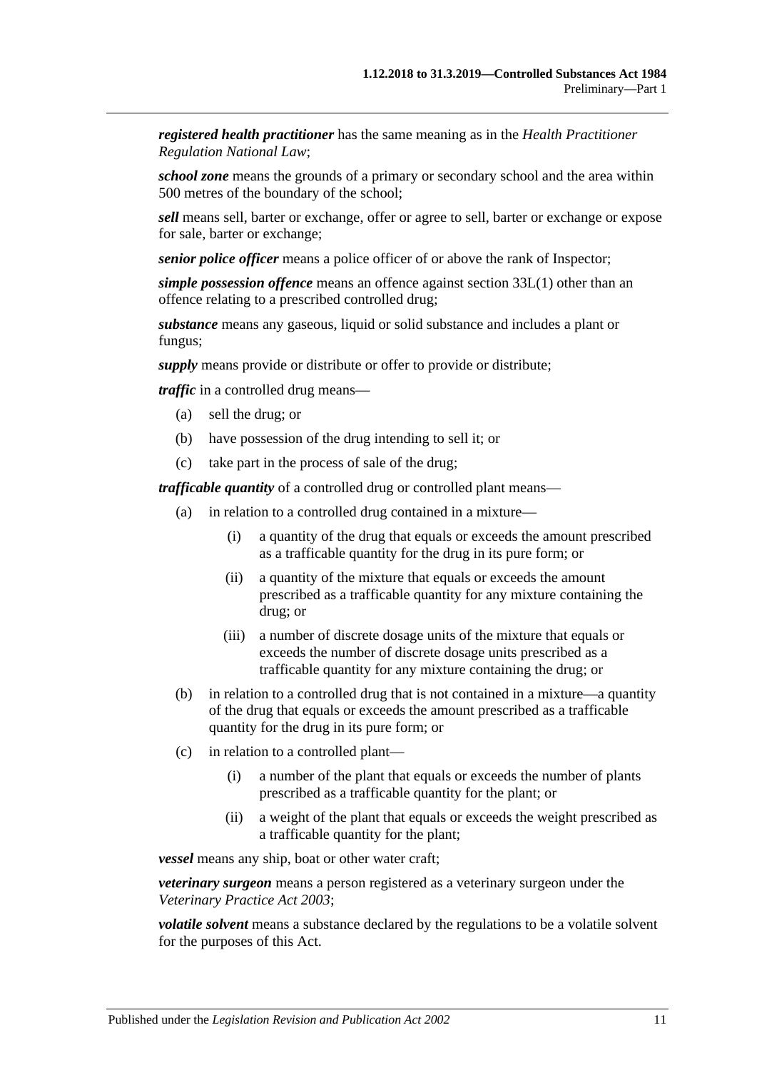***registered health practitioner*** has the same meaning as in the *Health Practitioner Regulation National Law*;

***school zone*** means the grounds of a primary or secondary school and the area within 500 metres of the boundary of the school;

***sell*** means sell, barter or exchange, offer or agree to sell, barter or exchange or expose for sale, barter or exchange;

***senior police officer*** means a police officer of or above the rank of Inspector;

***simple possession offence*** means an offence against section 33L(1) other than an offence relating to a prescribed controlled drug;

***substance*** means any gaseous, liquid or solid substance and includes a plant or fungus;

***supply*** means provide or distribute or offer to provide or distribute;

***traffic*** in a controlled drug means—

- (a) sell the drug; or
- (b) have possession of the drug intending to sell it; or
- (c) take part in the process of sale of the drug;

***trafficable quantity*** of a controlled drug or controlled plant means—

- (a) in relation to a controlled drug contained in a mixture—
  - (i) a quantity of the drug that equals or exceeds the amount prescribed as a trafficable quantity for the drug in its pure form; or
  - (ii) a quantity of the mixture that equals or exceeds the amount prescribed as a trafficable quantity for any mixture containing the drug; or
  - (iii) a number of discrete dosage units of the mixture that equals or exceeds the number of discrete dosage units prescribed as a trafficable quantity for any mixture containing the drug; or
- (b) in relation to a controlled drug that is not contained in a mixture—a quantity of the drug that equals or exceeds the amount prescribed as a trafficable quantity for the drug in its pure form; or
- (c) in relation to a controlled plant—
  - (i) a number of the plant that equals or exceeds the number of plants prescribed as a trafficable quantity for the plant; or
  - (ii) a weight of the plant that equals or exceeds the weight prescribed as a trafficable quantity for the plant;

***vessel*** means any ship, boat or other water craft;

***veterinary surgeon*** means a person registered as a veterinary surgeon under the *Veterinary Practice Act 2003*;

***volatile solvent*** means a substance declared by the regulations to be a volatile solvent for the purposes of this Act.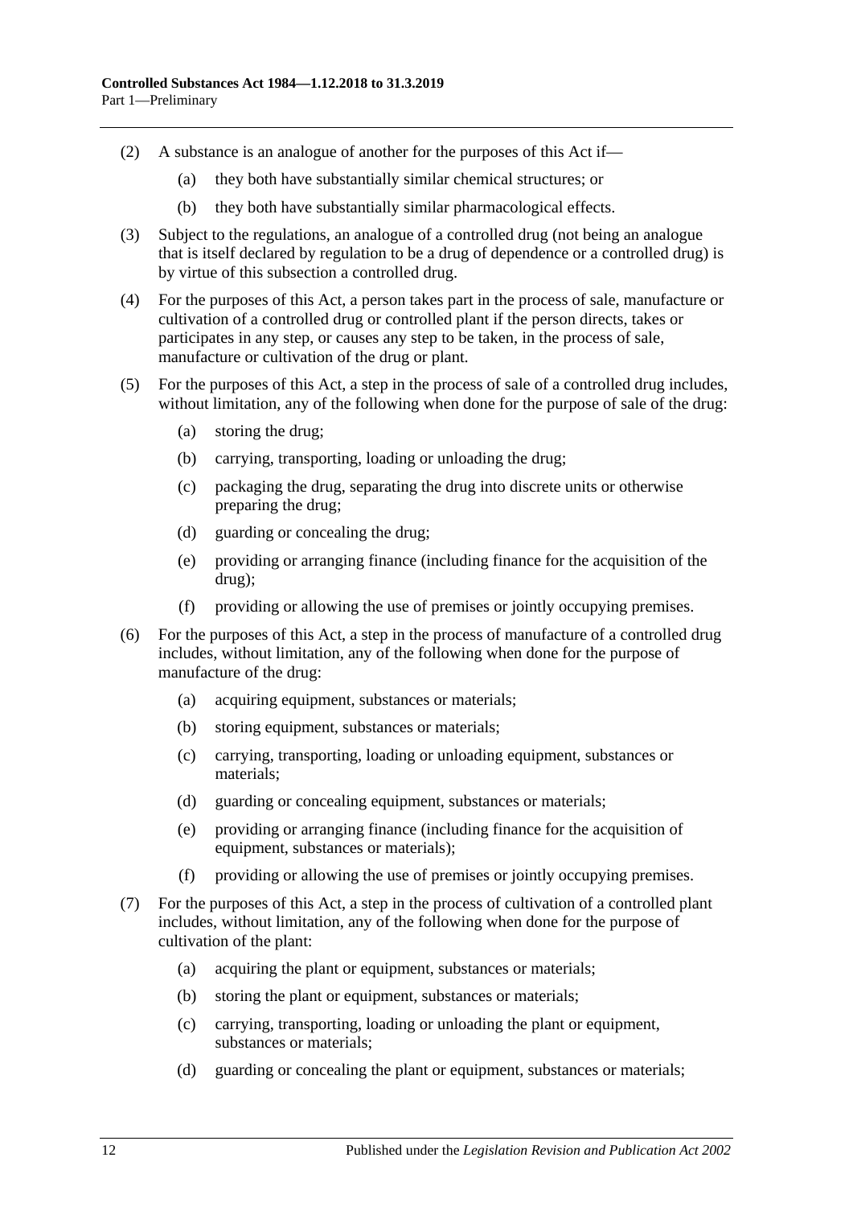(2) A substance is an analogue of another for the purposes of this Act if—

(a) they both have substantially similar chemical structures; or

(b) they both have substantially similar pharmacological effects.

(3) Subject to the regulations, an analogue of a controlled drug (not being an analogue that is itself declared by regulation to be a drug of dependence or a controlled drug) is by virtue of this subsection a controlled drug.

(4) For the purposes of this Act, a person takes part in the process of sale, manufacture or cultivation of a controlled drug or controlled plant if the person directs, takes or participates in any step, or causes any step to be taken, in the process of sale, manufacture or cultivation of the drug or plant.

(5) For the purposes of this Act, a step in the process of sale of a controlled drug includes, without limitation, any of the following when done for the purpose of sale of the drug:

(a) storing the drug;

(b) carrying, transporting, loading or unloading the drug;

(c) packaging the drug, separating the drug into discrete units or otherwise preparing the drug;

(d) guarding or concealing the drug;

(e) providing or arranging finance (including finance for the acquisition of the drug);

(f) providing or allowing the use of premises or jointly occupying premises.

(6) For the purposes of this Act, a step in the process of manufacture of a controlled drug includes, without limitation, any of the following when done for the purpose of manufacture of the drug:

(a) acquiring equipment, substances or materials;

(b) storing equipment, substances or materials;

(c) carrying, transporting, loading or unloading equipment, substances or materials;

(d) guarding or concealing equipment, substances or materials;

(e) providing or arranging finance (including finance for the acquisition of equipment, substances or materials);

(f) providing or allowing the use of premises or jointly occupying premises.

(7) For the purposes of this Act, a step in the process of cultivation of a controlled plant includes, without limitation, any of the following when done for the purpose of cultivation of the plant:

(a) acquiring the plant or equipment, substances or materials;

(b) storing the plant or equipment, substances or materials;

(c) carrying, transporting, loading or unloading the plant or equipment, substances or materials;

(d) guarding or concealing the plant or equipment, substances or materials;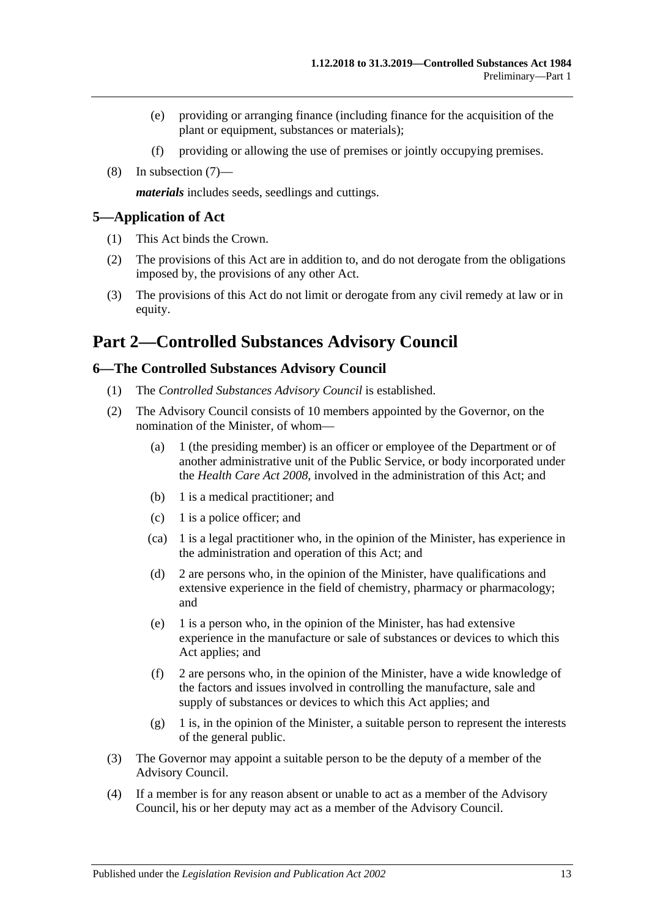(e) providing or arranging finance (including finance for the acquisition of the plant or equipment, substances or materials);

(f) providing or allowing the use of premises or jointly occupying premises.

(8) In subsection (7)—

***materials*** includes seeds, seedlings and cuttings.

### 5—Application of Act

(1) This Act binds the Crown.

(2) The provisions of this Act are in addition to, and do not derogate from the obligations imposed by, the provisions of any other Act.

(3) The provisions of this Act do not limit or derogate from any civil remedy at law or in equity.

## Part 2—Controlled Substances Advisory Council

### 6—The Controlled Substances Advisory Council

(1) The *Controlled Substances Advisory Council* is established.

(2) The Advisory Council consists of 10 members appointed by the Governor, on the nomination of the Minister, of whom—

(a) 1 (the presiding member) is an officer or employee of the Department or of another administrative unit of the Public Service, or body incorporated under the *Health Care Act 2008*, involved in the administration of this Act; and

(b) 1 is a medical practitioner; and

(c) 1 is a police officer; and

(ca) 1 is a legal practitioner who, in the opinion of the Minister, has experience in the administration and operation of this Act; and

(d) 2 are persons who, in the opinion of the Minister, have qualifications and extensive experience in the field of chemistry, pharmacy or pharmacology; and

(e) 1 is a person who, in the opinion of the Minister, has had extensive experience in the manufacture or sale of substances or devices to which this Act applies; and

(f) 2 are persons who, in the opinion of the Minister, have a wide knowledge of the factors and issues involved in controlling the manufacture, sale and supply of substances or devices to which this Act applies; and

(g) 1 is, in the opinion of the Minister, a suitable person to represent the interests of the general public.

(3) The Governor may appoint a suitable person to be the deputy of a member of the Advisory Council.

(4) If a member is for any reason absent or unable to act as a member of the Advisory Council, his or her deputy may act as a member of the Advisory Council.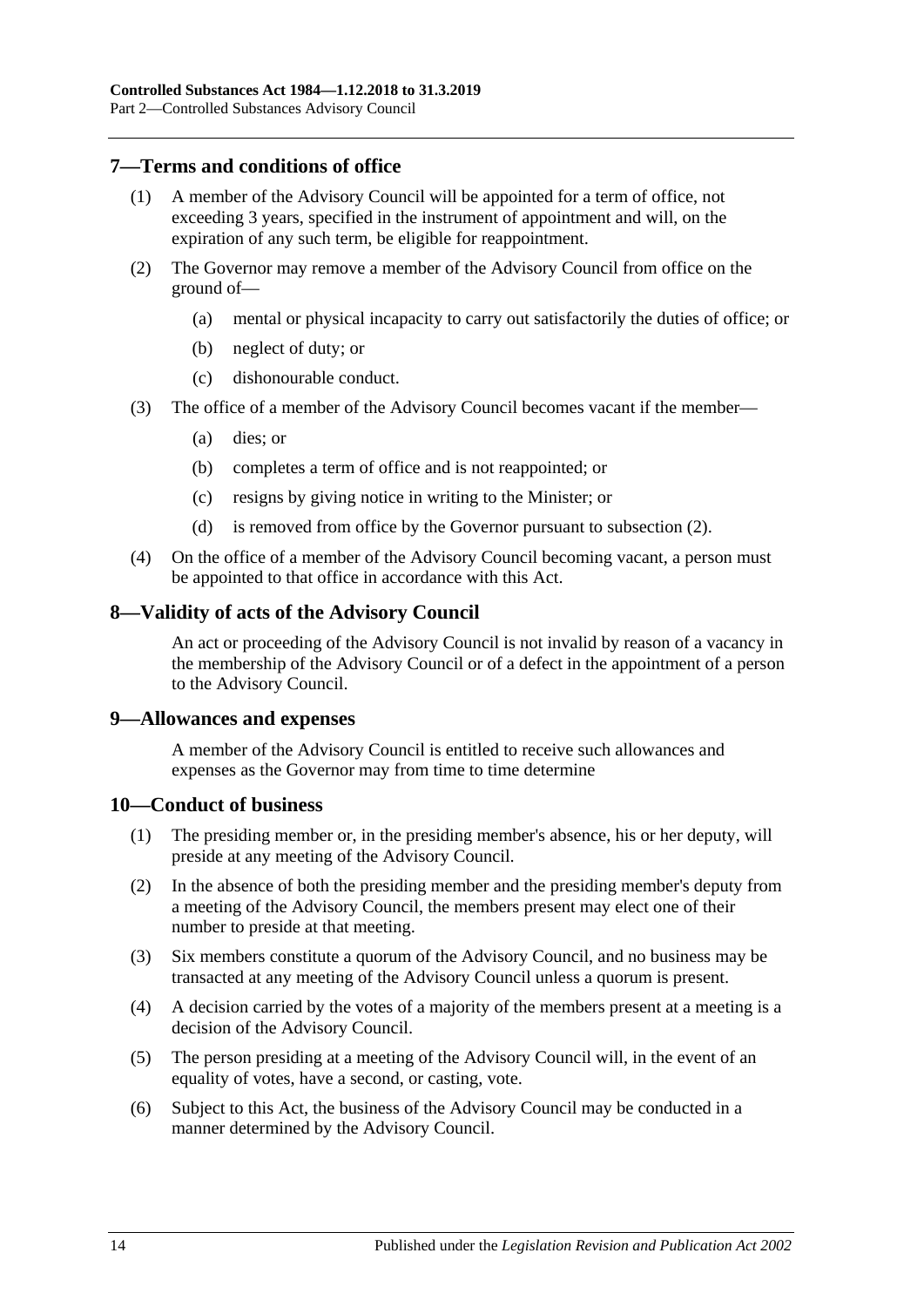## 7—Terms and conditions of office

(1) A member of the Advisory Council will be appointed for a term of office, not exceeding 3 years, specified in the instrument of appointment and will, on the expiration of any such term, be eligible for reappointment.

(2) The Governor may remove a member of the Advisory Council from office on the ground of—

- (a) mental or physical incapacity to carry out satisfactorily the duties of office; or
- (b) neglect of duty; or
- (c) dishonourable conduct.

(3) The office of a member of the Advisory Council becomes vacant if the member—

- (a) dies; or
- (b) completes a term of office and is not reappointed; or
- (c) resigns by giving notice in writing to the Minister; or
- (d) is removed from office by the Governor pursuant to subsection (2).

(4) On the office of a member of the Advisory Council becoming vacant, a person must be appointed to that office in accordance with this Act.

## 8—Validity of acts of the Advisory Council

An act or proceeding of the Advisory Council is not invalid by reason of a vacancy in the membership of the Advisory Council or of a defect in the appointment of a person to the Advisory Council.

## 9—Allowances and expenses

A member of the Advisory Council is entitled to receive such allowances and expenses as the Governor may from time to time determine

## 10—Conduct of business

(1) The presiding member or, in the presiding member's absence, his or her deputy, will preside at any meeting of the Advisory Council.

(2) In the absence of both the presiding member and the presiding member's deputy from a meeting of the Advisory Council, the members present may elect one of their number to preside at that meeting.

(3) Six members constitute a quorum of the Advisory Council, and no business may be transacted at any meeting of the Advisory Council unless a quorum is present.

(4) A decision carried by the votes of a majority of the members present at a meeting is a decision of the Advisory Council.

(5) The person presiding at a meeting of the Advisory Council will, in the event of an equality of votes, have a second, or casting, vote.

(6) Subject to this Act, the business of the Advisory Council may be conducted in a manner determined by the Advisory Council.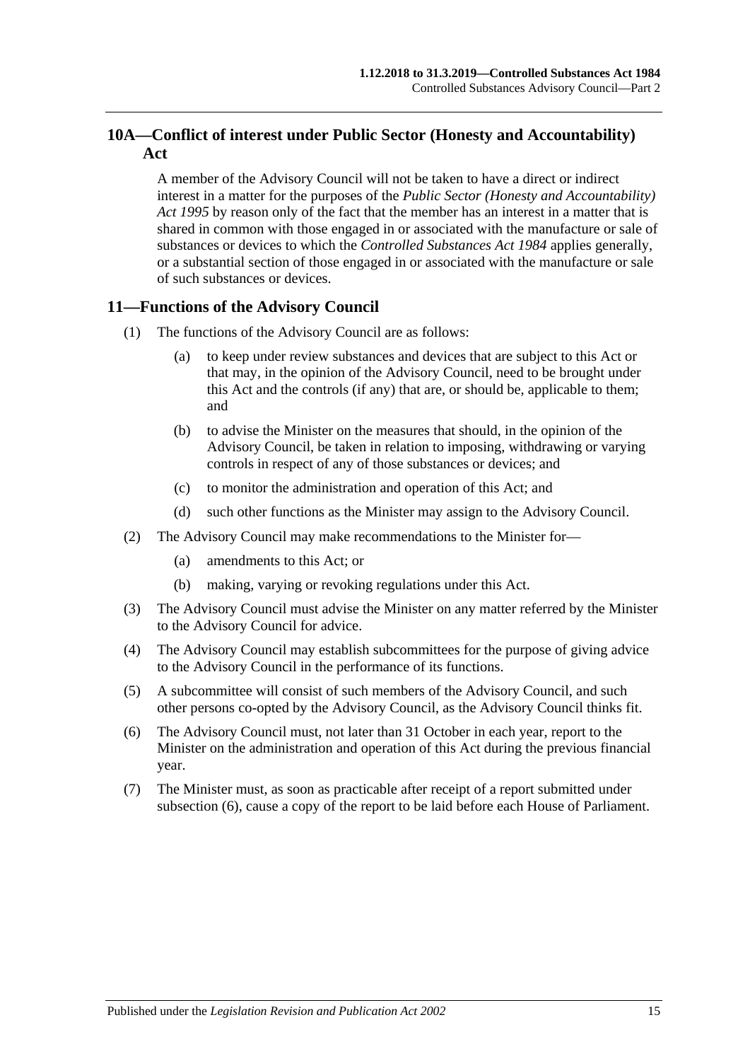## 10A—Conflict of interest under Public Sector (Honesty and Accountability) Act

A member of the Advisory Council will not be taken to have a direct or indirect interest in a matter for the purposes of the *Public Sector (Honesty and Accountability) Act 1995* by reason only of the fact that the member has an interest in a matter that is shared in common with those engaged in or associated with the manufacture or sale of substances or devices to which the *Controlled Substances Act 1984* applies generally, or a substantial section of those engaged in or associated with the manufacture or sale of such substances or devices.

## 11—Functions of the Advisory Council

(1) The functions of the Advisory Council are as follows:

(a) to keep under review substances and devices that are subject to this Act or that may, in the opinion of the Advisory Council, need to be brought under this Act and the controls (if any) that are, or should be, applicable to them; and

(b) to advise the Minister on the measures that should, in the opinion of the Advisory Council, be taken in relation to imposing, withdrawing or varying controls in respect of any of those substances or devices; and

(c) to monitor the administration and operation of this Act; and

(d) such other functions as the Minister may assign to the Advisory Council.

(2) The Advisory Council may make recommendations to the Minister for—

(a) amendments to this Act; or

(b) making, varying or revoking regulations under this Act.

(3) The Advisory Council must advise the Minister on any matter referred by the Minister to the Advisory Council for advice.

(4) The Advisory Council may establish subcommittees for the purpose of giving advice to the Advisory Council in the performance of its functions.

(5) A subcommittee will consist of such members of the Advisory Council, and such other persons co-opted by the Advisory Council, as the Advisory Council thinks fit.

(6) The Advisory Council must, not later than 31 October in each year, report to the Minister on the administration and operation of this Act during the previous financial year.

(7) The Minister must, as soon as practicable after receipt of a report submitted under subsection (6), cause a copy of the report to be laid before each House of Parliament.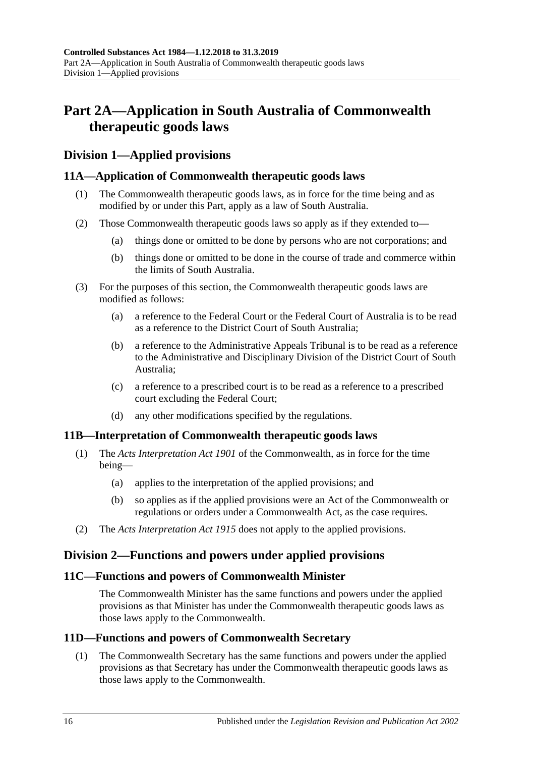# Part 2A—Application in South Australia of Commonwealth therapeutic goods laws

## Division 1—Applied provisions

### 11A—Application of Commonwealth therapeutic goods laws

(1) The Commonwealth therapeutic goods laws, as in force for the time being and as modified by or under this Part, apply as a law of South Australia.

(2) Those Commonwealth therapeutic goods laws so apply as if they extended to—

(a) things done or omitted to be done by persons who are not corporations; and

(b) things done or omitted to be done in the course of trade and commerce within the limits of South Australia.

(3) For the purposes of this section, the Commonwealth therapeutic goods laws are modified as follows:

(a) a reference to the Federal Court or the Federal Court of Australia is to be read as a reference to the District Court of South Australia;

(b) a reference to the Administrative Appeals Tribunal is to be read as a reference to the Administrative and Disciplinary Division of the District Court of South Australia;

(c) a reference to a prescribed court is to be read as a reference to a prescribed court excluding the Federal Court;

(d) any other modifications specified by the regulations.

### 11B—Interpretation of Commonwealth therapeutic goods laws

(1) The *Acts Interpretation Act 1901* of the Commonwealth, as in force for the time being—

(a) applies to the interpretation of the applied provisions; and

(b) so applies as if the applied provisions were an Act of the Commonwealth or regulations or orders under a Commonwealth Act, as the case requires.

(2) The *Acts Interpretation Act 1915* does not apply to the applied provisions.

## Division 2—Functions and powers under applied provisions

### 11C—Functions and powers of Commonwealth Minister

The Commonwealth Minister has the same functions and powers under the applied provisions as that Minister has under the Commonwealth therapeutic goods laws as those laws apply to the Commonwealth.

### 11D—Functions and powers of Commonwealth Secretary

(1) The Commonwealth Secretary has the same functions and powers under the applied provisions as that Secretary has under the Commonwealth therapeutic goods laws as those laws apply to the Commonwealth.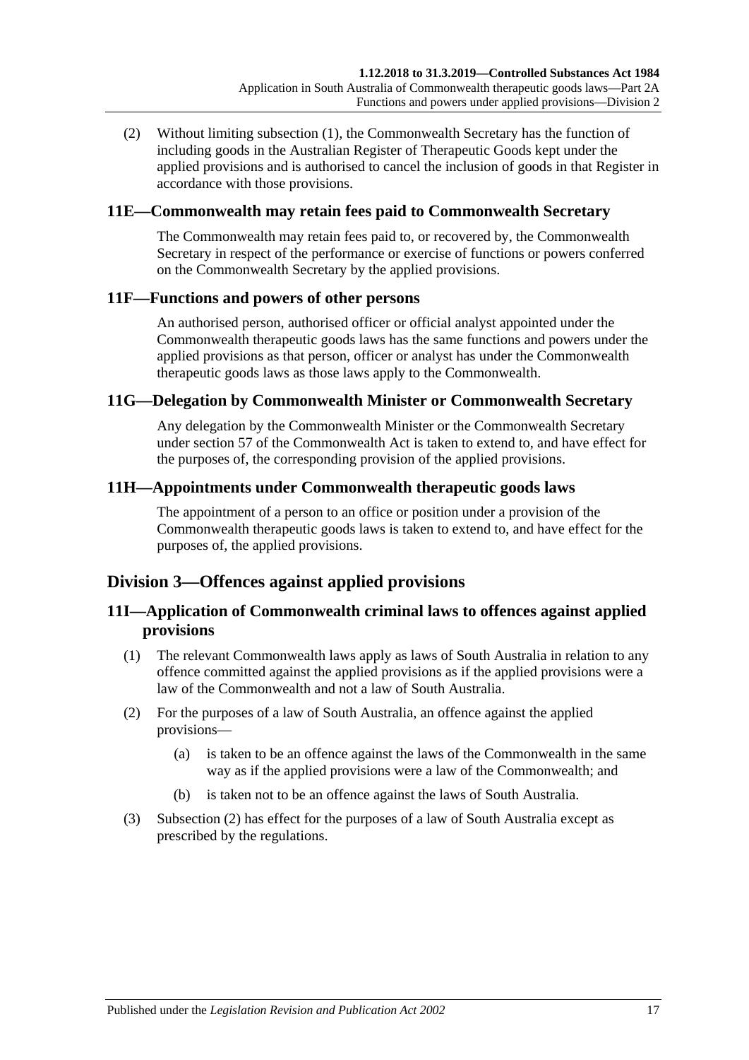(2) Without limiting subsection (1), the Commonwealth Secretary has the function of including goods in the Australian Register of Therapeutic Goods kept under the applied provisions and is authorised to cancel the inclusion of goods in that Register in accordance with those provisions.

### 11E—Commonwealth may retain fees paid to Commonwealth Secretary

The Commonwealth may retain fees paid to, or recovered by, the Commonwealth Secretary in respect of the performance or exercise of functions or powers conferred on the Commonwealth Secretary by the applied provisions.

### 11F—Functions and powers of other persons

An authorised person, authorised officer or official analyst appointed under the Commonwealth therapeutic goods laws has the same functions and powers under the applied provisions as that person, officer or analyst has under the Commonwealth therapeutic goods laws as those laws apply to the Commonwealth.

### 11G—Delegation by Commonwealth Minister or Commonwealth Secretary

Any delegation by the Commonwealth Minister or the Commonwealth Secretary under section 57 of the Commonwealth Act is taken to extend to, and have effect for the purposes of, the corresponding provision of the applied provisions.

### 11H—Appointments under Commonwealth therapeutic goods laws

The appointment of a person to an office or position under a provision of the Commonwealth therapeutic goods laws is taken to extend to, and have effect for the purposes of, the applied provisions.

## Division 3—Offences against applied provisions

### 11I—Application of Commonwealth criminal laws to offences against applied provisions

(1) The relevant Commonwealth laws apply as laws of South Australia in relation to any offence committed against the applied provisions as if the applied provisions were a law of the Commonwealth and not a law of South Australia.

(2) For the purposes of a law of South Australia, an offence against the applied provisions—

(a) is taken to be an offence against the laws of the Commonwealth in the same way as if the applied provisions were a law of the Commonwealth; and

(b) is taken not to be an offence against the laws of South Australia.

(3) Subsection (2) has effect for the purposes of a law of South Australia except as prescribed by the regulations.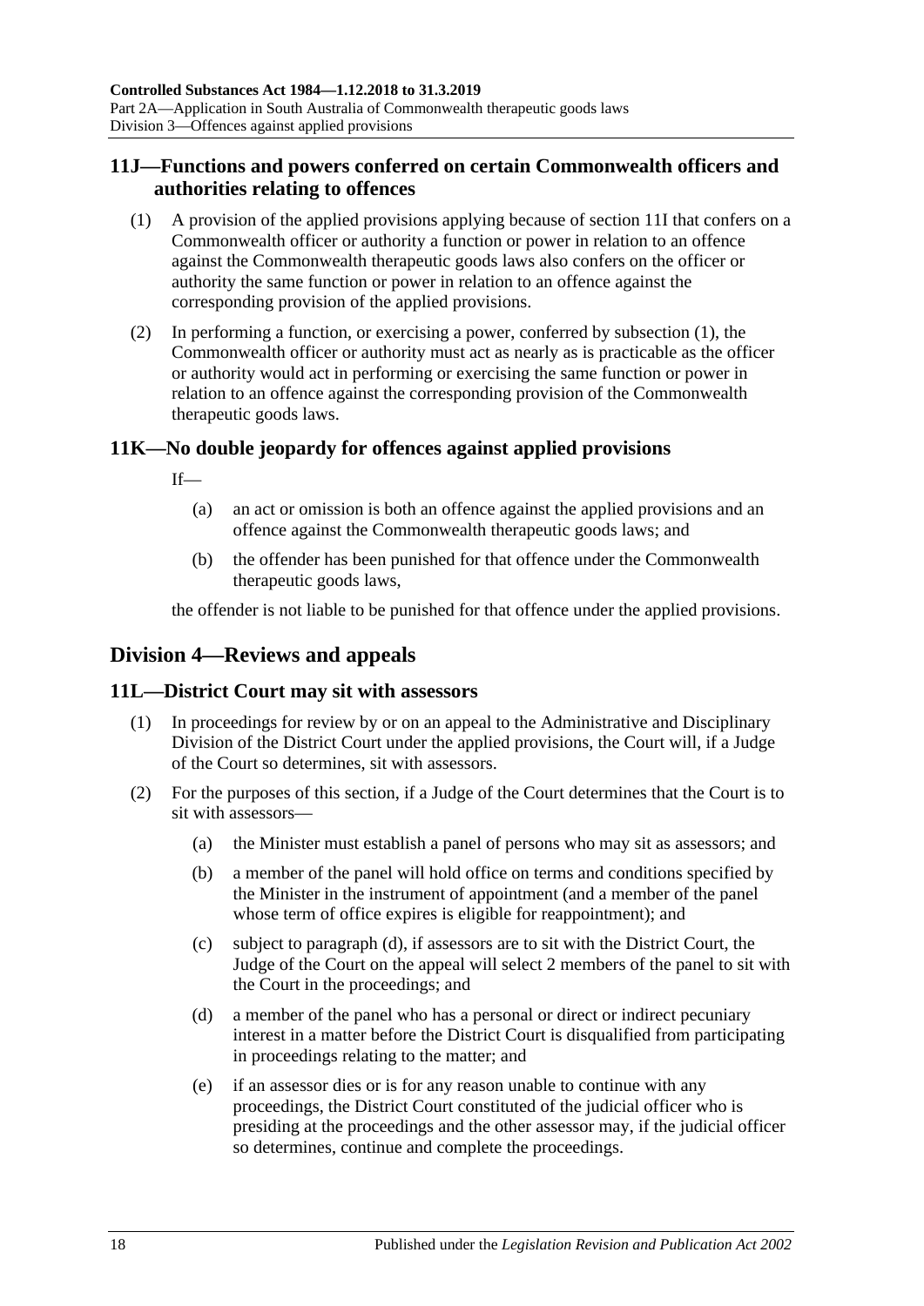## 11J—Functions and powers conferred on certain Commonwealth officers and authorities relating to offences

(1) A provision of the applied provisions applying because of section 11I that confers on a Commonwealth officer or authority a function or power in relation to an offence against the Commonwealth therapeutic goods laws also confers on the officer or authority the same function or power in relation to an offence against the corresponding provision of the applied provisions.

(2) In performing a function, or exercising a power, conferred by subsection (1), the Commonwealth officer or authority must act as nearly as is practicable as the officer or authority would act in performing or exercising the same function or power in relation to an offence against the corresponding provision of the Commonwealth therapeutic goods laws.

## 11K—No double jeopardy for offences against applied provisions

If—

(a) an act or omission is both an offence against the applied provisions and an offence against the Commonwealth therapeutic goods laws; and

(b) the offender has been punished for that offence under the Commonwealth therapeutic goods laws,

the offender is not liable to be punished for that offence under the applied provisions.

# Division 4—Reviews and appeals

## 11L—District Court may sit with assessors

(1) In proceedings for review by or on an appeal to the Administrative and Disciplinary Division of the District Court under the applied provisions, the Court will, if a Judge of the Court so determines, sit with assessors.

(2) For the purposes of this section, if a Judge of the Court determines that the Court is to sit with assessors—

(a) the Minister must establish a panel of persons who may sit as assessors; and

(b) a member of the panel will hold office on terms and conditions specified by the Minister in the instrument of appointment (and a member of the panel whose term of office expires is eligible for reappointment); and

(c) subject to paragraph (d), if assessors are to sit with the District Court, the Judge of the Court on the appeal will select 2 members of the panel to sit with the Court in the proceedings; and

(d) a member of the panel who has a personal or direct or indirect pecuniary interest in a matter before the District Court is disqualified from participating in proceedings relating to the matter; and

(e) if an assessor dies or is for any reason unable to continue with any proceedings, the District Court constituted of the judicial officer who is presiding at the proceedings and the other assessor may, if the judicial officer so determines, continue and complete the proceedings.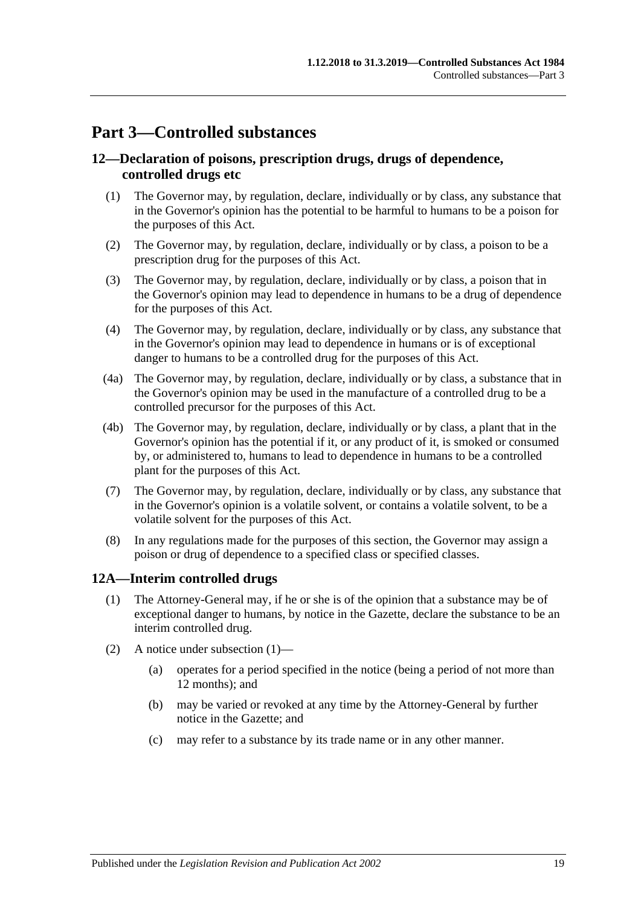# Part 3—Controlled substances

## 12—Declaration of poisons, prescription drugs, drugs of dependence, controlled drugs etc

(1) The Governor may, by regulation, declare, individually or by class, any substance that in the Governor's opinion has the potential to be harmful to humans to be a poison for the purposes of this Act.

(2) The Governor may, by regulation, declare, individually or by class, a poison to be a prescription drug for the purposes of this Act.

(3) The Governor may, by regulation, declare, individually or by class, a poison that in the Governor's opinion may lead to dependence in humans to be a drug of dependence for the purposes of this Act.

(4) The Governor may, by regulation, declare, individually or by class, any substance that in the Governor's opinion may lead to dependence in humans or is of exceptional danger to humans to be a controlled drug for the purposes of this Act.

(4a) The Governor may, by regulation, declare, individually or by class, a substance that in the Governor's opinion may be used in the manufacture of a controlled drug to be a controlled precursor for the purposes of this Act.

(4b) The Governor may, by regulation, declare, individually or by class, a plant that in the Governor's opinion has the potential if it, or any product of it, is smoked or consumed by, or administered to, humans to lead to dependence in humans to be a controlled plant for the purposes of this Act.

(7) The Governor may, by regulation, declare, individually or by class, any substance that in the Governor's opinion is a volatile solvent, or contains a volatile solvent, to be a volatile solvent for the purposes of this Act.

(8) In any regulations made for the purposes of this section, the Governor may assign a poison or drug of dependence to a specified class or specified classes.

## 12A—Interim controlled drugs

(1) The Attorney-General may, if he or she is of the opinion that a substance may be of exceptional danger to humans, by notice in the Gazette, declare the substance to be an interim controlled drug.

(2) A notice under subsection (1)—

(a) operates for a period specified in the notice (being a period of not more than 12 months); and

(b) may be varied or revoked at any time by the Attorney-General by further notice in the Gazette; and

(c) may refer to a substance by its trade name or in any other manner.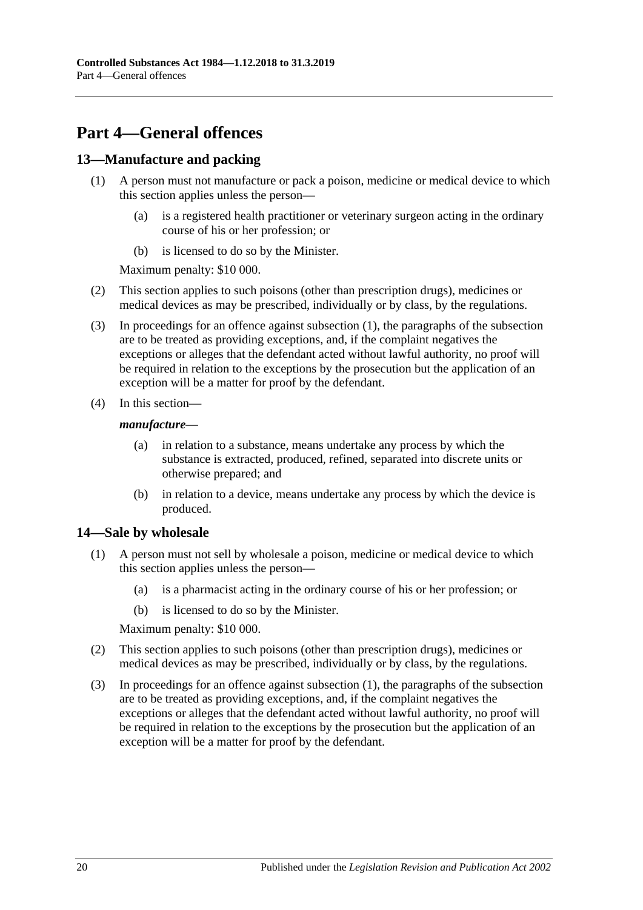# Part 4—General offences

## 13—Manufacture and packing

(1) A person must not manufacture or pack a poison, medicine or medical device to which this section applies unless the person—

- (a) is a registered health practitioner or veterinary surgeon acting in the ordinary course of his or her profession; or
- (b) is licensed to do so by the Minister.

Maximum penalty: $10 000.

(2) This section applies to such poisons (other than prescription drugs), medicines or medical devices as may be prescribed, individually or by class, by the regulations.

(3) In proceedings for an offence against subsection (1), the paragraphs of the subsection are to be treated as providing exceptions, and, if the complaint negatives the exceptions or alleges that the defendant acted without lawful authority, no proof will be required in relation to the exceptions by the prosecution but the application of an exception will be a matter for proof by the defendant.

(4) In this section—

***manufacture***—

- (a) in relation to a substance, means undertake any process by which the substance is extracted, produced, refined, separated into discrete units or otherwise prepared; and
- (b) in relation to a device, means undertake any process by which the device is produced.

## 14—Sale by wholesale

(1) A person must not sell by wholesale a poison, medicine or medical device to which this section applies unless the person—

- (a) is a pharmacist acting in the ordinary course of his or her profession; or
- (b) is licensed to do so by the Minister.

Maximum penalty: $10 000.

(2) This section applies to such poisons (other than prescription drugs), medicines or medical devices as may be prescribed, individually or by class, by the regulations.

(3) In proceedings for an offence against subsection (1), the paragraphs of the subsection are to be treated as providing exceptions, and, if the complaint negatives the exceptions or alleges that the defendant acted without lawful authority, no proof will be required in relation to the exceptions by the prosecution but the application of an exception will be a matter for proof by the defendant.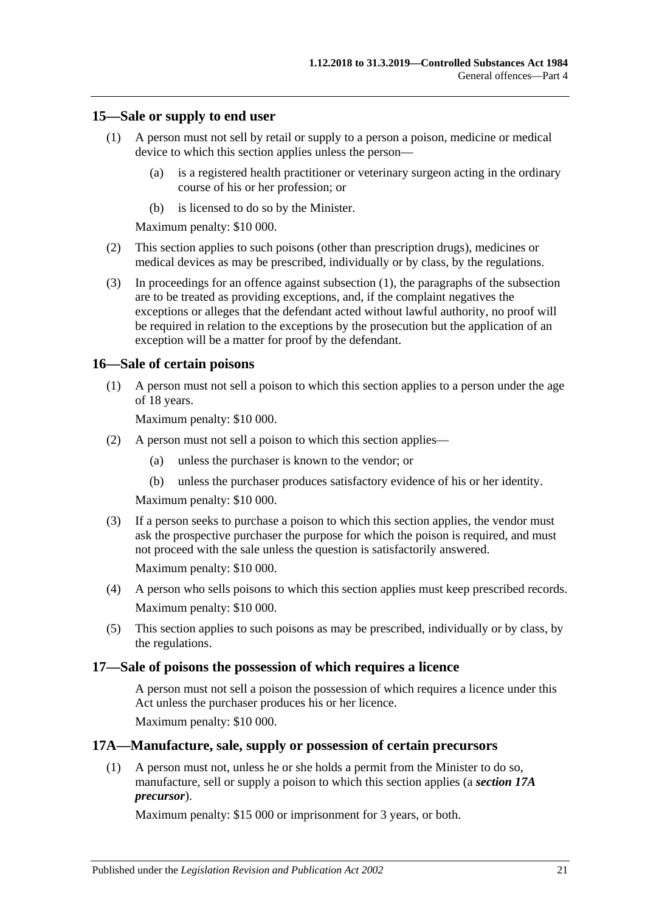## 15—Sale or supply to end user

(1) A person must not sell by retail or supply to a person a poison, medicine or medical device to which this section applies unless the person—

(a) is a registered health practitioner or veterinary surgeon acting in the ordinary course of his or her profession; or

(b) is licensed to do so by the Minister.

Maximum penalty: $10 000.

(2) This section applies to such poisons (other than prescription drugs), medicines or medical devices as may be prescribed, individually or by class, by the regulations.

(3) In proceedings for an offence against subsection (1), the paragraphs of the subsection are to be treated as providing exceptions, and, if the complaint negatives the exceptions or alleges that the defendant acted without lawful authority, no proof will be required in relation to the exceptions by the prosecution but the application of an exception will be a matter for proof by the defendant.

## 16—Sale of certain poisons

(1) A person must not sell a poison to which this section applies to a person under the age of 18 years.

Maximum penalty: $10 000.

(2) A person must not sell a poison to which this section applies—

(a) unless the purchaser is known to the vendor; or

(b) unless the purchaser produces satisfactory evidence of his or her identity.

Maximum penalty: $10 000.

(3) If a person seeks to purchase a poison to which this section applies, the vendor must ask the prospective purchaser the purpose for which the poison is required, and must not proceed with the sale unless the question is satisfactorily answered.

Maximum penalty: $10 000.

(4) A person who sells poisons to which this section applies must keep prescribed records.

Maximum penalty: $10 000.

(5) This section applies to such poisons as may be prescribed, individually or by class, by the regulations.

## 17—Sale of poisons the possession of which requires a licence

A person must not sell a poison the possession of which requires a licence under this Act unless the purchaser produces his or her licence.

Maximum penalty: $10 000.

## 17A—Manufacture, sale, supply or possession of certain precursors

(1) A person must not, unless he or she holds a permit from the Minister to do so, manufacture, sell or supply a poison to which this section applies (a ***section 17A precursor***).

Maximum penalty: $15 000 or imprisonment for 3 years, or both.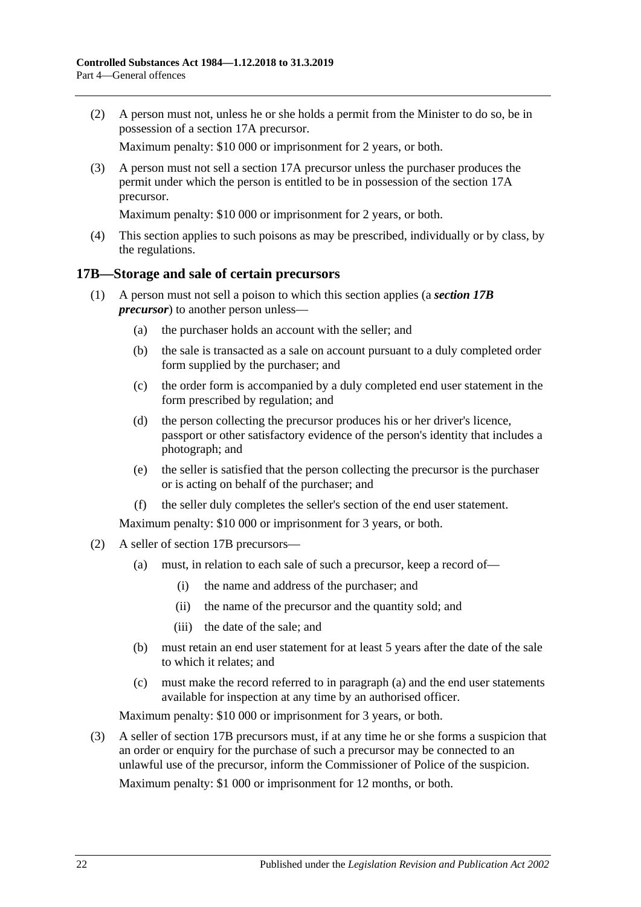(2) A person must not, unless he or she holds a permit from the Minister to do so, be in possession of a section 17A precursor.

Maximum penalty: $10 000 or imprisonment for 2 years, or both.

(3) A person must not sell a section 17A precursor unless the purchaser produces the permit under which the person is entitled to be in possession of the section 17A precursor.

Maximum penalty: $10 000 or imprisonment for 2 years, or both.

(4) This section applies to such poisons as may be prescribed, individually or by class, by the regulations.

## 17B—Storage and sale of certain precursors

(1) A person must not sell a poison to which this section applies (a ***section 17B precursor***) to another person unless—

- (a) the purchaser holds an account with the seller; and
- (b) the sale is transacted as a sale on account pursuant to a duly completed order form supplied by the purchaser; and
- (c) the order form is accompanied by a duly completed end user statement in the form prescribed by regulation; and
- (d) the person collecting the precursor produces his or her driver's licence, passport or other satisfactory evidence of the person's identity that includes a photograph; and
- (e) the seller is satisfied that the person collecting the precursor is the purchaser or is acting on behalf of the purchaser; and
- (f) the seller duly completes the seller's section of the end user statement.

Maximum penalty: $10 000 or imprisonment for 3 years, or both.

(2) A seller of section 17B precursors—

- (a) must, in relation to each sale of such a precursor, keep a record of—
  - (i) the name and address of the purchaser; and
  - (ii) the name of the precursor and the quantity sold; and
  - (iii) the date of the sale; and
- (b) must retain an end user statement for at least 5 years after the date of the sale to which it relates; and
- (c) must make the record referred to in paragraph (a) and the end user statements available for inspection at any time by an authorised officer.

Maximum penalty: $10 000 or imprisonment for 3 years, or both.

(3) A seller of section 17B precursors must, if at any time he or she forms a suspicion that an order or enquiry for the purchase of such a precursor may be connected to an unlawful use of the precursor, inform the Commissioner of Police of the suspicion.

Maximum penalty: $1 000 or imprisonment for 12 months, or both.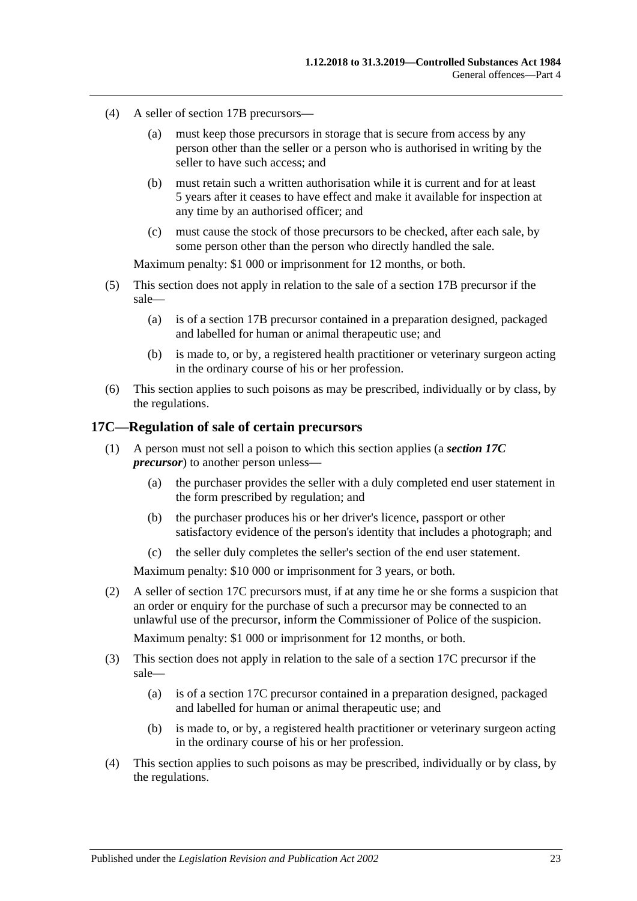(4) A seller of section 17B precursors—

(a) must keep those precursors in storage that is secure from access by any person other than the seller or a person who is authorised in writing by the seller to have such access; and

(b) must retain such a written authorisation while it is current and for at least 5 years after it ceases to have effect and make it available for inspection at any time by an authorised officer; and

(c) must cause the stock of those precursors to be checked, after each sale, by some person other than the person who directly handled the sale.

Maximum penalty: $1 000 or imprisonment for 12 months, or both.

(5) This section does not apply in relation to the sale of a section 17B precursor if the sale—

(a) is of a section 17B precursor contained in a preparation designed, packaged and labelled for human or animal therapeutic use; and

(b) is made to, or by, a registered health practitioner or veterinary surgeon acting in the ordinary course of his or her profession.

(6) This section applies to such poisons as may be prescribed, individually or by class, by the regulations.

## 17C—Regulation of sale of certain precursors

(1) A person must not sell a poison to which this section applies (a ***section 17C precursor***) to another person unless—

(a) the purchaser provides the seller with a duly completed end user statement in the form prescribed by regulation; and

(b) the purchaser produces his or her driver's licence, passport or other satisfactory evidence of the person's identity that includes a photograph; and

(c) the seller duly completes the seller's section of the end user statement.

Maximum penalty: $10 000 or imprisonment for 3 years, or both.

(2) A seller of section 17C precursors must, if at any time he or she forms a suspicion that an order or enquiry for the purchase of such a precursor may be connected to an unlawful use of the precursor, inform the Commissioner of Police of the suspicion.

Maximum penalty: $1 000 or imprisonment for 12 months, or both.

(3) This section does not apply in relation to the sale of a section 17C precursor if the sale—

(a) is of a section 17C precursor contained in a preparation designed, packaged and labelled for human or animal therapeutic use; and

(b) is made to, or by, a registered health practitioner or veterinary surgeon acting in the ordinary course of his or her profession.

(4) This section applies to such poisons as may be prescribed, individually or by class, by the regulations.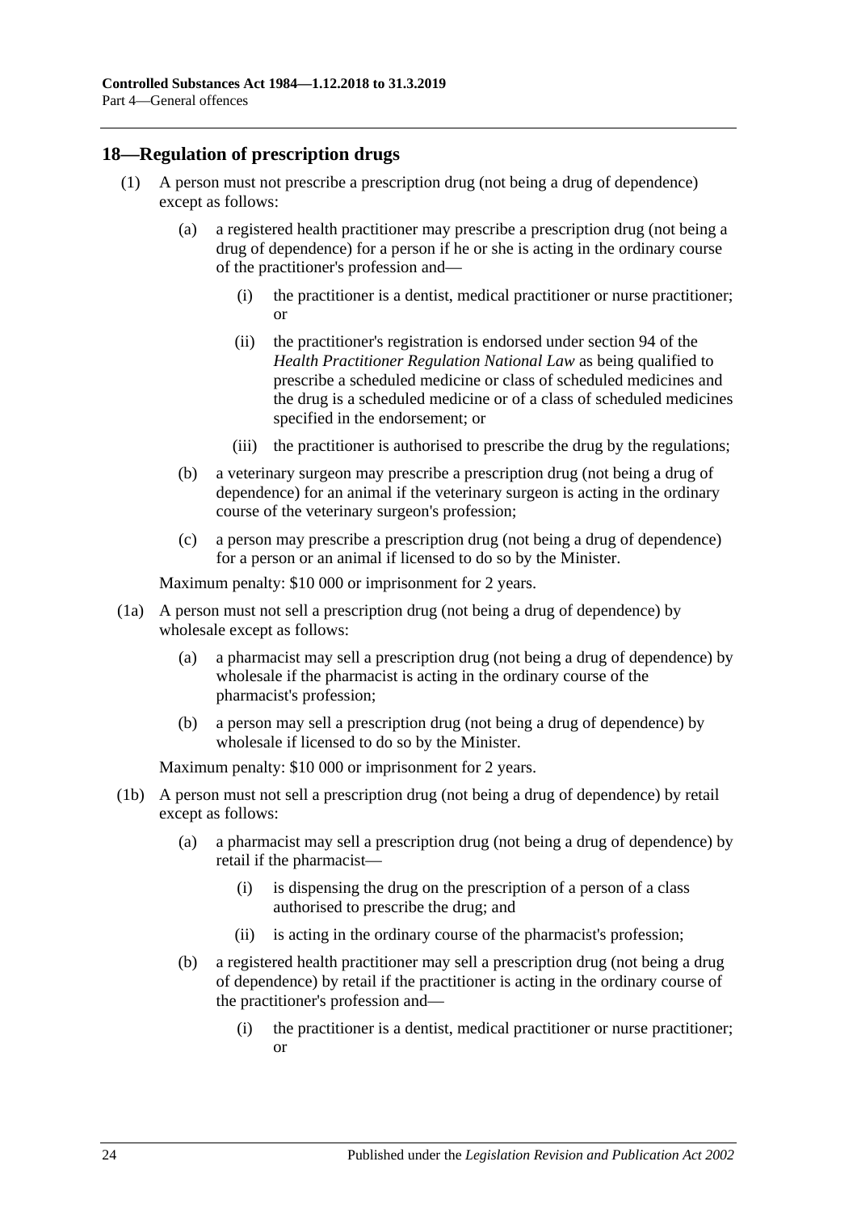## 18—Regulation of prescription drugs

(1) A person must not prescribe a prescription drug (not being a drug of dependence) except as follows:

   (a) a registered health practitioner may prescribe a prescription drug (not being a drug of dependence) for a person if he or she is acting in the ordinary course of the practitioner's profession and—

      (i) the practitioner is a dentist, medical practitioner or nurse practitioner; or

      (ii) the practitioner's registration is endorsed under section 94 of the *Health Practitioner Regulation National Law* as being qualified to prescribe a scheduled medicine or class of scheduled medicines and the drug is a scheduled medicine or of a class of scheduled medicines specified in the endorsement; or

      (iii) the practitioner is authorised to prescribe the drug by the regulations;

   (b) a veterinary surgeon may prescribe a prescription drug (not being a drug of dependence) for an animal if the veterinary surgeon is acting in the ordinary course of the veterinary surgeon's profession;

   (c) a person may prescribe a prescription drug (not being a drug of dependence) for a person or an animal if licensed to do so by the Minister.

Maximum penalty: $10 000 or imprisonment for 2 years.

(1a) A person must not sell a prescription drug (not being a drug of dependence) by wholesale except as follows:

   (a) a pharmacist may sell a prescription drug (not being a drug of dependence) by wholesale if the pharmacist is acting in the ordinary course of the pharmacist's profession;

   (b) a person may sell a prescription drug (not being a drug of dependence) by wholesale if licensed to do so by the Minister.

Maximum penalty: $10 000 or imprisonment for 2 years.

(1b) A person must not sell a prescription drug (not being a drug of dependence) by retail except as follows:

   (a) a pharmacist may sell a prescription drug (not being a drug of dependence) by retail if the pharmacist—

      (i) is dispensing the drug on the prescription of a person of a class authorised to prescribe the drug; and

      (ii) is acting in the ordinary course of the pharmacist's profession;

   (b) a registered health practitioner may sell a prescription drug (not being a drug of dependence) by retail if the practitioner is acting in the ordinary course of the practitioner's profession and—

      (i) the practitioner is a dentist, medical practitioner or nurse practitioner; or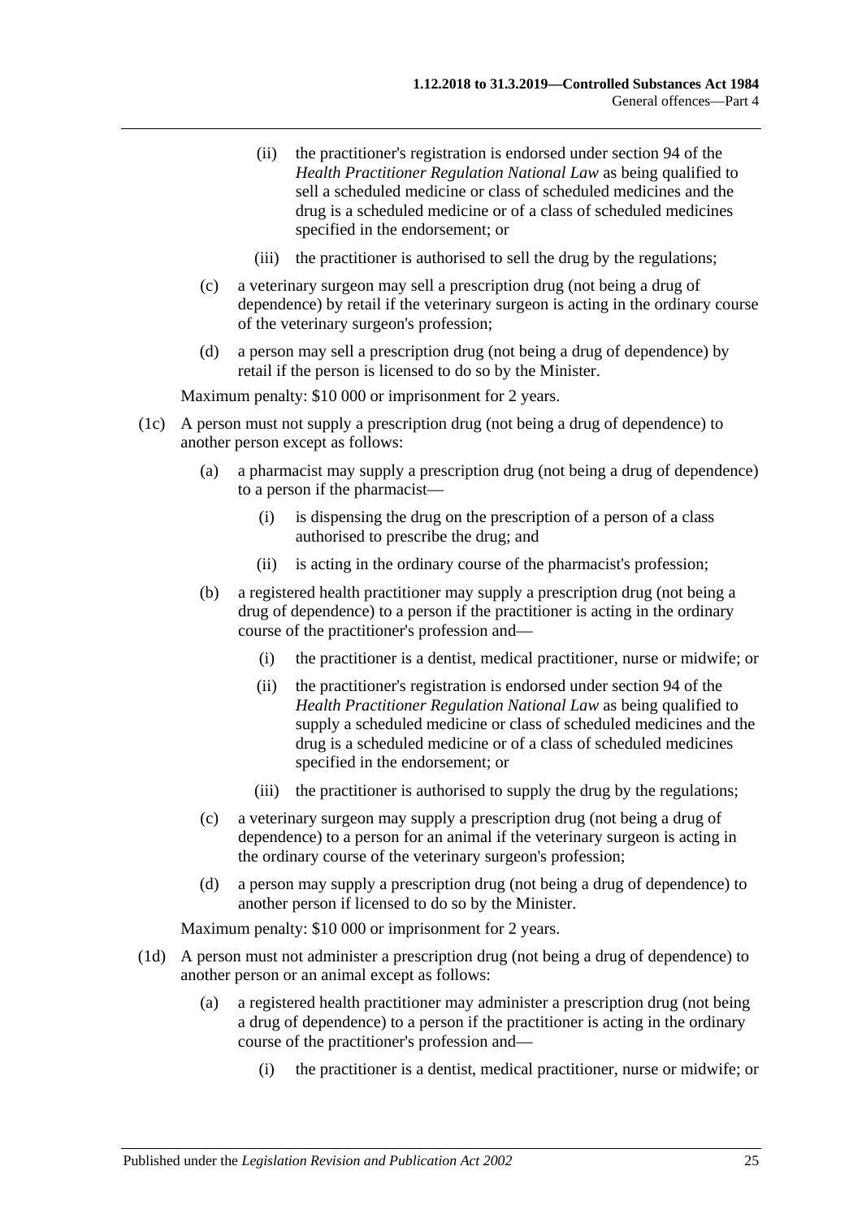(ii) the practitioner's registration is endorsed under section 94 of the *Health Practitioner Regulation National Law* as being qualified to sell a scheduled medicine or class of scheduled medicines and the drug is a scheduled medicine or of a class of scheduled medicines specified in the endorsement; or

(iii) the practitioner is authorised to sell the drug by the regulations;

(c) a veterinary surgeon may sell a prescription drug (not being a drug of dependence) by retail if the veterinary surgeon is acting in the ordinary course of the veterinary surgeon's profession;

(d) a person may sell a prescription drug (not being a drug of dependence) by retail if the person is licensed to do so by the Minister.

Maximum penalty: $10 000 or imprisonment for 2 years.

(1c) A person must not supply a prescription drug (not being a drug of dependence) to another person except as follows:

(a) a pharmacist may supply a prescription drug (not being a drug of dependence) to a person if the pharmacist—

(i) is dispensing the drug on the prescription of a person of a class authorised to prescribe the drug; and

(ii) is acting in the ordinary course of the pharmacist's profession;

(b) a registered health practitioner may supply a prescription drug (not being a drug of dependence) to a person if the practitioner is acting in the ordinary course of the practitioner's profession and—

(i) the practitioner is a dentist, medical practitioner, nurse or midwife; or

(ii) the practitioner's registration is endorsed under section 94 of the *Health Practitioner Regulation National Law* as being qualified to supply a scheduled medicine or class of scheduled medicines and the drug is a scheduled medicine or of a class of scheduled medicines specified in the endorsement; or

(iii) the practitioner is authorised to supply the drug by the regulations;

(c) a veterinary surgeon may supply a prescription drug (not being a drug of dependence) to a person for an animal if the veterinary surgeon is acting in the ordinary course of the veterinary surgeon's profession;

(d) a person may supply a prescription drug (not being a drug of dependence) to another person if licensed to do so by the Minister.

Maximum penalty: $10 000 or imprisonment for 2 years.

(1d) A person must not administer a prescription drug (not being a drug of dependence) to another person or an animal except as follows:

(a) a registered health practitioner may administer a prescription drug (not being a drug of dependence) to a person if the practitioner is acting in the ordinary course of the practitioner's profession and—

(i) the practitioner is a dentist, medical practitioner, nurse or midwife; or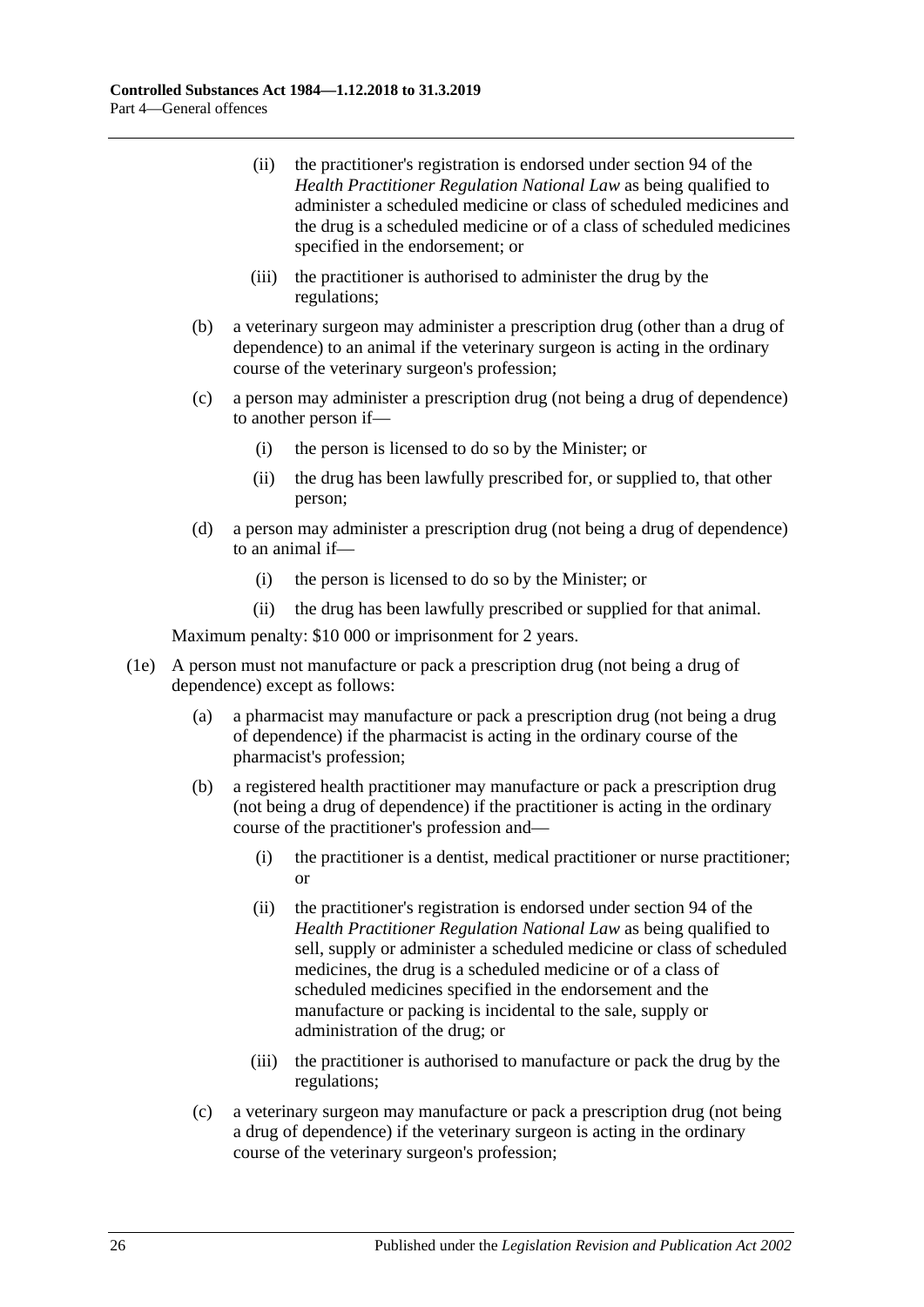(ii) the practitioner's registration is endorsed under section 94 of the *Health Practitioner Regulation National Law* as being qualified to administer a scheduled medicine or class of scheduled medicines and the drug is a scheduled medicine or of a class of scheduled medicines specified in the endorsement; or

(iii) the practitioner is authorised to administer the drug by the regulations;

(b) a veterinary surgeon may administer a prescription drug (other than a drug of dependence) to an animal if the veterinary surgeon is acting in the ordinary course of the veterinary surgeon's profession;

(c) a person may administer a prescription drug (not being a drug of dependence) to another person if—

(i) the person is licensed to do so by the Minister; or

(ii) the drug has been lawfully prescribed for, or supplied to, that other person;

(d) a person may administer a prescription drug (not being a drug of dependence) to an animal if—

(i) the person is licensed to do so by the Minister; or

(ii) the drug has been lawfully prescribed or supplied for that animal.

Maximum penalty: $10 000 or imprisonment for 2 years.

(1e) A person must not manufacture or pack a prescription drug (not being a drug of dependence) except as follows:

(a) a pharmacist may manufacture or pack a prescription drug (not being a drug of dependence) if the pharmacist is acting in the ordinary course of the pharmacist's profession;

(b) a registered health practitioner may manufacture or pack a prescription drug (not being a drug of dependence) if the practitioner is acting in the ordinary course of the practitioner's profession and—

(i) the practitioner is a dentist, medical practitioner or nurse practitioner; or

(ii) the practitioner's registration is endorsed under section 94 of the *Health Practitioner Regulation National Law* as being qualified to sell, supply or administer a scheduled medicine or class of scheduled medicines, the drug is a scheduled medicine or of a class of scheduled medicines specified in the endorsement and the manufacture or packing is incidental to the sale, supply or administration of the drug; or

(iii) the practitioner is authorised to manufacture or pack the drug by the regulations;

(c) a veterinary surgeon may manufacture or pack a prescription drug (not being a drug of dependence) if the veterinary surgeon is acting in the ordinary course of the veterinary surgeon's profession;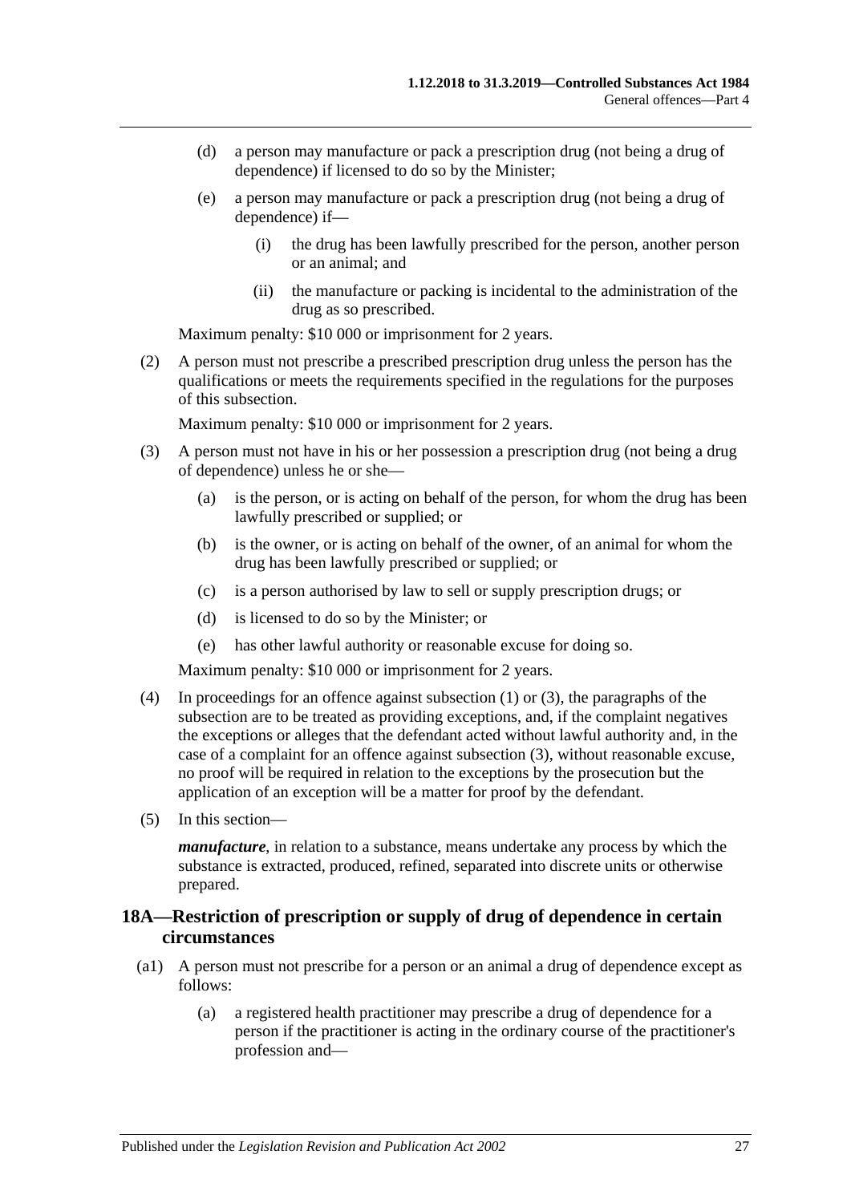(d) a person may manufacture or pack a prescription drug (not being a drug of dependence) if licensed to do so by the Minister;

(e) a person may manufacture or pack a prescription drug (not being a drug of dependence) if—

(i) the drug has been lawfully prescribed for the person, another person or an animal; and

(ii) the manufacture or packing is incidental to the administration of the drug as so prescribed.

Maximum penalty: $10 000 or imprisonment for 2 years.

(2) A person must not prescribe a prescribed prescription drug unless the person has the qualifications or meets the requirements specified in the regulations for the purposes of this subsection.

Maximum penalty: $10 000 or imprisonment for 2 years.

(3) A person must not have in his or her possession a prescription drug (not being a drug of dependence) unless he or she—

(a) is the person, or is acting on behalf of the person, for whom the drug has been lawfully prescribed or supplied; or

(b) is the owner, or is acting on behalf of the owner, of an animal for whom the drug has been lawfully prescribed or supplied; or

(c) is a person authorised by law to sell or supply prescription drugs; or

(d) is licensed to do so by the Minister; or

(e) has other lawful authority or reasonable excuse for doing so.

Maximum penalty: $10 000 or imprisonment for 2 years.

(4) In proceedings for an offence against subsection (1) or (3), the paragraphs of the subsection are to be treated as providing exceptions, and, if the complaint negatives the exceptions or alleges that the defendant acted without lawful authority and, in the case of a complaint for an offence against subsection (3), without reasonable excuse, no proof will be required in relation to the exceptions by the prosecution but the application of an exception will be a matter for proof by the defendant.

(5) In this section—

***manufacture***, in relation to a substance, means undertake any process by which the substance is extracted, produced, refined, separated into discrete units or otherwise prepared.

## 18A—Restriction of prescription or supply of drug of dependence in certain circumstances

(a1) A person must not prescribe for a person or an animal a drug of dependence except as follows:

(a) a registered health practitioner may prescribe a drug of dependence for a person if the practitioner is acting in the ordinary course of the practitioner's profession and—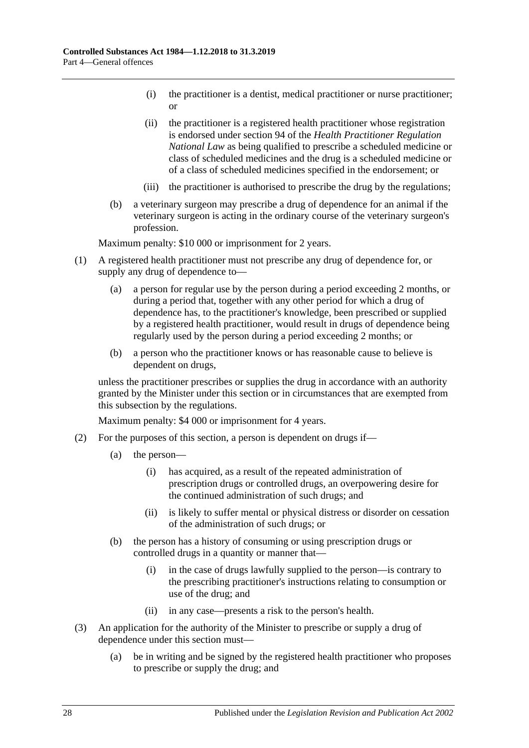(i) the practitioner is a dentist, medical practitioner or nurse practitioner; or

(ii) the practitioner is a registered health practitioner whose registration is endorsed under section 94 of the *Health Practitioner Regulation National Law* as being qualified to prescribe a scheduled medicine or class of scheduled medicines and the drug is a scheduled medicine or of a class of scheduled medicines specified in the endorsement; or

(iii) the practitioner is authorised to prescribe the drug by the regulations;

(b) a veterinary surgeon may prescribe a drug of dependence for an animal if the veterinary surgeon is acting in the ordinary course of the veterinary surgeon's profession.

Maximum penalty: $10 000 or imprisonment for 2 years.

(1) A registered health practitioner must not prescribe any drug of dependence for, or supply any drug of dependence to—

(a) a person for regular use by the person during a period exceeding 2 months, or during a period that, together with any other period for which a drug of dependence has, to the practitioner's knowledge, been prescribed or supplied by a registered health practitioner, would result in drugs of dependence being regularly used by the person during a period exceeding 2 months; or

(b) a person who the practitioner knows or has reasonable cause to believe is dependent on drugs,

unless the practitioner prescribes or supplies the drug in accordance with an authority granted by the Minister under this section or in circumstances that are exempted from this subsection by the regulations.

Maximum penalty: $4 000 or imprisonment for 4 years.

(2) For the purposes of this section, a person is dependent on drugs if—

(a) the person—

(i) has acquired, as a result of the repeated administration of prescription drugs or controlled drugs, an overpowering desire for the continued administration of such drugs; and

(ii) is likely to suffer mental or physical distress or disorder on cessation of the administration of such drugs; or

(b) the person has a history of consuming or using prescription drugs or controlled drugs in a quantity or manner that—

(i) in the case of drugs lawfully supplied to the person—is contrary to the prescribing practitioner's instructions relating to consumption or use of the drug; and

(ii) in any case—presents a risk to the person's health.

(3) An application for the authority of the Minister to prescribe or supply a drug of dependence under this section must—

(a) be in writing and be signed by the registered health practitioner who proposes to prescribe or supply the drug; and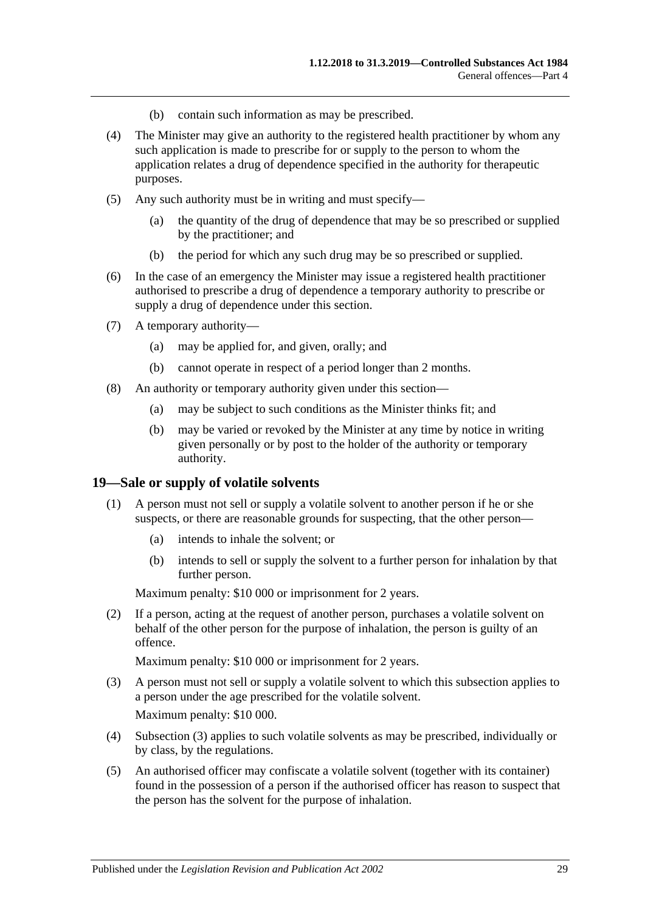(b) contain such information as may be prescribed.

(4) The Minister may give an authority to the registered health practitioner by whom any such application is made to prescribe for or supply to the person to whom the application relates a drug of dependence specified in the authority for therapeutic purposes.

(5) Any such authority must be in writing and must specify—

(a) the quantity of the drug of dependence that may be so prescribed or supplied by the practitioner; and

(b) the period for which any such drug may be so prescribed or supplied.

(6) In the case of an emergency the Minister may issue a registered health practitioner authorised to prescribe a drug of dependence a temporary authority to prescribe or supply a drug of dependence under this section.

(7) A temporary authority—

(a) may be applied for, and given, orally; and

(b) cannot operate in respect of a period longer than 2 months.

(8) An authority or temporary authority given under this section—

(a) may be subject to such conditions as the Minister thinks fit; and

(b) may be varied or revoked by the Minister at any time by notice in writing given personally or by post to the holder of the authority or temporary authority.

## 19—Sale or supply of volatile solvents

(1) A person must not sell or supply a volatile solvent to another person if he or she suspects, or there are reasonable grounds for suspecting, that the other person—

(a) intends to inhale the solvent; or

(b) intends to sell or supply the solvent to a further person for inhalation by that further person.

Maximum penalty: $10 000 or imprisonment for 2 years.

(2) If a person, acting at the request of another person, purchases a volatile solvent on behalf of the other person for the purpose of inhalation, the person is guilty of an offence.

Maximum penalty: $10 000 or imprisonment for 2 years.

(3) A person must not sell or supply a volatile solvent to which this subsection applies to a person under the age prescribed for the volatile solvent.

Maximum penalty: $10 000.

(4) Subsection (3) applies to such volatile solvents as may be prescribed, individually or by class, by the regulations.

(5) An authorised officer may confiscate a volatile solvent (together with its container) found in the possession of a person if the authorised officer has reason to suspect that the person has the solvent for the purpose of inhalation.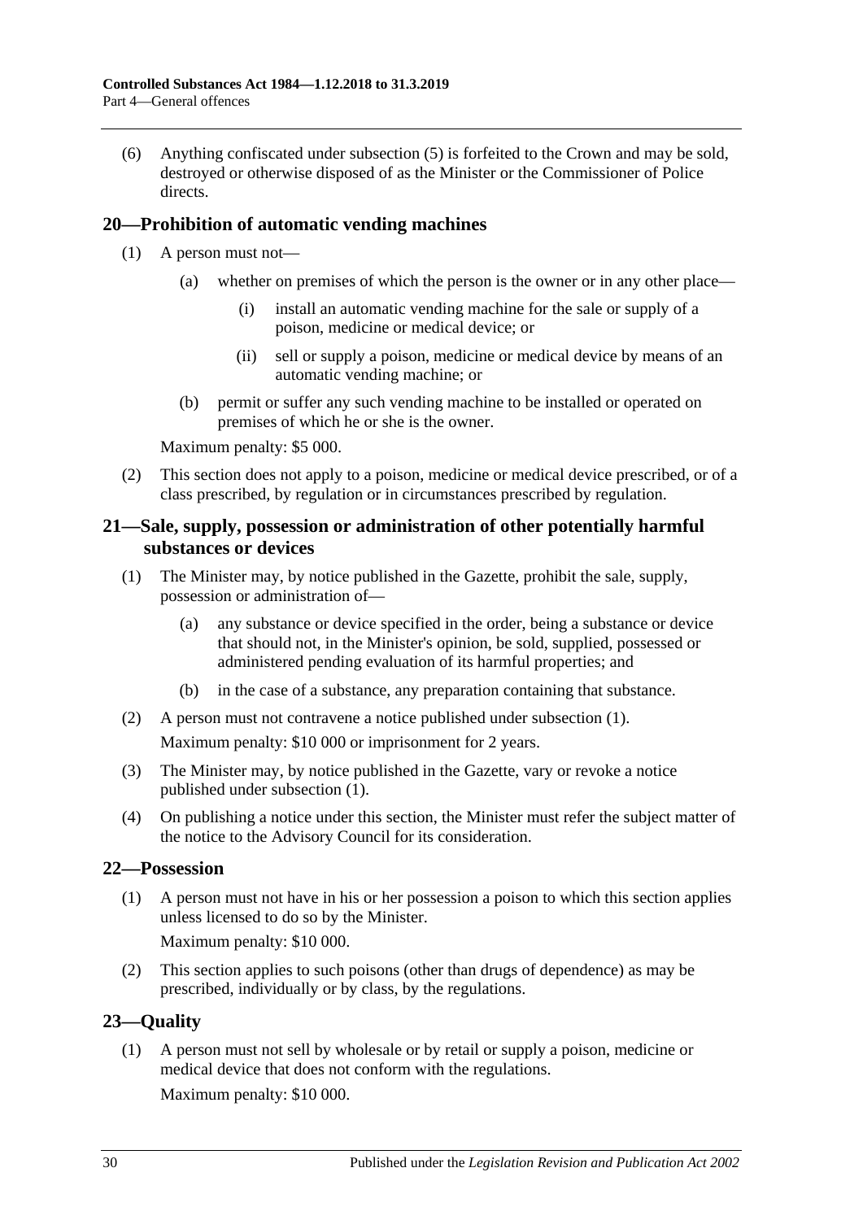(6) Anything confiscated under subsection (5) is forfeited to the Crown and may be sold, destroyed or otherwise disposed of as the Minister or the Commissioner of Police directs.

## 20—Prohibition of automatic vending machines

(1) A person must not—

(a) whether on premises of which the person is the owner or in any other place—

(i) install an automatic vending machine for the sale or supply of a poison, medicine or medical device; or

(ii) sell or supply a poison, medicine or medical device by means of an automatic vending machine; or

(b) permit or suffer any such vending machine to be installed or operated on premises of which he or she is the owner.

Maximum penalty: $5 000.

(2) This section does not apply to a poison, medicine or medical device prescribed, or of a class prescribed, by regulation or in circumstances prescribed by regulation.

## 21—Sale, supply, possession or administration of other potentially harmful substances or devices

(1) The Minister may, by notice published in the Gazette, prohibit the sale, supply, possession or administration of—

(a) any substance or device specified in the order, being a substance or device that should not, in the Minister's opinion, be sold, supplied, possessed or administered pending evaluation of its harmful properties; and

(b) in the case of a substance, any preparation containing that substance.

(2) A person must not contravene a notice published under subsection (1).

Maximum penalty: $10 000 or imprisonment for 2 years.

(3) The Minister may, by notice published in the Gazette, vary or revoke a notice published under subsection (1).

(4) On publishing a notice under this section, the Minister must refer the subject matter of the notice to the Advisory Council for its consideration.

## 22—Possession

(1) A person must not have in his or her possession a poison to which this section applies unless licensed to do so by the Minister.

Maximum penalty: $10 000.

(2) This section applies to such poisons (other than drugs of dependence) as may be prescribed, individually or by class, by the regulations.

## 23—Quality

(1) A person must not sell by wholesale or by retail or supply a poison, medicine or medical device that does not conform with the regulations.

Maximum penalty: $10 000.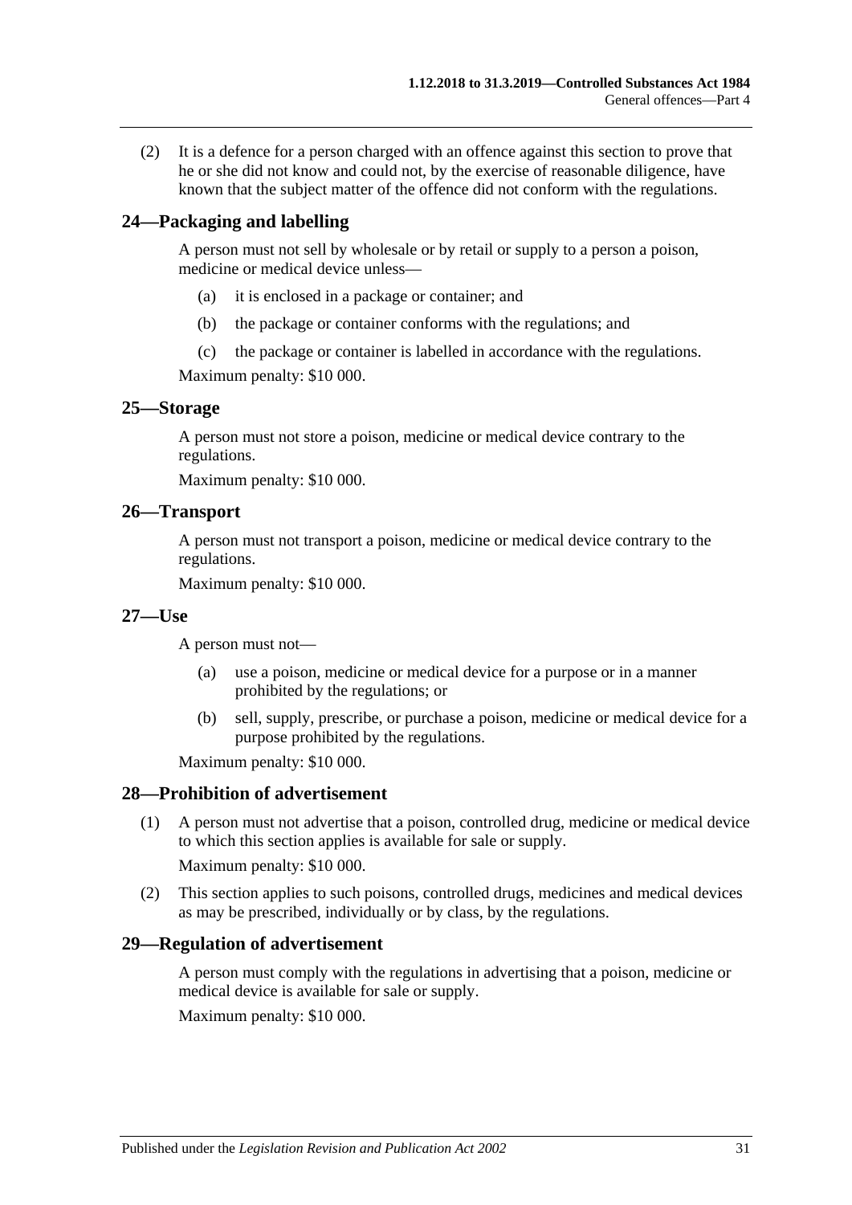(2) It is a defence for a person charged with an offence against this section to prove that he or she did not know and could not, by the exercise of reasonable diligence, have known that the subject matter of the offence did not conform with the regulations.

## 24—Packaging and labelling

A person must not sell by wholesale or by retail or supply to a person a poison, medicine or medical device unless—

- (a) it is enclosed in a package or container; and
- (b) the package or container conforms with the regulations; and
- (c) the package or container is labelled in accordance with the regulations.

Maximum penalty: $10 000.

## 25—Storage

A person must not store a poison, medicine or medical device contrary to the regulations.

Maximum penalty: $10 000.

## 26—Transport

A person must not transport a poison, medicine or medical device contrary to the regulations.

Maximum penalty: $10 000.

## 27—Use

A person must not—

- (a) use a poison, medicine or medical device for a purpose or in a manner prohibited by the regulations; or
- (b) sell, supply, prescribe, or purchase a poison, medicine or medical device for a purpose prohibited by the regulations.

Maximum penalty: $10 000.

## 28—Prohibition of advertisement

(1) A person must not advertise that a poison, controlled drug, medicine or medical device to which this section applies is available for sale or supply.

Maximum penalty: $10 000.

(2) This section applies to such poisons, controlled drugs, medicines and medical devices as may be prescribed, individually or by class, by the regulations.

## 29—Regulation of advertisement

A person must comply with the regulations in advertising that a poison, medicine or medical device is available for sale or supply.

Maximum penalty: $10 000.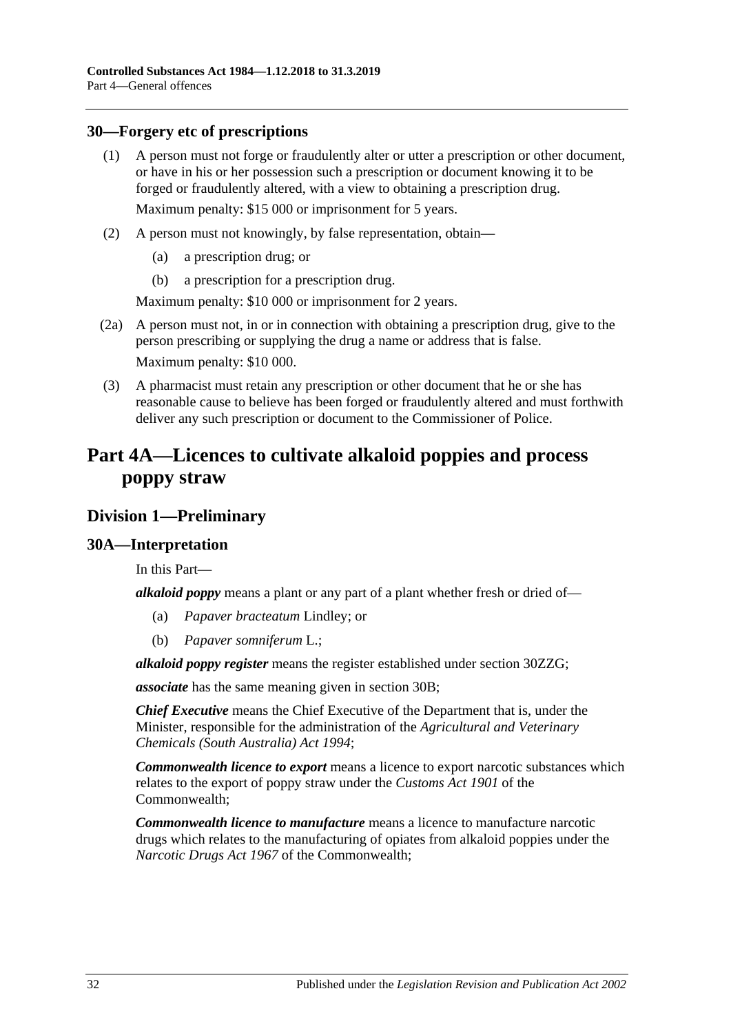## 30—Forgery etc of prescriptions

(1) A person must not forge or fraudulently alter or utter a prescription or other document, or have in his or her possession such a prescription or document knowing it to be forged or fraudulently altered, with a view to obtaining a prescription drug.

Maximum penalty: $15 000 or imprisonment for 5 years.

(2) A person must not knowingly, by false representation, obtain—

(a) a prescription drug; or

(b) a prescription for a prescription drug.

Maximum penalty: $10 000 or imprisonment for 2 years.

(2a) A person must not, in or in connection with obtaining a prescription drug, give to the person prescribing or supplying the drug a name or address that is false.

Maximum penalty: $10 000.

(3) A pharmacist must retain any prescription or other document that he or she has reasonable cause to believe has been forged or fraudulently altered and must forthwith deliver any such prescription or document to the Commissioner of Police.

# Part 4A—Licences to cultivate alkaloid poppies and process poppy straw

## Division 1—Preliminary

## 30A—Interpretation

In this Part—

***alkaloid poppy*** means a plant or any part of a plant whether fresh or dried of—

(a) *Papaver bracteatum* Lindley; or

(b) *Papaver somniferum* L.;

***alkaloid poppy register*** means the register established under section 30ZZG;

***associate*** has the same meaning given in section 30B;

***Chief Executive*** means the Chief Executive of the Department that is, under the Minister, responsible for the administration of the *Agricultural and Veterinary Chemicals (South Australia) Act 1994*;

***Commonwealth licence to export*** means a licence to export narcotic substances which relates to the export of poppy straw under the *Customs Act 1901* of the Commonwealth;

***Commonwealth licence to manufacture*** means a licence to manufacture narcotic drugs which relates to the manufacturing of opiates from alkaloid poppies under the *Narcotic Drugs Act 1967* of the Commonwealth;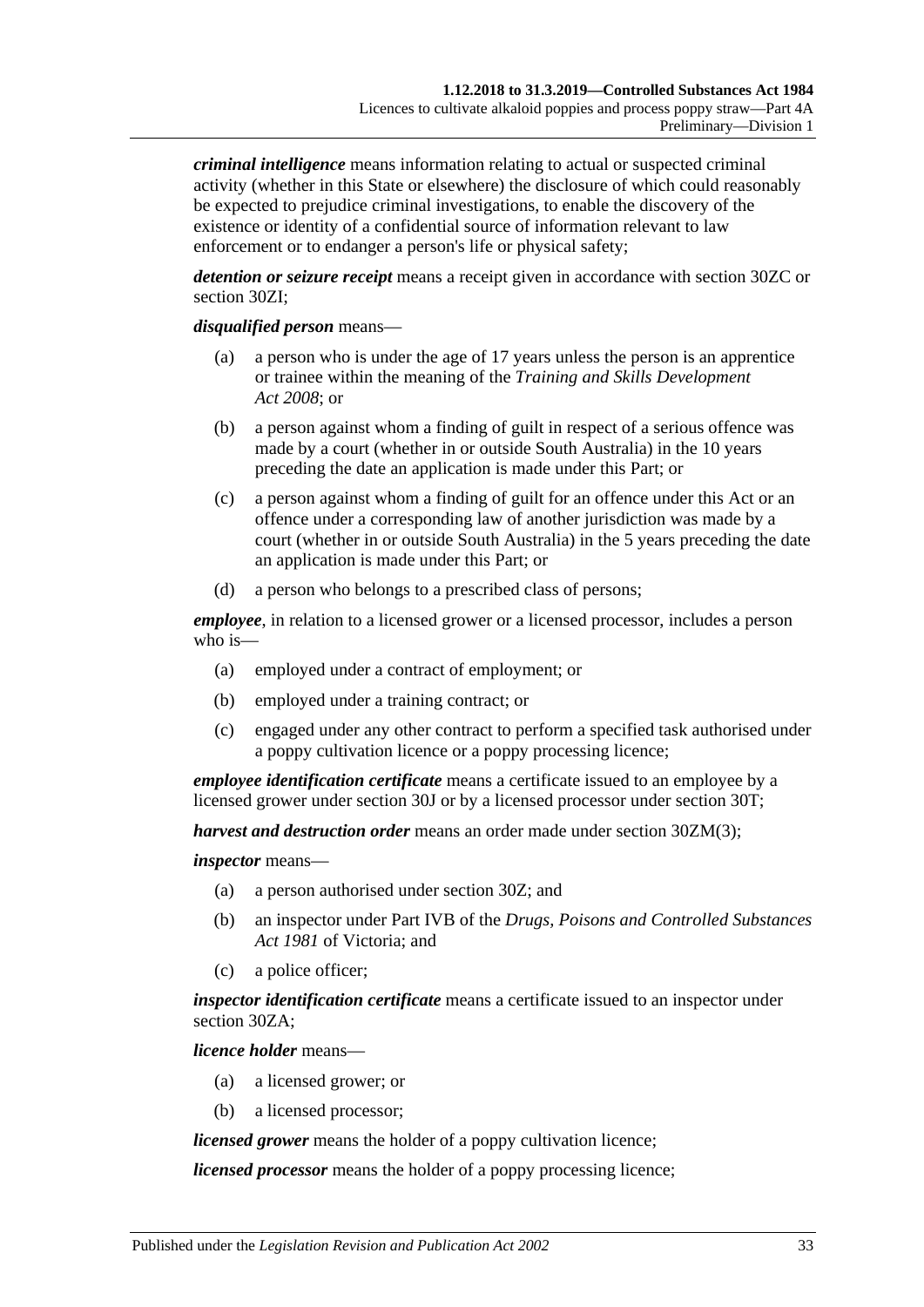***criminal intelligence*** means information relating to actual or suspected criminal activity (whether in this State or elsewhere) the disclosure of which could reasonably be expected to prejudice criminal investigations, to enable the discovery of the existence or identity of a confidential source of information relevant to law enforcement or to endanger a person's life or physical safety;

***detention or seizure receipt*** means a receipt given in accordance with section 30ZC or section 30ZI;

***disqualified person*** means—

- (a) a person who is under the age of 17 years unless the person is an apprentice or trainee within the meaning of the *Training and Skills Development Act 2008*; or
- (b) a person against whom a finding of guilt in respect of a serious offence was made by a court (whether in or outside South Australia) in the 10 years preceding the date an application is made under this Part; or
- (c) a person against whom a finding of guilt for an offence under this Act or an offence under a corresponding law of another jurisdiction was made by a court (whether in or outside South Australia) in the 5 years preceding the date an application is made under this Part; or
- (d) a person who belongs to a prescribed class of persons;

***employee***, in relation to a licensed grower or a licensed processor, includes a person who is—

- (a) employed under a contract of employment; or
- (b) employed under a training contract; or
- (c) engaged under any other contract to perform a specified task authorised under a poppy cultivation licence or a poppy processing licence;

***employee identification certificate*** means a certificate issued to an employee by a licensed grower under section 30J or by a licensed processor under section 30T;

***harvest and destruction order*** means an order made under section 30ZM(3);

***inspector*** means—

- (a) a person authorised under section 30Z; and
- (b) an inspector under Part IVB of the *Drugs, Poisons and Controlled Substances Act 1981* of Victoria; and
- (c) a police officer;

***inspector identification certificate*** means a certificate issued to an inspector under section 30ZA;

***licence holder*** means—

- (a) a licensed grower; or
- (b) a licensed processor;

***licensed grower*** means the holder of a poppy cultivation licence;

***licensed processor*** means the holder of a poppy processing licence;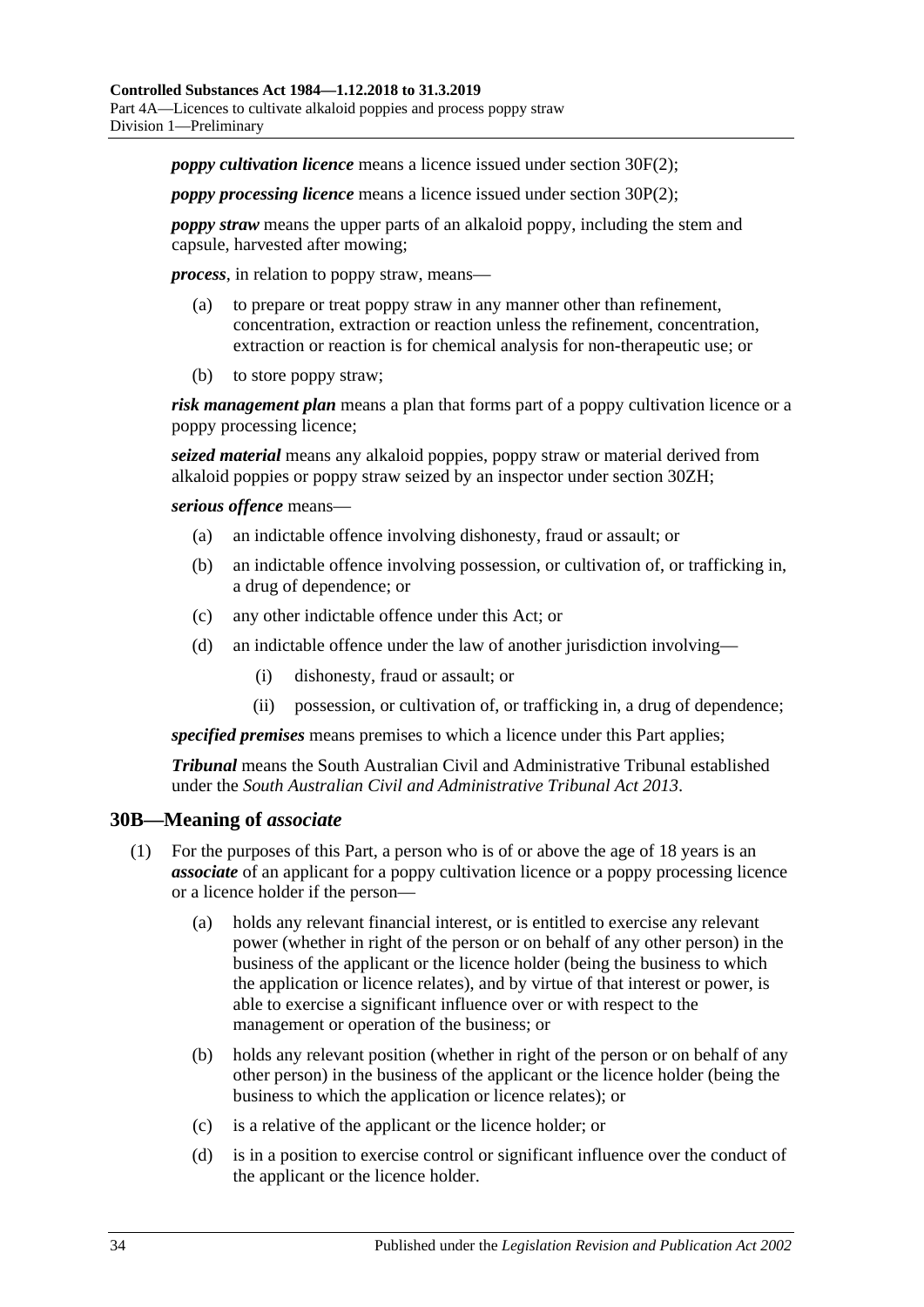***poppy cultivation licence*** means a licence issued under section 30F(2);

***poppy processing licence*** means a licence issued under section 30P(2);

***poppy straw*** means the upper parts of an alkaloid poppy, including the stem and capsule, harvested after mowing;

***process***, in relation to poppy straw, means—

- (a) to prepare or treat poppy straw in any manner other than refinement, concentration, extraction or reaction unless the refinement, concentration, extraction or reaction is for chemical analysis for non-therapeutic use; or
- (b) to store poppy straw;

***risk management plan*** means a plan that forms part of a poppy cultivation licence or a poppy processing licence;

***seized material*** means any alkaloid poppies, poppy straw or material derived from alkaloid poppies or poppy straw seized by an inspector under section 30ZH;

***serious offence*** means—

- (a) an indictable offence involving dishonesty, fraud or assault; or
- (b) an indictable offence involving possession, or cultivation of, or trafficking in, a drug of dependence; or
- (c) any other indictable offence under this Act; or
- (d) an indictable offence under the law of another jurisdiction involving—
    - (i) dishonesty, fraud or assault; or
    - (ii) possession, or cultivation of, or trafficking in, a drug of dependence;

***specified premises*** means premises to which a licence under this Part applies;

***Tribunal*** means the South Australian Civil and Administrative Tribunal established under the *South Australian Civil and Administrative Tribunal Act 2013*.

## 30B—Meaning of *associate*

(1) For the purposes of this Part, a person who is of or above the age of 18 years is an ***associate*** of an applicant for a poppy cultivation licence or a poppy processing licence or a licence holder if the person—

- (a) holds any relevant financial interest, or is entitled to exercise any relevant power (whether in right of the person or on behalf of any other person) in the business of the applicant or the licence holder (being the business to which the application or licence relates), and by virtue of that interest or power, is able to exercise a significant influence over or with respect to the management or operation of the business; or
- (b) holds any relevant position (whether in right of the person or on behalf of any other person) in the business of the applicant or the licence holder (being the business to which the application or licence relates); or
- (c) is a relative of the applicant or the licence holder; or
- (d) is in a position to exercise control or significant influence over the conduct of the applicant or the licence holder.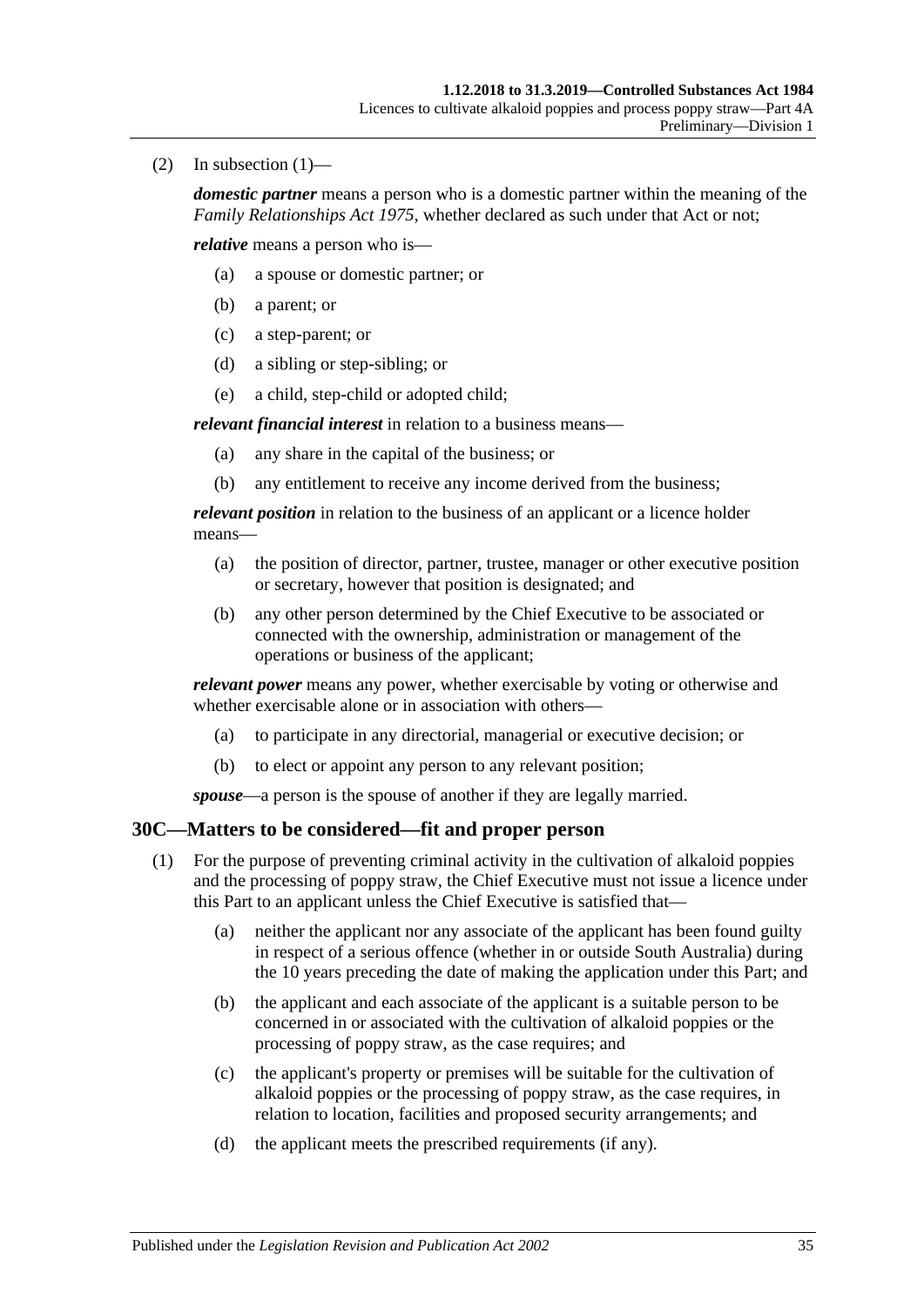(2) In subsection (1)—

***domestic partner*** means a person who is a domestic partner within the meaning of the *Family Relationships Act 1975*, whether declared as such under that Act or not;

***relative*** means a person who is—

- (a) a spouse or domestic partner; or
- (b) a parent; or
- (c) a step-parent; or
- (d) a sibling or step-sibling; or
- (e) a child, step-child or adopted child;

***relevant financial interest*** in relation to a business means—

- (a) any share in the capital of the business; or
- (b) any entitlement to receive any income derived from the business;

***relevant position*** in relation to the business of an applicant or a licence holder means—

- (a) the position of director, partner, trustee, manager or other executive position or secretary, however that position is designated; and
- (b) any other person determined by the Chief Executive to be associated or connected with the ownership, administration or management of the operations or business of the applicant;

***relevant power*** means any power, whether exercisable by voting or otherwise and whether exercisable alone or in association with others—

- (a) to participate in any directorial, managerial or executive decision; or
- (b) to elect or appoint any person to any relevant position;

***spouse***—a person is the spouse of another if they are legally married.

## 30C—Matters to be considered—fit and proper person

(1) For the purpose of preventing criminal activity in the cultivation of alkaloid poppies and the processing of poppy straw, the Chief Executive must not issue a licence under this Part to an applicant unless the Chief Executive is satisfied that—

- (a) neither the applicant nor any associate of the applicant has been found guilty in respect of a serious offence (whether in or outside South Australia) during the 10 years preceding the date of making the application under this Part; and
- (b) the applicant and each associate of the applicant is a suitable person to be concerned in or associated with the cultivation of alkaloid poppies or the processing of poppy straw, as the case requires; and
- (c) the applicant's property or premises will be suitable for the cultivation of alkaloid poppies or the processing of poppy straw, as the case requires, in relation to location, facilities and proposed security arrangements; and
- (d) the applicant meets the prescribed requirements (if any).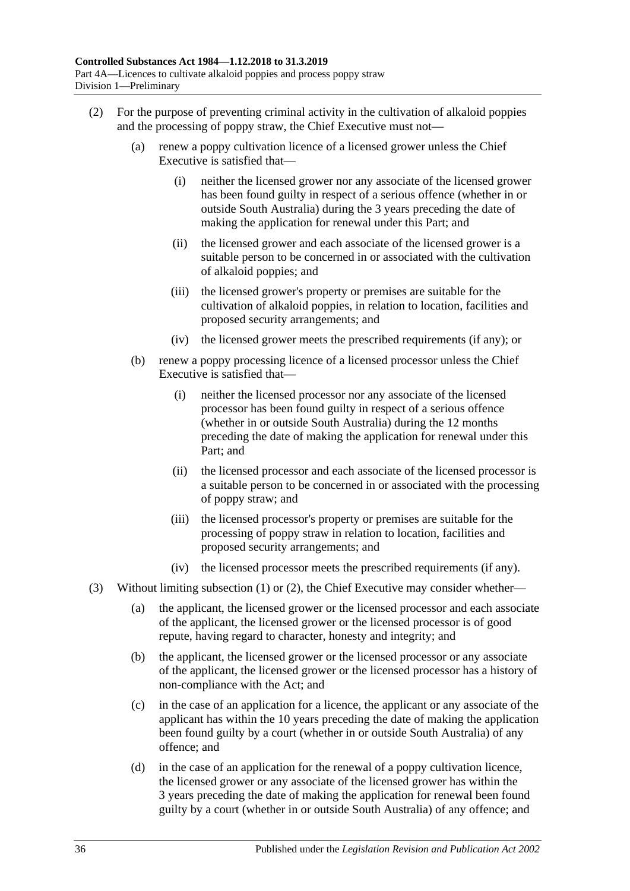(2) For the purpose of preventing criminal activity in the cultivation of alkaloid poppies and the processing of poppy straw, the Chief Executive must not—

(a) renew a poppy cultivation licence of a licensed grower unless the Chief Executive is satisfied that—

(i) neither the licensed grower nor any associate of the licensed grower has been found guilty in respect of a serious offence (whether in or outside South Australia) during the 3 years preceding the date of making the application for renewal under this Part; and

(ii) the licensed grower and each associate of the licensed grower is a suitable person to be concerned in or associated with the cultivation of alkaloid poppies; and

(iii) the licensed grower's property or premises are suitable for the cultivation of alkaloid poppies, in relation to location, facilities and proposed security arrangements; and

(iv) the licensed grower meets the prescribed requirements (if any); or

(b) renew a poppy processing licence of a licensed processor unless the Chief Executive is satisfied that—

(i) neither the licensed processor nor any associate of the licensed processor has been found guilty in respect of a serious offence (whether in or outside South Australia) during the 12 months preceding the date of making the application for renewal under this Part; and

(ii) the licensed processor and each associate of the licensed processor is a suitable person to be concerned in or associated with the processing of poppy straw; and

(iii) the licensed processor's property or premises are suitable for the processing of poppy straw in relation to location, facilities and proposed security arrangements; and

(iv) the licensed processor meets the prescribed requirements (if any).

(3) Without limiting subsection (1) or (2), the Chief Executive may consider whether—

(a) the applicant, the licensed grower or the licensed processor and each associate of the applicant, the licensed grower or the licensed processor is of good repute, having regard to character, honesty and integrity; and

(b) the applicant, the licensed grower or the licensed processor or any associate of the applicant, the licensed grower or the licensed processor has a history of non-compliance with the Act; and

(c) in the case of an application for a licence, the applicant or any associate of the applicant has within the 10 years preceding the date of making the application been found guilty by a court (whether in or outside South Australia) of any offence; and

(d) in the case of an application for the renewal of a poppy cultivation licence, the licensed grower or any associate of the licensed grower has within the 3 years preceding the date of making the application for renewal been found guilty by a court (whether in or outside South Australia) of any offence; and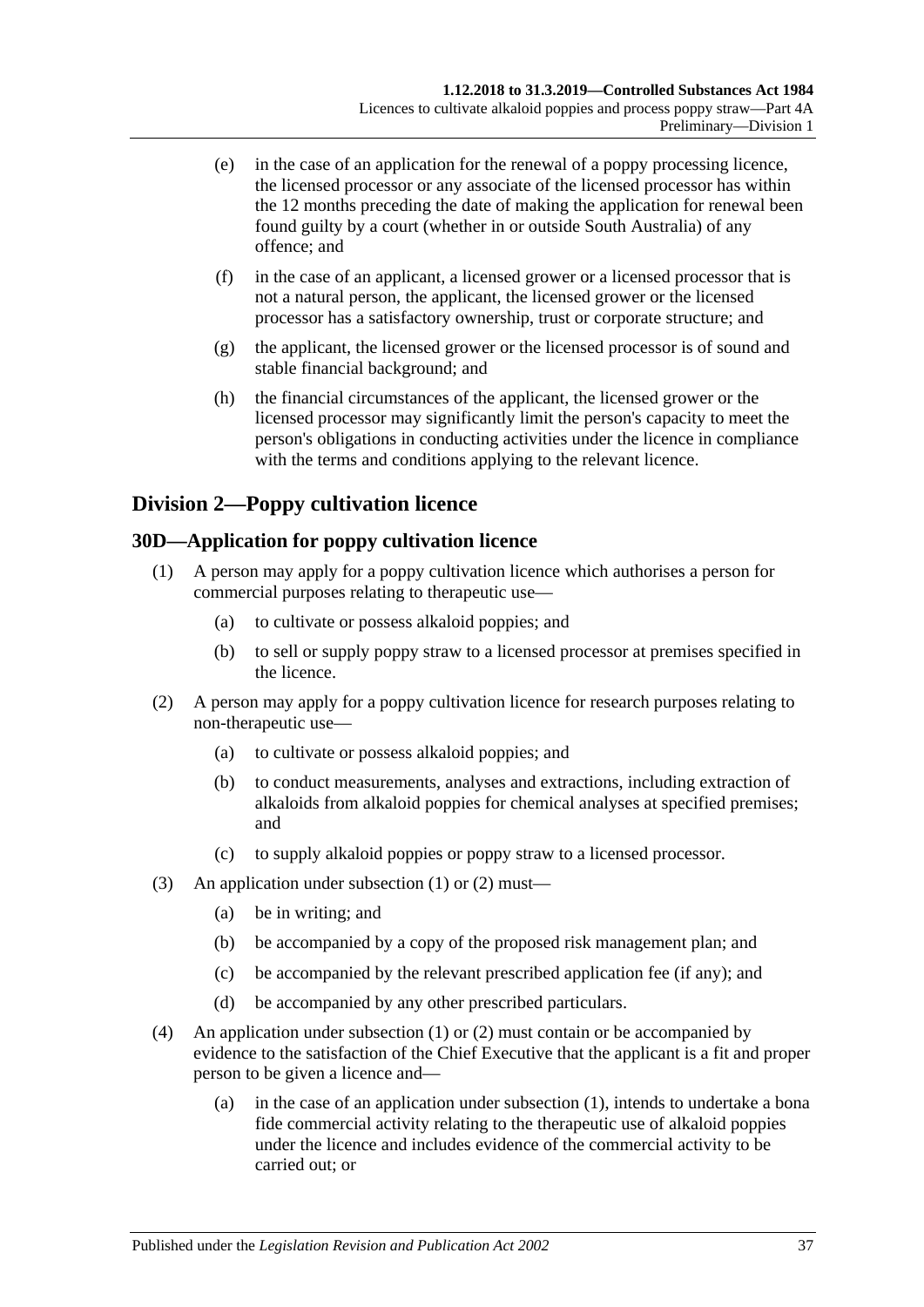(e) in the case of an application for the renewal of a poppy processing licence, the licensed processor or any associate of the licensed processor has within the 12 months preceding the date of making the application for renewal been found guilty by a court (whether in or outside South Australia) of any offence; and

(f) in the case of an applicant, a licensed grower or a licensed processor that is not a natural person, the applicant, the licensed grower or the licensed processor has a satisfactory ownership, trust or corporate structure; and

(g) the applicant, the licensed grower or the licensed processor is of sound and stable financial background; and

(h) the financial circumstances of the applicant, the licensed grower or the licensed processor may significantly limit the person's capacity to meet the person's obligations in conducting activities under the licence in compliance with the terms and conditions applying to the relevant licence.

## Division 2—Poppy cultivation licence

### 30D—Application for poppy cultivation licence

(1) A person may apply for a poppy cultivation licence which authorises a person for commercial purposes relating to therapeutic use—

(a) to cultivate or possess alkaloid poppies; and

(b) to sell or supply poppy straw to a licensed processor at premises specified in the licence.

(2) A person may apply for a poppy cultivation licence for research purposes relating to non-therapeutic use—

(a) to cultivate or possess alkaloid poppies; and

(b) to conduct measurements, analyses and extractions, including extraction of alkaloids from alkaloid poppies for chemical analyses at specified premises; and

(c) to supply alkaloid poppies or poppy straw to a licensed processor.

(3) An application under subsection (1) or (2) must—

(a) be in writing; and

(b) be accompanied by a copy of the proposed risk management plan; and

(c) be accompanied by the relevant prescribed application fee (if any); and

(d) be accompanied by any other prescribed particulars.

(4) An application under subsection (1) or (2) must contain or be accompanied by evidence to the satisfaction of the Chief Executive that the applicant is a fit and proper person to be given a licence and—

(a) in the case of an application under subsection (1), intends to undertake a bona fide commercial activity relating to the therapeutic use of alkaloid poppies under the licence and includes evidence of the commercial activity to be carried out; or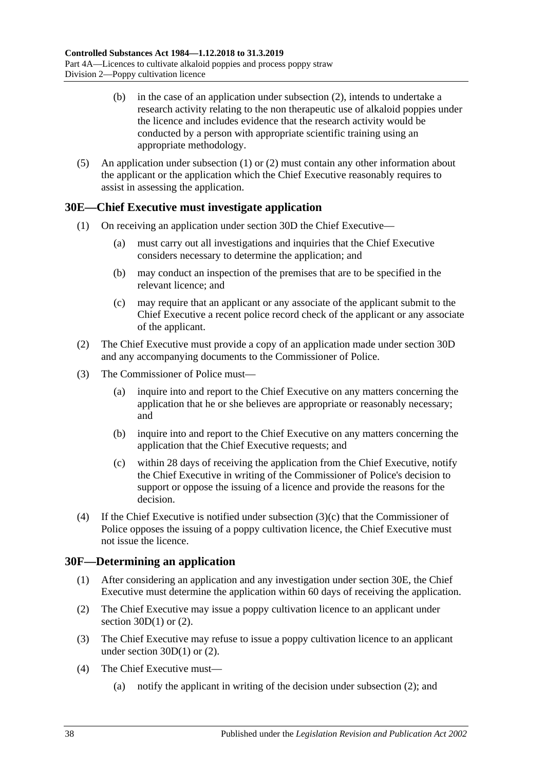(b) in the case of an application under subsection (2), intends to undertake a research activity relating to the non therapeutic use of alkaloid poppies under the licence and includes evidence that the research activity would be conducted by a person with appropriate scientific training using an appropriate methodology.

(5) An application under subsection (1) or (2) must contain any other information about the applicant or the application which the Chief Executive reasonably requires to assist in assessing the application.

## 30E—Chief Executive must investigate application

(1) On receiving an application under section 30D the Chief Executive—

(a) must carry out all investigations and inquiries that the Chief Executive considers necessary to determine the application; and

(b) may conduct an inspection of the premises that are to be specified in the relevant licence; and

(c) may require that an applicant or any associate of the applicant submit to the Chief Executive a recent police record check of the applicant or any associate of the applicant.

(2) The Chief Executive must provide a copy of an application made under section 30D and any accompanying documents to the Commissioner of Police.

(3) The Commissioner of Police must—

(a) inquire into and report to the Chief Executive on any matters concerning the application that he or she believes are appropriate or reasonably necessary; and

(b) inquire into and report to the Chief Executive on any matters concerning the application that the Chief Executive requests; and

(c) within 28 days of receiving the application from the Chief Executive, notify the Chief Executive in writing of the Commissioner of Police's decision to support or oppose the issuing of a licence and provide the reasons for the decision.

(4) If the Chief Executive is notified under subsection (3)(c) that the Commissioner of Police opposes the issuing of a poppy cultivation licence, the Chief Executive must not issue the licence.

## 30F—Determining an application

(1) After considering an application and any investigation under section 30E, the Chief Executive must determine the application within 60 days of receiving the application.

(2) The Chief Executive may issue a poppy cultivation licence to an applicant under section 30D(1) or (2).

(3) The Chief Executive may refuse to issue a poppy cultivation licence to an applicant under section 30D(1) or (2).

(4) The Chief Executive must—

(a) notify the applicant in writing of the decision under subsection (2); and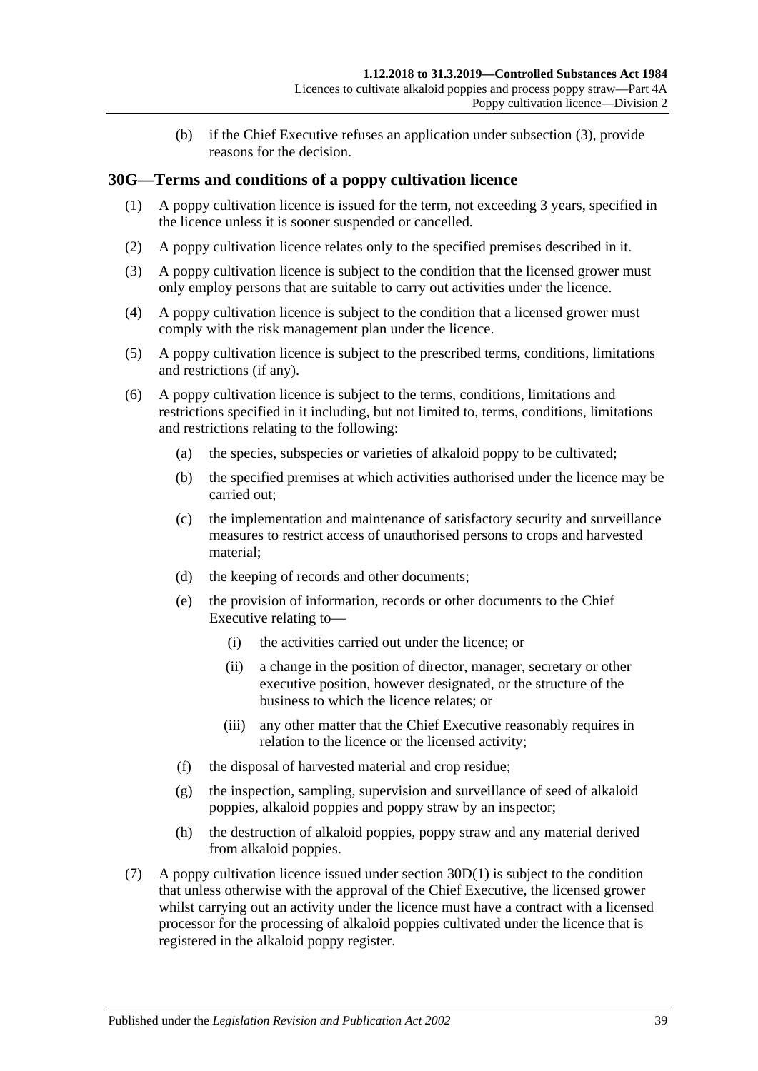(b) if the Chief Executive refuses an application under subsection (3), provide reasons for the decision.

## 30G—Terms and conditions of a poppy cultivation licence

(1) A poppy cultivation licence is issued for the term, not exceeding 3 years, specified in the licence unless it is sooner suspended or cancelled.

(2) A poppy cultivation licence relates only to the specified premises described in it.

(3) A poppy cultivation licence is subject to the condition that the licensed grower must only employ persons that are suitable to carry out activities under the licence.

(4) A poppy cultivation licence is subject to the condition that a licensed grower must comply with the risk management plan under the licence.

(5) A poppy cultivation licence is subject to the prescribed terms, conditions, limitations and restrictions (if any).

(6) A poppy cultivation licence is subject to the terms, conditions, limitations and restrictions specified in it including, but not limited to, terms, conditions, limitations and restrictions relating to the following:

- (a) the species, subspecies or varieties of alkaloid poppy to be cultivated;
- (b) the specified premises at which activities authorised under the licence may be carried out;
- (c) the implementation and maintenance of satisfactory security and surveillance measures to restrict access of unauthorised persons to crops and harvested material;
- (d) the keeping of records and other documents;
- (e) the provision of information, records or other documents to the Chief Executive relating to—
  - (i) the activities carried out under the licence; or
  - (ii) a change in the position of director, manager, secretary or other executive position, however designated, or the structure of the business to which the licence relates; or
  - (iii) any other matter that the Chief Executive reasonably requires in relation to the licence or the licensed activity;
- (f) the disposal of harvested material and crop residue;
- (g) the inspection, sampling, supervision and surveillance of seed of alkaloid poppies, alkaloid poppies and poppy straw by an inspector;
- (h) the destruction of alkaloid poppies, poppy straw and any material derived from alkaloid poppies.

(7) A poppy cultivation licence issued under section 30D(1) is subject to the condition that unless otherwise with the approval of the Chief Executive, the licensed grower whilst carrying out an activity under the licence must have a contract with a licensed processor for the processing of alkaloid poppies cultivated under the licence that is registered in the alkaloid poppy register.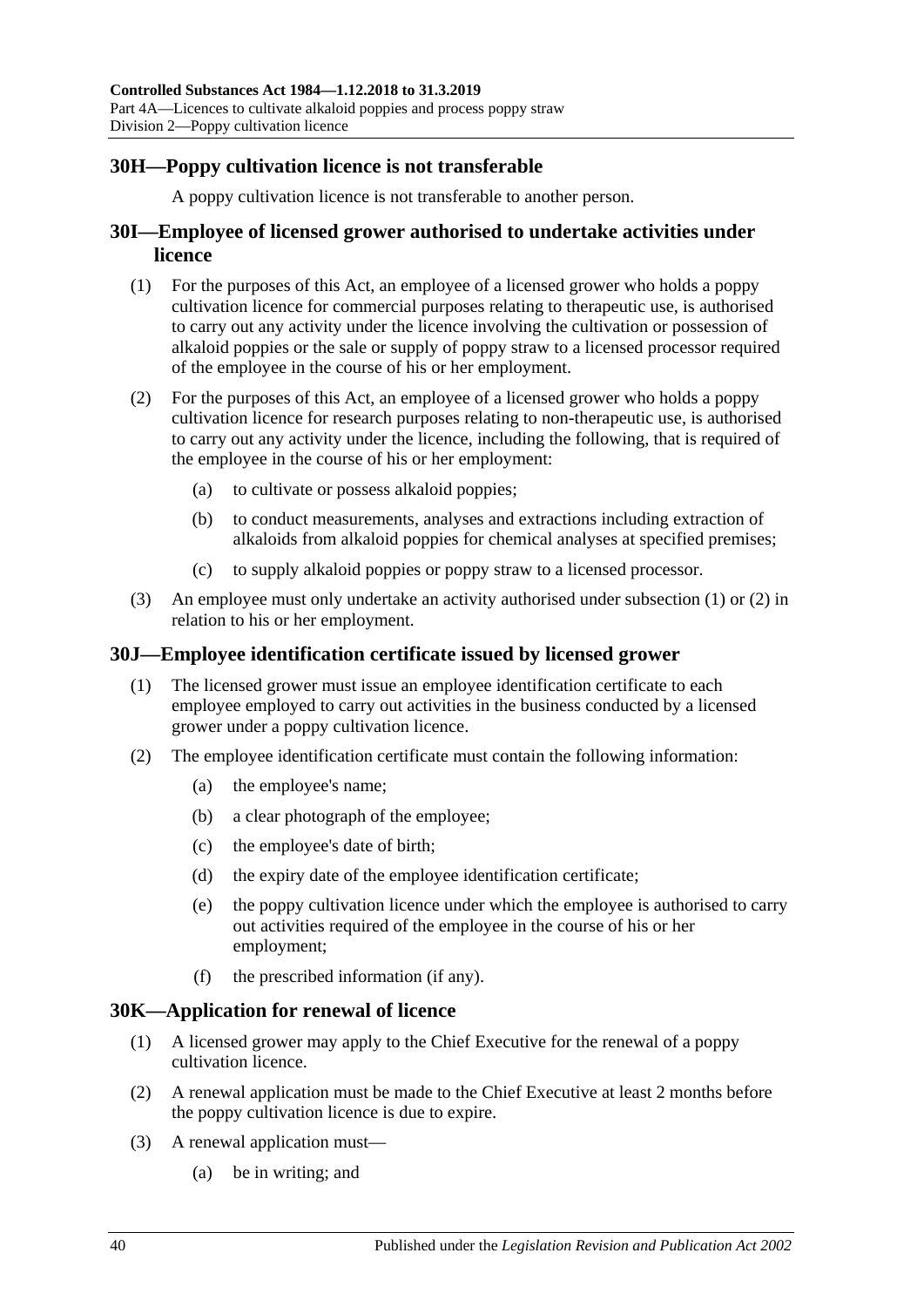## 30H—Poppy cultivation licence is not transferable

A poppy cultivation licence is not transferable to another person.

## 30I—Employee of licensed grower authorised to undertake activities under licence

(1) For the purposes of this Act, an employee of a licensed grower who holds a poppy cultivation licence for commercial purposes relating to therapeutic use, is authorised to carry out any activity under the licence involving the cultivation or possession of alkaloid poppies or the sale or supply of poppy straw to a licensed processor required of the employee in the course of his or her employment.

(2) For the purposes of this Act, an employee of a licensed grower who holds a poppy cultivation licence for research purposes relating to non-therapeutic use, is authorised to carry out any activity under the licence, including the following, that is required of the employee in the course of his or her employment:

- (a) to cultivate or possess alkaloid poppies;
- (b) to conduct measurements, analyses and extractions including extraction of alkaloids from alkaloid poppies for chemical analyses at specified premises;
- (c) to supply alkaloid poppies or poppy straw to a licensed processor.

(3) An employee must only undertake an activity authorised under subsection (1) or (2) in relation to his or her employment.

## 30J—Employee identification certificate issued by licensed grower

(1) The licensed grower must issue an employee identification certificate to each employee employed to carry out activities in the business conducted by a licensed grower under a poppy cultivation licence.

(2) The employee identification certificate must contain the following information:

- (a) the employee's name;
- (b) a clear photograph of the employee;
- (c) the employee's date of birth;
- (d) the expiry date of the employee identification certificate;
- (e) the poppy cultivation licence under which the employee is authorised to carry out activities required of the employee in the course of his or her employment;
- (f) the prescribed information (if any).

## 30K—Application for renewal of licence

(1) A licensed grower may apply to the Chief Executive for the renewal of a poppy cultivation licence.

(2) A renewal application must be made to the Chief Executive at least 2 months before the poppy cultivation licence is due to expire.

(3) A renewal application must—

- (a) be in writing; and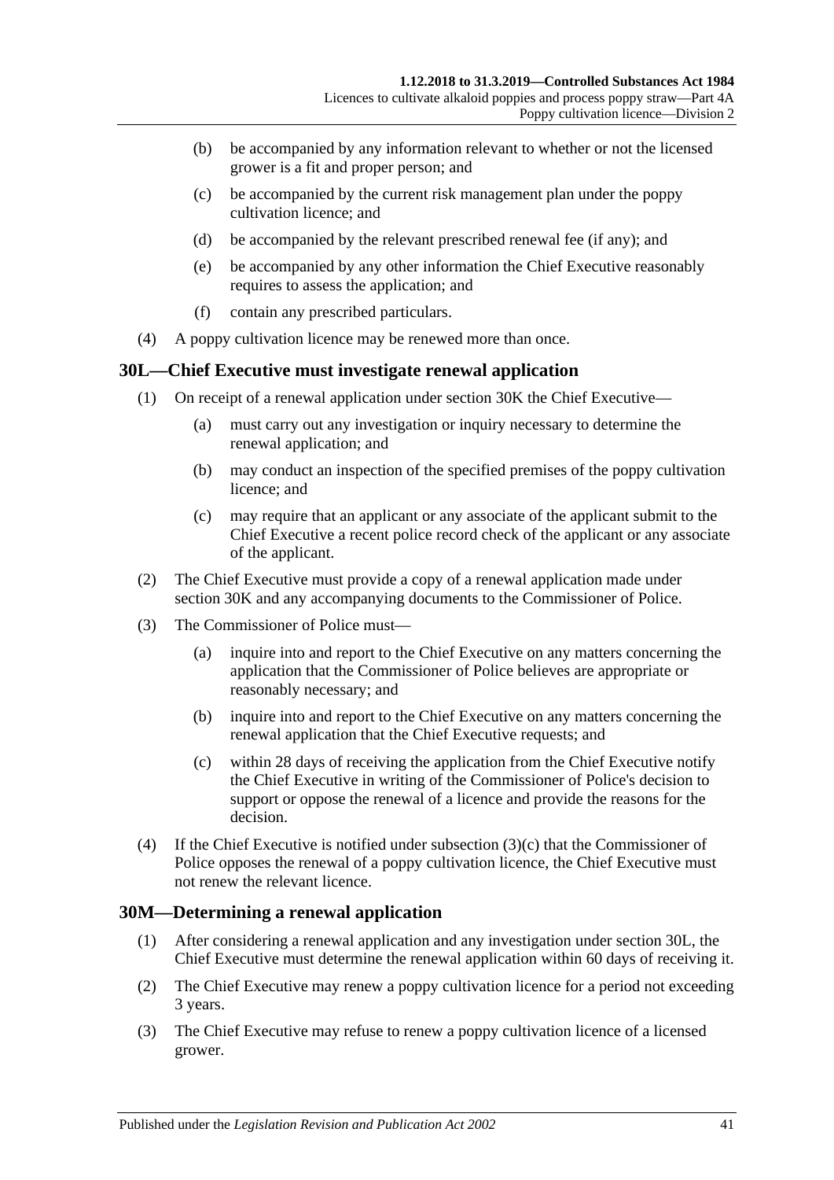(b) be accompanied by any information relevant to whether or not the licensed grower is a fit and proper person; and

(c) be accompanied by the current risk management plan under the poppy cultivation licence; and

(d) be accompanied by the relevant prescribed renewal fee (if any); and

(e) be accompanied by any other information the Chief Executive reasonably requires to assess the application; and

(f) contain any prescribed particulars.

(4) A poppy cultivation licence may be renewed more than once.

## 30L—Chief Executive must investigate renewal application

(1) On receipt of a renewal application under section 30K the Chief Executive—

(a) must carry out any investigation or inquiry necessary to determine the renewal application; and

(b) may conduct an inspection of the specified premises of the poppy cultivation licence; and

(c) may require that an applicant or any associate of the applicant submit to the Chief Executive a recent police record check of the applicant or any associate of the applicant.

(2) The Chief Executive must provide a copy of a renewal application made under section 30K and any accompanying documents to the Commissioner of Police.

(3) The Commissioner of Police must—

(a) inquire into and report to the Chief Executive on any matters concerning the application that the Commissioner of Police believes are appropriate or reasonably necessary; and

(b) inquire into and report to the Chief Executive on any matters concerning the renewal application that the Chief Executive requests; and

(c) within 28 days of receiving the application from the Chief Executive notify the Chief Executive in writing of the Commissioner of Police's decision to support or oppose the renewal of a licence and provide the reasons for the decision.

(4) If the Chief Executive is notified under subsection (3)(c) that the Commissioner of Police opposes the renewal of a poppy cultivation licence, the Chief Executive must not renew the relevant licence.

## 30M—Determining a renewal application

(1) After considering a renewal application and any investigation under section 30L, the Chief Executive must determine the renewal application within 60 days of receiving it.

(2) The Chief Executive may renew a poppy cultivation licence for a period not exceeding 3 years.

(3) The Chief Executive may refuse to renew a poppy cultivation licence of a licensed grower.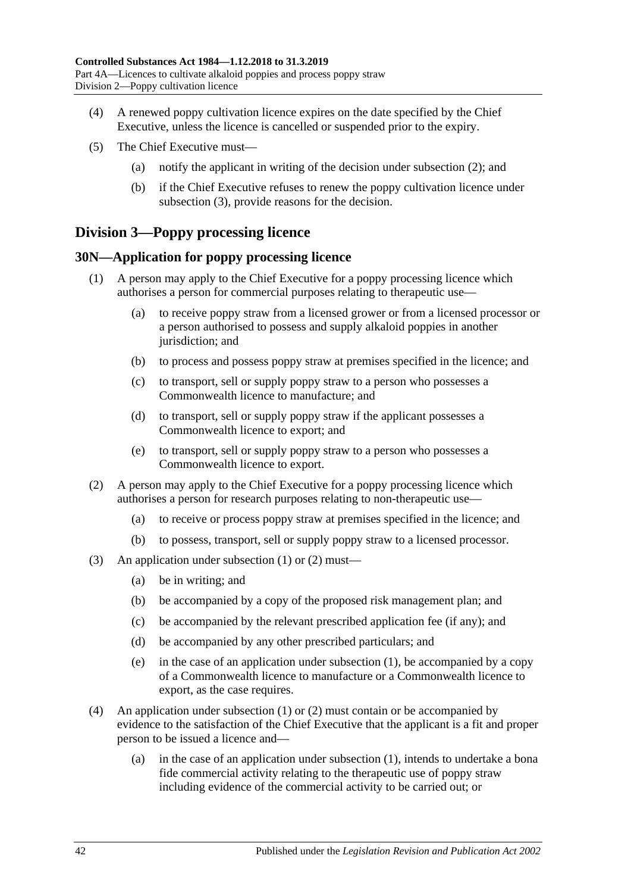(4) A renewed poppy cultivation licence expires on the date specified by the Chief Executive, unless the licence is cancelled or suspended prior to the expiry.

(5) The Chief Executive must—

(a) notify the applicant in writing of the decision under subsection (2); and

(b) if the Chief Executive refuses to renew the poppy cultivation licence under subsection (3), provide reasons for the decision.

## Division 3—Poppy processing licence

### 30N—Application for poppy processing licence

(1) A person may apply to the Chief Executive for a poppy processing licence which authorises a person for commercial purposes relating to therapeutic use—

(a) to receive poppy straw from a licensed grower or from a licensed processor or a person authorised to possess and supply alkaloid poppies in another jurisdiction; and

(b) to process and possess poppy straw at premises specified in the licence; and

(c) to transport, sell or supply poppy straw to a person who possesses a Commonwealth licence to manufacture; and

(d) to transport, sell or supply poppy straw if the applicant possesses a Commonwealth licence to export; and

(e) to transport, sell or supply poppy straw to a person who possesses a Commonwealth licence to export.

(2) A person may apply to the Chief Executive for a poppy processing licence which authorises a person for research purposes relating to non-therapeutic use—

(a) to receive or process poppy straw at premises specified in the licence; and

(b) to possess, transport, sell or supply poppy straw to a licensed processor.

(3) An application under subsection (1) or (2) must—

(a) be in writing; and

(b) be accompanied by a copy of the proposed risk management plan; and

(c) be accompanied by the relevant prescribed application fee (if any); and

(d) be accompanied by any other prescribed particulars; and

(e) in the case of an application under subsection (1), be accompanied by a copy of a Commonwealth licence to manufacture or a Commonwealth licence to export, as the case requires.

(4) An application under subsection (1) or (2) must contain or be accompanied by evidence to the satisfaction of the Chief Executive that the applicant is a fit and proper person to be issued a licence and—

(a) in the case of an application under subsection (1), intends to undertake a bona fide commercial activity relating to the therapeutic use of poppy straw including evidence of the commercial activity to be carried out; or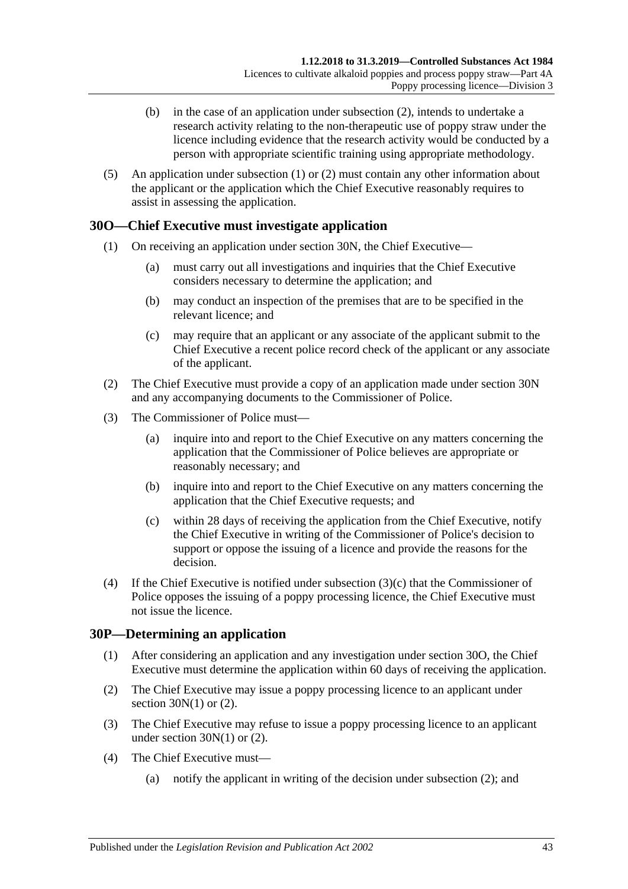(b) in the case of an application under subsection (2), intends to undertake a research activity relating to the non-therapeutic use of poppy straw under the licence including evidence that the research activity would be conducted by a person with appropriate scientific training using appropriate methodology.

(5) An application under subsection (1) or (2) must contain any other information about the applicant or the application which the Chief Executive reasonably requires to assist in assessing the application.

## 30O—Chief Executive must investigate application

(1) On receiving an application under section 30N, the Chief Executive—

(a) must carry out all investigations and inquiries that the Chief Executive considers necessary to determine the application; and

(b) may conduct an inspection of the premises that are to be specified in the relevant licence; and

(c) may require that an applicant or any associate of the applicant submit to the Chief Executive a recent police record check of the applicant or any associate of the applicant.

(2) The Chief Executive must provide a copy of an application made under section 30N and any accompanying documents to the Commissioner of Police.

(3) The Commissioner of Police must—

(a) inquire into and report to the Chief Executive on any matters concerning the application that the Commissioner of Police believes are appropriate or reasonably necessary; and

(b) inquire into and report to the Chief Executive on any matters concerning the application that the Chief Executive requests; and

(c) within 28 days of receiving the application from the Chief Executive, notify the Chief Executive in writing of the Commissioner of Police's decision to support or oppose the issuing of a licence and provide the reasons for the decision.

(4) If the Chief Executive is notified under subsection (3)(c) that the Commissioner of Police opposes the issuing of a poppy processing licence, the Chief Executive must not issue the licence.

## 30P—Determining an application

(1) After considering an application and any investigation under section 30O, the Chief Executive must determine the application within 60 days of receiving the application.

(2) The Chief Executive may issue a poppy processing licence to an applicant under section 30N(1) or (2).

(3) The Chief Executive may refuse to issue a poppy processing licence to an applicant under section 30N(1) or (2).

(4) The Chief Executive must—

(a) notify the applicant in writing of the decision under subsection (2); and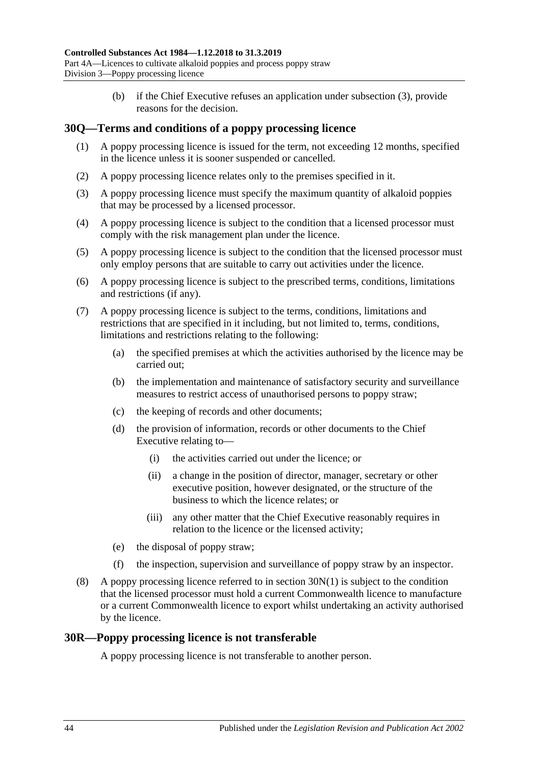(b) if the Chief Executive refuses an application under subsection (3), provide reasons for the decision.

## 30Q—Terms and conditions of a poppy processing licence

(1) A poppy processing licence is issued for the term, not exceeding 12 months, specified in the licence unless it is sooner suspended or cancelled.

(2) A poppy processing licence relates only to the premises specified in it.

(3) A poppy processing licence must specify the maximum quantity of alkaloid poppies that may be processed by a licensed processor.

(4) A poppy processing licence is subject to the condition that a licensed processor must comply with the risk management plan under the licence.

(5) A poppy processing licence is subject to the condition that the licensed processor must only employ persons that are suitable to carry out activities under the licence.

(6) A poppy processing licence is subject to the prescribed terms, conditions, limitations and restrictions (if any).

(7) A poppy processing licence is subject to the terms, conditions, limitations and restrictions that are specified in it including, but not limited to, terms, conditions, limitations and restrictions relating to the following:

- (a) the specified premises at which the activities authorised by the licence may be carried out;
- (b) the implementation and maintenance of satisfactory security and surveillance measures to restrict access of unauthorised persons to poppy straw;
- (c) the keeping of records and other documents;
- (d) the provision of information, records or other documents to the Chief Executive relating to—
    - (i) the activities carried out under the licence; or
    - (ii) a change in the position of director, manager, secretary or other executive position, however designated, or the structure of the business to which the licence relates; or
    - (iii) any other matter that the Chief Executive reasonably requires in relation to the licence or the licensed activity;
- (e) the disposal of poppy straw;
- (f) the inspection, supervision and surveillance of poppy straw by an inspector.

(8) A poppy processing licence referred to in section 30N(1) is subject to the condition that the licensed processor must hold a current Commonwealth licence to manufacture or a current Commonwealth licence to export whilst undertaking an activity authorised by the licence.

## 30R—Poppy processing licence is not transferable

A poppy processing licence is not transferable to another person.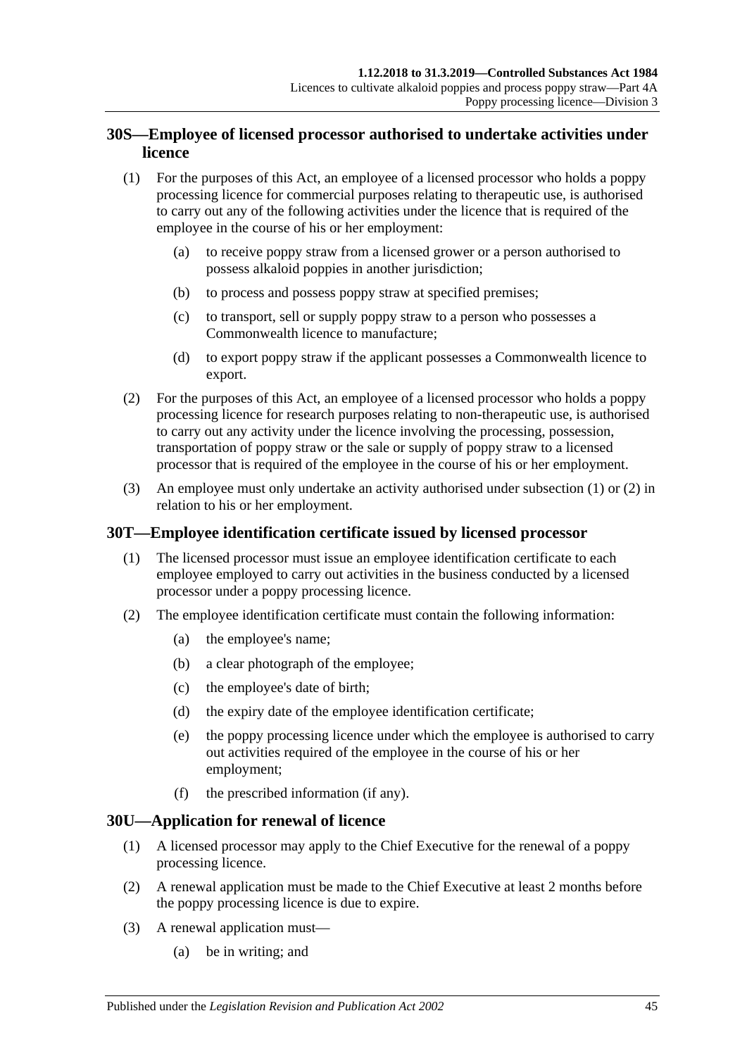## 30S—Employee of licensed processor authorised to undertake activities under licence

(1) For the purposes of this Act, an employee of a licensed processor who holds a poppy processing licence for commercial purposes relating to therapeutic use, is authorised to carry out any of the following activities under the licence that is required of the employee in the course of his or her employment:

- (a) to receive poppy straw from a licensed grower or a person authorised to possess alkaloid poppies in another jurisdiction;
- (b) to process and possess poppy straw at specified premises;
- (c) to transport, sell or supply poppy straw to a person who possesses a Commonwealth licence to manufacture;
- (d) to export poppy straw if the applicant possesses a Commonwealth licence to export.

(2) For the purposes of this Act, an employee of a licensed processor who holds a poppy processing licence for research purposes relating to non-therapeutic use, is authorised to carry out any activity under the licence involving the processing, possession, transportation of poppy straw or the sale or supply of poppy straw to a licensed processor that is required of the employee in the course of his or her employment.

(3) An employee must only undertake an activity authorised under subsection (1) or (2) in relation to his or her employment.

## 30T—Employee identification certificate issued by licensed processor

(1) The licensed processor must issue an employee identification certificate to each employee employed to carry out activities in the business conducted by a licensed processor under a poppy processing licence.

(2) The employee identification certificate must contain the following information:

- (a) the employee's name;
- (b) a clear photograph of the employee;
- (c) the employee's date of birth;
- (d) the expiry date of the employee identification certificate;
- (e) the poppy processing licence under which the employee is authorised to carry out activities required of the employee in the course of his or her employment;
- (f) the prescribed information (if any).

## 30U—Application for renewal of licence

(1) A licensed processor may apply to the Chief Executive for the renewal of a poppy processing licence.

(2) A renewal application must be made to the Chief Executive at least 2 months before the poppy processing licence is due to expire.

(3) A renewal application must—

- (a) be in writing; and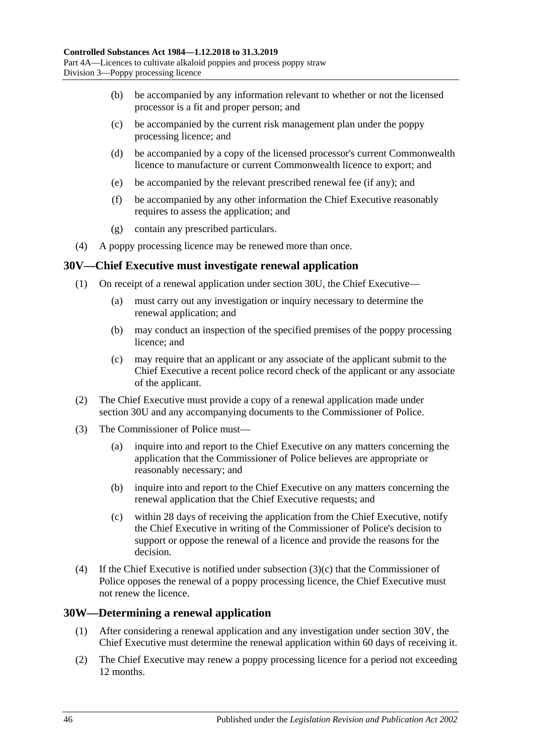(b) be accompanied by any information relevant to whether or not the licensed processor is a fit and proper person; and

(c) be accompanied by the current risk management plan under the poppy processing licence; and

(d) be accompanied by a copy of the licensed processor's current Commonwealth licence to manufacture or current Commonwealth licence to export; and

(e) be accompanied by the relevant prescribed renewal fee (if any); and

(f) be accompanied by any other information the Chief Executive reasonably requires to assess the application; and

(g) contain any prescribed particulars.

(4) A poppy processing licence may be renewed more than once.

## 30V—Chief Executive must investigate renewal application

(1) On receipt of a renewal application under section 30U, the Chief Executive—

(a) must carry out any investigation or inquiry necessary to determine the renewal application; and

(b) may conduct an inspection of the specified premises of the poppy processing licence; and

(c) may require that an applicant or any associate of the applicant submit to the Chief Executive a recent police record check of the applicant or any associate of the applicant.

(2) The Chief Executive must provide a copy of a renewal application made under section 30U and any accompanying documents to the Commissioner of Police.

(3) The Commissioner of Police must—

(a) inquire into and report to the Chief Executive on any matters concerning the application that the Commissioner of Police believes are appropriate or reasonably necessary; and

(b) inquire into and report to the Chief Executive on any matters concerning the renewal application that the Chief Executive requests; and

(c) within 28 days of receiving the application from the Chief Executive, notify the Chief Executive in writing of the Commissioner of Police's decision to support or oppose the renewal of a licence and provide the reasons for the decision.

(4) If the Chief Executive is notified under subsection (3)(c) that the Commissioner of Police opposes the renewal of a poppy processing licence, the Chief Executive must not renew the licence.

## 30W—Determining a renewal application

(1) After considering a renewal application and any investigation under section 30V, the Chief Executive must determine the renewal application within 60 days of receiving it.

(2) The Chief Executive may renew a poppy processing licence for a period not exceeding 12 months.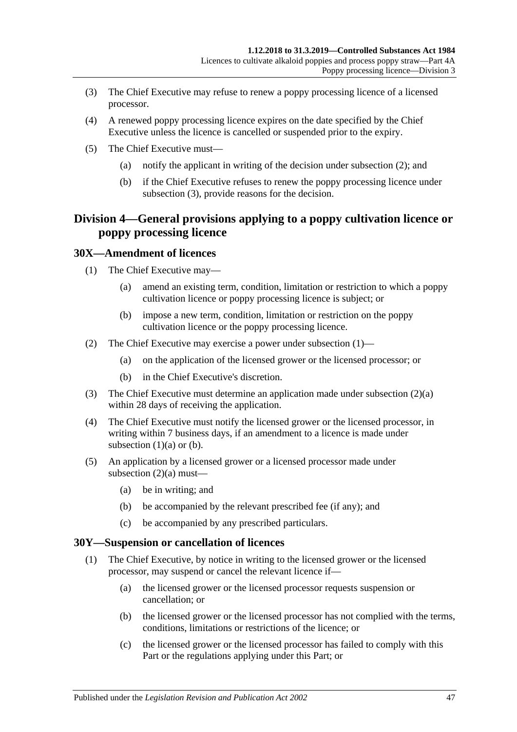(3) The Chief Executive may refuse to renew a poppy processing licence of a licensed processor.

(4) A renewed poppy processing licence expires on the date specified by the Chief Executive unless the licence is cancelled or suspended prior to the expiry.

(5) The Chief Executive must—

(a) notify the applicant in writing of the decision under subsection (2); and

(b) if the Chief Executive refuses to renew the poppy processing licence under subsection (3), provide reasons for the decision.

## Division 4—General provisions applying to a poppy cultivation licence or poppy processing licence

### 30X—Amendment of licences

(1) The Chief Executive may—

(a) amend an existing term, condition, limitation or restriction to which a poppy cultivation licence or poppy processing licence is subject; or

(b) impose a new term, condition, limitation or restriction on the poppy cultivation licence or the poppy processing licence.

(2) The Chief Executive may exercise a power under subsection (1)—

(a) on the application of the licensed grower or the licensed processor; or

(b) in the Chief Executive's discretion.

(3) The Chief Executive must determine an application made under subsection (2)(a) within 28 days of receiving the application.

(4) The Chief Executive must notify the licensed grower or the licensed processor, in writing within 7 business days, if an amendment to a licence is made under subsection (1)(a) or (b).

(5) An application by a licensed grower or a licensed processor made under subsection (2)(a) must—

(a) be in writing; and

(b) be accompanied by the relevant prescribed fee (if any); and

(c) be accompanied by any prescribed particulars.

### 30Y—Suspension or cancellation of licences

(1) The Chief Executive, by notice in writing to the licensed grower or the licensed processor, may suspend or cancel the relevant licence if—

(a) the licensed grower or the licensed processor requests suspension or cancellation; or

(b) the licensed grower or the licensed processor has not complied with the terms, conditions, limitations or restrictions of the licence; or

(c) the licensed grower or the licensed processor has failed to comply with this Part or the regulations applying under this Part; or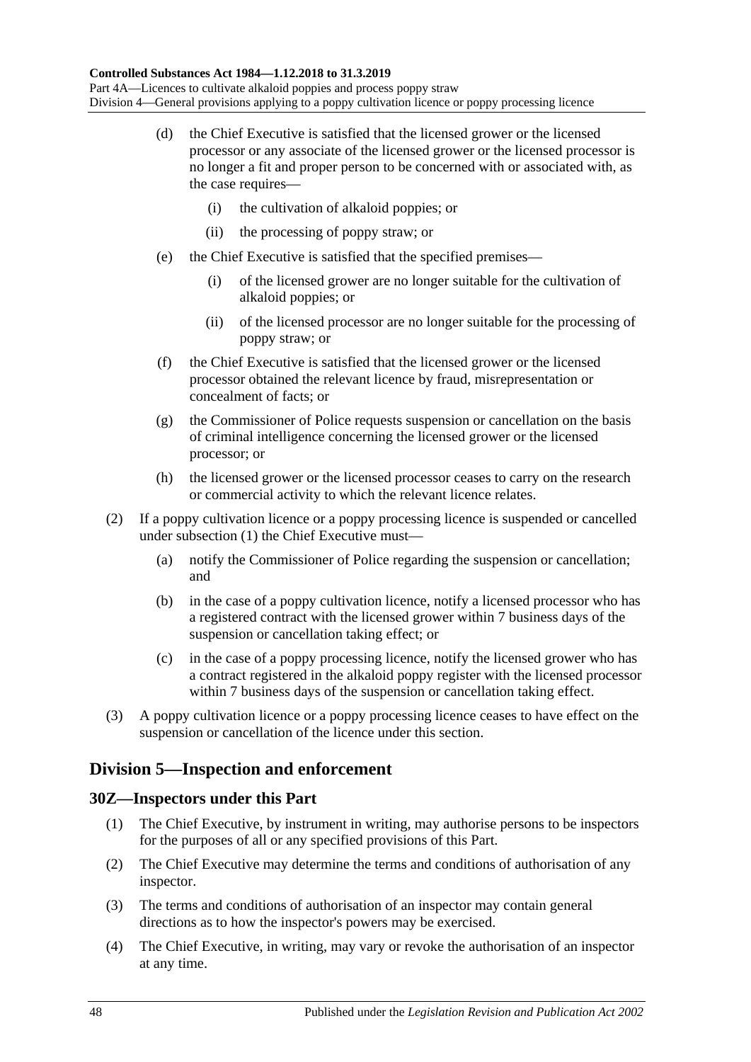(d) the Chief Executive is satisfied that the licensed grower or the licensed processor or any associate of the licensed grower or the licensed processor is no longer a fit and proper person to be concerned with or associated with, as the case requires—

   (i) the cultivation of alkaloid poppies; or

   (ii) the processing of poppy straw; or

(e) the Chief Executive is satisfied that the specified premises—

   (i) of the licensed grower are no longer suitable for the cultivation of alkaloid poppies; or

   (ii) of the licensed processor are no longer suitable for the processing of poppy straw; or

(f) the Chief Executive is satisfied that the licensed grower or the licensed processor obtained the relevant licence by fraud, misrepresentation or concealment of facts; or

(g) the Commissioner of Police requests suspension or cancellation on the basis of criminal intelligence concerning the licensed grower or the licensed processor; or

(h) the licensed grower or the licensed processor ceases to carry on the research or commercial activity to which the relevant licence relates.

(2) If a poppy cultivation licence or a poppy processing licence is suspended or cancelled under subsection (1) the Chief Executive must—

   (a) notify the Commissioner of Police regarding the suspension or cancellation; and

   (b) in the case of a poppy cultivation licence, notify a licensed processor who has a registered contract with the licensed grower within 7 business days of the suspension or cancellation taking effect; or

   (c) in the case of a poppy processing licence, notify the licensed grower who has a contract registered in the alkaloid poppy register with the licensed processor within 7 business days of the suspension or cancellation taking effect.

(3) A poppy cultivation licence or a poppy processing licence ceases to have effect on the suspension or cancellation of the licence under this section.

## Division 5—Inspection and enforcement

### 30Z—Inspectors under this Part

(1) The Chief Executive, by instrument in writing, may authorise persons to be inspectors for the purposes of all or any specified provisions of this Part.

(2) The Chief Executive may determine the terms and conditions of authorisation of any inspector.

(3) The terms and conditions of authorisation of an inspector may contain general directions as to how the inspector's powers may be exercised.

(4) The Chief Executive, in writing, may vary or revoke the authorisation of an inspector at any time.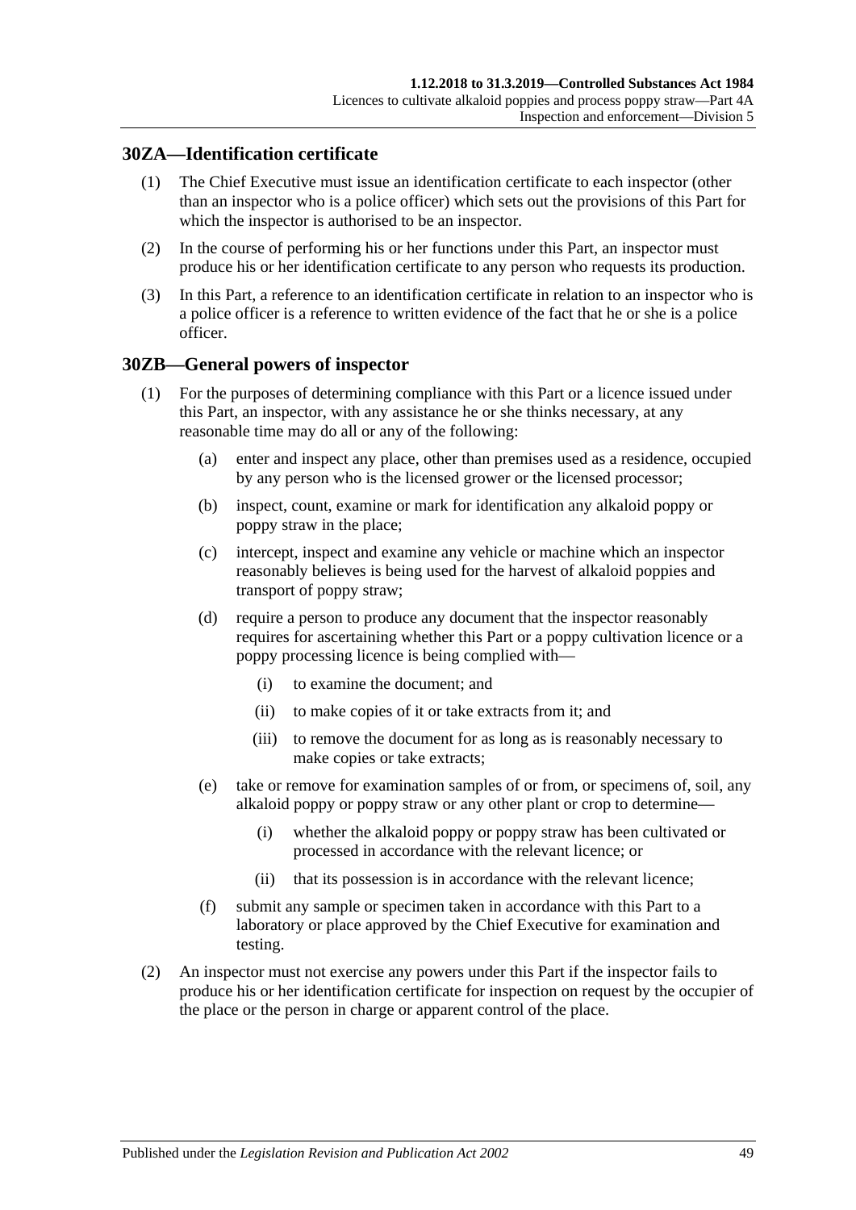## 30ZA—Identification certificate

(1) The Chief Executive must issue an identification certificate to each inspector (other than an inspector who is a police officer) which sets out the provisions of this Part for which the inspector is authorised to be an inspector.

(2) In the course of performing his or her functions under this Part, an inspector must produce his or her identification certificate to any person who requests its production.

(3) In this Part, a reference to an identification certificate in relation to an inspector who is a police officer is a reference to written evidence of the fact that he or she is a police officer.

## 30ZB—General powers of inspector

(1) For the purposes of determining compliance with this Part or a licence issued under this Part, an inspector, with any assistance he or she thinks necessary, at any reasonable time may do all or any of the following:

(a) enter and inspect any place, other than premises used as a residence, occupied by any person who is the licensed grower or the licensed processor;

(b) inspect, count, examine or mark for identification any alkaloid poppy or poppy straw in the place;

(c) intercept, inspect and examine any vehicle or machine which an inspector reasonably believes is being used for the harvest of alkaloid poppies and transport of poppy straw;

(d) require a person to produce any document that the inspector reasonably requires for ascertaining whether this Part or a poppy cultivation licence or a poppy processing licence is being complied with—

(i) to examine the document; and

(ii) to make copies of it or take extracts from it; and

(iii) to remove the document for as long as is reasonably necessary to make copies or take extracts;

(e) take or remove for examination samples of or from, or specimens of, soil, any alkaloid poppy or poppy straw or any other plant or crop to determine—

(i) whether the alkaloid poppy or poppy straw has been cultivated or processed in accordance with the relevant licence; or

(ii) that its possession is in accordance with the relevant licence;

(f) submit any sample or specimen taken in accordance with this Part to a laboratory or place approved by the Chief Executive for examination and testing.

(2) An inspector must not exercise any powers under this Part if the inspector fails to produce his or her identification certificate for inspection on request by the occupier of the place or the person in charge or apparent control of the place.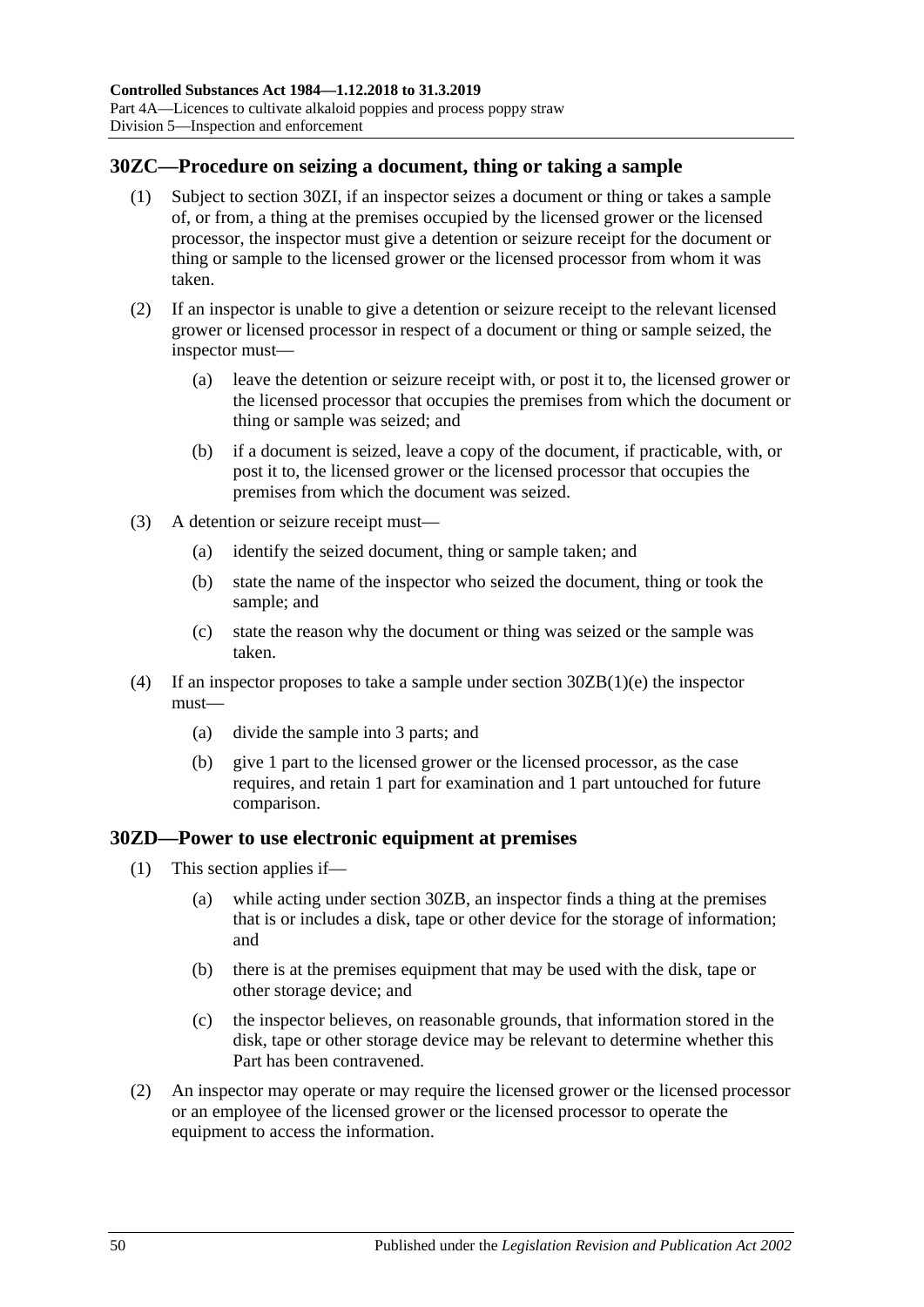## 30ZC—Procedure on seizing a document, thing or taking a sample

(1) Subject to section 30ZI, if an inspector seizes a document or thing or takes a sample of, or from, a thing at the premises occupied by the licensed grower or the licensed processor, the inspector must give a detention or seizure receipt for the document or thing or sample to the licensed grower or the licensed processor from whom it was taken.

(2) If an inspector is unable to give a detention or seizure receipt to the relevant licensed grower or licensed processor in respect of a document or thing or sample seized, the inspector must—

- (a) leave the detention or seizure receipt with, or post it to, the licensed grower or the licensed processor that occupies the premises from which the document or thing or sample was seized; and
- (b) if a document is seized, leave a copy of the document, if practicable, with, or post it to, the licensed grower or the licensed processor that occupies the premises from which the document was seized.

(3) A detention or seizure receipt must—

- (a) identify the seized document, thing or sample taken; and
- (b) state the name of the inspector who seized the document, thing or took the sample; and
- (c) state the reason why the document or thing was seized or the sample was taken.

(4) If an inspector proposes to take a sample under section 30ZB(1)(e) the inspector must—

- (a) divide the sample into 3 parts; and
- (b) give 1 part to the licensed grower or the licensed processor, as the case requires, and retain 1 part for examination and 1 part untouched for future comparison.

## 30ZD—Power to use electronic equipment at premises

(1) This section applies if—

- (a) while acting under section 30ZB, an inspector finds a thing at the premises that is or includes a disk, tape or other device for the storage of information; and
- (b) there is at the premises equipment that may be used with the disk, tape or other storage device; and
- (c) the inspector believes, on reasonable grounds, that information stored in the disk, tape or other storage device may be relevant to determine whether this Part has been contravened.

(2) An inspector may operate or may require the licensed grower or the licensed processor or an employee of the licensed grower or the licensed processor to operate the equipment to access the information.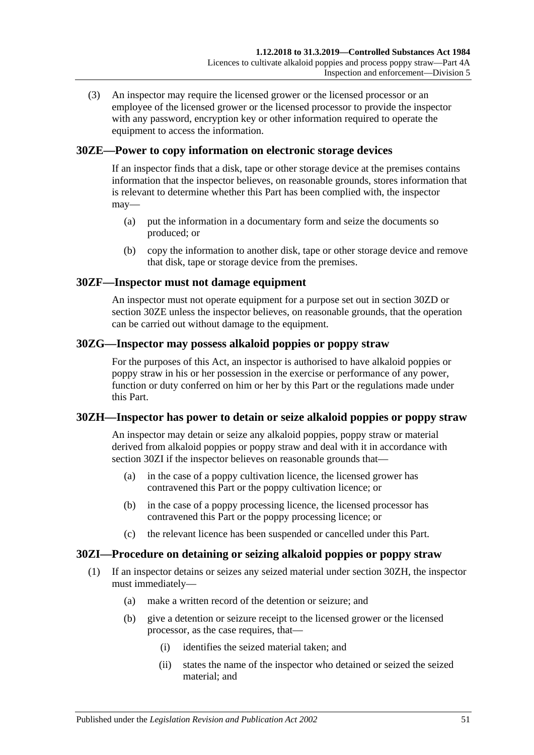(3) An inspector may require the licensed grower or the licensed processor or an employee of the licensed grower or the licensed processor to provide the inspector with any password, encryption key or other information required to operate the equipment to access the information.

## 30ZE—Power to copy information on electronic storage devices

If an inspector finds that a disk, tape or other storage device at the premises contains information that the inspector believes, on reasonable grounds, stores information that is relevant to determine whether this Part has been complied with, the inspector may—

(a) put the information in a documentary form and seize the documents so produced; or

(b) copy the information to another disk, tape or other storage device and remove that disk, tape or storage device from the premises.

## 30ZF—Inspector must not damage equipment

An inspector must not operate equipment for a purpose set out in section 30ZD or section 30ZE unless the inspector believes, on reasonable grounds, that the operation can be carried out without damage to the equipment.

## 30ZG—Inspector may possess alkaloid poppies or poppy straw

For the purposes of this Act, an inspector is authorised to have alkaloid poppies or poppy straw in his or her possession in the exercise or performance of any power, function or duty conferred on him or her by this Part or the regulations made under this Part.

## 30ZH—Inspector has power to detain or seize alkaloid poppies or poppy straw

An inspector may detain or seize any alkaloid poppies, poppy straw or material derived from alkaloid poppies or poppy straw and deal with it in accordance with section 30ZI if the inspector believes on reasonable grounds that—

(a) in the case of a poppy cultivation licence, the licensed grower has contravened this Part or the poppy cultivation licence; or

(b) in the case of a poppy processing licence, the licensed processor has contravened this Part or the poppy processing licence; or

(c) the relevant licence has been suspended or cancelled under this Part.

## 30ZI—Procedure on detaining or seizing alkaloid poppies or poppy straw

(1) If an inspector detains or seizes any seized material under section 30ZH, the inspector must immediately—

(a) make a written record of the detention or seizure; and

(b) give a detention or seizure receipt to the licensed grower or the licensed processor, as the case requires, that—

(i) identifies the seized material taken; and

(ii) states the name of the inspector who detained or seized the seized material; and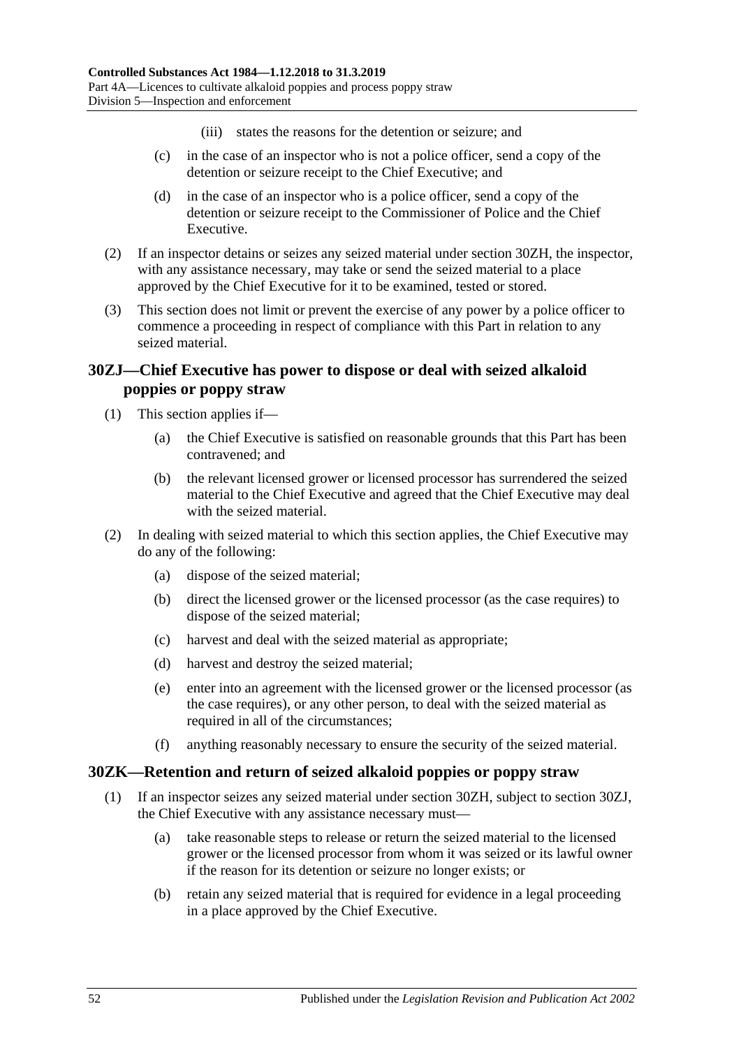(iii) states the reasons for the detention or seizure; and

(c) in the case of an inspector who is not a police officer, send a copy of the detention or seizure receipt to the Chief Executive; and

(d) in the case of an inspector who is a police officer, send a copy of the detention or seizure receipt to the Commissioner of Police and the Chief Executive.

(2) If an inspector detains or seizes any seized material under section 30ZH, the inspector, with any assistance necessary, may take or send the seized material to a place approved by the Chief Executive for it to be examined, tested or stored.

(3) This section does not limit or prevent the exercise of any power by a police officer to commence a proceeding in respect of compliance with this Part in relation to any seized material.

## 30ZJ—Chief Executive has power to dispose or deal with seized alkaloid poppies or poppy straw

(1) This section applies if—

(a) the Chief Executive is satisfied on reasonable grounds that this Part has been contravened; and

(b) the relevant licensed grower or licensed processor has surrendered the seized material to the Chief Executive and agreed that the Chief Executive may deal with the seized material.

(2) In dealing with seized material to which this section applies, the Chief Executive may do any of the following:

(a) dispose of the seized material;

(b) direct the licensed grower or the licensed processor (as the case requires) to dispose of the seized material;

(c) harvest and deal with the seized material as appropriate;

(d) harvest and destroy the seized material;

(e) enter into an agreement with the licensed grower or the licensed processor (as the case requires), or any other person, to deal with the seized material as required in all of the circumstances;

(f) anything reasonably necessary to ensure the security of the seized material.

## 30ZK—Retention and return of seized alkaloid poppies or poppy straw

(1) If an inspector seizes any seized material under section 30ZH, subject to section 30ZJ, the Chief Executive with any assistance necessary must—

(a) take reasonable steps to release or return the seized material to the licensed grower or the licensed processor from whom it was seized or its lawful owner if the reason for its detention or seizure no longer exists; or

(b) retain any seized material that is required for evidence in a legal proceeding in a place approved by the Chief Executive.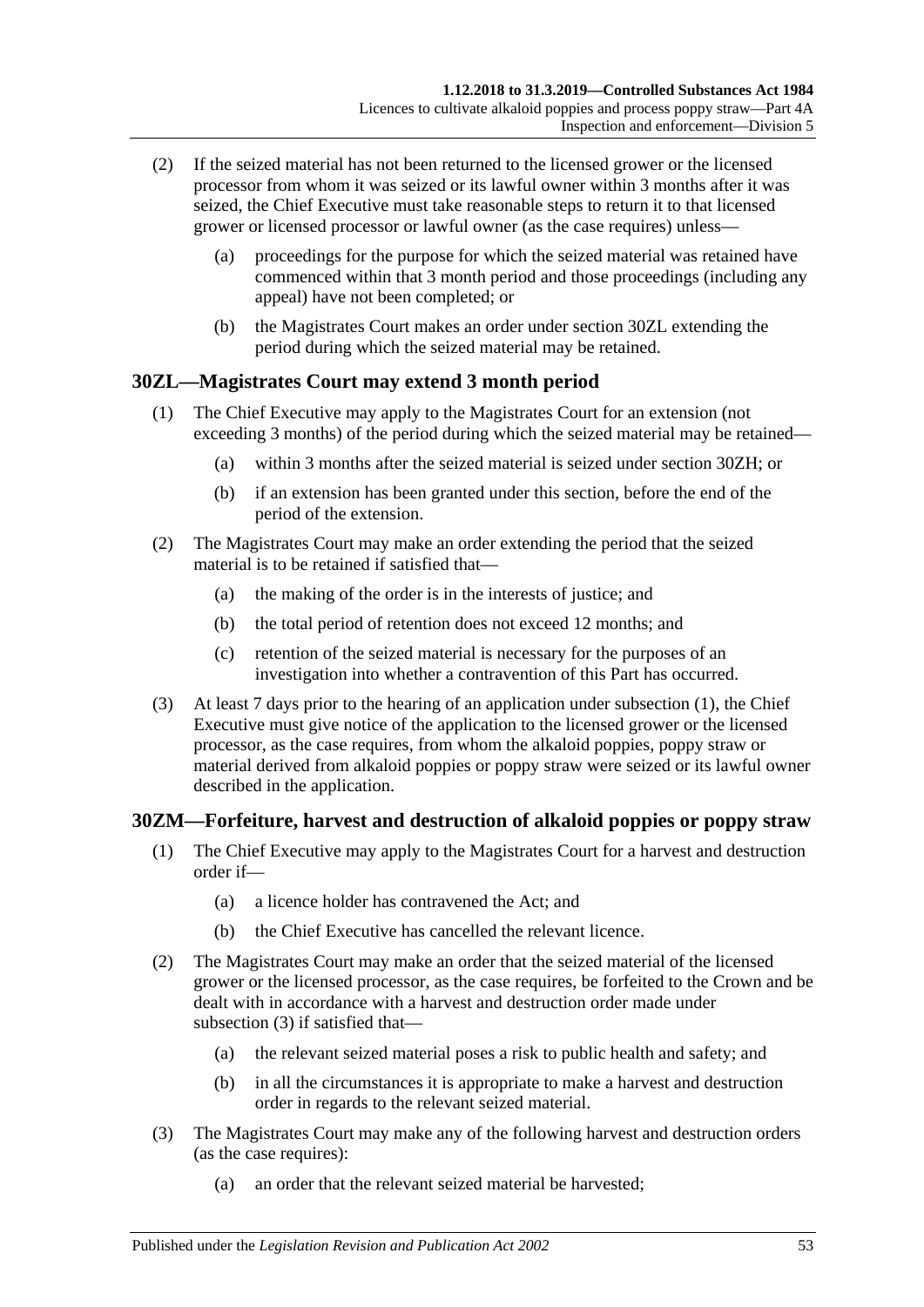(2) If the seized material has not been returned to the licensed grower or the licensed processor from whom it was seized or its lawful owner within 3 months after it was seized, the Chief Executive must take reasonable steps to return it to that licensed grower or licensed processor or lawful owner (as the case requires) unless—

(a) proceedings for the purpose for which the seized material was retained have commenced within that 3 month period and those proceedings (including any appeal) have not been completed; or

(b) the Magistrates Court makes an order under section 30ZL extending the period during which the seized material may be retained.

## 30ZL—Magistrates Court may extend 3 month period

(1) The Chief Executive may apply to the Magistrates Court for an extension (not exceeding 3 months) of the period during which the seized material may be retained—

(a) within 3 months after the seized material is seized under section 30ZH; or

(b) if an extension has been granted under this section, before the end of the period of the extension.

(2) The Magistrates Court may make an order extending the period that the seized material is to be retained if satisfied that—

(a) the making of the order is in the interests of justice; and

(b) the total period of retention does not exceed 12 months; and

(c) retention of the seized material is necessary for the purposes of an investigation into whether a contravention of this Part has occurred.

(3) At least 7 days prior to the hearing of an application under subsection (1), the Chief Executive must give notice of the application to the licensed grower or the licensed processor, as the case requires, from whom the alkaloid poppies, poppy straw or material derived from alkaloid poppies or poppy straw were seized or its lawful owner described in the application.

## 30ZM—Forfeiture, harvest and destruction of alkaloid poppies or poppy straw

(1) The Chief Executive may apply to the Magistrates Court for a harvest and destruction order if—

(a) a licence holder has contravened the Act; and

(b) the Chief Executive has cancelled the relevant licence.

(2) The Magistrates Court may make an order that the seized material of the licensed grower or the licensed processor, as the case requires, be forfeited to the Crown and be dealt with in accordance with a harvest and destruction order made under subsection (3) if satisfied that—

(a) the relevant seized material poses a risk to public health and safety; and

(b) in all the circumstances it is appropriate to make a harvest and destruction order in regards to the relevant seized material.

(3) The Magistrates Court may make any of the following harvest and destruction orders (as the case requires):

(a) an order that the relevant seized material be harvested;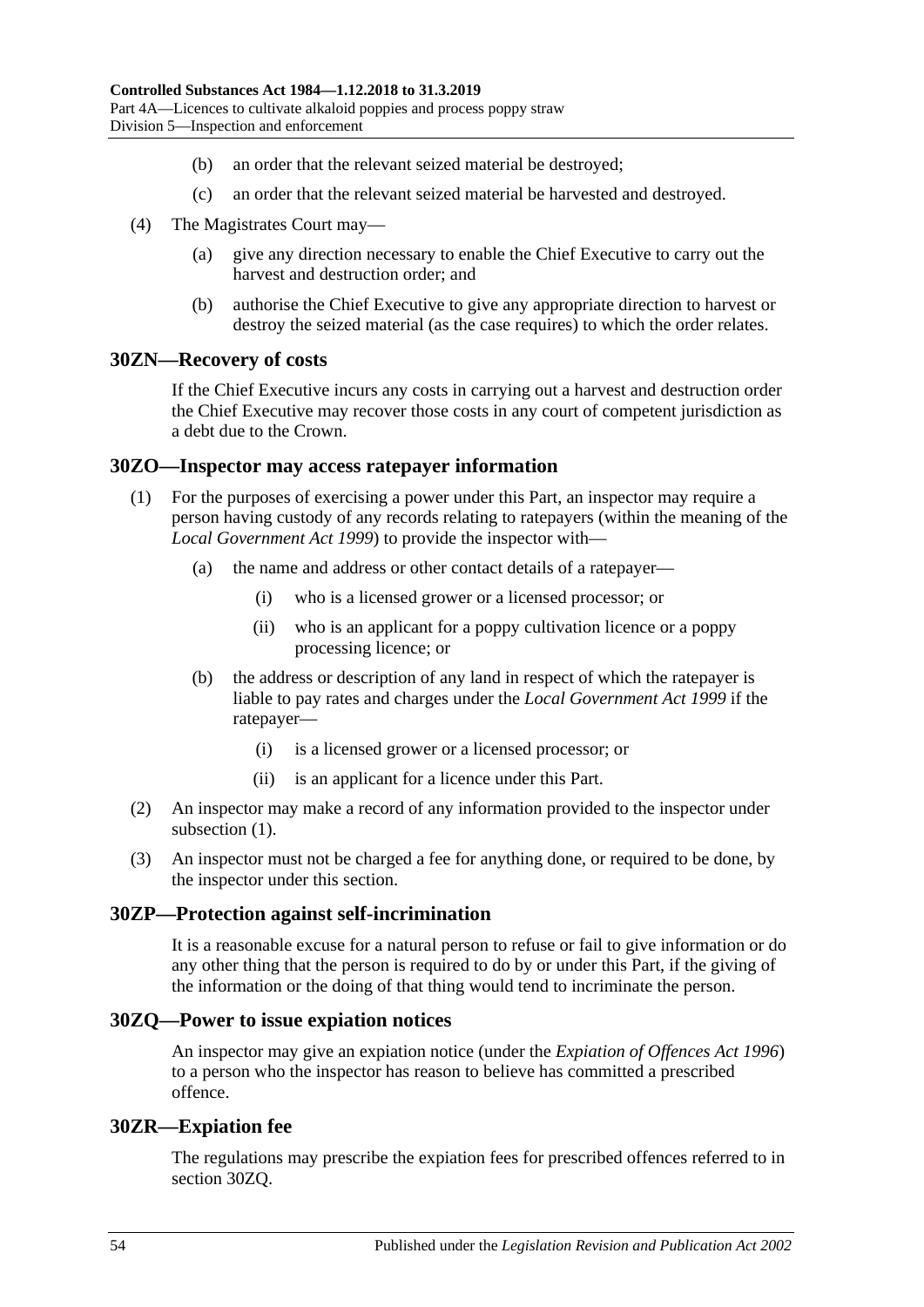(b) an order that the relevant seized material be destroyed;

(c) an order that the relevant seized material be harvested and destroyed.

(4) The Magistrates Court may—

(a) give any direction necessary to enable the Chief Executive to carry out the harvest and destruction order; and

(b) authorise the Chief Executive to give any appropriate direction to harvest or destroy the seized material (as the case requires) to which the order relates.

## 30ZN—Recovery of costs

If the Chief Executive incurs any costs in carrying out a harvest and destruction order the Chief Executive may recover those costs in any court of competent jurisdiction as a debt due to the Crown.

## 30ZO—Inspector may access ratepayer information

(1) For the purposes of exercising a power under this Part, an inspector may require a person having custody of any records relating to ratepayers (within the meaning of the *Local Government Act 1999*) to provide the inspector with—

(a) the name and address or other contact details of a ratepayer—

(i) who is a licensed grower or a licensed processor; or

(ii) who is an applicant for a poppy cultivation licence or a poppy processing licence; or

(b) the address or description of any land in respect of which the ratepayer is liable to pay rates and charges under the *Local Government Act 1999* if the ratepayer—

(i) is a licensed grower or a licensed processor; or

(ii) is an applicant for a licence under this Part.

(2) An inspector may make a record of any information provided to the inspector under subsection (1).

(3) An inspector must not be charged a fee for anything done, or required to be done, by the inspector under this section.

## 30ZP—Protection against self-incrimination

It is a reasonable excuse for a natural person to refuse or fail to give information or do any other thing that the person is required to do by or under this Part, if the giving of the information or the doing of that thing would tend to incriminate the person.

## 30ZQ—Power to issue expiation notices

An inspector may give an expiation notice (under the *Expiation of Offences Act 1996*) to a person who the inspector has reason to believe has committed a prescribed offence.

## 30ZR—Expiation fee

The regulations may prescribe the expiation fees for prescribed offences referred to in section 30ZQ.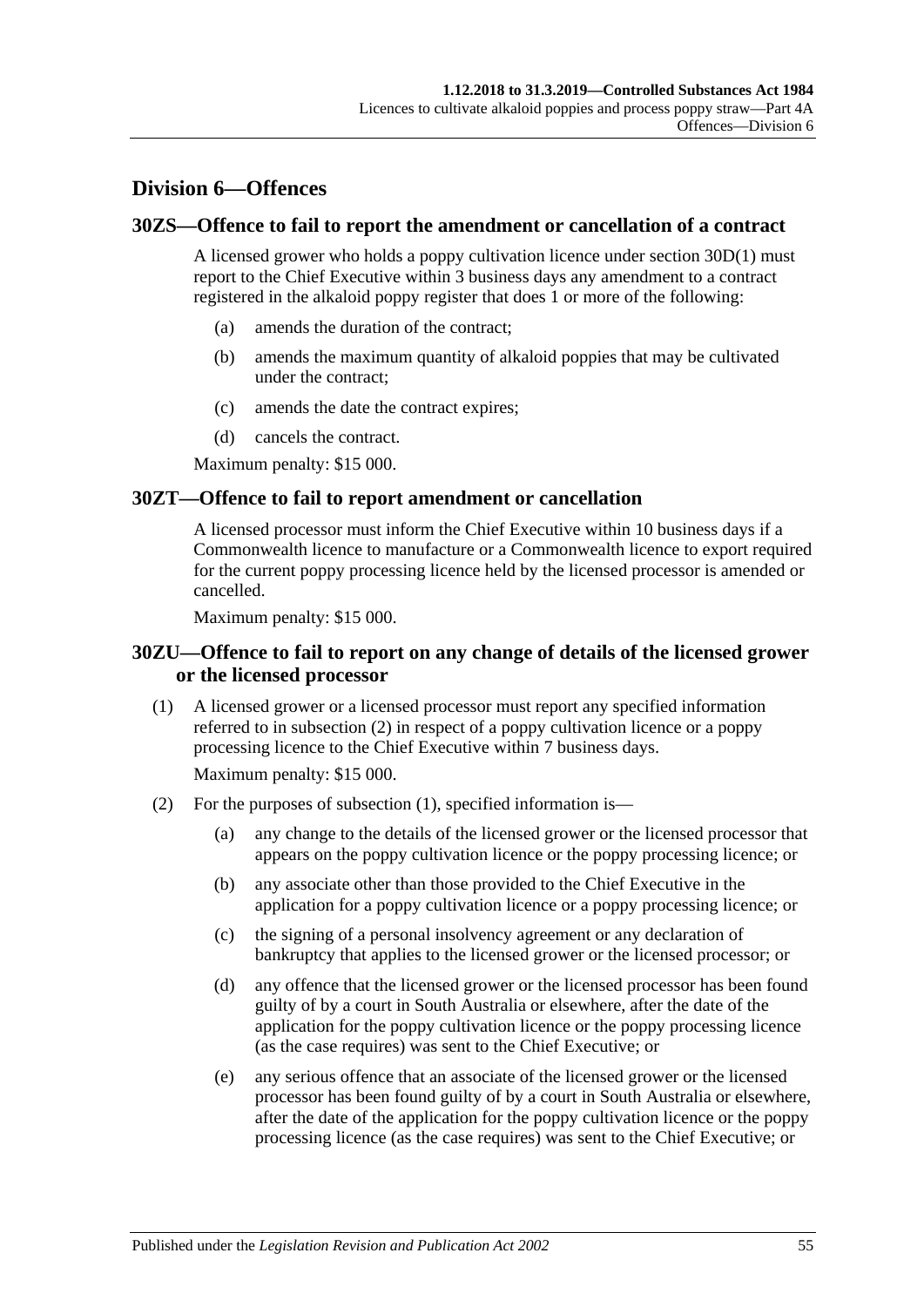## Division 6—Offences

### 30ZS—Offence to fail to report the amendment or cancellation of a contract

A licensed grower who holds a poppy cultivation licence under section 30D(1) must report to the Chief Executive within 3 business days any amendment to a contract registered in the alkaloid poppy register that does 1 or more of the following:

(a) amends the duration of the contract;

(b) amends the maximum quantity of alkaloid poppies that may be cultivated under the contract;

(c) amends the date the contract expires;

(d) cancels the contract.

Maximum penalty: $15 000.

### 30ZT—Offence to fail to report amendment or cancellation

A licensed processor must inform the Chief Executive within 10 business days if a Commonwealth licence to manufacture or a Commonwealth licence to export required for the current poppy processing licence held by the licensed processor is amended or cancelled.

Maximum penalty: $15 000.

### 30ZU—Offence to fail to report on any change of details of the licensed grower or the licensed processor

(1) A licensed grower or a licensed processor must report any specified information referred to in subsection (2) in respect of a poppy cultivation licence or a poppy processing licence to the Chief Executive within 7 business days.

Maximum penalty: $15 000.

(2) For the purposes of subsection (1), specified information is—

(a) any change to the details of the licensed grower or the licensed processor that appears on the poppy cultivation licence or the poppy processing licence; or

(b) any associate other than those provided to the Chief Executive in the application for a poppy cultivation licence or a poppy processing licence; or

(c) the signing of a personal insolvency agreement or any declaration of bankruptcy that applies to the licensed grower or the licensed processor; or

(d) any offence that the licensed grower or the licensed processor has been found guilty of by a court in South Australia or elsewhere, after the date of the application for the poppy cultivation licence or the poppy processing licence (as the case requires) was sent to the Chief Executive; or

(e) any serious offence that an associate of the licensed grower or the licensed processor has been found guilty of by a court in South Australia or elsewhere, after the date of the application for the poppy cultivation licence or the poppy processing licence (as the case requires) was sent to the Chief Executive; or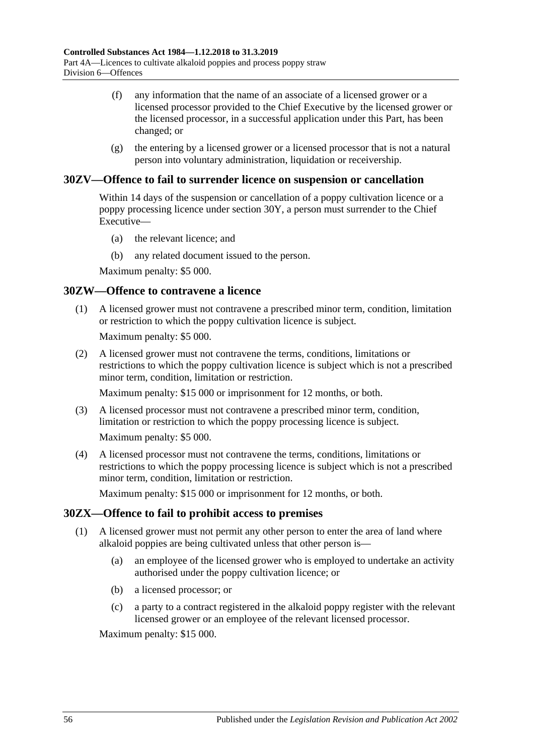(f) any information that the name of an associate of a licensed grower or a licensed processor provided to the Chief Executive by the licensed grower or the licensed processor, in a successful application under this Part, has been changed; or

(g) the entering by a licensed grower or a licensed processor that is not a natural person into voluntary administration, liquidation or receivership.

## 30ZV—Offence to fail to surrender licence on suspension or cancellation

Within 14 days of the suspension or cancellation of a poppy cultivation licence or a poppy processing licence under section 30Y, a person must surrender to the Chief Executive—

(a) the relevant licence; and

(b) any related document issued to the person.

Maximum penalty: $5 000.

## 30ZW—Offence to contravene a licence

(1) A licensed grower must not contravene a prescribed minor term, condition, limitation or restriction to which the poppy cultivation licence is subject.

Maximum penalty: $5 000.

(2) A licensed grower must not contravene the terms, conditions, limitations or restrictions to which the poppy cultivation licence is subject which is not a prescribed minor term, condition, limitation or restriction.

Maximum penalty: $15 000 or imprisonment for 12 months, or both.

(3) A licensed processor must not contravene a prescribed minor term, condition, limitation or restriction to which the poppy processing licence is subject.

Maximum penalty: $5 000.

(4) A licensed processor must not contravene the terms, conditions, limitations or restrictions to which the poppy processing licence is subject which is not a prescribed minor term, condition, limitation or restriction.

Maximum penalty: $15 000 or imprisonment for 12 months, or both.

## 30ZX—Offence to fail to prohibit access to premises

(1) A licensed grower must not permit any other person to enter the area of land where alkaloid poppies are being cultivated unless that other person is—

(a) an employee of the licensed grower who is employed to undertake an activity authorised under the poppy cultivation licence; or

(b) a licensed processor; or

(c) a party to a contract registered in the alkaloid poppy register with the relevant licensed grower or an employee of the relevant licensed processor.

Maximum penalty: $15 000.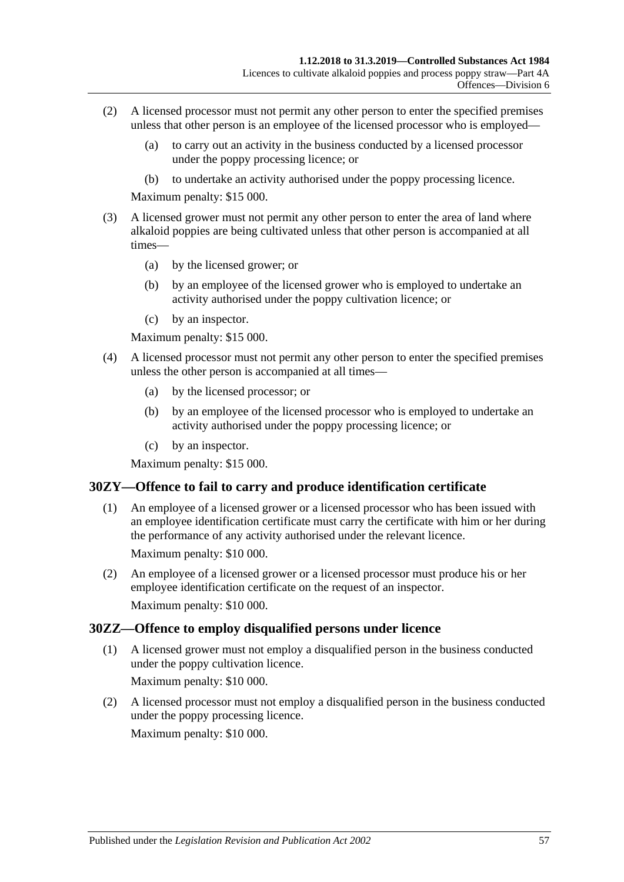(2) A licensed processor must not permit any other person to enter the specified premises unless that other person is an employee of the licensed processor who is employed—

(a) to carry out an activity in the business conducted by a licensed processor under the poppy processing licence; or

(b) to undertake an activity authorised under the poppy processing licence.

Maximum penalty: $15 000.

(3) A licensed grower must not permit any other person to enter the area of land where alkaloid poppies are being cultivated unless that other person is accompanied at all times—

(a) by the licensed grower; or

(b) by an employee of the licensed grower who is employed to undertake an activity authorised under the poppy cultivation licence; or

(c) by an inspector.

Maximum penalty: $15 000.

(4) A licensed processor must not permit any other person to enter the specified premises unless the other person is accompanied at all times—

(a) by the licensed processor; or

(b) by an employee of the licensed processor who is employed to undertake an activity authorised under the poppy processing licence; or

(c) by an inspector.

Maximum penalty: $15 000.

## 30ZY—Offence to fail to carry and produce identification certificate

(1) An employee of a licensed grower or a licensed processor who has been issued with an employee identification certificate must carry the certificate with him or her during the performance of any activity authorised under the relevant licence.

Maximum penalty: $10 000.

(2) An employee of a licensed grower or a licensed processor must produce his or her employee identification certificate on the request of an inspector.

Maximum penalty: $10 000.

## 30ZZ—Offence to employ disqualified persons under licence

(1) A licensed grower must not employ a disqualified person in the business conducted under the poppy cultivation licence.

Maximum penalty: $10 000.

(2) A licensed processor must not employ a disqualified person in the business conducted under the poppy processing licence.

Maximum penalty: $10 000.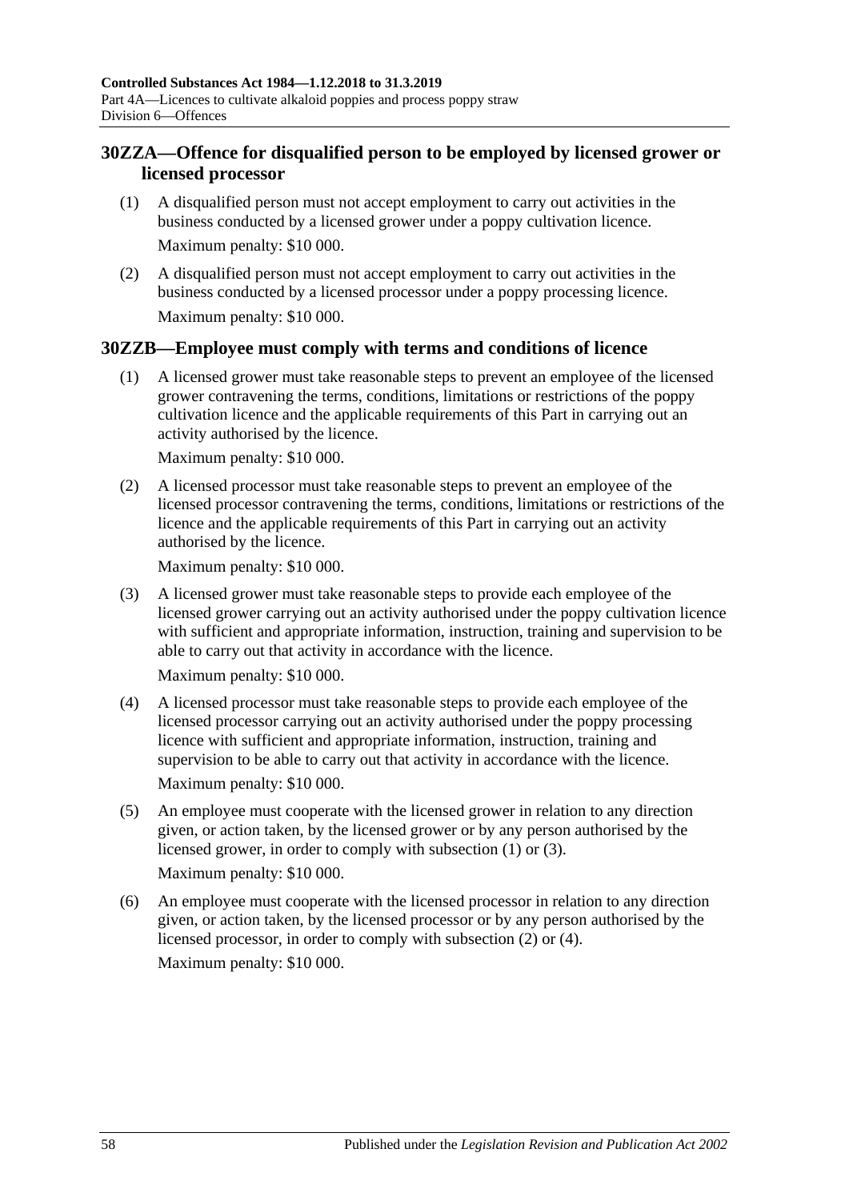## 30ZZA—Offence for disqualified person to be employed by licensed grower or licensed processor

(1) A disqualified person must not accept employment to carry out activities in the business conducted by a licensed grower under a poppy cultivation licence.

Maximum penalty: $10 000.

(2) A disqualified person must not accept employment to carry out activities in the business conducted by a licensed processor under a poppy processing licence.

Maximum penalty: $10 000.

## 30ZZB—Employee must comply with terms and conditions of licence

(1) A licensed grower must take reasonable steps to prevent an employee of the licensed grower contravening the terms, conditions, limitations or restrictions of the poppy cultivation licence and the applicable requirements of this Part in carrying out an activity authorised by the licence.

Maximum penalty: $10 000.

(2) A licensed processor must take reasonable steps to prevent an employee of the licensed processor contravening the terms, conditions, limitations or restrictions of the licence and the applicable requirements of this Part in carrying out an activity authorised by the licence.

Maximum penalty: $10 000.

(3) A licensed grower must take reasonable steps to provide each employee of the licensed grower carrying out an activity authorised under the poppy cultivation licence with sufficient and appropriate information, instruction, training and supervision to be able to carry out that activity in accordance with the licence.

Maximum penalty: $10 000.

(4) A licensed processor must take reasonable steps to provide each employee of the licensed processor carrying out an activity authorised under the poppy processing licence with sufficient and appropriate information, instruction, training and supervision to be able to carry out that activity in accordance with the licence.

Maximum penalty: $10 000.

(5) An employee must cooperate with the licensed grower in relation to any direction given, or action taken, by the licensed grower or by any person authorised by the licensed grower, in order to comply with subsection (1) or (3).

Maximum penalty: $10 000.

(6) An employee must cooperate with the licensed processor in relation to any direction given, or action taken, by the licensed processor or by any person authorised by the licensed processor, in order to comply with subsection (2) or (4).

Maximum penalty: $10 000.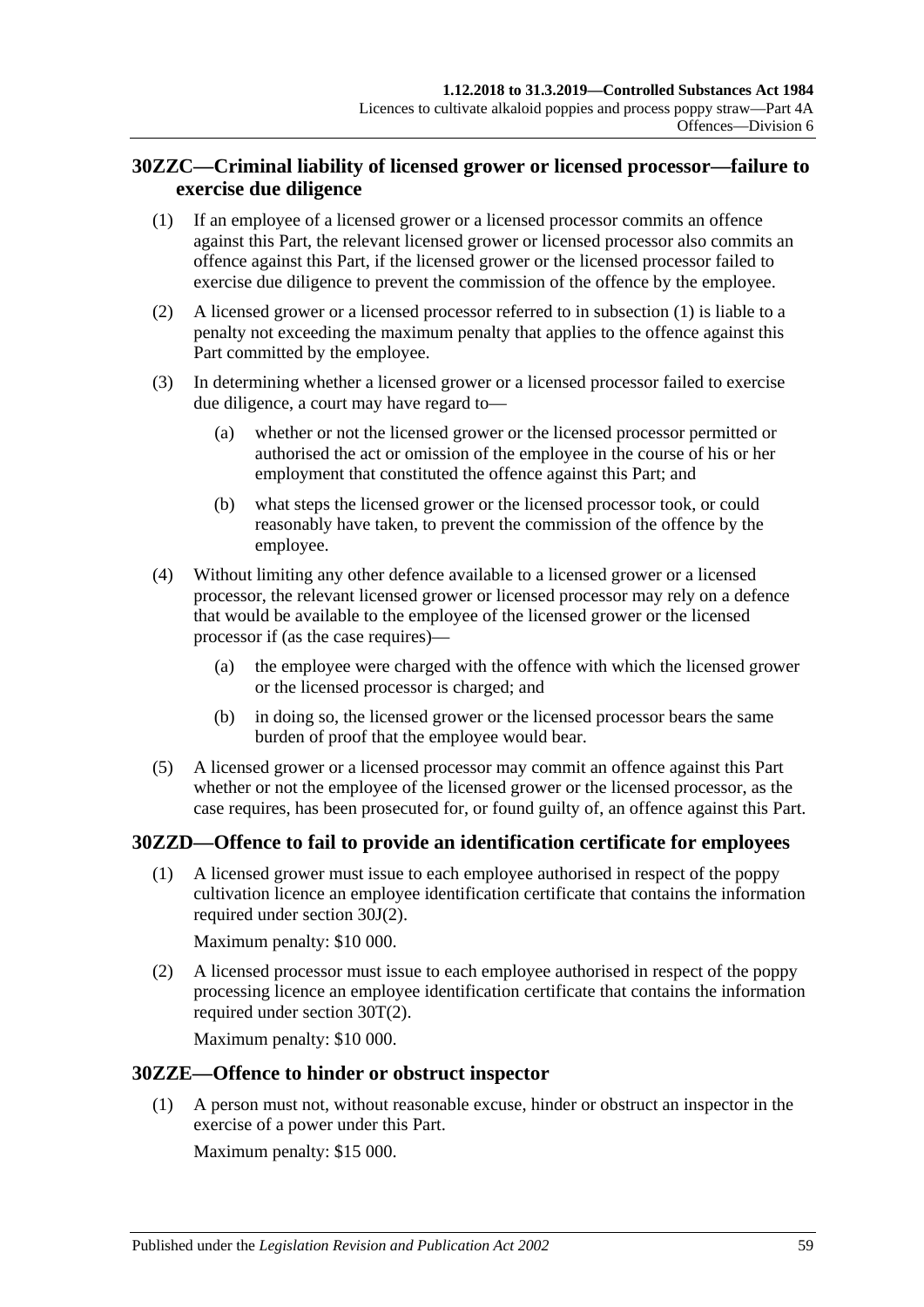## 30ZZC—Criminal liability of licensed grower or licensed processor—failure to exercise due diligence

(1) If an employee of a licensed grower or a licensed processor commits an offence against this Part, the relevant licensed grower or licensed processor also commits an offence against this Part, if the licensed grower or the licensed processor failed to exercise due diligence to prevent the commission of the offence by the employee.

(2) A licensed grower or a licensed processor referred to in subsection (1) is liable to a penalty not exceeding the maximum penalty that applies to the offence against this Part committed by the employee.

(3) In determining whether a licensed grower or a licensed processor failed to exercise due diligence, a court may have regard to—

- (a) whether or not the licensed grower or the licensed processor permitted or authorised the act or omission of the employee in the course of his or her employment that constituted the offence against this Part; and
- (b) what steps the licensed grower or the licensed processor took, or could reasonably have taken, to prevent the commission of the offence by the employee.

(4) Without limiting any other defence available to a licensed grower or a licensed processor, the relevant licensed grower or licensed processor may rely on a defence that would be available to the employee of the licensed grower or the licensed processor if (as the case requires)—

- (a) the employee were charged with the offence with which the licensed grower or the licensed processor is charged; and
- (b) in doing so, the licensed grower or the licensed processor bears the same burden of proof that the employee would bear.

(5) A licensed grower or a licensed processor may commit an offence against this Part whether or not the employee of the licensed grower or the licensed processor, as the case requires, has been prosecuted for, or found guilty of, an offence against this Part.

## 30ZZD—Offence to fail to provide an identification certificate for employees

(1) A licensed grower must issue to each employee authorised in respect of the poppy cultivation licence an employee identification certificate that contains the information required under section 30J(2).

Maximum penalty: $10 000.

(2) A licensed processor must issue to each employee authorised in respect of the poppy processing licence an employee identification certificate that contains the information required under section 30T(2).

Maximum penalty: $10 000.

## 30ZZE—Offence to hinder or obstruct inspector

(1) A person must not, without reasonable excuse, hinder or obstruct an inspector in the exercise of a power under this Part.

Maximum penalty: $15 000.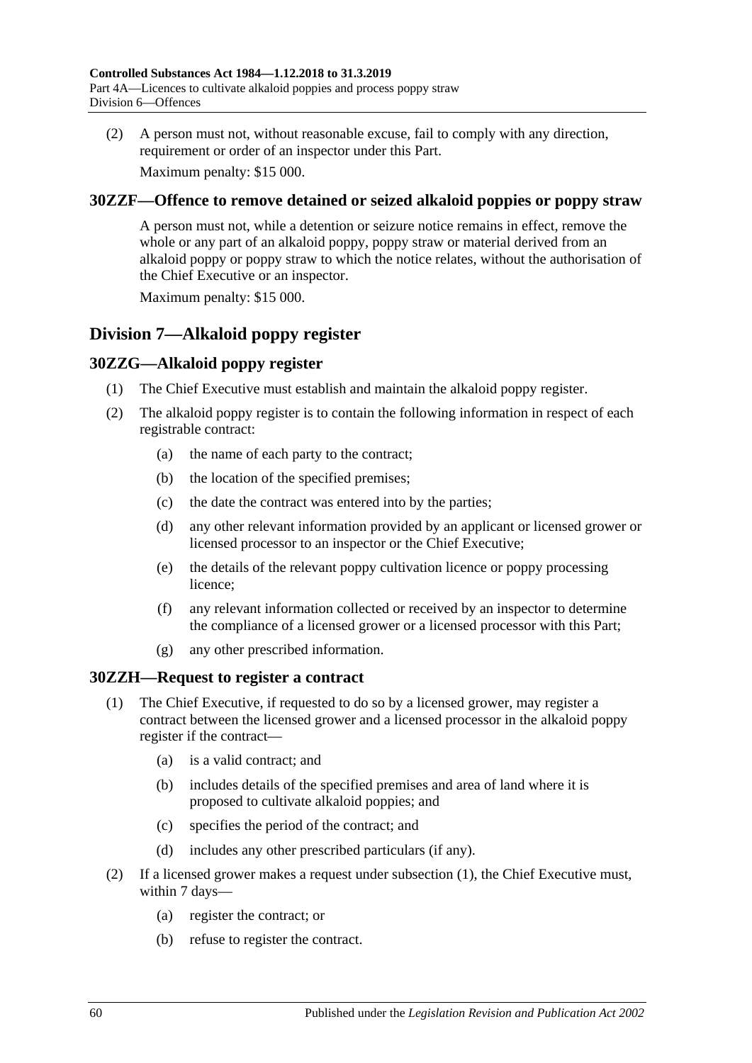(2) A person must not, without reasonable excuse, fail to comply with any direction, requirement or order of an inspector under this Part.

Maximum penalty: $15 000.

### 30ZZF—Offence to remove detained or seized alkaloid poppies or poppy straw

A person must not, while a detention or seizure notice remains in effect, remove the whole or any part of an alkaloid poppy, poppy straw or material derived from an alkaloid poppy or poppy straw to which the notice relates, without the authorisation of the Chief Executive or an inspector.

Maximum penalty: $15 000.

## Division 7—Alkaloid poppy register

### 30ZZG—Alkaloid poppy register

(1) The Chief Executive must establish and maintain the alkaloid poppy register.

(2) The alkaloid poppy register is to contain the following information in respect of each registrable contract:

- (a) the name of each party to the contract;
- (b) the location of the specified premises;
- (c) the date the contract was entered into by the parties;
- (d) any other relevant information provided by an applicant or licensed grower or licensed processor to an inspector or the Chief Executive;
- (e) the details of the relevant poppy cultivation licence or poppy processing licence;
- (f) any relevant information collected or received by an inspector to determine the compliance of a licensed grower or a licensed processor with this Part;
- (g) any other prescribed information.

### 30ZZH—Request to register a contract

(1) The Chief Executive, if requested to do so by a licensed grower, may register a contract between the licensed grower and a licensed processor in the alkaloid poppy register if the contract—

- (a) is a valid contract; and
- (b) includes details of the specified premises and area of land where it is proposed to cultivate alkaloid poppies; and
- (c) specifies the period of the contract; and
- (d) includes any other prescribed particulars (if any).

(2) If a licensed grower makes a request under subsection (1), the Chief Executive must, within 7 days—

- (a) register the contract; or
- (b) refuse to register the contract.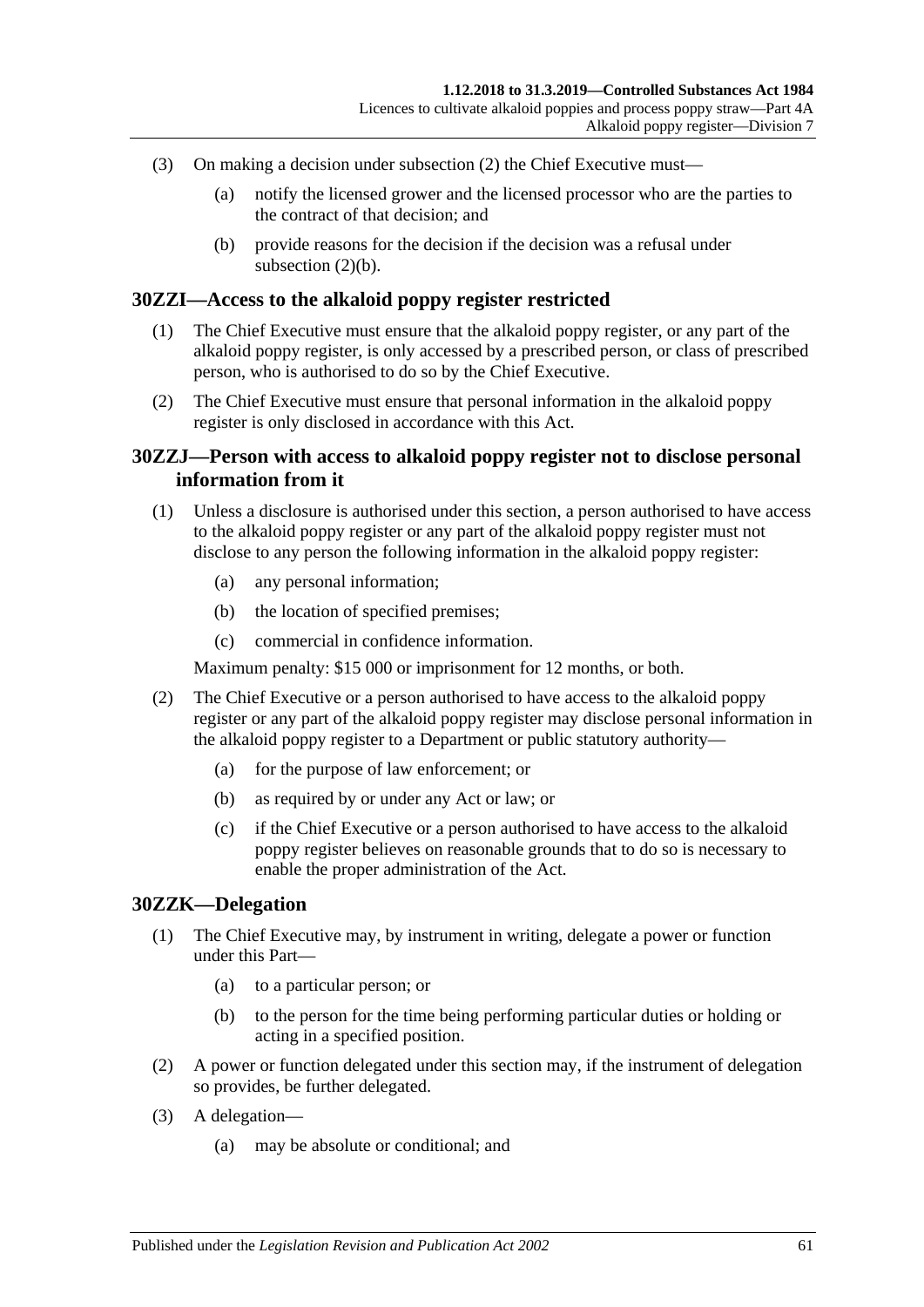(3) On making a decision under subsection (2) the Chief Executive must—

  (a) notify the licensed grower and the licensed processor who are the parties to the contract of that decision; and

  (b) provide reasons for the decision if the decision was a refusal under subsection (2)(b).

## 30ZZI—Access to the alkaloid poppy register restricted

(1) The Chief Executive must ensure that the alkaloid poppy register, or any part of the alkaloid poppy register, is only accessed by a prescribed person, or class of prescribed person, who is authorised to do so by the Chief Executive.

(2) The Chief Executive must ensure that personal information in the alkaloid poppy register is only disclosed in accordance with this Act.

## 30ZZJ—Person with access to alkaloid poppy register not to disclose personal information from it

(1) Unless a disclosure is authorised under this section, a person authorised to have access to the alkaloid poppy register or any part of the alkaloid poppy register must not disclose to any person the following information in the alkaloid poppy register:

  (a) any personal information;

  (b) the location of specified premises;

  (c) commercial in confidence information.

Maximum penalty: $15 000 or imprisonment for 12 months, or both.

(2) The Chief Executive or a person authorised to have access to the alkaloid poppy register or any part of the alkaloid poppy register may disclose personal information in the alkaloid poppy register to a Department or public statutory authority—

  (a) for the purpose of law enforcement; or

  (b) as required by or under any Act or law; or

  (c) if the Chief Executive or a person authorised to have access to the alkaloid poppy register believes on reasonable grounds that to do so is necessary to enable the proper administration of the Act.

## 30ZZK—Delegation

(1) The Chief Executive may, by instrument in writing, delegate a power or function under this Part—

  (a) to a particular person; or

  (b) to the person for the time being performing particular duties or holding or acting in a specified position.

(2) A power or function delegated under this section may, if the instrument of delegation so provides, be further delegated.

(3) A delegation—

  (a) may be absolute or conditional; and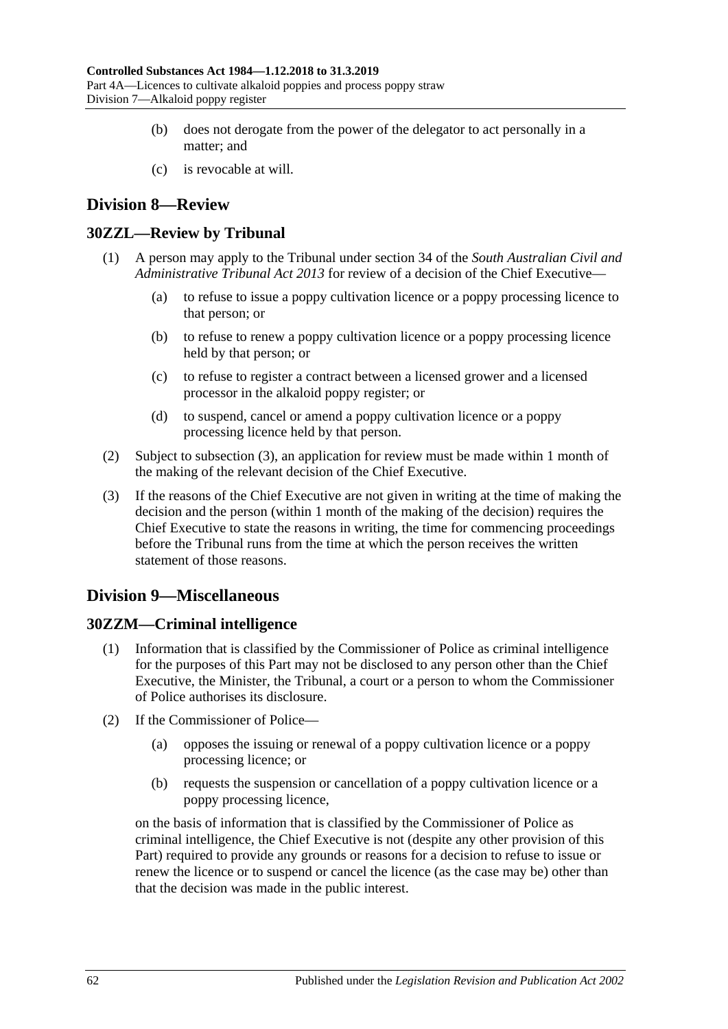(b) does not derogate from the power of the delegator to act personally in a matter; and

(c) is revocable at will.

## Division 8—Review

### 30ZZL—Review by Tribunal

(1) A person may apply to the Tribunal under section 34 of the *South Australian Civil and Administrative Tribunal Act 2013* for review of a decision of the Chief Executive—

(a) to refuse to issue a poppy cultivation licence or a poppy processing licence to that person; or

(b) to refuse to renew a poppy cultivation licence or a poppy processing licence held by that person; or

(c) to refuse to register a contract between a licensed grower and a licensed processor in the alkaloid poppy register; or

(d) to suspend, cancel or amend a poppy cultivation licence or a poppy processing licence held by that person.

(2) Subject to subsection (3), an application for review must be made within 1 month of the making of the relevant decision of the Chief Executive.

(3) If the reasons of the Chief Executive are not given in writing at the time of making the decision and the person (within 1 month of the making of the decision) requires the Chief Executive to state the reasons in writing, the time for commencing proceedings before the Tribunal runs from the time at which the person receives the written statement of those reasons.

## Division 9—Miscellaneous

### 30ZZM—Criminal intelligence

(1) Information that is classified by the Commissioner of Police as criminal intelligence for the purposes of this Part may not be disclosed to any person other than the Chief Executive, the Minister, the Tribunal, a court or a person to whom the Commissioner of Police authorises its disclosure.

(2) If the Commissioner of Police—

(a) opposes the issuing or renewal of a poppy cultivation licence or a poppy processing licence; or

(b) requests the suspension or cancellation of a poppy cultivation licence or a poppy processing licence,

on the basis of information that is classified by the Commissioner of Police as criminal intelligence, the Chief Executive is not (despite any other provision of this Part) required to provide any grounds or reasons for a decision to refuse to issue or renew the licence or to suspend or cancel the licence (as the case may be) other than that the decision was made in the public interest.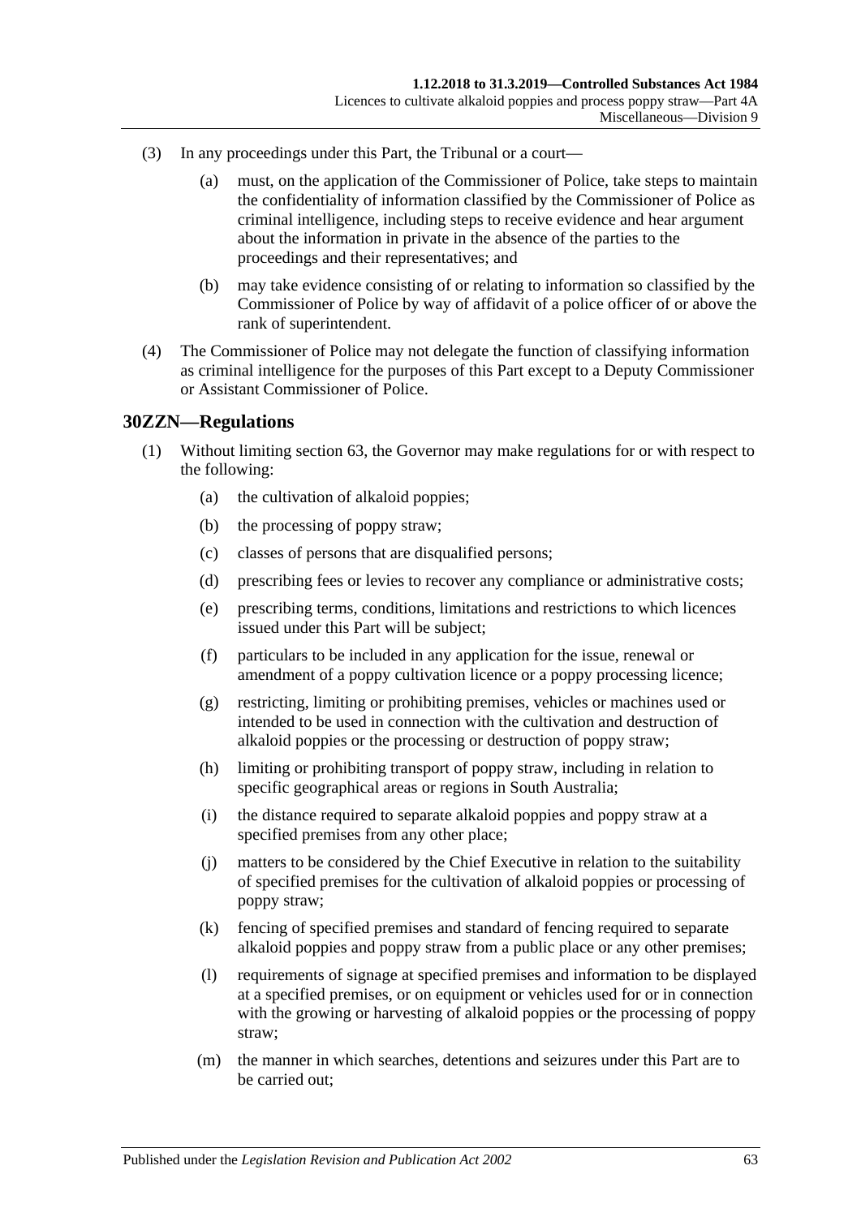(3) In any proceedings under this Part, the Tribunal or a court—

(a) must, on the application of the Commissioner of Police, take steps to maintain the confidentiality of information classified by the Commissioner of Police as criminal intelligence, including steps to receive evidence and hear argument about the information in private in the absence of the parties to the proceedings and their representatives; and

(b) may take evidence consisting of or relating to information so classified by the Commissioner of Police by way of affidavit of a police officer of or above the rank of superintendent.

(4) The Commissioner of Police may not delegate the function of classifying information as criminal intelligence for the purposes of this Part except to a Deputy Commissioner or Assistant Commissioner of Police.

## 30ZZN—Regulations

(1) Without limiting section 63, the Governor may make regulations for or with respect to the following:

(a) the cultivation of alkaloid poppies;

(b) the processing of poppy straw;

(c) classes of persons that are disqualified persons;

(d) prescribing fees or levies to recover any compliance or administrative costs;

(e) prescribing terms, conditions, limitations and restrictions to which licences issued under this Part will be subject;

(f) particulars to be included in any application for the issue, renewal or amendment of a poppy cultivation licence or a poppy processing licence;

(g) restricting, limiting or prohibiting premises, vehicles or machines used or intended to be used in connection with the cultivation and destruction of alkaloid poppies or the processing or destruction of poppy straw;

(h) limiting or prohibiting transport of poppy straw, including in relation to specific geographical areas or regions in South Australia;

(i) the distance required to separate alkaloid poppies and poppy straw at a specified premises from any other place;

(j) matters to be considered by the Chief Executive in relation to the suitability of specified premises for the cultivation of alkaloid poppies or processing of poppy straw;

(k) fencing of specified premises and standard of fencing required to separate alkaloid poppies and poppy straw from a public place or any other premises;

(l) requirements of signage at specified premises and information to be displayed at a specified premises, or on equipment or vehicles used for or in connection with the growing or harvesting of alkaloid poppies or the processing of poppy straw;

(m) the manner in which searches, detentions and seizures under this Part are to be carried out;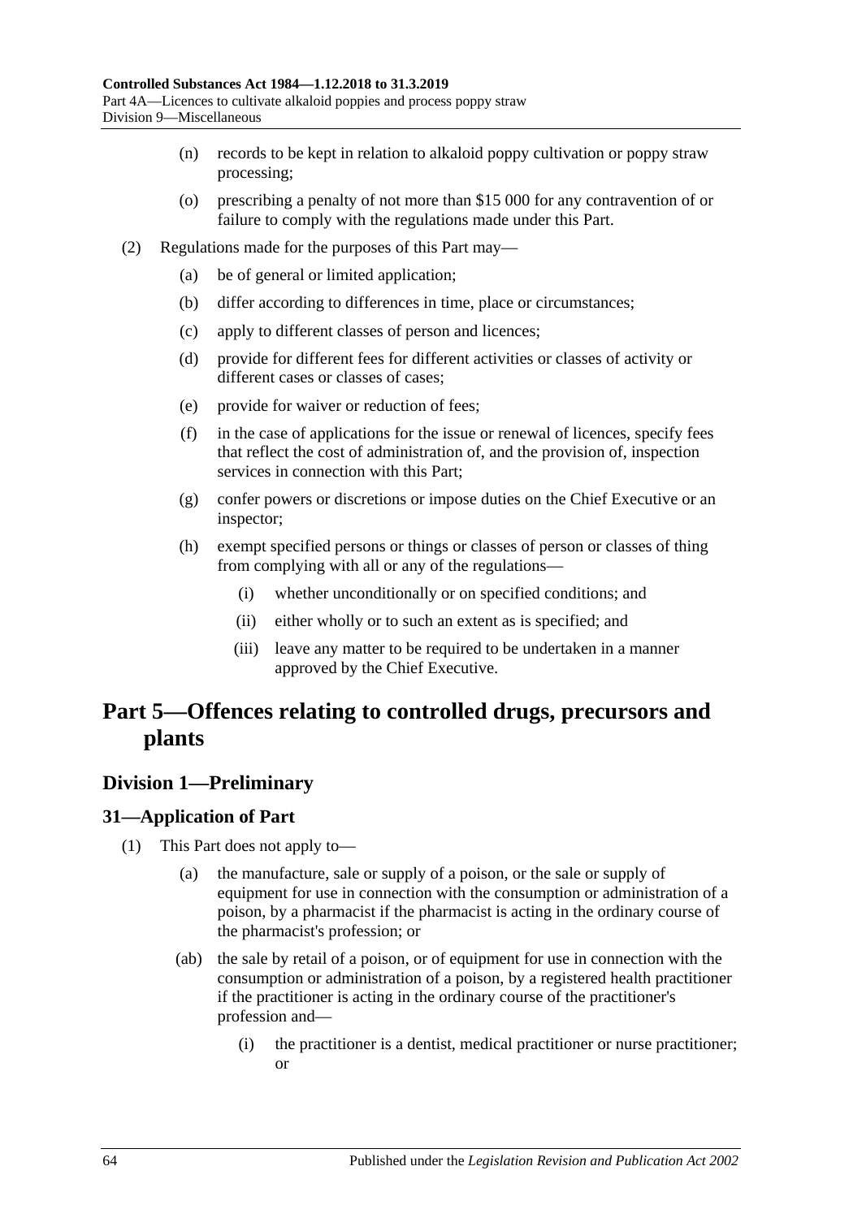(n) records to be kept in relation to alkaloid poppy cultivation or poppy straw processing;

(o) prescribing a penalty of not more than $15 000 for any contravention of or failure to comply with the regulations made under this Part.

(2) Regulations made for the purposes of this Part may—

(a) be of general or limited application;

(b) differ according to differences in time, place or circumstances;

(c) apply to different classes of person and licences;

(d) provide for different fees for different activities or classes of activity or different cases or classes of cases;

(e) provide for waiver or reduction of fees;

(f) in the case of applications for the issue or renewal of licences, specify fees that reflect the cost of administration of, and the provision of, inspection services in connection with this Part;

(g) confer powers or discretions or impose duties on the Chief Executive or an inspector;

(h) exempt specified persons or things or classes of person or classes of thing from complying with all or any of the regulations—

(i) whether unconditionally or on specified conditions; and

(ii) either wholly or to such an extent as is specified; and

(iii) leave any matter to be required to be undertaken in a manner approved by the Chief Executive.

# Part 5—Offences relating to controlled drugs, precursors and plants

## Division 1—Preliminary

### 31—Application of Part

(1) This Part does not apply to—

(a) the manufacture, sale or supply of a poison, or the sale or supply of equipment for use in connection with the consumption or administration of a poison, by a pharmacist if the pharmacist is acting in the ordinary course of the pharmacist's profession; or

(ab) the sale by retail of a poison, or of equipment for use in connection with the consumption or administration of a poison, by a registered health practitioner if the practitioner is acting in the ordinary course of the practitioner's profession and—

(i) the practitioner is a dentist, medical practitioner or nurse practitioner; or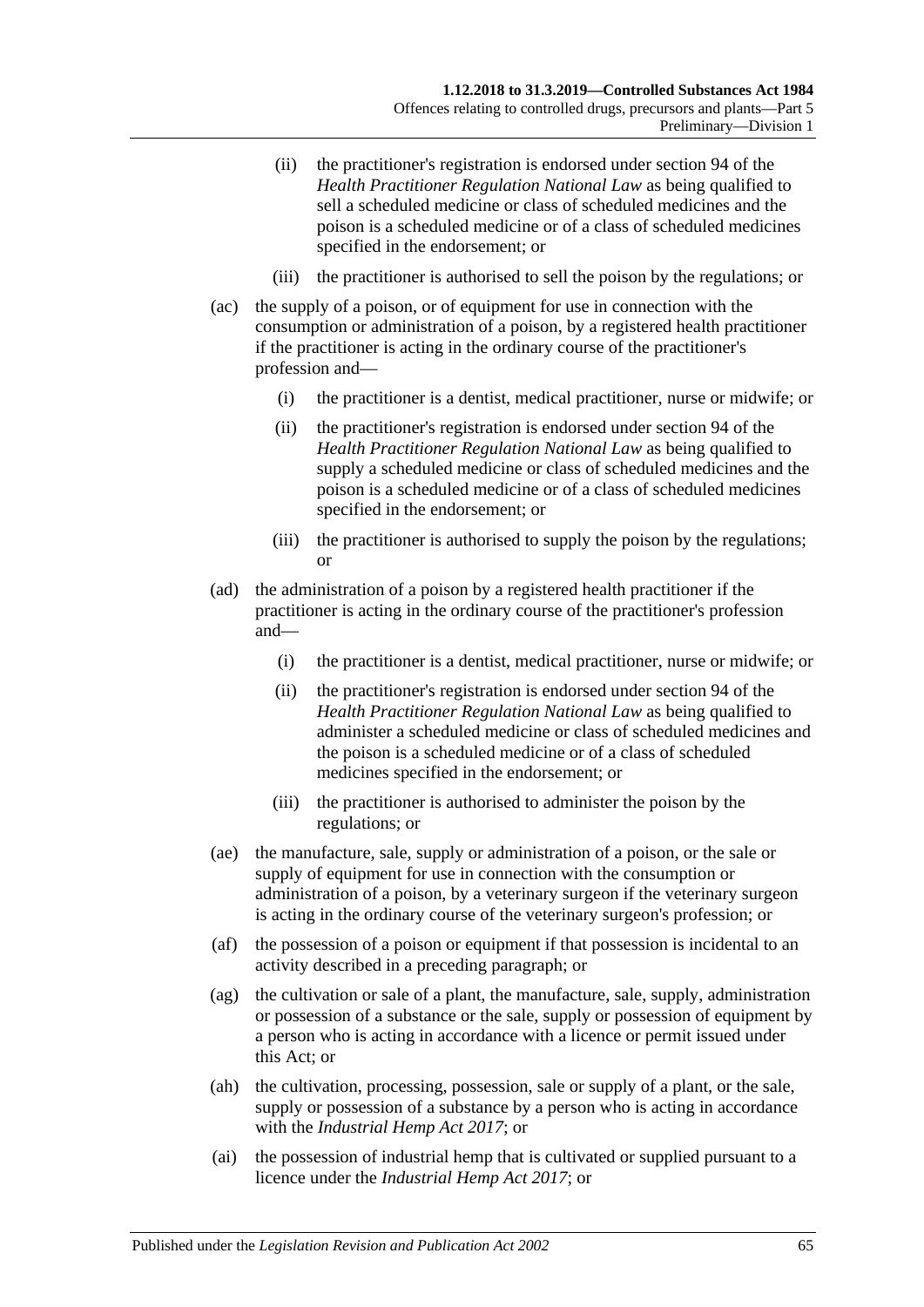- (ii) the practitioner's registration is endorsed under section 94 of the *Health Practitioner Regulation National Law* as being qualified to sell a scheduled medicine or class of scheduled medicines and the poison is a scheduled medicine or of a class of scheduled medicines specified in the endorsement; or
- (iii) the practitioner is authorised to sell the poison by the regulations; or

(ac) the supply of a poison, or of equipment for use in connection with the consumption or administration of a poison, by a registered health practitioner if the practitioner is acting in the ordinary course of the practitioner's profession and—

- (i) the practitioner is a dentist, medical practitioner, nurse or midwife; or
- (ii) the practitioner's registration is endorsed under section 94 of the *Health Practitioner Regulation National Law* as being qualified to supply a scheduled medicine or class of scheduled medicines and the poison is a scheduled medicine or of a class of scheduled medicines specified in the endorsement; or
- (iii) the practitioner is authorised to supply the poison by the regulations; or

(ad) the administration of a poison by a registered health practitioner if the practitioner is acting in the ordinary course of the practitioner's profession and—

- (i) the practitioner is a dentist, medical practitioner, nurse or midwife; or
- (ii) the practitioner's registration is endorsed under section 94 of the *Health Practitioner Regulation National Law* as being qualified to administer a scheduled medicine or class of scheduled medicines and the poison is a scheduled medicine or of a class of scheduled medicines specified in the endorsement; or
- (iii) the practitioner is authorised to administer the poison by the regulations; or

(ae) the manufacture, sale, supply or administration of a poison, or the sale or supply of equipment for use in connection with the consumption or administration of a poison, by a veterinary surgeon if the veterinary surgeon is acting in the ordinary course of the veterinary surgeon's profession; or

(af) the possession of a poison or equipment if that possession is incidental to an activity described in a preceding paragraph; or

(ag) the cultivation or sale of a plant, the manufacture, sale, supply, administration or possession of a substance or the sale, supply or possession of equipment by a person who is acting in accordance with a licence or permit issued under this Act; or

(ah) the cultivation, processing, possession, sale or supply of a plant, or the sale, supply or possession of a substance by a person who is acting in accordance with the *Industrial Hemp Act 2017*; or

(ai) the possession of industrial hemp that is cultivated or supplied pursuant to a licence under the *Industrial Hemp Act 2017*; or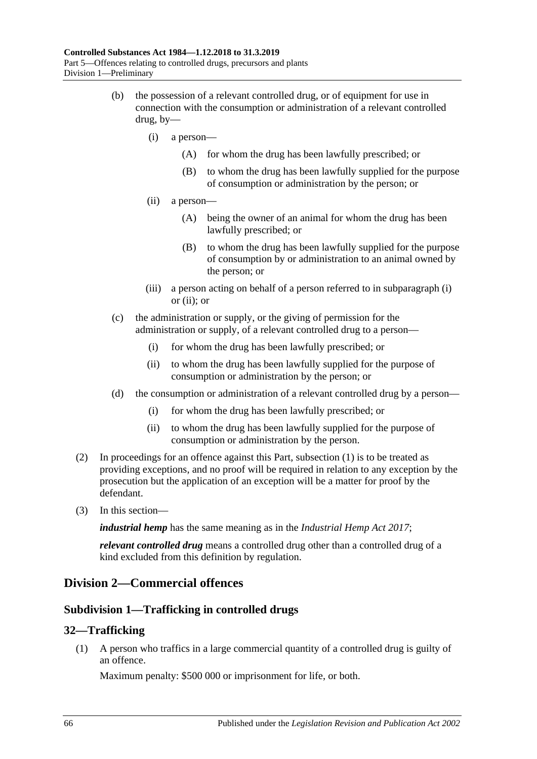(b) the possession of a relevant controlled drug, or of equipment for use in connection with the consumption or administration of a relevant controlled drug, by—

(i) a person—

(A) for whom the drug has been lawfully prescribed; or

(B) to whom the drug has been lawfully supplied for the purpose of consumption or administration by the person; or

(ii) a person—

(A) being the owner of an animal for whom the drug has been lawfully prescribed; or

(B) to whom the drug has been lawfully supplied for the purpose of consumption by or administration to an animal owned by the person; or

(iii) a person acting on behalf of a person referred to in subparagraph (i) or (ii); or

(c) the administration or supply, or the giving of permission for the administration or supply, of a relevant controlled drug to a person—

(i) for whom the drug has been lawfully prescribed; or

(ii) to whom the drug has been lawfully supplied for the purpose of consumption or administration by the person; or

(d) the consumption or administration of a relevant controlled drug by a person—

(i) for whom the drug has been lawfully prescribed; or

(ii) to whom the drug has been lawfully supplied for the purpose of consumption or administration by the person.

(2) In proceedings for an offence against this Part, subsection (1) is to be treated as providing exceptions, and no proof will be required in relation to any exception by the prosecution but the application of an exception will be a matter for proof by the defendant.

(3) In this section—

***industrial hemp*** has the same meaning as in the *Industrial Hemp Act 2017*;

***relevant controlled drug*** means a controlled drug other than a controlled drug of a kind excluded from this definition by regulation.

## Division 2—Commercial offences

### Subdivision 1—Trafficking in controlled drugs

### 32—Trafficking

(1) A person who traffics in a large commercial quantity of a controlled drug is guilty of an offence.

Maximum penalty: $500 000 or imprisonment for life, or both.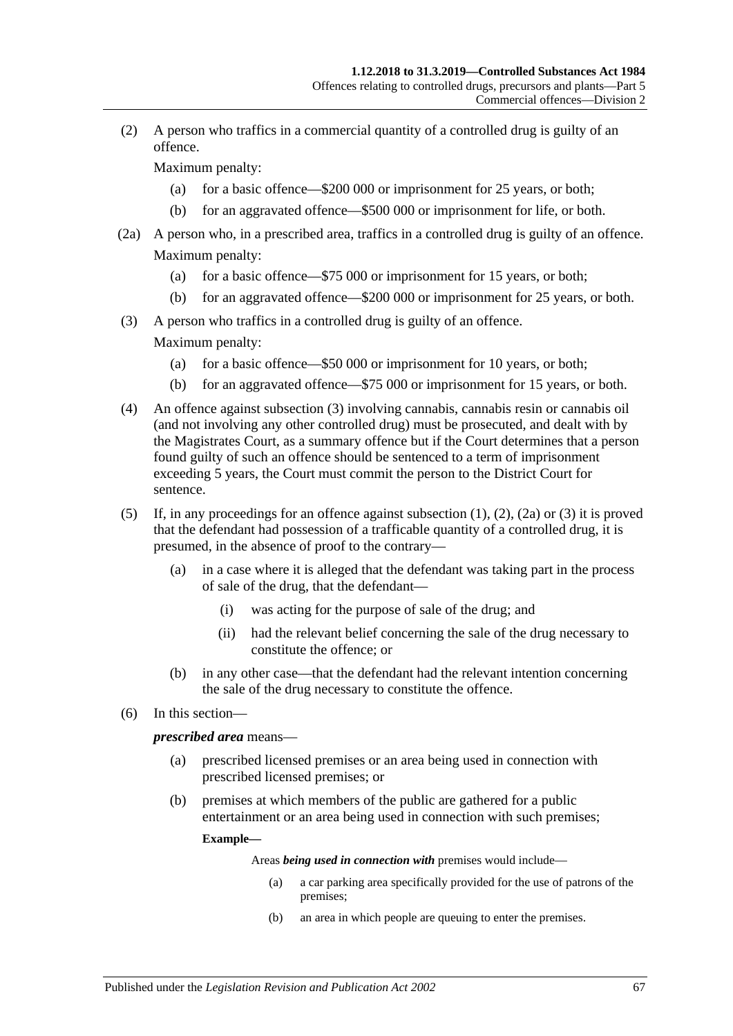(2) A person who traffics in a commercial quantity of a controlled drug is guilty of an offence.

Maximum penalty:

(a) for a basic offence—$200 000 or imprisonment for 25 years, or both;

(b) for an aggravated offence—$500 000 or imprisonment for life, or both.

(2a) A person who, in a prescribed area, traffics in a controlled drug is guilty of an offence.

Maximum penalty:

(a) for a basic offence—$75 000 or imprisonment for 15 years, or both;

(b) for an aggravated offence—$200 000 or imprisonment for 25 years, or both.

(3) A person who traffics in a controlled drug is guilty of an offence.

Maximum penalty:

(a) for a basic offence—$50 000 or imprisonment for 10 years, or both;

(b) for an aggravated offence—$75 000 or imprisonment for 15 years, or both.

(4) An offence against subsection (3) involving cannabis, cannabis resin or cannabis oil (and not involving any other controlled drug) must be prosecuted, and dealt with by the Magistrates Court, as a summary offence but if the Court determines that a person found guilty of such an offence should be sentenced to a term of imprisonment exceeding 5 years, the Court must commit the person to the District Court for sentence.

(5) If, in any proceedings for an offence against subsection (1), (2), (2a) or (3) it is proved that the defendant had possession of a trafficable quantity of a controlled drug, it is presumed, in the absence of proof to the contrary—

(a) in a case where it is alleged that the defendant was taking part in the process of sale of the drug, that the defendant—

(i) was acting for the purpose of sale of the drug; and

(ii) had the relevant belief concerning the sale of the drug necessary to constitute the offence; or

(b) in any other case—that the defendant had the relevant intention concerning the sale of the drug necessary to constitute the offence.

(6) In this section—

***prescribed area*** means—

(a) prescribed licensed premises or an area being used in connection with prescribed licensed premises; or

(b) premises at which members of the public are gathered for a public entertainment or an area being used in connection with such premises;

**Example—**

Areas ***being used in connection with*** premises would include—

(a) a car parking area specifically provided for the use of patrons of the premises;

(b) an area in which people are queuing to enter the premises.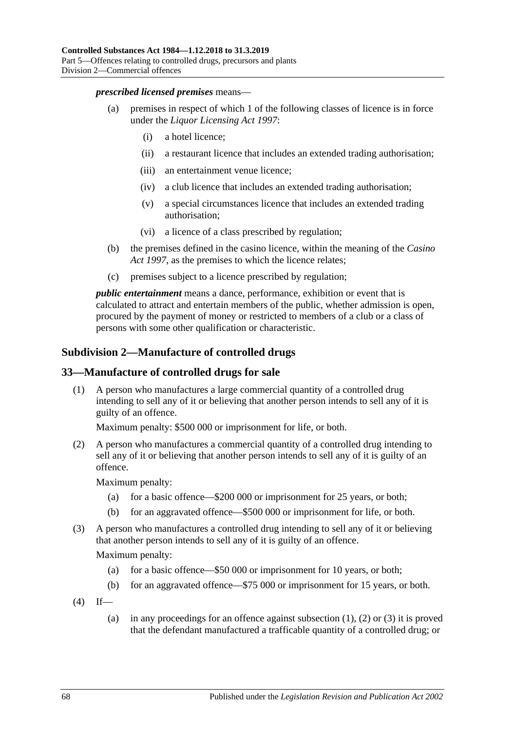***prescribed licensed premises*** means—

(a) premises in respect of which 1 of the following classes of licence is in force under the *Liquor Licensing Act 1997*:

(i) a hotel licence;

(ii) a restaurant licence that includes an extended trading authorisation;

(iii) an entertainment venue licence;

(iv) a club licence that includes an extended trading authorisation;

(v) a special circumstances licence that includes an extended trading authorisation;

(vi) a licence of a class prescribed by regulation;

(b) the premises defined in the casino licence, within the meaning of the *Casino Act 1997*, as the premises to which the licence relates;

(c) premises subject to a licence prescribed by regulation;

***public entertainment*** means a dance, performance, exhibition or event that is calculated to attract and entertain members of the public, whether admission is open, procured by the payment of money or restricted to members of a club or a class of persons with some other qualification or characteristic.

## Subdivision 2—Manufacture of controlled drugs

### 33—Manufacture of controlled drugs for sale

(1) A person who manufactures a large commercial quantity of a controlled drug intending to sell any of it or believing that another person intends to sell any of it is guilty of an offence.

Maximum penalty: $500 000 or imprisonment for life, or both.

(2) A person who manufactures a commercial quantity of a controlled drug intending to sell any of it or believing that another person intends to sell any of it is guilty of an offence.

Maximum penalty:

(a) for a basic offence—$200 000 or imprisonment for 25 years, or both;

(b) for an aggravated offence—$500 000 or imprisonment for life, or both.

(3) A person who manufactures a controlled drug intending to sell any of it or believing that another person intends to sell any of it is guilty of an offence.

Maximum penalty:

(a) for a basic offence—$50 000 or imprisonment for 10 years, or both;

(b) for an aggravated offence—$75 000 or imprisonment for 15 years, or both.

(4) If—

(a) in any proceedings for an offence against subsection (1), (2) or (3) it is proved that the defendant manufactured a trafficable quantity of a controlled drug; or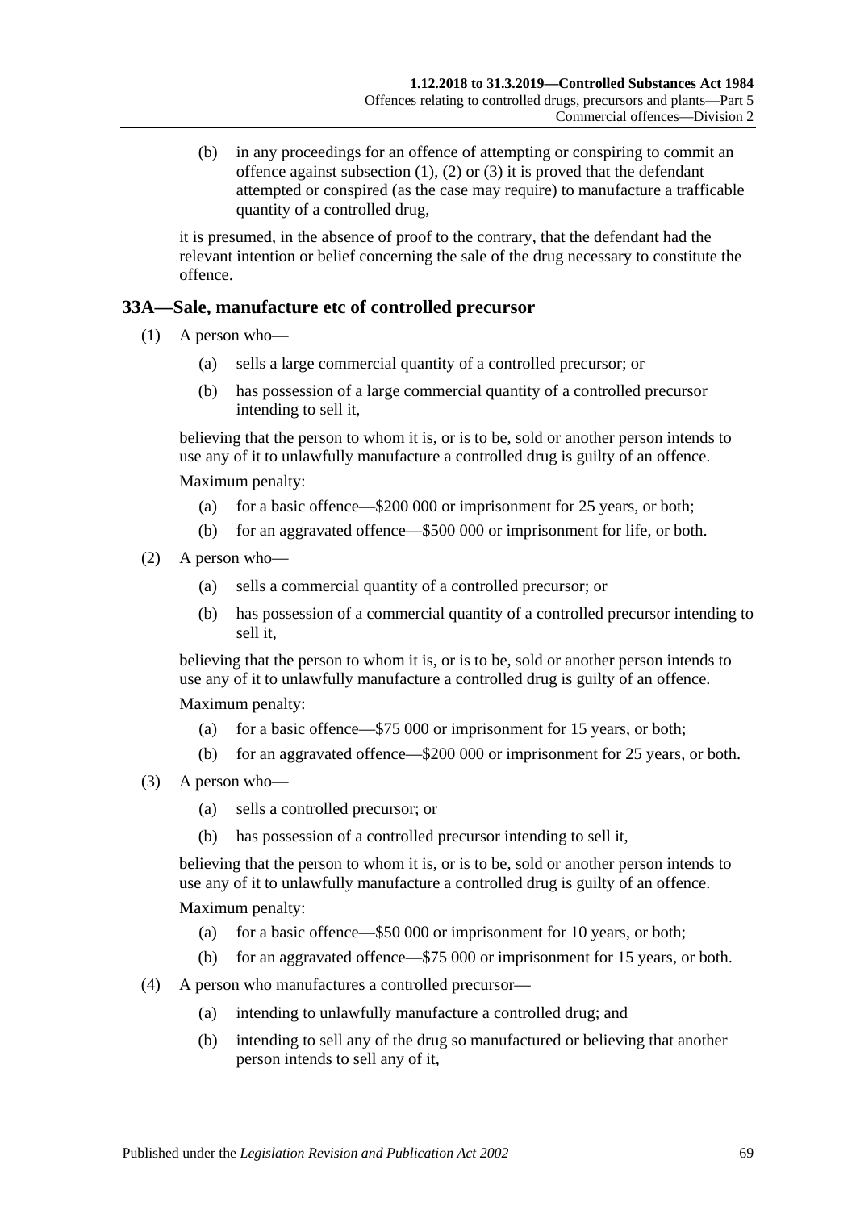(b) in any proceedings for an offence of attempting or conspiring to commit an offence against subsection (1), (2) or (3) it is proved that the defendant attempted or conspired (as the case may require) to manufacture a trafficable quantity of a controlled drug,

it is presumed, in the absence of proof to the contrary, that the defendant had the relevant intention or belief concerning the sale of the drug necessary to constitute the offence.

## 33A—Sale, manufacture etc of controlled precursor

(1) A person who—

(a) sells a large commercial quantity of a controlled precursor; or

(b) has possession of a large commercial quantity of a controlled precursor intending to sell it,

believing that the person to whom it is, or is to be, sold or another person intends to use any of it to unlawfully manufacture a controlled drug is guilty of an offence.

Maximum penalty:

(a) for a basic offence—$200 000 or imprisonment for 25 years, or both;

(b) for an aggravated offence—$500 000 or imprisonment for life, or both.

(2) A person who—

(a) sells a commercial quantity of a controlled precursor; or

(b) has possession of a commercial quantity of a controlled precursor intending to sell it,

believing that the person to whom it is, or is to be, sold or another person intends to use any of it to unlawfully manufacture a controlled drug is guilty of an offence.

Maximum penalty:

(a) for a basic offence—$75 000 or imprisonment for 15 years, or both;

(b) for an aggravated offence—$200 000 or imprisonment for 25 years, or both.

(3) A person who—

(a) sells a controlled precursor; or

(b) has possession of a controlled precursor intending to sell it,

believing that the person to whom it is, or is to be, sold or another person intends to use any of it to unlawfully manufacture a controlled drug is guilty of an offence.

Maximum penalty:

(a) for a basic offence—$50 000 or imprisonment for 10 years, or both;

(b) for an aggravated offence—$75 000 or imprisonment for 15 years, or both.

(4) A person who manufactures a controlled precursor—

(a) intending to unlawfully manufacture a controlled drug; and

(b) intending to sell any of the drug so manufactured or believing that another person intends to sell any of it,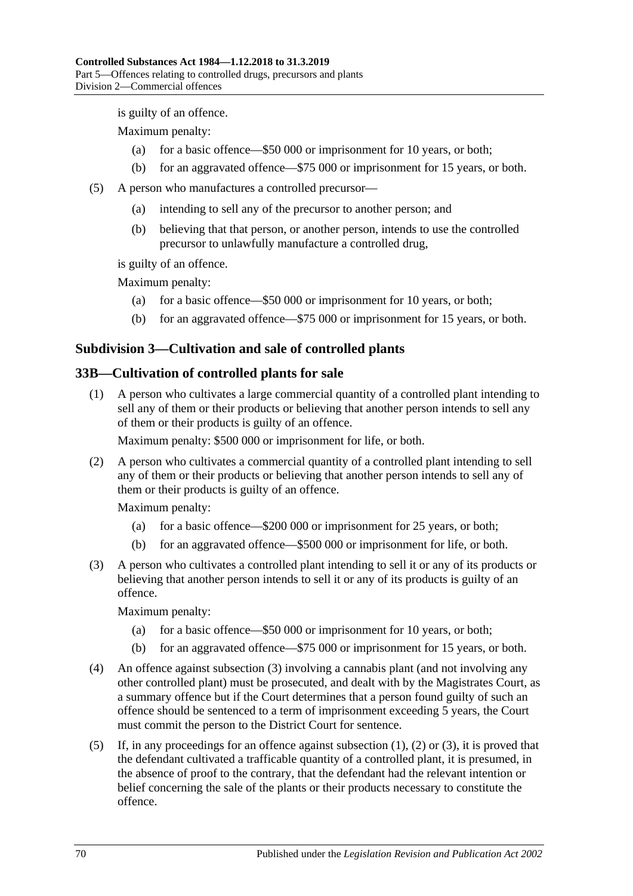is guilty of an offence.

Maximum penalty:

(a) for a basic offence—$50 000 or imprisonment for 10 years, or both;

(b) for an aggravated offence—$75 000 or imprisonment for 15 years, or both.

(5) A person who manufactures a controlled precursor—

(a) intending to sell any of the precursor to another person; and

(b) believing that that person, or another person, intends to use the controlled precursor to unlawfully manufacture a controlled drug,

is guilty of an offence.

Maximum penalty:

(a) for a basic offence—$50 000 or imprisonment for 10 years, or both;

(b) for an aggravated offence—$75 000 or imprisonment for 15 years, or both.

## Subdivision 3—Cultivation and sale of controlled plants

### 33B—Cultivation of controlled plants for sale

(1) A person who cultivates a large commercial quantity of a controlled plant intending to sell any of them or their products or believing that another person intends to sell any of them or their products is guilty of an offence.

Maximum penalty: $500 000 or imprisonment for life, or both.

(2) A person who cultivates a commercial quantity of a controlled plant intending to sell any of them or their products or believing that another person intends to sell any of them or their products is guilty of an offence.

Maximum penalty:

(a) for a basic offence—$200 000 or imprisonment for 25 years, or both;

(b) for an aggravated offence—$500 000 or imprisonment for life, or both.

(3) A person who cultivates a controlled plant intending to sell it or any of its products or believing that another person intends to sell it or any of its products is guilty of an offence.

Maximum penalty:

(a) for a basic offence—$50 000 or imprisonment for 10 years, or both;

(b) for an aggravated offence—$75 000 or imprisonment for 15 years, or both.

(4) An offence against subsection (3) involving a cannabis plant (and not involving any other controlled plant) must be prosecuted, and dealt with by the Magistrates Court, as a summary offence but if the Court determines that a person found guilty of such an offence should be sentenced to a term of imprisonment exceeding 5 years, the Court must commit the person to the District Court for sentence.

(5) If, in any proceedings for an offence against subsection (1), (2) or (3), it is proved that the defendant cultivated a trafficable quantity of a controlled plant, it is presumed, in the absence of proof to the contrary, that the defendant had the relevant intention or belief concerning the sale of the plants or their products necessary to constitute the offence.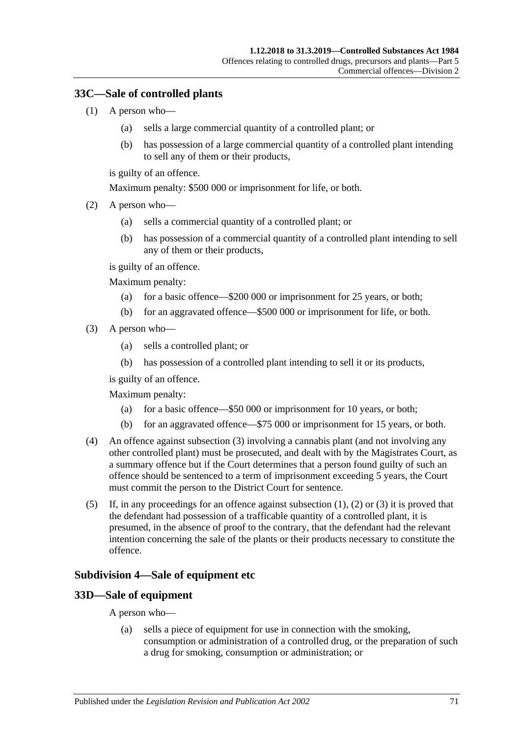## 33C—Sale of controlled plants

(1) A person who—

  (a) sells a large commercial quantity of a controlled plant; or

  (b) has possession of a large commercial quantity of a controlled plant intending to sell any of them or their products,

is guilty of an offence.

Maximum penalty: $500 000 or imprisonment for life, or both.

(2) A person who—

  (a) sells a commercial quantity of a controlled plant; or

  (b) has possession of a commercial quantity of a controlled plant intending to sell any of them or their products,

is guilty of an offence.

Maximum penalty:

  (a) for a basic offence—$200 000 or imprisonment for 25 years, or both;

  (b) for an aggravated offence—$500 000 or imprisonment for life, or both.

(3) A person who—

  (a) sells a controlled plant; or

  (b) has possession of a controlled plant intending to sell it or its products,

is guilty of an offence.

Maximum penalty:

  (a) for a basic offence—$50 000 or imprisonment for 10 years, or both;

  (b) for an aggravated offence—$75 000 or imprisonment for 15 years, or both.

(4) An offence against subsection (3) involving a cannabis plant (and not involving any other controlled plant) must be prosecuted, and dealt with by the Magistrates Court, as a summary offence but if the Court determines that a person found guilty of such an offence should be sentenced to a term of imprisonment exceeding 5 years, the Court must commit the person to the District Court for sentence.

(5) If, in any proceedings for an offence against subsection (1), (2) or (3) it is proved that the defendant had possession of a trafficable quantity of a controlled plant, it is presumed, in the absence of proof to the contrary, that the defendant had the relevant intention concerning the sale of the plants or their products necessary to constitute the offence.

### Subdivision 4—Sale of equipment etc

## 33D—Sale of equipment

A person who—

  (a) sells a piece of equipment for use in connection with the smoking, consumption or administration of a controlled drug, or the preparation of such a drug for smoking, consumption or administration; or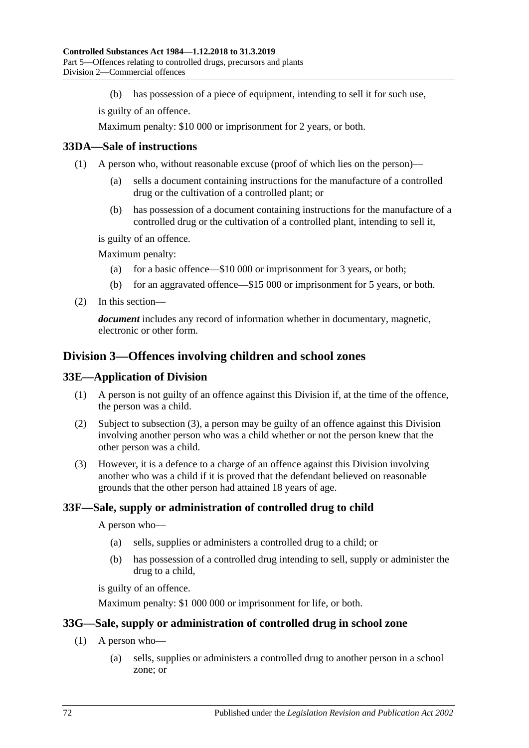(b) has possession of a piece of equipment, intending to sell it for such use,

is guilty of an offence.

Maximum penalty: $10 000 or imprisonment for 2 years, or both.

### 33DA—Sale of instructions

(1) A person who, without reasonable excuse (proof of which lies on the person)—

- (a) sells a document containing instructions for the manufacture of a controlled drug or the cultivation of a controlled plant; or
- (b) has possession of a document containing instructions for the manufacture of a controlled drug or the cultivation of a controlled plant, intending to sell it,

is guilty of an offence.

Maximum penalty:

- (a) for a basic offence—$10 000 or imprisonment for 3 years, or both;
- (b) for an aggravated offence—$15 000 or imprisonment for 5 years, or both.

(2) In this section—

***document*** includes any record of information whether in documentary, magnetic, electronic or other form.

## Division 3—Offences involving children and school zones

### 33E—Application of Division

(1) A person is not guilty of an offence against this Division if, at the time of the offence, the person was a child.

(2) Subject to subsection (3), a person may be guilty of an offence against this Division involving another person who was a child whether or not the person knew that the other person was a child.

(3) However, it is a defence to a charge of an offence against this Division involving another who was a child if it is proved that the defendant believed on reasonable grounds that the other person had attained 18 years of age.

### 33F—Sale, supply or administration of controlled drug to child

A person who—

- (a) sells, supplies or administers a controlled drug to a child; or
- (b) has possession of a controlled drug intending to sell, supply or administer the drug to a child,

is guilty of an offence.

Maximum penalty: $1 000 000 or imprisonment for life, or both.

### 33G—Sale, supply or administration of controlled drug in school zone

(1) A person who—

- (a) sells, supplies or administers a controlled drug to another person in a school zone; or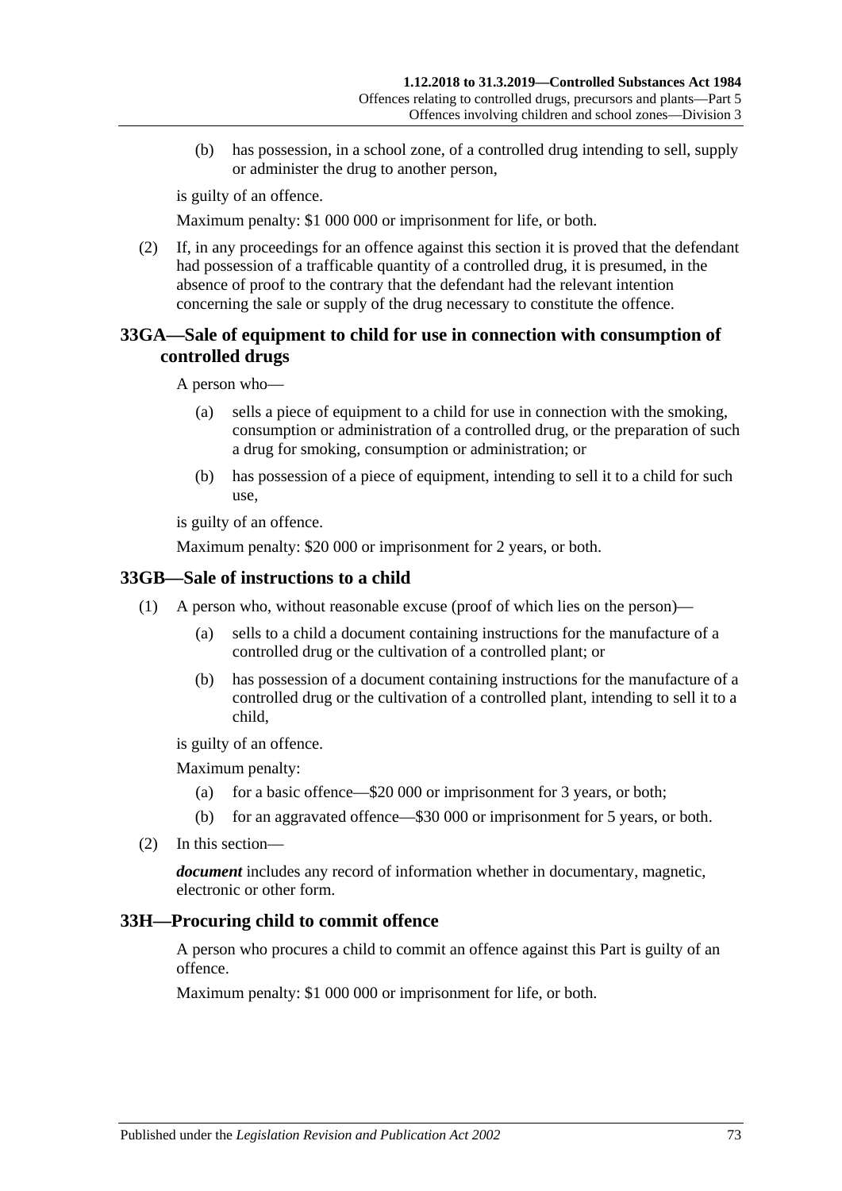(b) has possession, in a school zone, of a controlled drug intending to sell, supply or administer the drug to another person,

is guilty of an offence.

Maximum penalty: $1 000 000 or imprisonment for life, or both.

(2) If, in any proceedings for an offence against this section it is proved that the defendant had possession of a trafficable quantity of a controlled drug, it is presumed, in the absence of proof to the contrary that the defendant had the relevant intention concerning the sale or supply of the drug necessary to constitute the offence.

## 33GA—Sale of equipment to child for use in connection with consumption of controlled drugs

A person who—

(a) sells a piece of equipment to a child for use in connection with the smoking, consumption or administration of a controlled drug, or the preparation of such a drug for smoking, consumption or administration; or

(b) has possession of a piece of equipment, intending to sell it to a child for such use,

is guilty of an offence.

Maximum penalty: $20 000 or imprisonment for 2 years, or both.

## 33GB—Sale of instructions to a child

(1) A person who, without reasonable excuse (proof of which lies on the person)—

(a) sells to a child a document containing instructions for the manufacture of a controlled drug or the cultivation of a controlled plant; or

(b) has possession of a document containing instructions for the manufacture of a controlled drug or the cultivation of a controlled plant, intending to sell it to a child,

is guilty of an offence.

Maximum penalty:

(a) for a basic offence—$20 000 or imprisonment for 3 years, or both;

(b) for an aggravated offence—$30 000 or imprisonment for 5 years, or both.

(2) In this section—

***document*** includes any record of information whether in documentary, magnetic, electronic or other form.

## 33H—Procuring child to commit offence

A person who procures a child to commit an offence against this Part is guilty of an offence.

Maximum penalty: $1 000 000 or imprisonment for life, or both.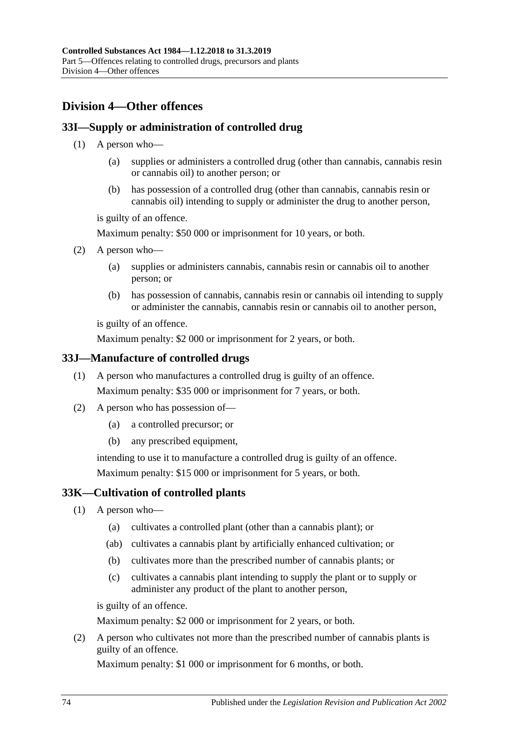## Division 4—Other offences

### 33I—Supply or administration of controlled drug

(1) A person who—

(a) supplies or administers a controlled drug (other than cannabis, cannabis resin or cannabis oil) to another person; or

(b) has possession of a controlled drug (other than cannabis, cannabis resin or cannabis oil) intending to supply or administer the drug to another person,

is guilty of an offence.

Maximum penalty: $50 000 or imprisonment for 10 years, or both.

(2) A person who—

(a) supplies or administers cannabis, cannabis resin or cannabis oil to another person; or

(b) has possession of cannabis, cannabis resin or cannabis oil intending to supply or administer the cannabis, cannabis resin or cannabis oil to another person,

is guilty of an offence.

Maximum penalty: $2 000 or imprisonment for 2 years, or both.

### 33J—Manufacture of controlled drugs

(1) A person who manufactures a controlled drug is guilty of an offence.

Maximum penalty: $35 000 or imprisonment for 7 years, or both.

(2) A person who has possession of—

(a) a controlled precursor; or

(b) any prescribed equipment,

intending to use it to manufacture a controlled drug is guilty of an offence.

Maximum penalty: $15 000 or imprisonment for 5 years, or both.

### 33K—Cultivation of controlled plants

(1) A person who—

(a) cultivates a controlled plant (other than a cannabis plant); or

(ab) cultivates a cannabis plant by artificially enhanced cultivation; or

(b) cultivates more than the prescribed number of cannabis plants; or

(c) cultivates a cannabis plant intending to supply the plant or to supply or administer any product of the plant to another person,

is guilty of an offence.

Maximum penalty: $2 000 or imprisonment for 2 years, or both.

(2) A person who cultivates not more than the prescribed number of cannabis plants is guilty of an offence.

Maximum penalty: $1 000 or imprisonment for 6 months, or both.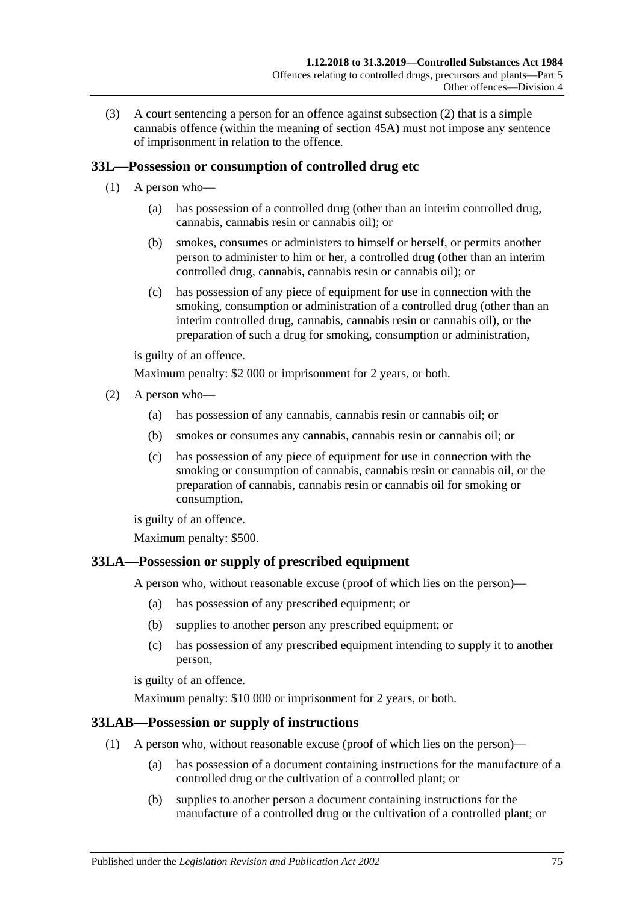(3) A court sentencing a person for an offence against subsection (2) that is a simple cannabis offence (within the meaning of section 45A) must not impose any sentence of imprisonment in relation to the offence.

## 33L—Possession or consumption of controlled drug etc

(1) A person who—

(a) has possession of a controlled drug (other than an interim controlled drug, cannabis, cannabis resin or cannabis oil); or

(b) smokes, consumes or administers to himself or herself, or permits another person to administer to him or her, a controlled drug (other than an interim controlled drug, cannabis, cannabis resin or cannabis oil); or

(c) has possession of any piece of equipment for use in connection with the smoking, consumption or administration of a controlled drug (other than an interim controlled drug, cannabis, cannabis resin or cannabis oil), or the preparation of such a drug for smoking, consumption or administration,

is guilty of an offence.

Maximum penalty: $2 000 or imprisonment for 2 years, or both.

(2) A person who—

(a) has possession of any cannabis, cannabis resin or cannabis oil; or

(b) smokes or consumes any cannabis, cannabis resin or cannabis oil; or

(c) has possession of any piece of equipment for use in connection with the smoking or consumption of cannabis, cannabis resin or cannabis oil, or the preparation of cannabis, cannabis resin or cannabis oil for smoking or consumption,

is guilty of an offence.

Maximum penalty: $500.

## 33LA—Possession or supply of prescribed equipment

A person who, without reasonable excuse (proof of which lies on the person)—

(a) has possession of any prescribed equipment; or

(b) supplies to another person any prescribed equipment; or

(c) has possession of any prescribed equipment intending to supply it to another person,

is guilty of an offence.

Maximum penalty: $10 000 or imprisonment for 2 years, or both.

## 33LAB—Possession or supply of instructions

(1) A person who, without reasonable excuse (proof of which lies on the person)—

(a) has possession of a document containing instructions for the manufacture of a controlled drug or the cultivation of a controlled plant; or

(b) supplies to another person a document containing instructions for the manufacture of a controlled drug or the cultivation of a controlled plant; or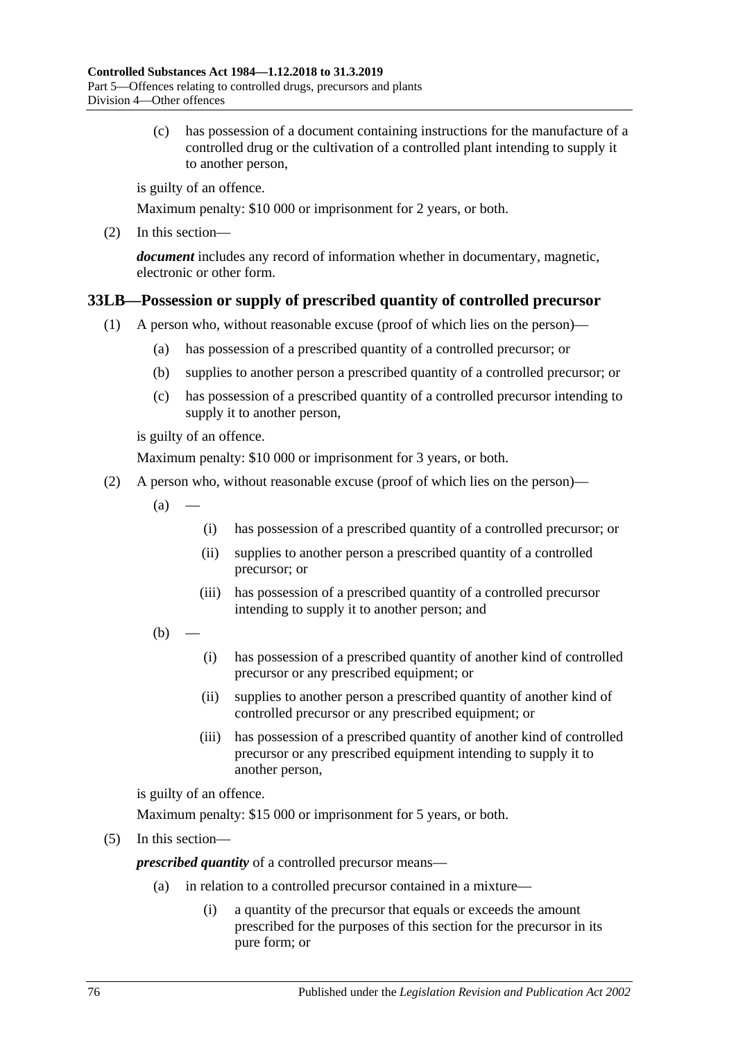(c) has possession of a document containing instructions for the manufacture of a controlled drug or the cultivation of a controlled plant intending to supply it to another person,

is guilty of an offence.

Maximum penalty: $10 000 or imprisonment for 2 years, or both.

(2) In this section—

***document*** includes any record of information whether in documentary, magnetic, electronic or other form.

### 33LB—Possession or supply of prescribed quantity of controlled precursor

(1) A person who, without reasonable excuse (proof of which lies on the person)—

(a) has possession of a prescribed quantity of a controlled precursor; or

(b) supplies to another person a prescribed quantity of a controlled precursor; or

(c) has possession of a prescribed quantity of a controlled precursor intending to supply it to another person,

is guilty of an offence.

Maximum penalty: $10 000 or imprisonment for 3 years, or both.

(2) A person who, without reasonable excuse (proof of which lies on the person)—

(a) —

(i) has possession of a prescribed quantity of a controlled precursor; or

(ii) supplies to another person a prescribed quantity of a controlled precursor; or

(iii) has possession of a prescribed quantity of a controlled precursor intending to supply it to another person; and

(b) —

(i) has possession of a prescribed quantity of another kind of controlled precursor or any prescribed equipment; or

(ii) supplies to another person a prescribed quantity of another kind of controlled precursor or any prescribed equipment; or

(iii) has possession of a prescribed quantity of another kind of controlled precursor or any prescribed equipment intending to supply it to another person,

is guilty of an offence.

Maximum penalty: $15 000 or imprisonment for 5 years, or both.

(5) In this section—

***prescribed quantity*** of a controlled precursor means—

(a) in relation to a controlled precursor contained in a mixture—

(i) a quantity of the precursor that equals or exceeds the amount prescribed for the purposes of this section for the precursor in its pure form; or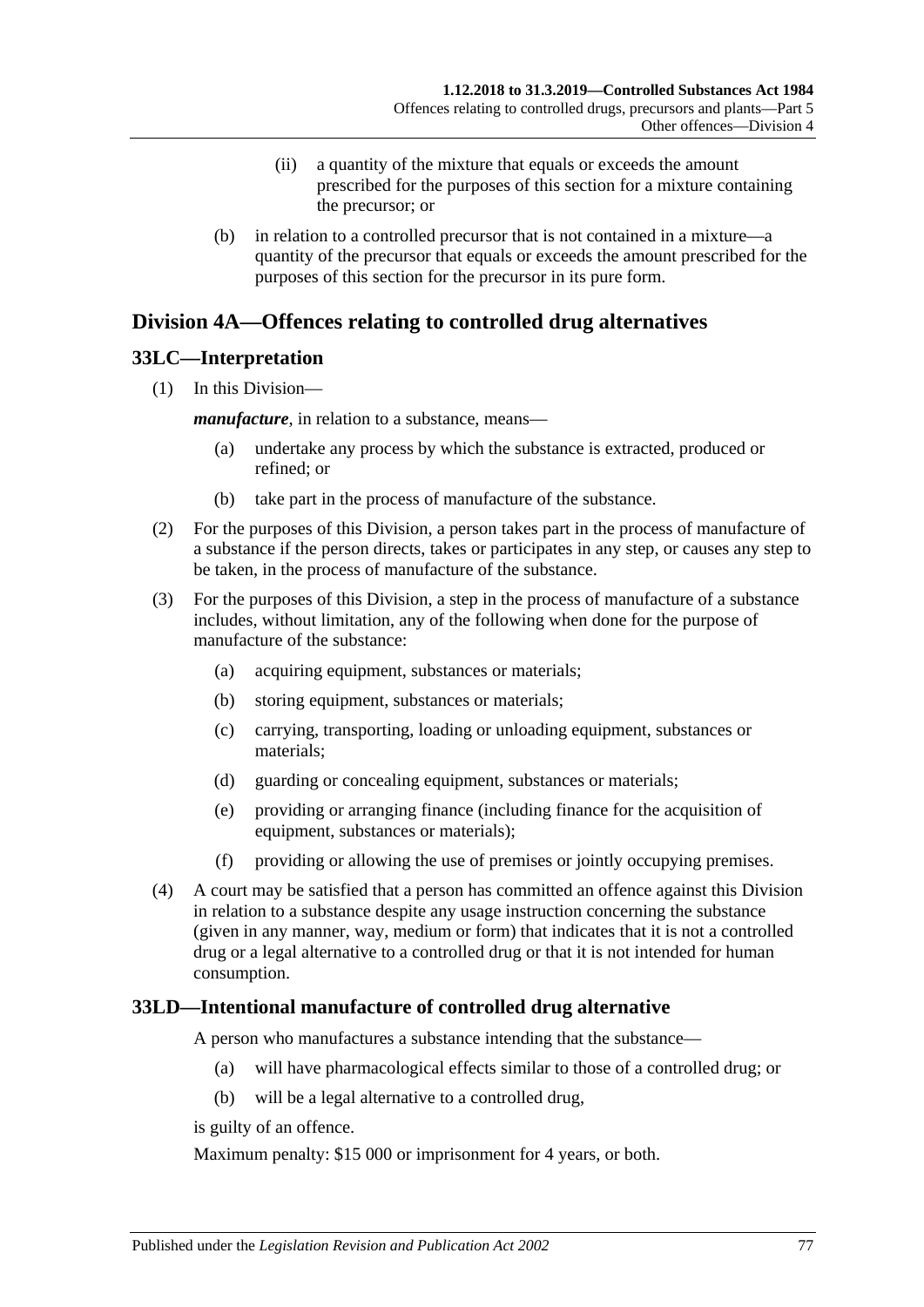(ii) a quantity of the mixture that equals or exceeds the amount prescribed for the purposes of this section for a mixture containing the precursor; or

(b) in relation to a controlled precursor that is not contained in a mixture—a quantity of the precursor that equals or exceeds the amount prescribed for the purposes of this section for the precursor in its pure form.

## Division 4A—Offences relating to controlled drug alternatives

### 33LC—Interpretation

(1) In this Division—

***manufacture***, in relation to a substance, means—

(a) undertake any process by which the substance is extracted, produced or refined; or

(b) take part in the process of manufacture of the substance.

(2) For the purposes of this Division, a person takes part in the process of manufacture of a substance if the person directs, takes or participates in any step, or causes any step to be taken, in the process of manufacture of the substance.

(3) For the purposes of this Division, a step in the process of manufacture of a substance includes, without limitation, any of the following when done for the purpose of manufacture of the substance:

(a) acquiring equipment, substances or materials;

(b) storing equipment, substances or materials;

(c) carrying, transporting, loading or unloading equipment, substances or materials;

(d) guarding or concealing equipment, substances or materials;

(e) providing or arranging finance (including finance for the acquisition of equipment, substances or materials);

(f) providing or allowing the use of premises or jointly occupying premises.

(4) A court may be satisfied that a person has committed an offence against this Division in relation to a substance despite any usage instruction concerning the substance (given in any manner, way, medium or form) that indicates that it is not a controlled drug or a legal alternative to a controlled drug or that it is not intended for human consumption.

### 33LD—Intentional manufacture of controlled drug alternative

A person who manufactures a substance intending that the substance—

(a) will have pharmacological effects similar to those of a controlled drug; or

(b) will be a legal alternative to a controlled drug,

is guilty of an offence.

Maximum penalty: $15 000 or imprisonment for 4 years, or both.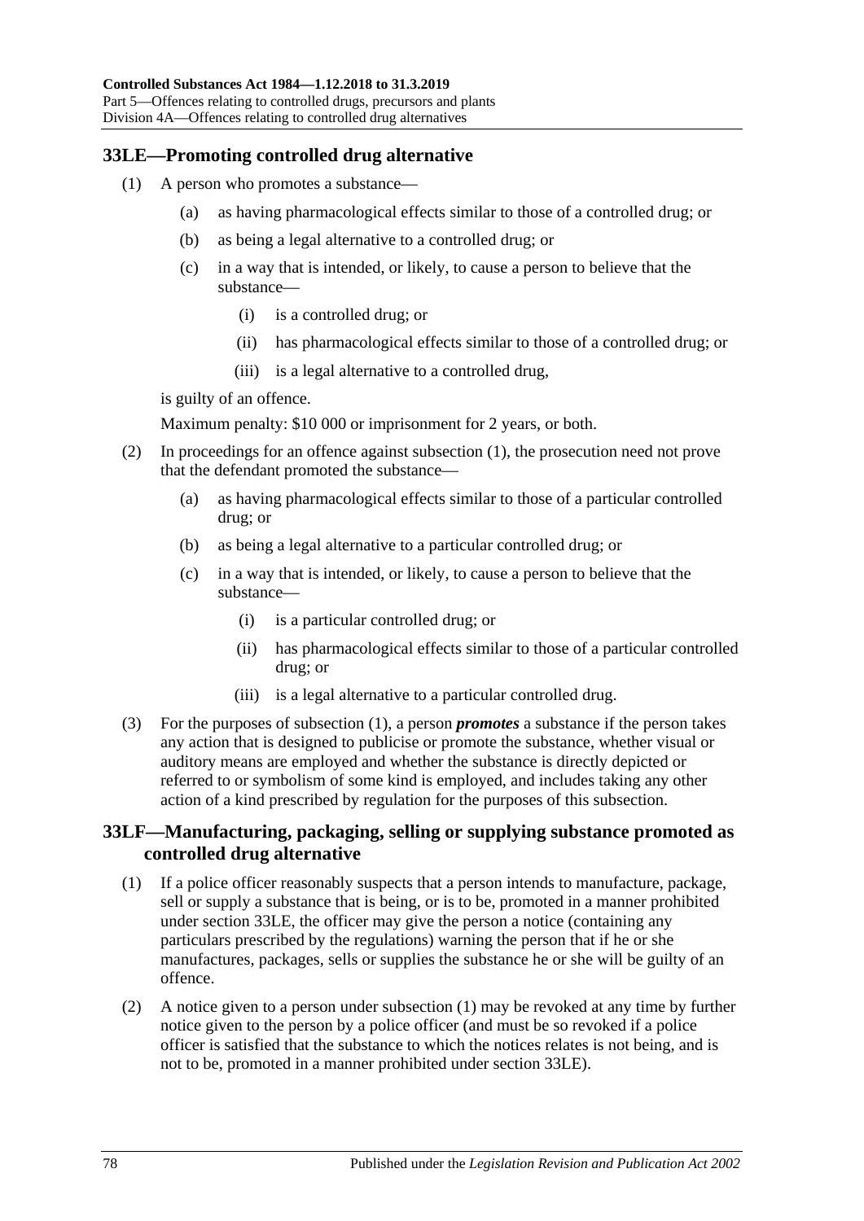## 33LE—Promoting controlled drug alternative

(1) A person who promotes a substance—

(a) as having pharmacological effects similar to those of a controlled drug; or

(b) as being a legal alternative to a controlled drug; or

(c) in a way that is intended, or likely, to cause a person to believe that the substance—

(i) is a controlled drug; or

(ii) has pharmacological effects similar to those of a controlled drug; or

(iii) is a legal alternative to a controlled drug,

is guilty of an offence.

Maximum penalty: $10 000 or imprisonment for 2 years, or both.

(2) In proceedings for an offence against subsection (1), the prosecution need not prove that the defendant promoted the substance—

(a) as having pharmacological effects similar to those of a particular controlled drug; or

(b) as being a legal alternative to a particular controlled drug; or

(c) in a way that is intended, or likely, to cause a person to believe that the substance—

(i) is a particular controlled drug; or

(ii) has pharmacological effects similar to those of a particular controlled drug; or

(iii) is a legal alternative to a particular controlled drug.

(3) For the purposes of subsection (1), a person ***promotes*** a substance if the person takes any action that is designed to publicise or promote the substance, whether visual or auditory means are employed and whether the substance is directly depicted or referred to or symbolism of some kind is employed, and includes taking any other action of a kind prescribed by regulation for the purposes of this subsection.

## 33LF—Manufacturing, packaging, selling or supplying substance promoted as controlled drug alternative

(1) If a police officer reasonably suspects that a person intends to manufacture, package, sell or supply a substance that is being, or is to be, promoted in a manner prohibited under section 33LE, the officer may give the person a notice (containing any particulars prescribed by the regulations) warning the person that if he or she manufactures, packages, sells or supplies the substance he or she will be guilty of an offence.

(2) A notice given to a person under subsection (1) may be revoked at any time by further notice given to the person by a police officer (and must be so revoked if a police officer is satisfied that the substance to which the notices relates is not being, and is not to be, promoted in a manner prohibited under section 33LE).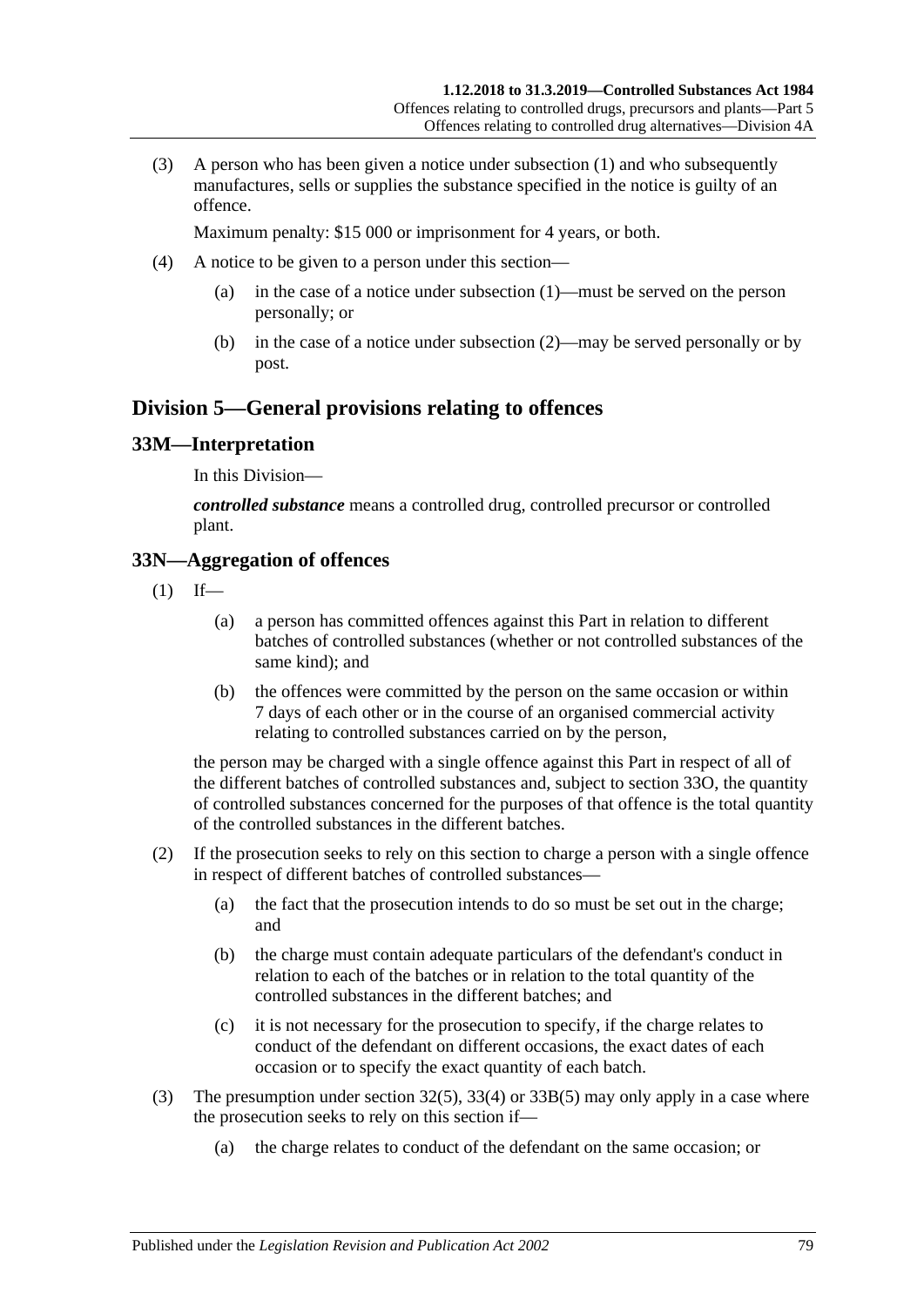(3) A person who has been given a notice under subsection (1) and who subsequently manufactures, sells or supplies the substance specified in the notice is guilty of an offence.

Maximum penalty: $15 000 or imprisonment for 4 years, or both.

(4) A notice to be given to a person under this section—

(a) in the case of a notice under subsection (1)—must be served on the person personally; or

(b) in the case of a notice under subsection (2)—may be served personally or by post.

## Division 5—General provisions relating to offences

### 33M—Interpretation

In this Division—

***controlled substance*** means a controlled drug, controlled precursor or controlled plant.

### 33N—Aggregation of offences

(1) If—

(a) a person has committed offences against this Part in relation to different batches of controlled substances (whether or not controlled substances of the same kind); and

(b) the offences were committed by the person on the same occasion or within 7 days of each other or in the course of an organised commercial activity relating to controlled substances carried on by the person,

the person may be charged with a single offence against this Part in respect of all of the different batches of controlled substances and, subject to section 33O, the quantity of controlled substances concerned for the purposes of that offence is the total quantity of the controlled substances in the different batches.

(2) If the prosecution seeks to rely on this section to charge a person with a single offence in respect of different batches of controlled substances—

(a) the fact that the prosecution intends to do so must be set out in the charge; and

(b) the charge must contain adequate particulars of the defendant's conduct in relation to each of the batches or in relation to the total quantity of the controlled substances in the different batches; and

(c) it is not necessary for the prosecution to specify, if the charge relates to conduct of the defendant on different occasions, the exact dates of each occasion or to specify the exact quantity of each batch.

(3) The presumption under section 32(5), 33(4) or 33B(5) may only apply in a case where the prosecution seeks to rely on this section if—

(a) the charge relates to conduct of the defendant on the same occasion; or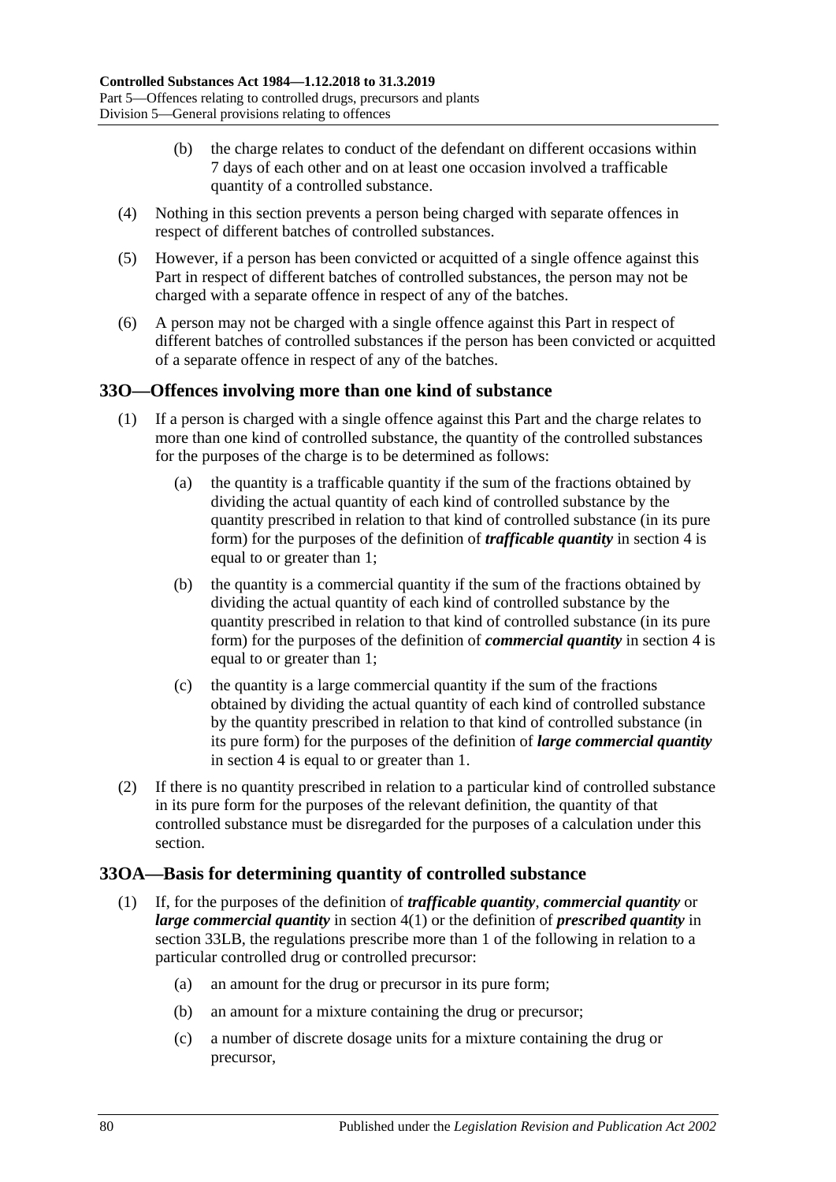(b) the charge relates to conduct of the defendant on different occasions within 7 days of each other and on at least one occasion involved a trafficable quantity of a controlled substance.

(4) Nothing in this section prevents a person being charged with separate offences in respect of different batches of controlled substances.

(5) However, if a person has been convicted or acquitted of a single offence against this Part in respect of different batches of controlled substances, the person may not be charged with a separate offence in respect of any of the batches.

(6) A person may not be charged with a single offence against this Part in respect of different batches of controlled substances if the person has been convicted or acquitted of a separate offence in respect of any of the batches.

## 33O—Offences involving more than one kind of substance

(1) If a person is charged with a single offence against this Part and the charge relates to more than one kind of controlled substance, the quantity of the controlled substances for the purposes of the charge is to be determined as follows:

(a) the quantity is a trafficable quantity if the sum of the fractions obtained by dividing the actual quantity of each kind of controlled substance by the quantity prescribed in relation to that kind of controlled substance (in its pure form) for the purposes of the definition of ***trafficable quantity*** in section 4 is equal to or greater than 1;

(b) the quantity is a commercial quantity if the sum of the fractions obtained by dividing the actual quantity of each kind of controlled substance by the quantity prescribed in relation to that kind of controlled substance (in its pure form) for the purposes of the definition of ***commercial quantity*** in section 4 is equal to or greater than 1;

(c) the quantity is a large commercial quantity if the sum of the fractions obtained by dividing the actual quantity of each kind of controlled substance by the quantity prescribed in relation to that kind of controlled substance (in its pure form) for the purposes of the definition of ***large commercial quantity*** in section 4 is equal to or greater than 1.

(2) If there is no quantity prescribed in relation to a particular kind of controlled substance in its pure form for the purposes of the relevant definition, the quantity of that controlled substance must be disregarded for the purposes of a calculation under this section.

## 33OA—Basis for determining quantity of controlled substance

(1) If, for the purposes of the definition of ***trafficable quantity***, ***commercial quantity*** or ***large commercial quantity*** in section 4(1) or the definition of ***prescribed quantity*** in section 33LB, the regulations prescribe more than 1 of the following in relation to a particular controlled drug or controlled precursor:

(a) an amount for the drug or precursor in its pure form;

(b) an amount for a mixture containing the drug or precursor;

(c) a number of discrete dosage units for a mixture containing the drug or precursor,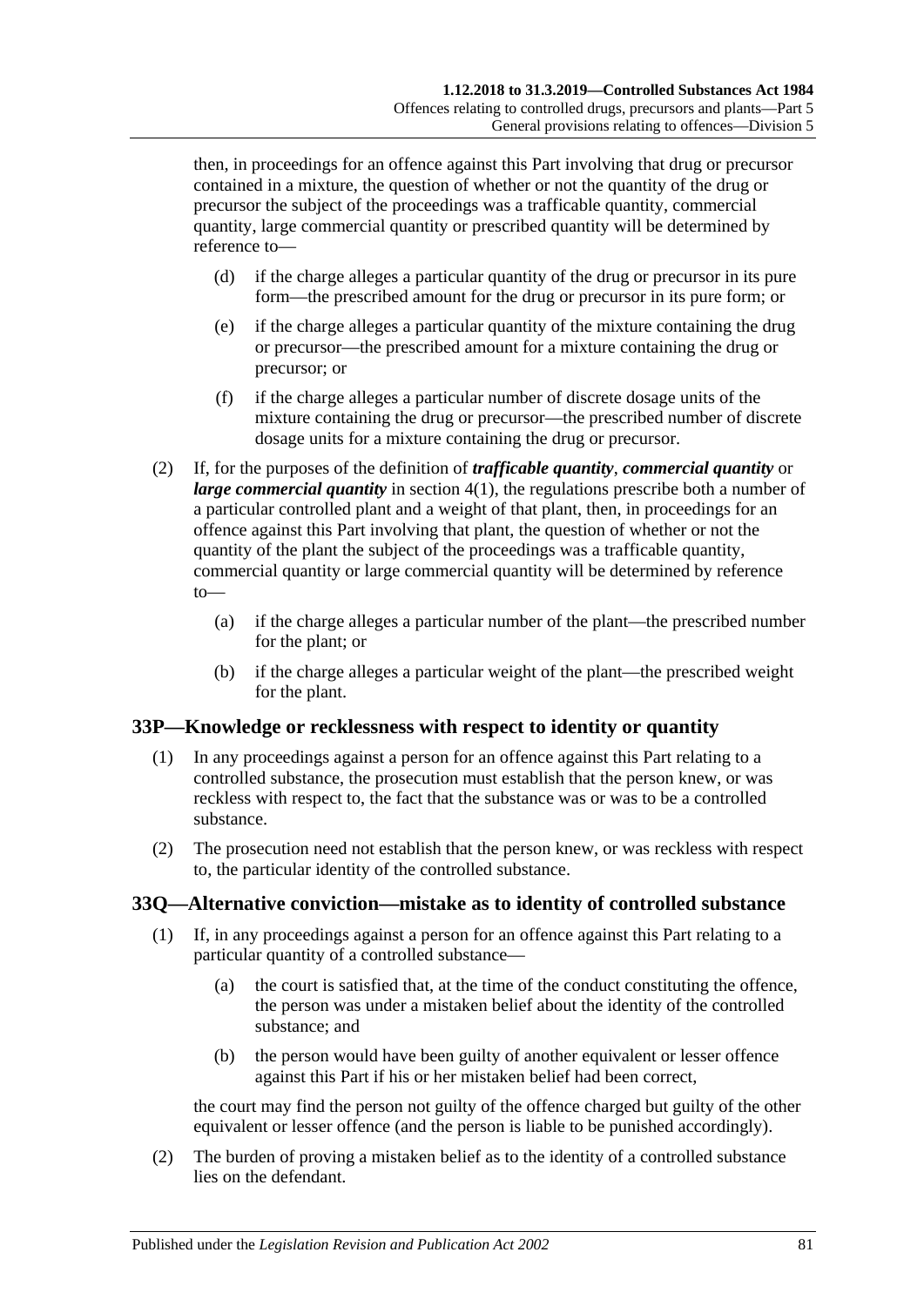then, in proceedings for an offence against this Part involving that drug or precursor contained in a mixture, the question of whether or not the quantity of the drug or precursor the subject of the proceedings was a trafficable quantity, commercial quantity, large commercial quantity or prescribed quantity will be determined by reference to—

(d) if the charge alleges a particular quantity of the drug or precursor in its pure form—the prescribed amount for the drug or precursor in its pure form; or

(e) if the charge alleges a particular quantity of the mixture containing the drug or precursor—the prescribed amount for a mixture containing the drug or precursor; or

(f) if the charge alleges a particular number of discrete dosage units of the mixture containing the drug or precursor—the prescribed number of discrete dosage units for a mixture containing the drug or precursor.

(2) If, for the purposes of the definition of ***trafficable quantity***, ***commercial quantity*** or ***large commercial quantity*** in section 4(1), the regulations prescribe both a number of a particular controlled plant and a weight of that plant, then, in proceedings for an offence against this Part involving that plant, the question of whether or not the quantity of the plant the subject of the proceedings was a trafficable quantity, commercial quantity or large commercial quantity will be determined by reference to—

(a) if the charge alleges a particular number of the plant—the prescribed number for the plant; or

(b) if the charge alleges a particular weight of the plant—the prescribed weight for the plant.

## 33P—Knowledge or recklessness with respect to identity or quantity

(1) In any proceedings against a person for an offence against this Part relating to a controlled substance, the prosecution must establish that the person knew, or was reckless with respect to, the fact that the substance was or was to be a controlled substance.

(2) The prosecution need not establish that the person knew, or was reckless with respect to, the particular identity of the controlled substance.

## 33Q—Alternative conviction—mistake as to identity of controlled substance

(1) If, in any proceedings against a person for an offence against this Part relating to a particular quantity of a controlled substance—

(a) the court is satisfied that, at the time of the conduct constituting the offence, the person was under a mistaken belief about the identity of the controlled substance; and

(b) the person would have been guilty of another equivalent or lesser offence against this Part if his or her mistaken belief had been correct,

the court may find the person not guilty of the offence charged but guilty of the other equivalent or lesser offence (and the person is liable to be punished accordingly).

(2) The burden of proving a mistaken belief as to the identity of a controlled substance lies on the defendant.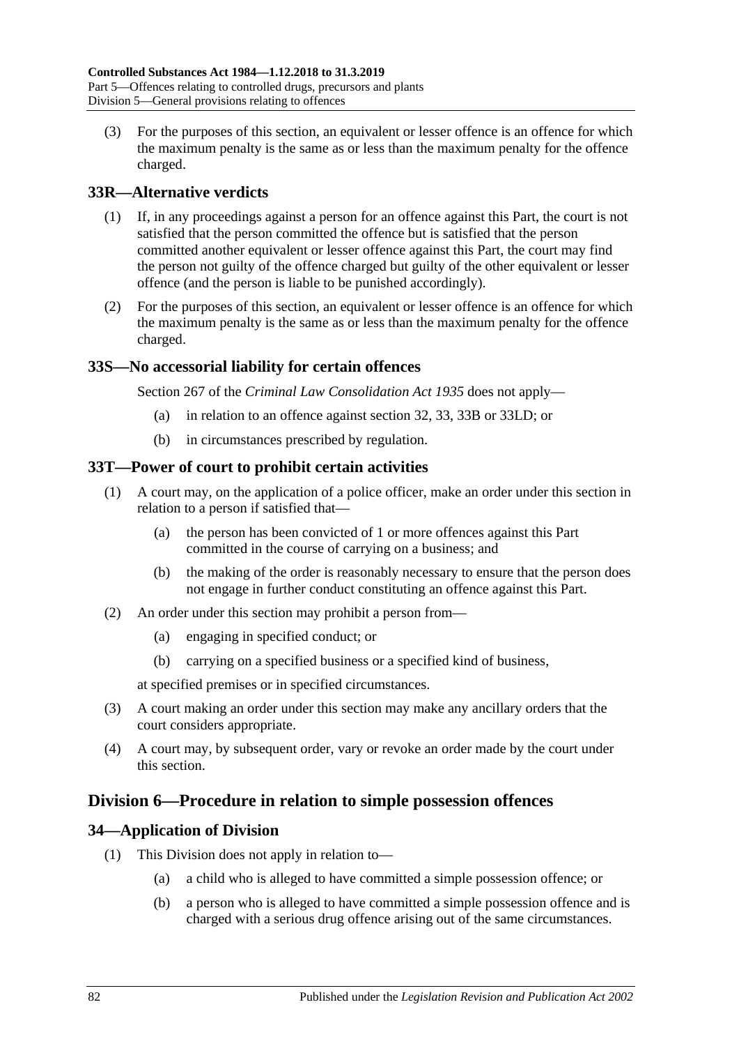(3) For the purposes of this section, an equivalent or lesser offence is an offence for which the maximum penalty is the same as or less than the maximum penalty for the offence charged.

## 33R—Alternative verdicts

(1) If, in any proceedings against a person for an offence against this Part, the court is not satisfied that the person committed the offence but is satisfied that the person committed another equivalent or lesser offence against this Part, the court may find the person not guilty of the offence charged but guilty of the other equivalent or lesser offence (and the person is liable to be punished accordingly).

(2) For the purposes of this section, an equivalent or lesser offence is an offence for which the maximum penalty is the same as or less than the maximum penalty for the offence charged.

## 33S—No accessorial liability for certain offences

Section 267 of the *Criminal Law Consolidation Act 1935* does not apply—

(a) in relation to an offence against section 32, 33, 33B or 33LD; or

(b) in circumstances prescribed by regulation.

## 33T—Power of court to prohibit certain activities

(1) A court may, on the application of a police officer, make an order under this section in relation to a person if satisfied that—

(a) the person has been convicted of 1 or more offences against this Part committed in the course of carrying on a business; and

(b) the making of the order is reasonably necessary to ensure that the person does not engage in further conduct constituting an offence against this Part.

(2) An order under this section may prohibit a person from—

(a) engaging in specified conduct; or

(b) carrying on a specified business or a specified kind of business,

at specified premises or in specified circumstances.

(3) A court making an order under this section may make any ancillary orders that the court considers appropriate.

(4) A court may, by subsequent order, vary or revoke an order made by the court under this section.

# Division 6—Procedure in relation to simple possession offences

## 34—Application of Division

(1) This Division does not apply in relation to—

(a) a child who is alleged to have committed a simple possession offence; or

(b) a person who is alleged to have committed a simple possession offence and is charged with a serious drug offence arising out of the same circumstances.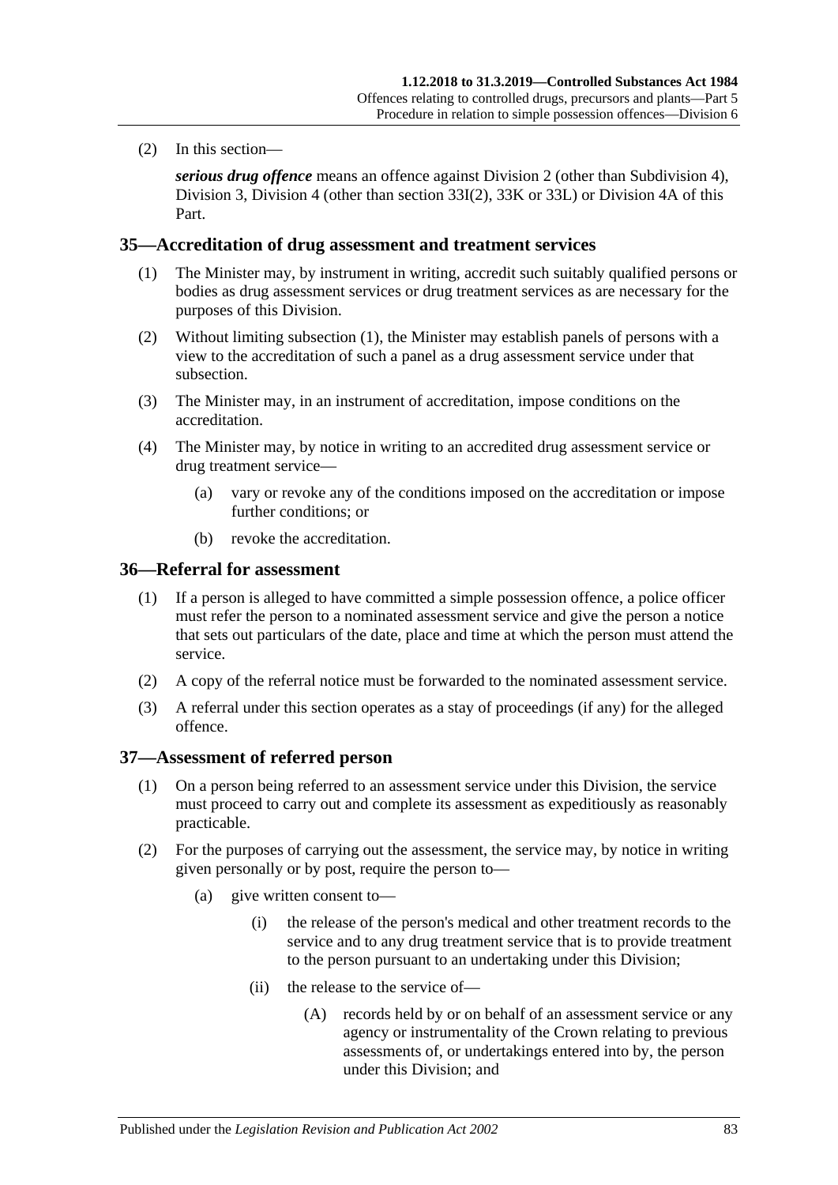(2) In this section—

***serious drug offence*** means an offence against Division 2 (other than Subdivision 4), Division 3, Division 4 (other than section 33I(2), 33K or 33L) or Division 4A of this Part.

## 35—Accreditation of drug assessment and treatment services

(1) The Minister may, by instrument in writing, accredit such suitably qualified persons or bodies as drug assessment services or drug treatment services as are necessary for the purposes of this Division.

(2) Without limiting subsection (1), the Minister may establish panels of persons with a view to the accreditation of such a panel as a drug assessment service under that subsection.

(3) The Minister may, in an instrument of accreditation, impose conditions on the accreditation.

(4) The Minister may, by notice in writing to an accredited drug assessment service or drug treatment service—

(a) vary or revoke any of the conditions imposed on the accreditation or impose further conditions; or

(b) revoke the accreditation.

## 36—Referral for assessment

(1) If a person is alleged to have committed a simple possession offence, a police officer must refer the person to a nominated assessment service and give the person a notice that sets out particulars of the date, place and time at which the person must attend the service.

(2) A copy of the referral notice must be forwarded to the nominated assessment service.

(3) A referral under this section operates as a stay of proceedings (if any) for the alleged offence.

## 37—Assessment of referred person

(1) On a person being referred to an assessment service under this Division, the service must proceed to carry out and complete its assessment as expeditiously as reasonably practicable.

(2) For the purposes of carrying out the assessment, the service may, by notice in writing given personally or by post, require the person to—

(a) give written consent to—

(i) the release of the person's medical and other treatment records to the service and to any drug treatment service that is to provide treatment to the person pursuant to an undertaking under this Division;

(ii) the release to the service of—

(A) records held by or on behalf of an assessment service or any agency or instrumentality of the Crown relating to previous assessments of, or undertakings entered into by, the person under this Division; and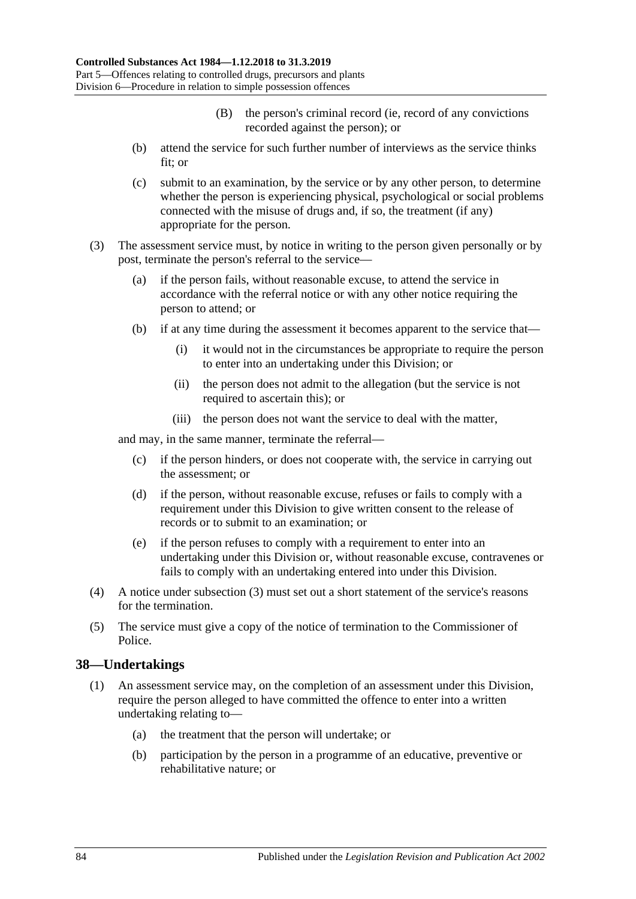(B) the person's criminal record (ie, record of any convictions recorded against the person); or

(b) attend the service for such further number of interviews as the service thinks fit; or

(c) submit to an examination, by the service or by any other person, to determine whether the person is experiencing physical, psychological or social problems connected with the misuse of drugs and, if so, the treatment (if any) appropriate for the person.

(3) The assessment service must, by notice in writing to the person given personally or by post, terminate the person's referral to the service—

(a) if the person fails, without reasonable excuse, to attend the service in accordance with the referral notice or with any other notice requiring the person to attend; or

(b) if at any time during the assessment it becomes apparent to the service that—

(i) it would not in the circumstances be appropriate to require the person to enter into an undertaking under this Division; or

(ii) the person does not admit to the allegation (but the service is not required to ascertain this); or

(iii) the person does not want the service to deal with the matter,

and may, in the same manner, terminate the referral—

(c) if the person hinders, or does not cooperate with, the service in carrying out the assessment; or

(d) if the person, without reasonable excuse, refuses or fails to comply with a requirement under this Division to give written consent to the release of records or to submit to an examination; or

(e) if the person refuses to comply with a requirement to enter into an undertaking under this Division or, without reasonable excuse, contravenes or fails to comply with an undertaking entered into under this Division.

(4) A notice under subsection (3) must set out a short statement of the service's reasons for the termination.

(5) The service must give a copy of the notice of termination to the Commissioner of Police.

## 38—Undertakings

(1) An assessment service may, on the completion of an assessment under this Division, require the person alleged to have committed the offence to enter into a written undertaking relating to—

(a) the treatment that the person will undertake; or

(b) participation by the person in a programme of an educative, preventive or rehabilitative nature; or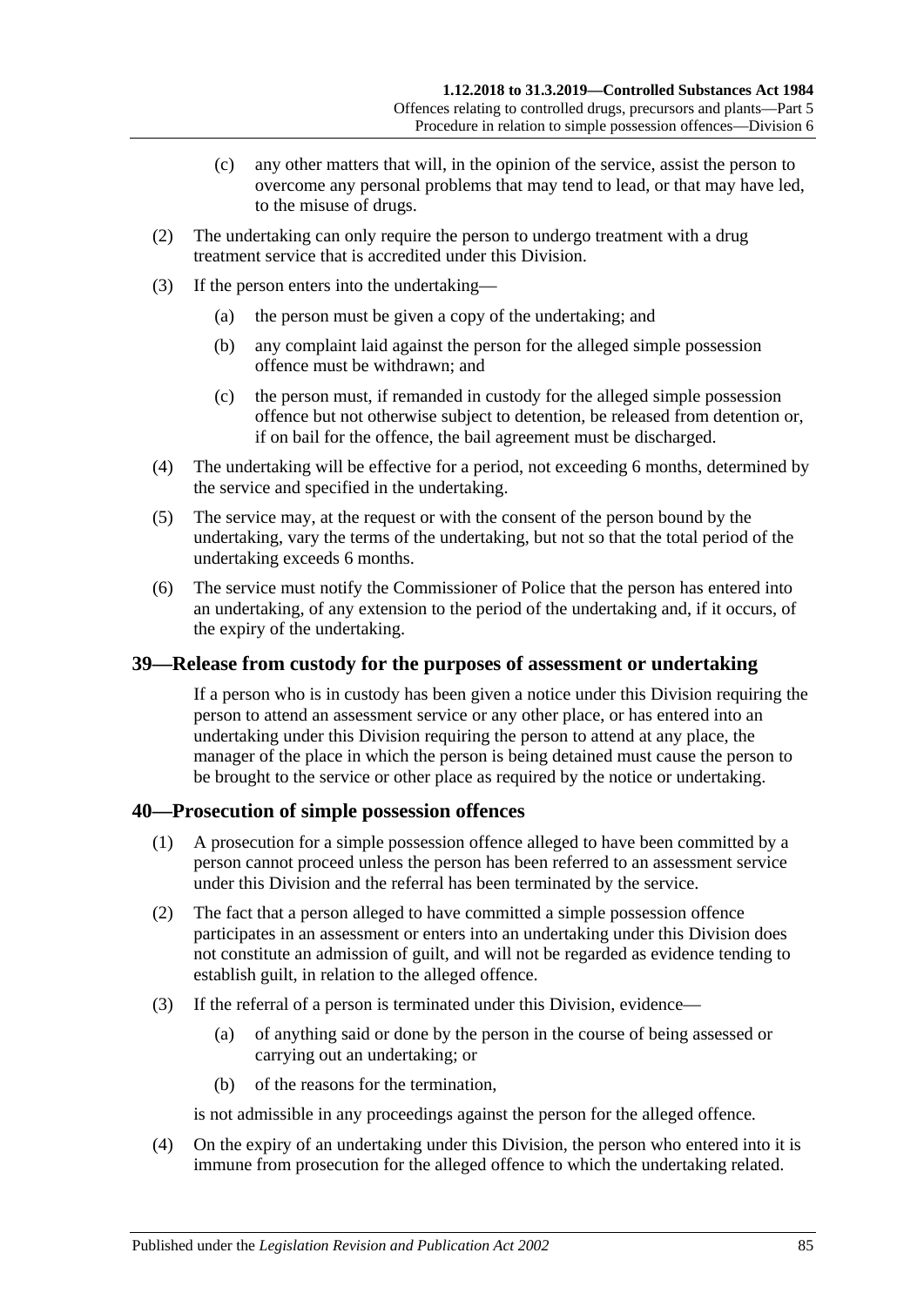(c) any other matters that will, in the opinion of the service, assist the person to overcome any personal problems that may tend to lead, or that may have led, to the misuse of drugs.

(2) The undertaking can only require the person to undergo treatment with a drug treatment service that is accredited under this Division.

(3) If the person enters into the undertaking—

(a) the person must be given a copy of the undertaking; and

(b) any complaint laid against the person for the alleged simple possession offence must be withdrawn; and

(c) the person must, if remanded in custody for the alleged simple possession offence but not otherwise subject to detention, be released from detention or, if on bail for the offence, the bail agreement must be discharged.

(4) The undertaking will be effective for a period, not exceeding 6 months, determined by the service and specified in the undertaking.

(5) The service may, at the request or with the consent of the person bound by the undertaking, vary the terms of the undertaking, but not so that the total period of the undertaking exceeds 6 months.

(6) The service must notify the Commissioner of Police that the person has entered into an undertaking, of any extension to the period of the undertaking and, if it occurs, of the expiry of the undertaking.

## 39—Release from custody for the purposes of assessment or undertaking

If a person who is in custody has been given a notice under this Division requiring the person to attend an assessment service or any other place, or has entered into an undertaking under this Division requiring the person to attend at any place, the manager of the place in which the person is being detained must cause the person to be brought to the service or other place as required by the notice or undertaking.

## 40—Prosecution of simple possession offences

(1) A prosecution for a simple possession offence alleged to have been committed by a person cannot proceed unless the person has been referred to an assessment service under this Division and the referral has been terminated by the service.

(2) The fact that a person alleged to have committed a simple possession offence participates in an assessment or enters into an undertaking under this Division does not constitute an admission of guilt, and will not be regarded as evidence tending to establish guilt, in relation to the alleged offence.

(3) If the referral of a person is terminated under this Division, evidence—

(a) of anything said or done by the person in the course of being assessed or carrying out an undertaking; or

(b) of the reasons for the termination,

is not admissible in any proceedings against the person for the alleged offence.

(4) On the expiry of an undertaking under this Division, the person who entered into it is immune from prosecution for the alleged offence to which the undertaking related.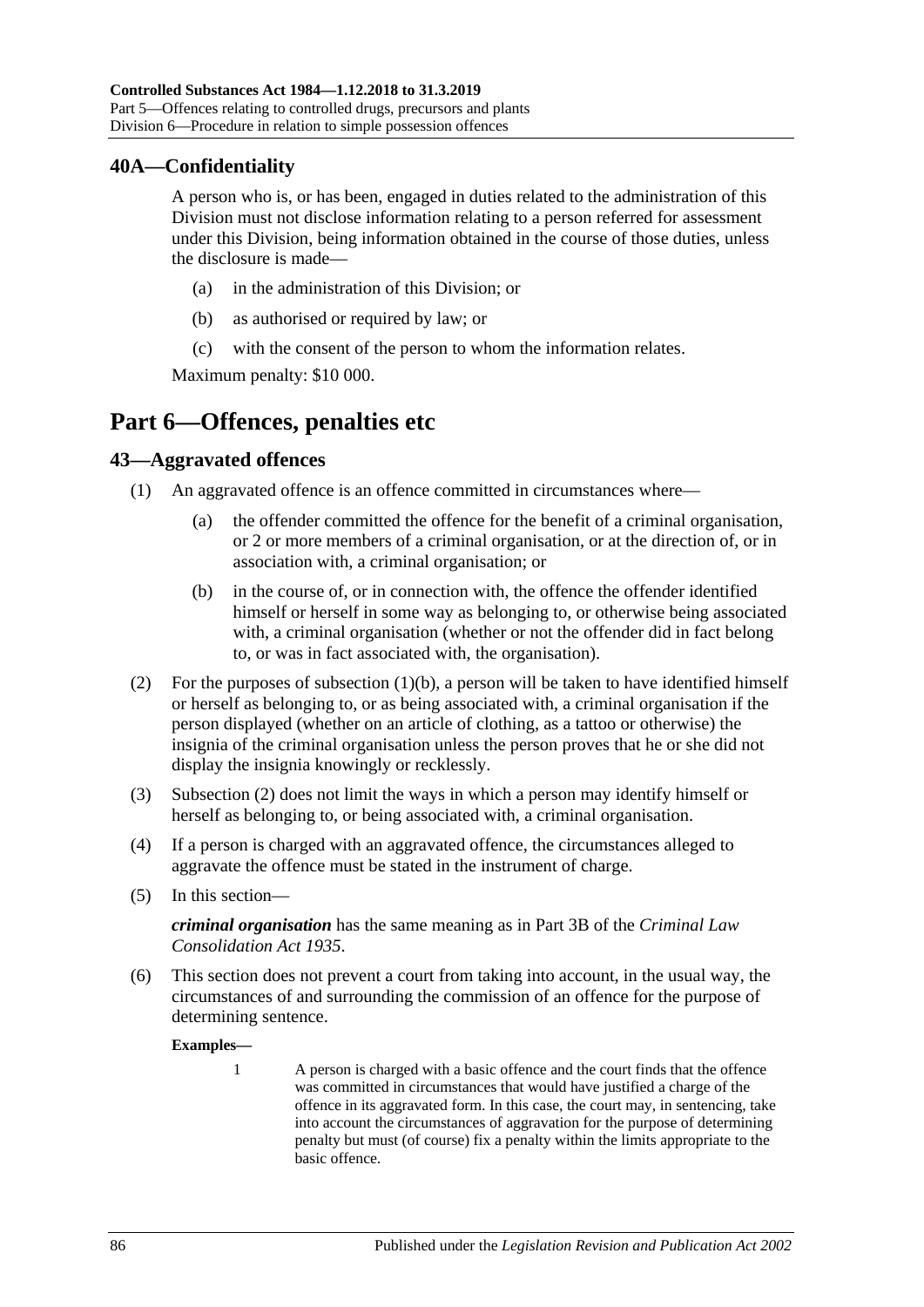## 40A—Confidentiality

A person who is, or has been, engaged in duties related to the administration of this Division must not disclose information relating to a person referred for assessment under this Division, being information obtained in the course of those duties, unless the disclosure is made—

(a) in the administration of this Division; or

(b) as authorised or required by law; or

(c) with the consent of the person to whom the information relates.

Maximum penalty: $10 000.

# Part 6—Offences, penalties etc

## 43—Aggravated offences

(1) An aggravated offence is an offence committed in circumstances where—

(a) the offender committed the offence for the benefit of a criminal organisation, or 2 or more members of a criminal organisation, or at the direction of, or in association with, a criminal organisation; or

(b) in the course of, or in connection with, the offence the offender identified himself or herself in some way as belonging to, or otherwise being associated with, a criminal organisation (whether or not the offender did in fact belong to, or was in fact associated with, the organisation).

(2) For the purposes of subsection (1)(b), a person will be taken to have identified himself or herself as belonging to, or as being associated with, a criminal organisation if the person displayed (whether on an article of clothing, as a tattoo or otherwise) the insignia of the criminal organisation unless the person proves that he or she did not display the insignia knowingly or recklessly.

(3) Subsection (2) does not limit the ways in which a person may identify himself or herself as belonging to, or being associated with, a criminal organisation.

(4) If a person is charged with an aggravated offence, the circumstances alleged to aggravate the offence must be stated in the instrument of charge.

(5) In this section—

***criminal organisation*** has the same meaning as in Part 3B of the *Criminal Law Consolidation Act 1935*.

(6) This section does not prevent a court from taking into account, in the usual way, the circumstances of and surrounding the commission of an offence for the purpose of determining sentence.

**Examples—**

1 A person is charged with a basic offence and the court finds that the offence was committed in circumstances that would have justified a charge of the offence in its aggravated form. In this case, the court may, in sentencing, take into account the circumstances of aggravation for the purpose of determining penalty but must (of course) fix a penalty within the limits appropriate to the basic offence.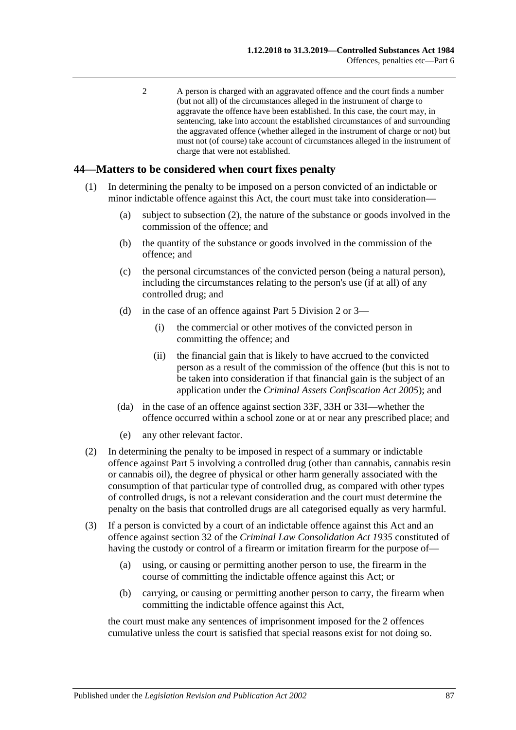2 A person is charged with an aggravated offence and the court finds a number (but not all) of the circumstances alleged in the instrument of charge to aggravate the offence have been established. In this case, the court may, in sentencing, take into account the established circumstances of and surrounding the aggravated offence (whether alleged in the instrument of charge or not) but must not (of course) take account of circumstances alleged in the instrument of charge that were not established.

## 44—Matters to be considered when court fixes penalty

(1) In determining the penalty to be imposed on a person convicted of an indictable or minor indictable offence against this Act, the court must take into consideration—

(a) subject to subsection (2), the nature of the substance or goods involved in the commission of the offence; and

(b) the quantity of the substance or goods involved in the commission of the offence; and

(c) the personal circumstances of the convicted person (being a natural person), including the circumstances relating to the person's use (if at all) of any controlled drug; and

(d) in the case of an offence against Part 5 Division 2 or 3—

(i) the commercial or other motives of the convicted person in committing the offence; and

(ii) the financial gain that is likely to have accrued to the convicted person as a result of the commission of the offence (but this is not to be taken into consideration if that financial gain is the subject of an application under the *Criminal Assets Confiscation Act 2005*); and

(da) in the case of an offence against section 33F, 33H or 33I—whether the offence occurred within a school zone or at or near any prescribed place; and

(e) any other relevant factor.

(2) In determining the penalty to be imposed in respect of a summary or indictable offence against Part 5 involving a controlled drug (other than cannabis, cannabis resin or cannabis oil), the degree of physical or other harm generally associated with the consumption of that particular type of controlled drug, as compared with other types of controlled drugs, is not a relevant consideration and the court must determine the penalty on the basis that controlled drugs are all categorised equally as very harmful.

(3) If a person is convicted by a court of an indictable offence against this Act and an offence against section 32 of the *Criminal Law Consolidation Act 1935* constituted of having the custody or control of a firearm or imitation firearm for the purpose of—

(a) using, or causing or permitting another person to use, the firearm in the course of committing the indictable offence against this Act; or

(b) carrying, or causing or permitting another person to carry, the firearm when committing the indictable offence against this Act,

the court must make any sentences of imprisonment imposed for the 2 offences cumulative unless the court is satisfied that special reasons exist for not doing so.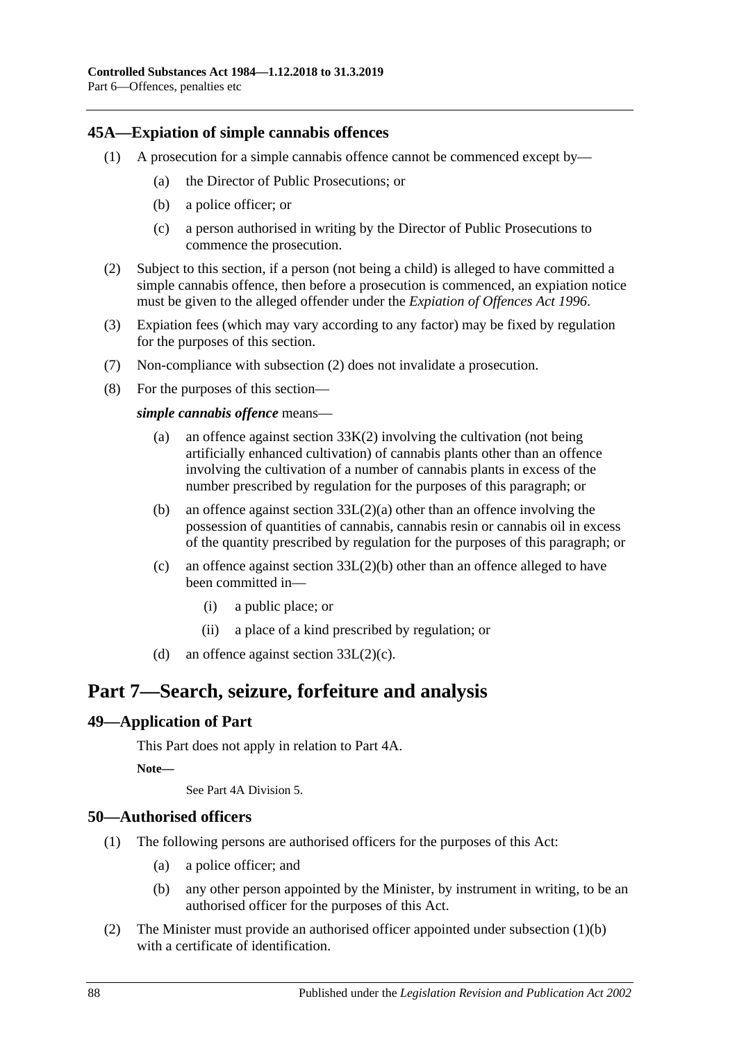## 45A—Expiation of simple cannabis offences

(1) A prosecution for a simple cannabis offence cannot be commenced except by—

  (a) the Director of Public Prosecutions; or

  (b) a police officer; or

  (c) a person authorised in writing by the Director of Public Prosecutions to commence the prosecution.

(2) Subject to this section, if a person (not being a child) is alleged to have committed a simple cannabis offence, then before a prosecution is commenced, an expiation notice must be given to the alleged offender under the *Expiation of Offences Act 1996*.

(3) Expiation fees (which may vary according to any factor) may be fixed by regulation for the purposes of this section.

(7) Non-compliance with subsection (2) does not invalidate a prosecution.

(8) For the purposes of this section—

***simple cannabis offence*** means—

  (a) an offence against section 33K(2) involving the cultivation (not being artificially enhanced cultivation) of cannabis plants other than an offence involving the cultivation of a number of cannabis plants in excess of the number prescribed by regulation for the purposes of this paragraph; or

  (b) an offence against section 33L(2)(a) other than an offence involving the possession of quantities of cannabis, cannabis resin or cannabis oil in excess of the quantity prescribed by regulation for the purposes of this paragraph; or

  (c) an offence against section 33L(2)(b) other than an offence alleged to have been committed in—

    (i) a public place; or

    (ii) a place of a kind prescribed by regulation; or

  (d) an offence against section 33L(2)(c).

# Part 7—Search, seizure, forfeiture and analysis

## 49—Application of Part

This Part does not apply in relation to Part 4A.

**Note—**

See Part 4A Division 5.

## 50—Authorised officers

(1) The following persons are authorised officers for the purposes of this Act:

  (a) a police officer; and

  (b) any other person appointed by the Minister, by instrument in writing, to be an authorised officer for the purposes of this Act.

(2) The Minister must provide an authorised officer appointed under subsection (1)(b) with a certificate of identification.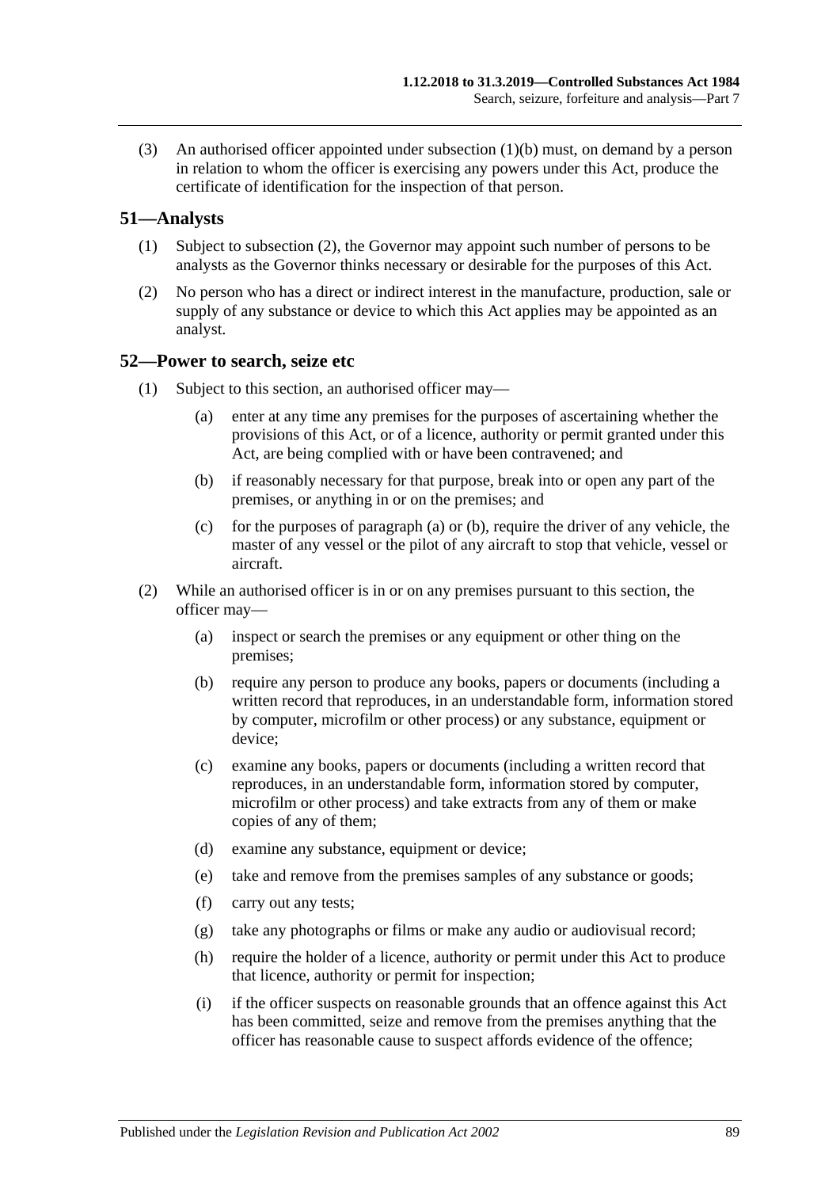(3) An authorised officer appointed under subsection (1)(b) must, on demand by a person in relation to whom the officer is exercising any powers under this Act, produce the certificate of identification for the inspection of that person.

## 51—Analysts

(1) Subject to subsection (2), the Governor may appoint such number of persons to be analysts as the Governor thinks necessary or desirable for the purposes of this Act.

(2) No person who has a direct or indirect interest in the manufacture, production, sale or supply of any substance or device to which this Act applies may be appointed as an analyst.

## 52—Power to search, seize etc

(1) Subject to this section, an authorised officer may—

(a) enter at any time any premises for the purposes of ascertaining whether the provisions of this Act, or of a licence, authority or permit granted under this Act, are being complied with or have been contravened; and

(b) if reasonably necessary for that purpose, break into or open any part of the premises, or anything in or on the premises; and

(c) for the purposes of paragraph (a) or (b), require the driver of any vehicle, the master of any vessel or the pilot of any aircraft to stop that vehicle, vessel or aircraft.

(2) While an authorised officer is in or on any premises pursuant to this section, the officer may—

(a) inspect or search the premises or any equipment or other thing on the premises;

(b) require any person to produce any books, papers or documents (including a written record that reproduces, in an understandable form, information stored by computer, microfilm or other process) or any substance, equipment or device;

(c) examine any books, papers or documents (including a written record that reproduces, in an understandable form, information stored by computer, microfilm or other process) and take extracts from any of them or make copies of any of them;

(d) examine any substance, equipment or device;

(e) take and remove from the premises samples of any substance or goods;

(f) carry out any tests;

(g) take any photographs or films or make any audio or audiovisual record;

(h) require the holder of a licence, authority or permit under this Act to produce that licence, authority or permit for inspection;

(i) if the officer suspects on reasonable grounds that an offence against this Act has been committed, seize and remove from the premises anything that the officer has reasonable cause to suspect affords evidence of the offence;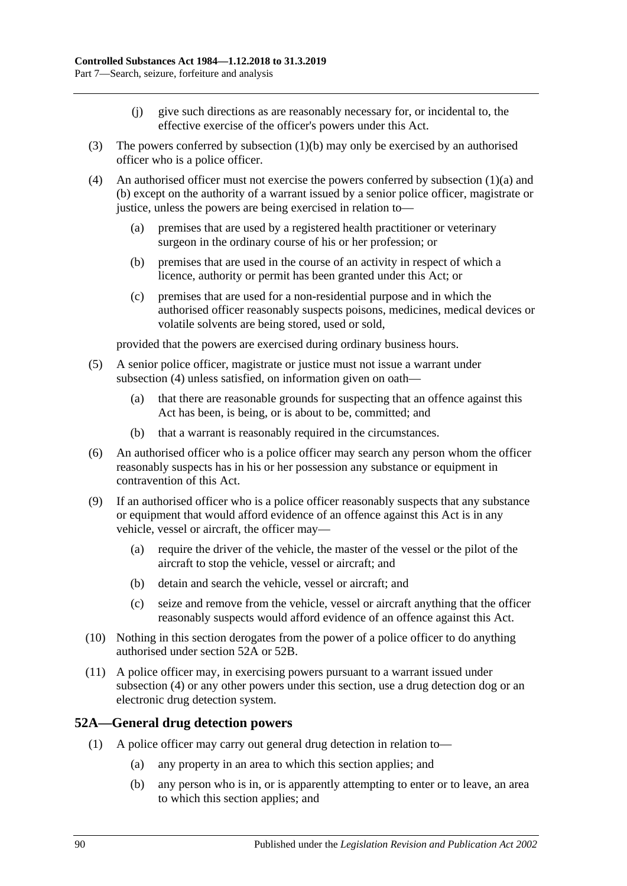(j) give such directions as are reasonably necessary for, or incidental to, the effective exercise of the officer's powers under this Act.

(3) The powers conferred by subsection (1)(b) may only be exercised by an authorised officer who is a police officer.

(4) An authorised officer must not exercise the powers conferred by subsection (1)(a) and (b) except on the authority of a warrant issued by a senior police officer, magistrate or justice, unless the powers are being exercised in relation to—

(a) premises that are used by a registered health practitioner or veterinary surgeon in the ordinary course of his or her profession; or

(b) premises that are used in the course of an activity in respect of which a licence, authority or permit has been granted under this Act; or

(c) premises that are used for a non-residential purpose and in which the authorised officer reasonably suspects poisons, medicines, medical devices or volatile solvents are being stored, used or sold,

provided that the powers are exercised during ordinary business hours.

(5) A senior police officer, magistrate or justice must not issue a warrant under subsection (4) unless satisfied, on information given on oath—

(a) that there are reasonable grounds for suspecting that an offence against this Act has been, is being, or is about to be, committed; and

(b) that a warrant is reasonably required in the circumstances.

(6) An authorised officer who is a police officer may search any person whom the officer reasonably suspects has in his or her possession any substance or equipment in contravention of this Act.

(9) If an authorised officer who is a police officer reasonably suspects that any substance or equipment that would afford evidence of an offence against this Act is in any vehicle, vessel or aircraft, the officer may—

(a) require the driver of the vehicle, the master of the vessel or the pilot of the aircraft to stop the vehicle, vessel or aircraft; and

(b) detain and search the vehicle, vessel or aircraft; and

(c) seize and remove from the vehicle, vessel or aircraft anything that the officer reasonably suspects would afford evidence of an offence against this Act.

(10) Nothing in this section derogates from the power of a police officer to do anything authorised under section 52A or 52B.

(11) A police officer may, in exercising powers pursuant to a warrant issued under subsection (4) or any other powers under this section, use a drug detection dog or an electronic drug detection system.

## 52A—General drug detection powers

(1) A police officer may carry out general drug detection in relation to—

(a) any property in an area to which this section applies; and

(b) any person who is in, or is apparently attempting to enter or to leave, an area to which this section applies; and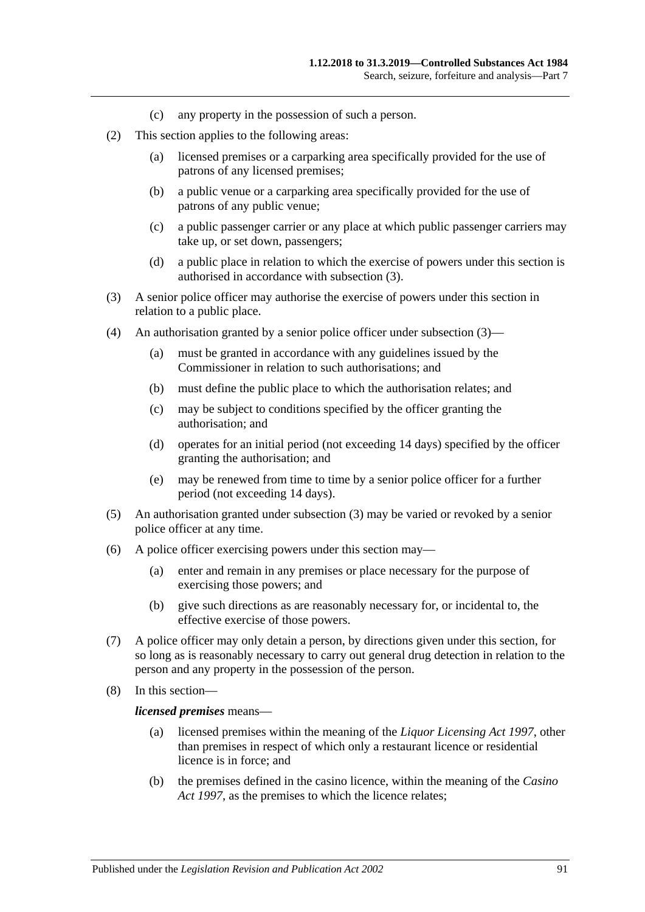(c) any property in the possession of such a person.

(2) This section applies to the following areas:

(a) licensed premises or a carparking area specifically provided for the use of patrons of any licensed premises;

(b) a public venue or a carparking area specifically provided for the use of patrons of any public venue;

(c) a public passenger carrier or any place at which public passenger carriers may take up, or set down, passengers;

(d) a public place in relation to which the exercise of powers under this section is authorised in accordance with subsection (3).

(3) A senior police officer may authorise the exercise of powers under this section in relation to a public place.

(4) An authorisation granted by a senior police officer under subsection (3)—

(a) must be granted in accordance with any guidelines issued by the Commissioner in relation to such authorisations; and

(b) must define the public place to which the authorisation relates; and

(c) may be subject to conditions specified by the officer granting the authorisation; and

(d) operates for an initial period (not exceeding 14 days) specified by the officer granting the authorisation; and

(e) may be renewed from time to time by a senior police officer for a further period (not exceeding 14 days).

(5) An authorisation granted under subsection (3) may be varied or revoked by a senior police officer at any time.

(6) A police officer exercising powers under this section may—

(a) enter and remain in any premises or place necessary for the purpose of exercising those powers; and

(b) give such directions as are reasonably necessary for, or incidental to, the effective exercise of those powers.

(7) A police officer may only detain a person, by directions given under this section, for so long as is reasonably necessary to carry out general drug detection in relation to the person and any property in the possession of the person.

(8) In this section—

***licensed premises*** means—

(a) licensed premises within the meaning of the *Liquor Licensing Act 1997*, other than premises in respect of which only a restaurant licence or residential licence is in force; and

(b) the premises defined in the casino licence, within the meaning of the *Casino Act 1997*, as the premises to which the licence relates;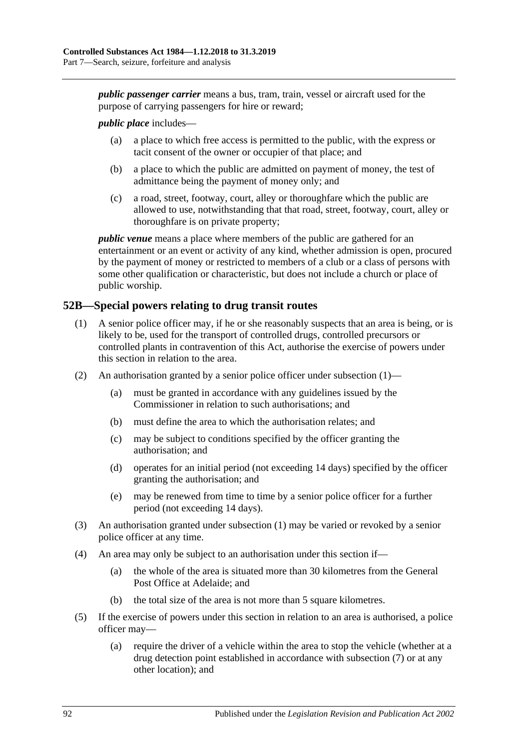***public passenger carrier*** means a bus, tram, train, vessel or aircraft used for the purpose of carrying passengers for hire or reward;

***public place*** includes—

- (a) a place to which free access is permitted to the public, with the express or tacit consent of the owner or occupier of that place; and
- (b) a place to which the public are admitted on payment of money, the test of admittance being the payment of money only; and
- (c) a road, street, footway, court, alley or thoroughfare which the public are allowed to use, notwithstanding that that road, street, footway, court, alley or thoroughfare is on private property;

***public venue*** means a place where members of the public are gathered for an entertainment or an event or activity of any kind, whether admission is open, procured by the payment of money or restricted to members of a club or a class of persons with some other qualification or characteristic, but does not include a church or place of public worship.

## 52B—Special powers relating to drug transit routes

(1) A senior police officer may, if he or she reasonably suspects that an area is being, or is likely to be, used for the transport of controlled drugs, controlled precursors or controlled plants in contravention of this Act, authorise the exercise of powers under this section in relation to the area.

(2) An authorisation granted by a senior police officer under subsection (1)—

- (a) must be granted in accordance with any guidelines issued by the Commissioner in relation to such authorisations; and
- (b) must define the area to which the authorisation relates; and
- (c) may be subject to conditions specified by the officer granting the authorisation; and
- (d) operates for an initial period (not exceeding 14 days) specified by the officer granting the authorisation; and
- (e) may be renewed from time to time by a senior police officer for a further period (not exceeding 14 days).

(3) An authorisation granted under subsection (1) may be varied or revoked by a senior police officer at any time.

(4) An area may only be subject to an authorisation under this section if—

- (a) the whole of the area is situated more than 30 kilometres from the General Post Office at Adelaide; and
- (b) the total size of the area is not more than 5 square kilometres.

(5) If the exercise of powers under this section in relation to an area is authorised, a police officer may—

- (a) require the driver of a vehicle within the area to stop the vehicle (whether at a drug detection point established in accordance with subsection (7) or at any other location); and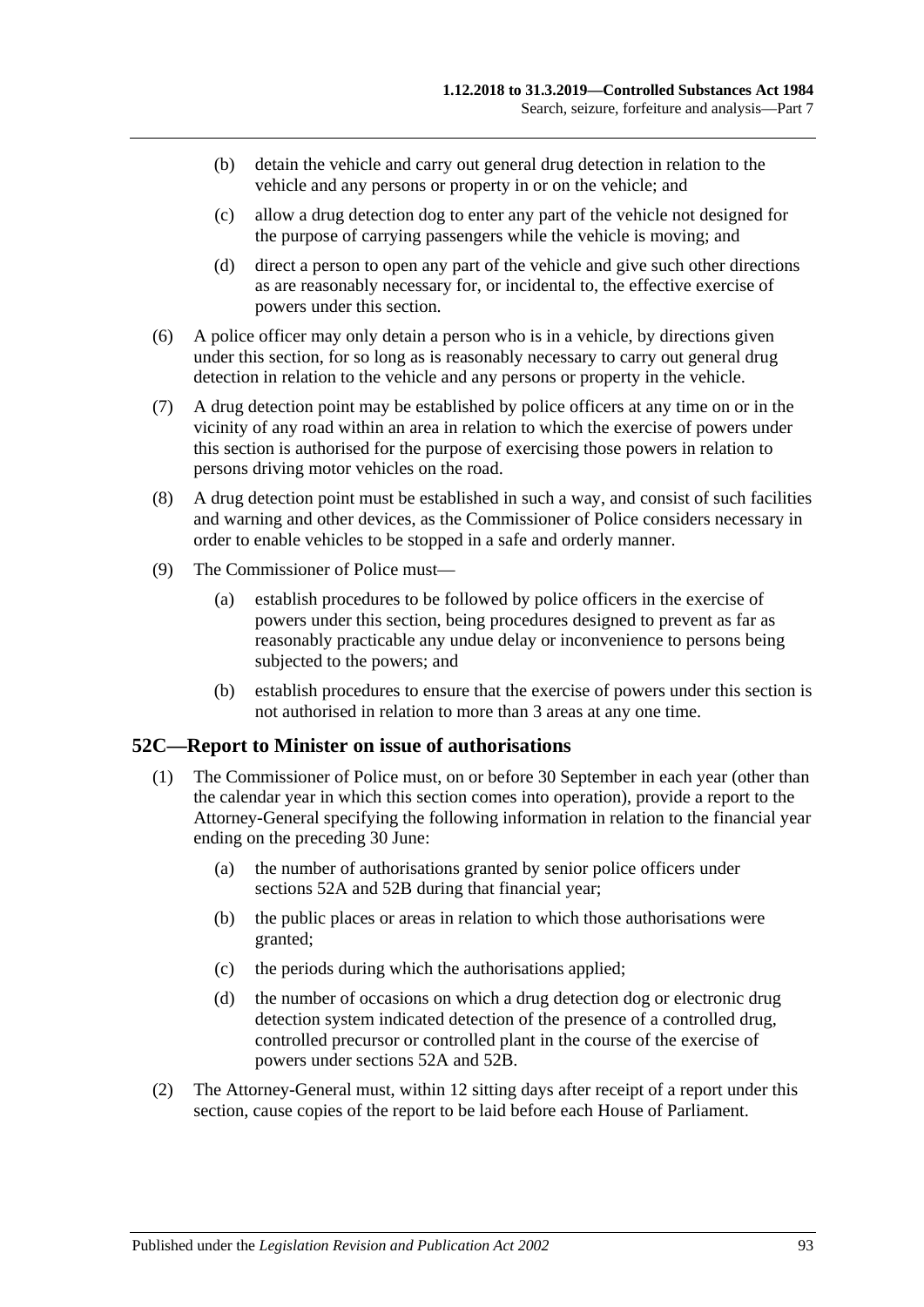(b) detain the vehicle and carry out general drug detection in relation to the vehicle and any persons or property in or on the vehicle; and

(c) allow a drug detection dog to enter any part of the vehicle not designed for the purpose of carrying passengers while the vehicle is moving; and

(d) direct a person to open any part of the vehicle and give such other directions as are reasonably necessary for, or incidental to, the effective exercise of powers under this section.

(6) A police officer may only detain a person who is in a vehicle, by directions given under this section, for so long as is reasonably necessary to carry out general drug detection in relation to the vehicle and any persons or property in the vehicle.

(7) A drug detection point may be established by police officers at any time on or in the vicinity of any road within an area in relation to which the exercise of powers under this section is authorised for the purpose of exercising those powers in relation to persons driving motor vehicles on the road.

(8) A drug detection point must be established in such a way, and consist of such facilities and warning and other devices, as the Commissioner of Police considers necessary in order to enable vehicles to be stopped in a safe and orderly manner.

(9) The Commissioner of Police must—

(a) establish procedures to be followed by police officers in the exercise of powers under this section, being procedures designed to prevent as far as reasonably practicable any undue delay or inconvenience to persons being subjected to the powers; and

(b) establish procedures to ensure that the exercise of powers under this section is not authorised in relation to more than 3 areas at any one time.

## 52C—Report to Minister on issue of authorisations

(1) The Commissioner of Police must, on or before 30 September in each year (other than the calendar year in which this section comes into operation), provide a report to the Attorney-General specifying the following information in relation to the financial year ending on the preceding 30 June:

(a) the number of authorisations granted by senior police officers under sections 52A and 52B during that financial year;

(b) the public places or areas in relation to which those authorisations were granted;

(c) the periods during which the authorisations applied;

(d) the number of occasions on which a drug detection dog or electronic drug detection system indicated detection of the presence of a controlled drug, controlled precursor or controlled plant in the course of the exercise of powers under sections 52A and 52B.

(2) The Attorney-General must, within 12 sitting days after receipt of a report under this section, cause copies of the report to be laid before each House of Parliament.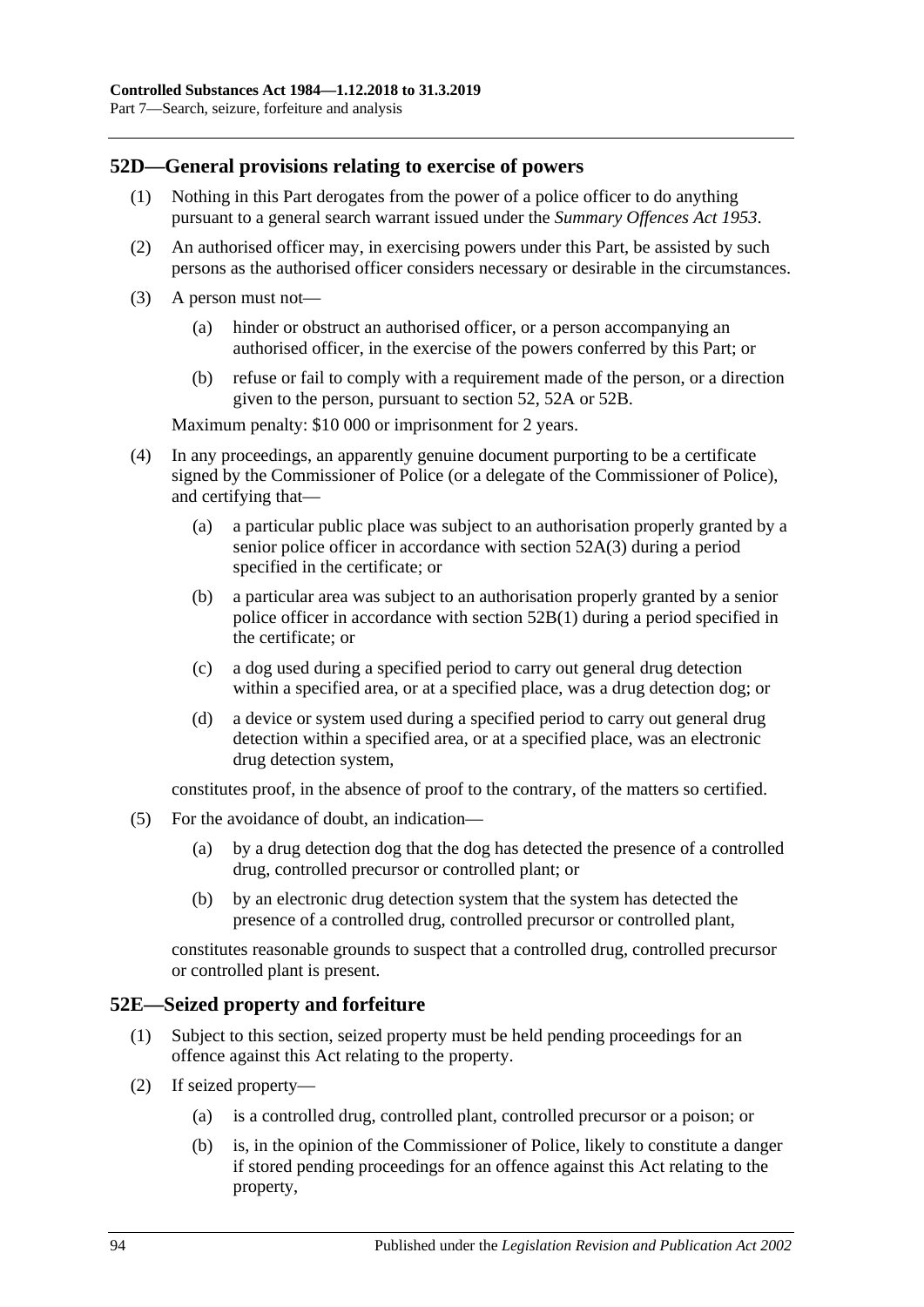## 52D—General provisions relating to exercise of powers

(1) Nothing in this Part derogates from the power of a police officer to do anything pursuant to a general search warrant issued under the *Summary Offences Act 1953*.

(2) An authorised officer may, in exercising powers under this Part, be assisted by such persons as the authorised officer considers necessary or desirable in the circumstances.

(3) A person must not—

(a) hinder or obstruct an authorised officer, or a person accompanying an authorised officer, in the exercise of the powers conferred by this Part; or

(b) refuse or fail to comply with a requirement made of the person, or a direction given to the person, pursuant to section 52, 52A or 52B.

Maximum penalty: $10 000 or imprisonment for 2 years.

(4) In any proceedings, an apparently genuine document purporting to be a certificate signed by the Commissioner of Police (or a delegate of the Commissioner of Police), and certifying that—

(a) a particular public place was subject to an authorisation properly granted by a senior police officer in accordance with section 52A(3) during a period specified in the certificate; or

(b) a particular area was subject to an authorisation properly granted by a senior police officer in accordance with section 52B(1) during a period specified in the certificate; or

(c) a dog used during a specified period to carry out general drug detection within a specified area, or at a specified place, was a drug detection dog; or

(d) a device or system used during a specified period to carry out general drug detection within a specified area, or at a specified place, was an electronic drug detection system,

constitutes proof, in the absence of proof to the contrary, of the matters so certified.

(5) For the avoidance of doubt, an indication—

(a) by a drug detection dog that the dog has detected the presence of a controlled drug, controlled precursor or controlled plant; or

(b) by an electronic drug detection system that the system has detected the presence of a controlled drug, controlled precursor or controlled plant,

constitutes reasonable grounds to suspect that a controlled drug, controlled precursor or controlled plant is present.

## 52E—Seized property and forfeiture

(1) Subject to this section, seized property must be held pending proceedings for an offence against this Act relating to the property.

(2) If seized property—

(a) is a controlled drug, controlled plant, controlled precursor or a poison; or

(b) is, in the opinion of the Commissioner of Police, likely to constitute a danger if stored pending proceedings for an offence against this Act relating to the property,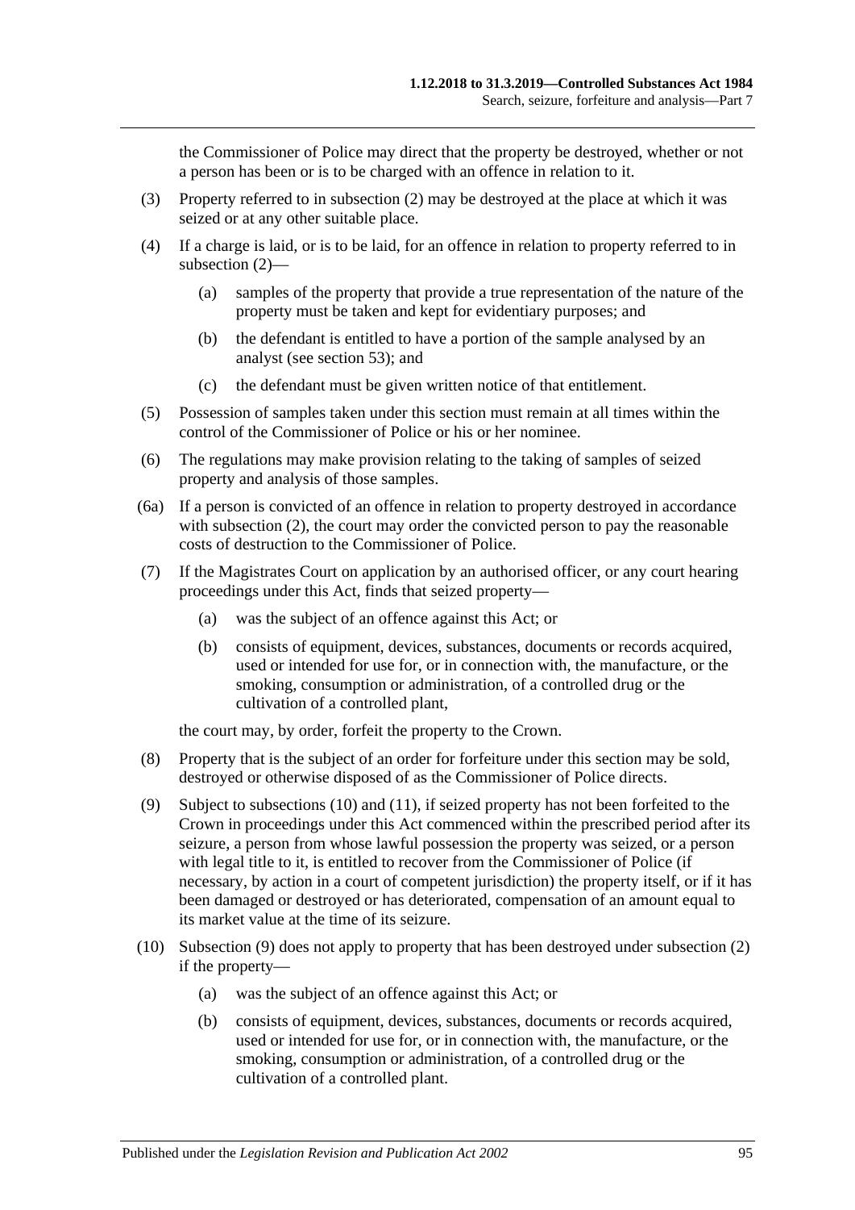the Commissioner of Police may direct that the property be destroyed, whether or not a person has been or is to be charged with an offence in relation to it.

(3) Property referred to in subsection (2) may be destroyed at the place at which it was seized or at any other suitable place.

(4) If a charge is laid, or is to be laid, for an offence in relation to property referred to in subsection (2)—

(a) samples of the property that provide a true representation of the nature of the property must be taken and kept for evidentiary purposes; and

(b) the defendant is entitled to have a portion of the sample analysed by an analyst (see section 53); and

(c) the defendant must be given written notice of that entitlement.

(5) Possession of samples taken under this section must remain at all times within the control of the Commissioner of Police or his or her nominee.

(6) The regulations may make provision relating to the taking of samples of seized property and analysis of those samples.

(6a) If a person is convicted of an offence in relation to property destroyed in accordance with subsection (2), the court may order the convicted person to pay the reasonable costs of destruction to the Commissioner of Police.

(7) If the Magistrates Court on application by an authorised officer, or any court hearing proceedings under this Act, finds that seized property—

(a) was the subject of an offence against this Act; or

(b) consists of equipment, devices, substances, documents or records acquired, used or intended for use for, or in connection with, the manufacture, or the smoking, consumption or administration, of a controlled drug or the cultivation of a controlled plant,

the court may, by order, forfeit the property to the Crown.

(8) Property that is the subject of an order for forfeiture under this section may be sold, destroyed or otherwise disposed of as the Commissioner of Police directs.

(9) Subject to subsections (10) and (11), if seized property has not been forfeited to the Crown in proceedings under this Act commenced within the prescribed period after its seizure, a person from whose lawful possession the property was seized, or a person with legal title to it, is entitled to recover from the Commissioner of Police (if necessary, by action in a court of competent jurisdiction) the property itself, or if it has been damaged or destroyed or has deteriorated, compensation of an amount equal to its market value at the time of its seizure.

(10) Subsection (9) does not apply to property that has been destroyed under subsection (2) if the property—

(a) was the subject of an offence against this Act; or

(b) consists of equipment, devices, substances, documents or records acquired, used or intended for use for, or in connection with, the manufacture, or the smoking, consumption or administration, of a controlled drug or the cultivation of a controlled plant.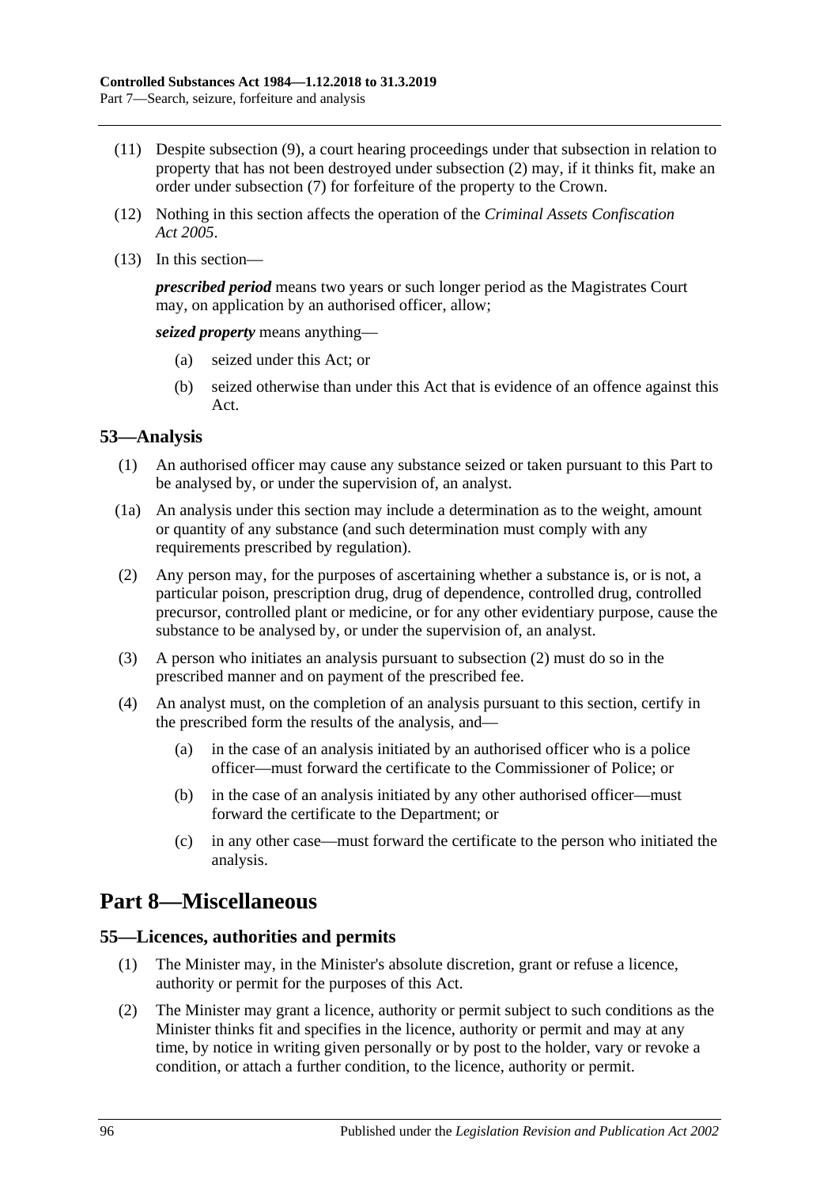(11) Despite subsection (9), a court hearing proceedings under that subsection in relation to property that has not been destroyed under subsection (2) may, if it thinks fit, make an order under subsection (7) for forfeiture of the property to the Crown.

(12) Nothing in this section affects the operation of the *Criminal Assets Confiscation Act 2005*.

(13) In this section—

***prescribed period*** means two years or such longer period as the Magistrates Court may, on application by an authorised officer, allow;

***seized property*** means anything—

- (a) seized under this Act; or
- (b) seized otherwise than under this Act that is evidence of an offence against this Act.

## 53—Analysis

(1) An authorised officer may cause any substance seized or taken pursuant to this Part to be analysed by, or under the supervision of, an analyst.

(1a) An analysis under this section may include a determination as to the weight, amount or quantity of any substance (and such determination must comply with any requirements prescribed by regulation).

(2) Any person may, for the purposes of ascertaining whether a substance is, or is not, a particular poison, prescription drug, drug of dependence, controlled drug, controlled precursor, controlled plant or medicine, or for any other evidentiary purpose, cause the substance to be analysed by, or under the supervision of, an analyst.

(3) A person who initiates an analysis pursuant to subsection (2) must do so in the prescribed manner and on payment of the prescribed fee.

(4) An analyst must, on the completion of an analysis pursuant to this section, certify in the prescribed form the results of the analysis, and—

- (a) in the case of an analysis initiated by an authorised officer who is a police officer—must forward the certificate to the Commissioner of Police; or
- (b) in the case of an analysis initiated by any other authorised officer—must forward the certificate to the Department; or
- (c) in any other case—must forward the certificate to the person who initiated the analysis.

# Part 8—Miscellaneous

## 55—Licences, authorities and permits

(1) The Minister may, in the Minister's absolute discretion, grant or refuse a licence, authority or permit for the purposes of this Act.

(2) The Minister may grant a licence, authority or permit subject to such conditions as the Minister thinks fit and specifies in the licence, authority or permit and may at any time, by notice in writing given personally or by post to the holder, vary or revoke a condition, or attach a further condition, to the licence, authority or permit.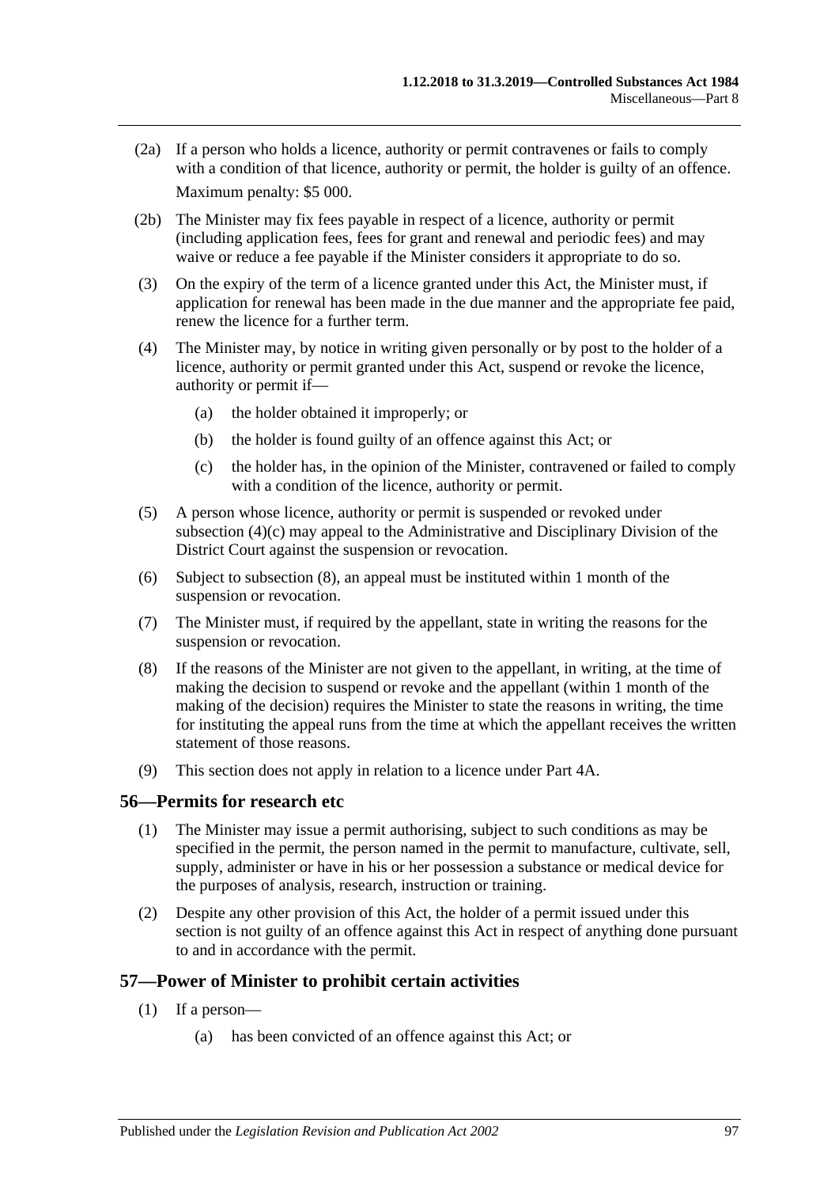(2a) If a person who holds a licence, authority or permit contravenes or fails to comply with a condition of that licence, authority or permit, the holder is guilty of an offence.

Maximum penalty: $5 000.

(2b) The Minister may fix fees payable in respect of a licence, authority or permit (including application fees, fees for grant and renewal and periodic fees) and may waive or reduce a fee payable if the Minister considers it appropriate to do so.

(3) On the expiry of the term of a licence granted under this Act, the Minister must, if application for renewal has been made in the due manner and the appropriate fee paid, renew the licence for a further term.

(4) The Minister may, by notice in writing given personally or by post to the holder of a licence, authority or permit granted under this Act, suspend or revoke the licence, authority or permit if—

(a) the holder obtained it improperly; or

(b) the holder is found guilty of an offence against this Act; or

(c) the holder has, in the opinion of the Minister, contravened or failed to comply with a condition of the licence, authority or permit.

(5) A person whose licence, authority or permit is suspended or revoked under subsection (4)(c) may appeal to the Administrative and Disciplinary Division of the District Court against the suspension or revocation.

(6) Subject to subsection (8), an appeal must be instituted within 1 month of the suspension or revocation.

(7) The Minister must, if required by the appellant, state in writing the reasons for the suspension or revocation.

(8) If the reasons of the Minister are not given to the appellant, in writing, at the time of making the decision to suspend or revoke and the appellant (within 1 month of the making of the decision) requires the Minister to state the reasons in writing, the time for instituting the appeal runs from the time at which the appellant receives the written statement of those reasons.

(9) This section does not apply in relation to a licence under Part 4A.

## 56—Permits for research etc

(1) The Minister may issue a permit authorising, subject to such conditions as may be specified in the permit, the person named in the permit to manufacture, cultivate, sell, supply, administer or have in his or her possession a substance or medical device for the purposes of analysis, research, instruction or training.

(2) Despite any other provision of this Act, the holder of a permit issued under this section is not guilty of an offence against this Act in respect of anything done pursuant to and in accordance with the permit.

## 57—Power of Minister to prohibit certain activities

(1) If a person—

(a) has been convicted of an offence against this Act; or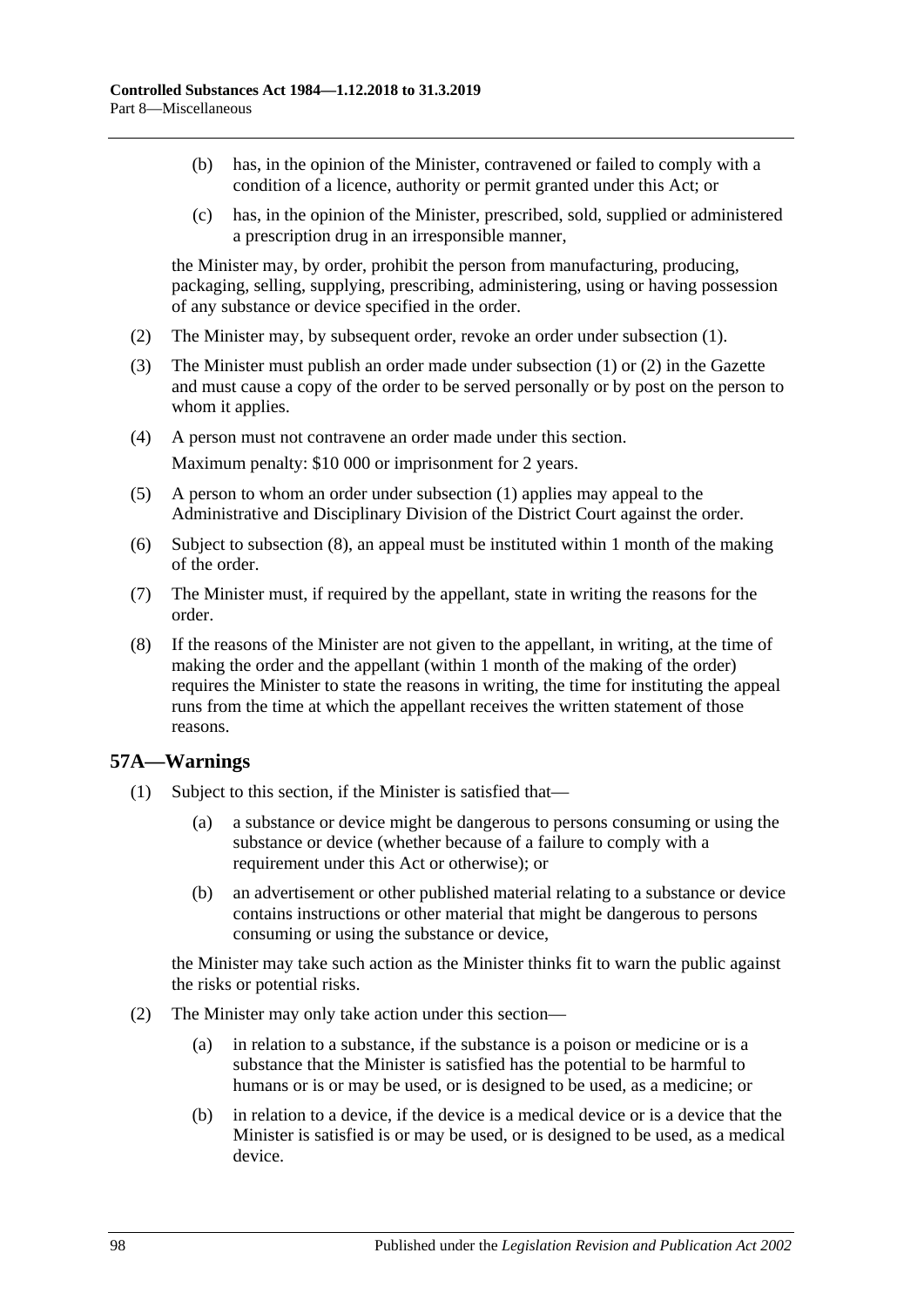- (b) has, in the opinion of the Minister, contravened or failed to comply with a condition of a licence, authority or permit granted under this Act; or
- (c) has, in the opinion of the Minister, prescribed, sold, supplied or administered a prescription drug in an irresponsible manner,

the Minister may, by order, prohibit the person from manufacturing, producing, packaging, selling, supplying, prescribing, administering, using or having possession of any substance or device specified in the order.

(2) The Minister may, by subsequent order, revoke an order under subsection (1).

(3) The Minister must publish an order made under subsection (1) or (2) in the Gazette and must cause a copy of the order to be served personally or by post on the person to whom it applies.

(4) A person must not contravene an order made under this section.

Maximum penalty: $10 000 or imprisonment for 2 years.

(5) A person to whom an order under subsection (1) applies may appeal to the Administrative and Disciplinary Division of the District Court against the order.

(6) Subject to subsection (8), an appeal must be instituted within 1 month of the making of the order.

(7) The Minister must, if required by the appellant, state in writing the reasons for the order.

(8) If the reasons of the Minister are not given to the appellant, in writing, at the time of making the order and the appellant (within 1 month of the making of the order) requires the Minister to state the reasons in writing, the time for instituting the appeal runs from the time at which the appellant receives the written statement of those reasons.

## 57A—Warnings

(1) Subject to this section, if the Minister is satisfied that—

- (a) a substance or device might be dangerous to persons consuming or using the substance or device (whether because of a failure to comply with a requirement under this Act or otherwise); or
- (b) an advertisement or other published material relating to a substance or device contains instructions or other material that might be dangerous to persons consuming or using the substance or device,

the Minister may take such action as the Minister thinks fit to warn the public against the risks or potential risks.

(2) The Minister may only take action under this section—

- (a) in relation to a substance, if the substance is a poison or medicine or is a substance that the Minister is satisfied has the potential to be harmful to humans or is or may be used, or is designed to be used, as a medicine; or
- (b) in relation to a device, if the device is a medical device or is a device that the Minister is satisfied is or may be used, or is designed to be used, as a medical device.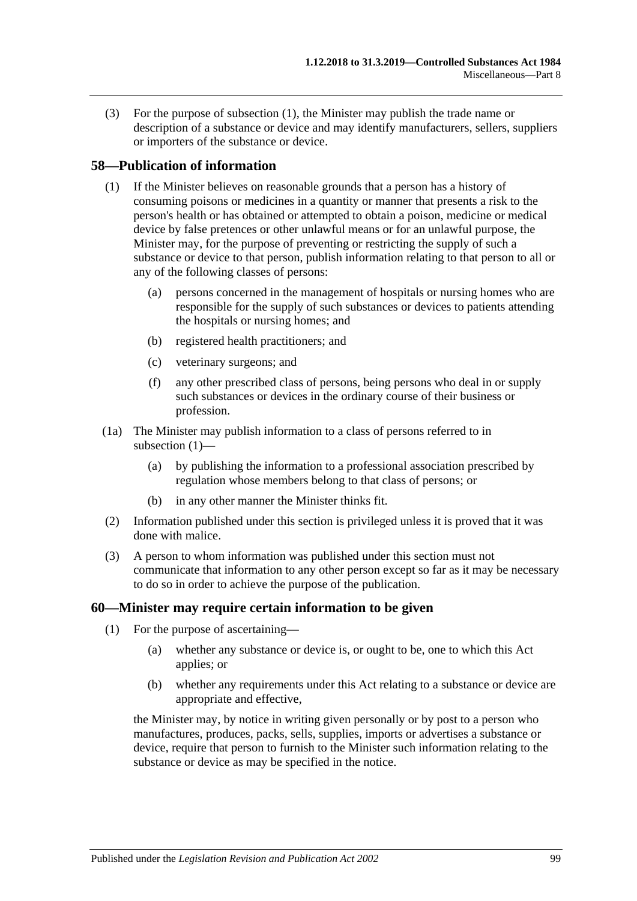(3) For the purpose of subsection (1), the Minister may publish the trade name or description of a substance or device and may identify manufacturers, sellers, suppliers or importers of the substance or device.

## 58—Publication of information

(1) If the Minister believes on reasonable grounds that a person has a history of consuming poisons or medicines in a quantity or manner that presents a risk to the person's health or has obtained or attempted to obtain a poison, medicine or medical device by false pretences or other unlawful means or for an unlawful purpose, the Minister may, for the purpose of preventing or restricting the supply of such a substance or device to that person, publish information relating to that person to all or any of the following classes of persons:

- (a) persons concerned in the management of hospitals or nursing homes who are responsible for the supply of such substances or devices to patients attending the hospitals or nursing homes; and
- (b) registered health practitioners; and
- (c) veterinary surgeons; and
- (f) any other prescribed class of persons, being persons who deal in or supply such substances or devices in the ordinary course of their business or profession.

(1a) The Minister may publish information to a class of persons referred to in subsection (1)—

- (a) by publishing the information to a professional association prescribed by regulation whose members belong to that class of persons; or
- (b) in any other manner the Minister thinks fit.

(2) Information published under this section is privileged unless it is proved that it was done with malice.

(3) A person to whom information was published under this section must not communicate that information to any other person except so far as it may be necessary to do so in order to achieve the purpose of the publication.

## 60—Minister may require certain information to be given

(1) For the purpose of ascertaining—

- (a) whether any substance or device is, or ought to be, one to which this Act applies; or
- (b) whether any requirements under this Act relating to a substance or device are appropriate and effective,

the Minister may, by notice in writing given personally or by post to a person who manufactures, produces, packs, sells, supplies, imports or advertises a substance or device, require that person to furnish to the Minister such information relating to the substance or device as may be specified in the notice.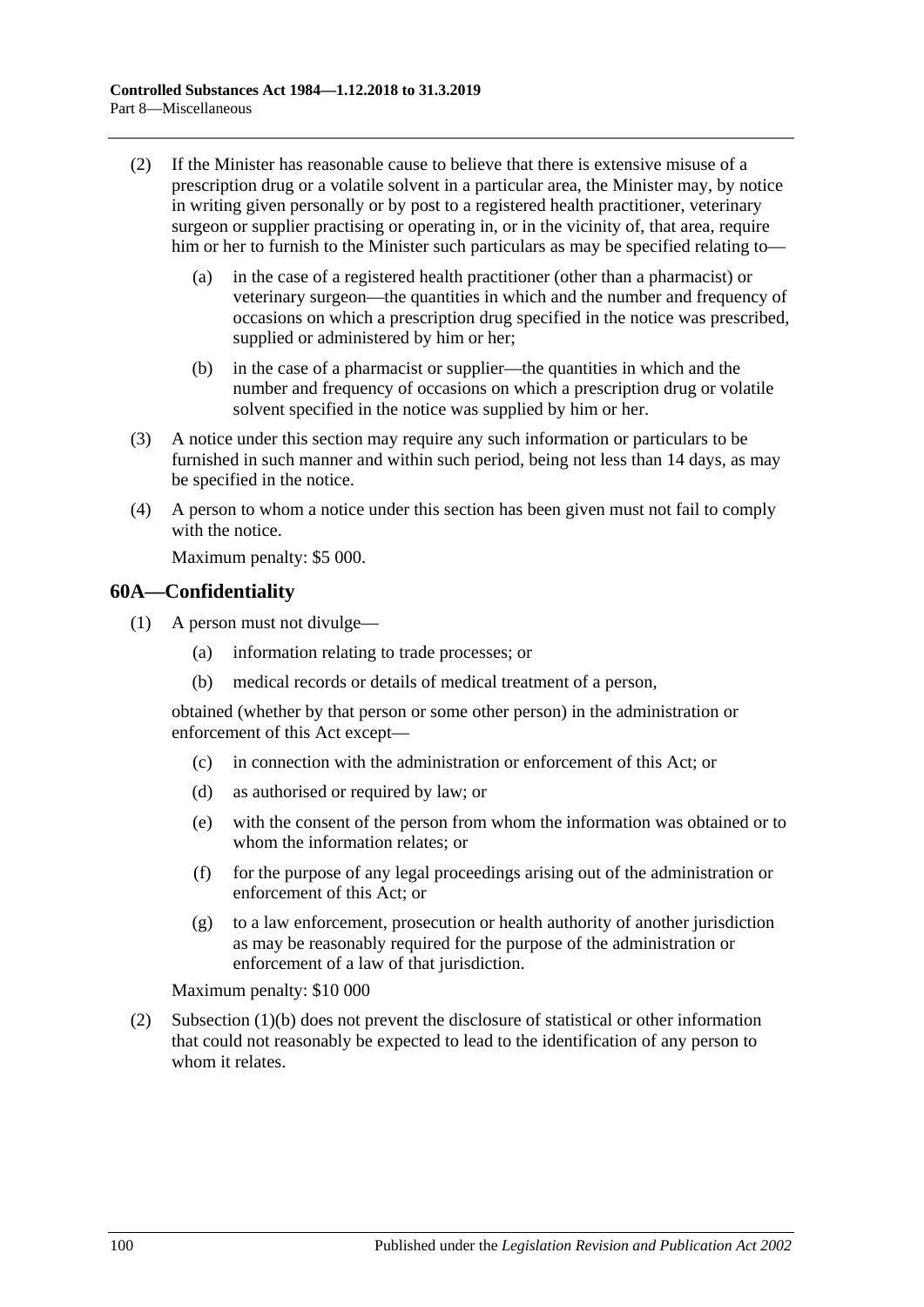(2) If the Minister has reasonable cause to believe that there is extensive misuse of a prescription drug or a volatile solvent in a particular area, the Minister may, by notice in writing given personally or by post to a registered health practitioner, veterinary surgeon or supplier practising or operating in, or in the vicinity of, that area, require him or her to furnish to the Minister such particulars as may be specified relating to—

(a) in the case of a registered health practitioner (other than a pharmacist) or veterinary surgeon—the quantities in which and the number and frequency of occasions on which a prescription drug specified in the notice was prescribed, supplied or administered by him or her;

(b) in the case of a pharmacist or supplier—the quantities in which and the number and frequency of occasions on which a prescription drug or volatile solvent specified in the notice was supplied by him or her.

(3) A notice under this section may require any such information or particulars to be furnished in such manner and within such period, being not less than 14 days, as may be specified in the notice.

(4) A person to whom a notice under this section has been given must not fail to comply with the notice.

Maximum penalty: $5 000.

## 60A—Confidentiality

(1) A person must not divulge—

(a) information relating to trade processes; or

(b) medical records or details of medical treatment of a person,

obtained (whether by that person or some other person) in the administration or enforcement of this Act except—

(c) in connection with the administration or enforcement of this Act; or

(d) as authorised or required by law; or

(e) with the consent of the person from whom the information was obtained or to whom the information relates; or

(f) for the purpose of any legal proceedings arising out of the administration or enforcement of this Act; or

(g) to a law enforcement, prosecution or health authority of another jurisdiction as may be reasonably required for the purpose of the administration or enforcement of a law of that jurisdiction.

Maximum penalty: $10 000

(2) Subsection (1)(b) does not prevent the disclosure of statistical or other information that could not reasonably be expected to lead to the identification of any person to whom it relates.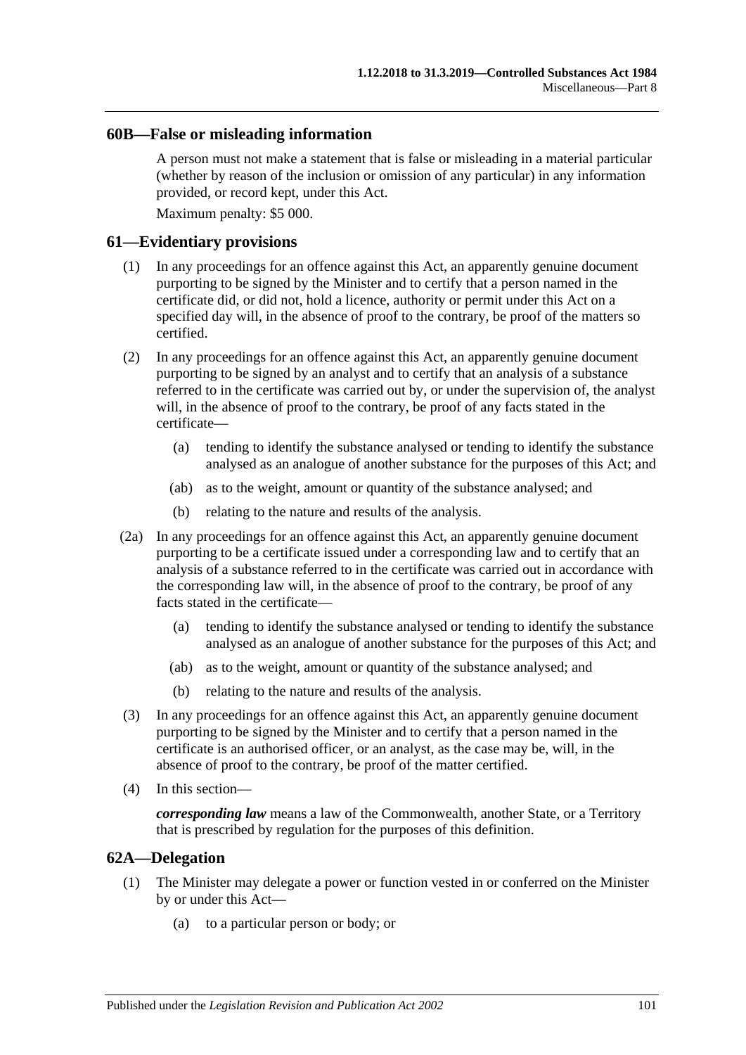## 60B—False or misleading information

A person must not make a statement that is false or misleading in a material particular (whether by reason of the inclusion or omission of any particular) in any information provided, or record kept, under this Act.

Maximum penalty: $5 000.

## 61—Evidentiary provisions

(1) In any proceedings for an offence against this Act, an apparently genuine document purporting to be signed by the Minister and to certify that a person named in the certificate did, or did not, hold a licence, authority or permit under this Act on a specified day will, in the absence of proof to the contrary, be proof of the matters so certified.

(2) In any proceedings for an offence against this Act, an apparently genuine document purporting to be signed by an analyst and to certify that an analysis of a substance referred to in the certificate was carried out by, or under the supervision of, the analyst will, in the absence of proof to the contrary, be proof of any facts stated in the certificate—

(a) tending to identify the substance analysed or tending to identify the substance analysed as an analogue of another substance for the purposes of this Act; and

(ab) as to the weight, amount or quantity of the substance analysed; and

(b) relating to the nature and results of the analysis.

(2a) In any proceedings for an offence against this Act, an apparently genuine document purporting to be a certificate issued under a corresponding law and to certify that an analysis of a substance referred to in the certificate was carried out in accordance with the corresponding law will, in the absence of proof to the contrary, be proof of any facts stated in the certificate—

(a) tending to identify the substance analysed or tending to identify the substance analysed as an analogue of another substance for the purposes of this Act; and

(ab) as to the weight, amount or quantity of the substance analysed; and

(b) relating to the nature and results of the analysis.

(3) In any proceedings for an offence against this Act, an apparently genuine document purporting to be signed by the Minister and to certify that a person named in the certificate is an authorised officer, or an analyst, as the case may be, will, in the absence of proof to the contrary, be proof of the matter certified.

(4) In this section—

***corresponding law*** means a law of the Commonwealth, another State, or a Territory that is prescribed by regulation for the purposes of this definition.

## 62A—Delegation

(1) The Minister may delegate a power or function vested in or conferred on the Minister by or under this Act—

(a) to a particular person or body; or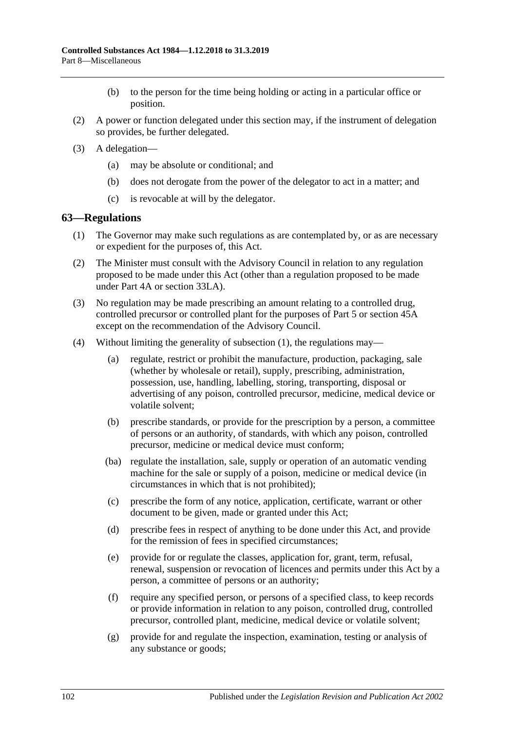(b) to the person for the time being holding or acting in a particular office or position.

(2) A power or function delegated under this section may, if the instrument of delegation so provides, be further delegated.

(3) A delegation—

(a) may be absolute or conditional; and

(b) does not derogate from the power of the delegator to act in a matter; and

(c) is revocable at will by the delegator.

## 63—Regulations

(1) The Governor may make such regulations as are contemplated by, or as are necessary or expedient for the purposes of, this Act.

(2) The Minister must consult with the Advisory Council in relation to any regulation proposed to be made under this Act (other than a regulation proposed to be made under Part 4A or section 33LA).

(3) No regulation may be made prescribing an amount relating to a controlled drug, controlled precursor or controlled plant for the purposes of Part 5 or section 45A except on the recommendation of the Advisory Council.

(4) Without limiting the generality of subsection (1), the regulations may—

(a) regulate, restrict or prohibit the manufacture, production, packaging, sale (whether by wholesale or retail), supply, prescribing, administration, possession, use, handling, labelling, storing, transporting, disposal or advertising of any poison, controlled precursor, medicine, medical device or volatile solvent;

(b) prescribe standards, or provide for the prescription by a person, a committee of persons or an authority, of standards, with which any poison, controlled precursor, medicine or medical device must conform;

(ba) regulate the installation, sale, supply or operation of an automatic vending machine for the sale or supply of a poison, medicine or medical device (in circumstances in which that is not prohibited);

(c) prescribe the form of any notice, application, certificate, warrant or other document to be given, made or granted under this Act;

(d) prescribe fees in respect of anything to be done under this Act, and provide for the remission of fees in specified circumstances;

(e) provide for or regulate the classes, application for, grant, term, refusal, renewal, suspension or revocation of licences and permits under this Act by a person, a committee of persons or an authority;

(f) require any specified person, or persons of a specified class, to keep records or provide information in relation to any poison, controlled drug, controlled precursor, controlled plant, medicine, medical device or volatile solvent;

(g) provide for and regulate the inspection, examination, testing or analysis of any substance or goods;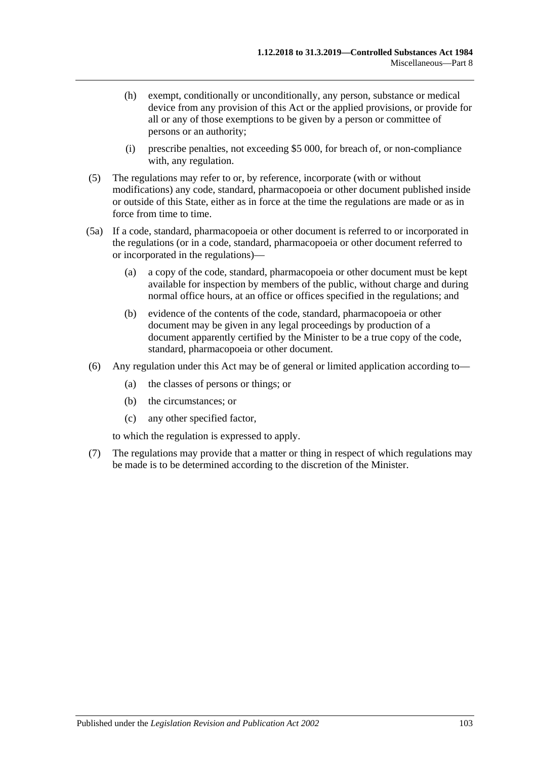(h) exempt, conditionally or unconditionally, any person, substance or medical device from any provision of this Act or the applied provisions, or provide for all or any of those exemptions to be given by a person or committee of persons or an authority;

(i) prescribe penalties, not exceeding $5 000, for breach of, or non-compliance with, any regulation.

(5) The regulations may refer to or, by reference, incorporate (with or without modifications) any code, standard, pharmacopoeia or other document published inside or outside of this State, either as in force at the time the regulations are made or as in force from time to time.

(5a) If a code, standard, pharmacopoeia or other document is referred to or incorporated in the regulations (or in a code, standard, pharmacopoeia or other document referred to or incorporated in the regulations)—

(a) a copy of the code, standard, pharmacopoeia or other document must be kept available for inspection by members of the public, without charge and during normal office hours, at an office or offices specified in the regulations; and

(b) evidence of the contents of the code, standard, pharmacopoeia or other document may be given in any legal proceedings by production of a document apparently certified by the Minister to be a true copy of the code, standard, pharmacopoeia or other document.

(6) Any regulation under this Act may be of general or limited application according to—

(a) the classes of persons or things; or

(b) the circumstances; or

(c) any other specified factor,

to which the regulation is expressed to apply.

(7) The regulations may provide that a matter or thing in respect of which regulations may be made is to be determined according to the discretion of the Minister.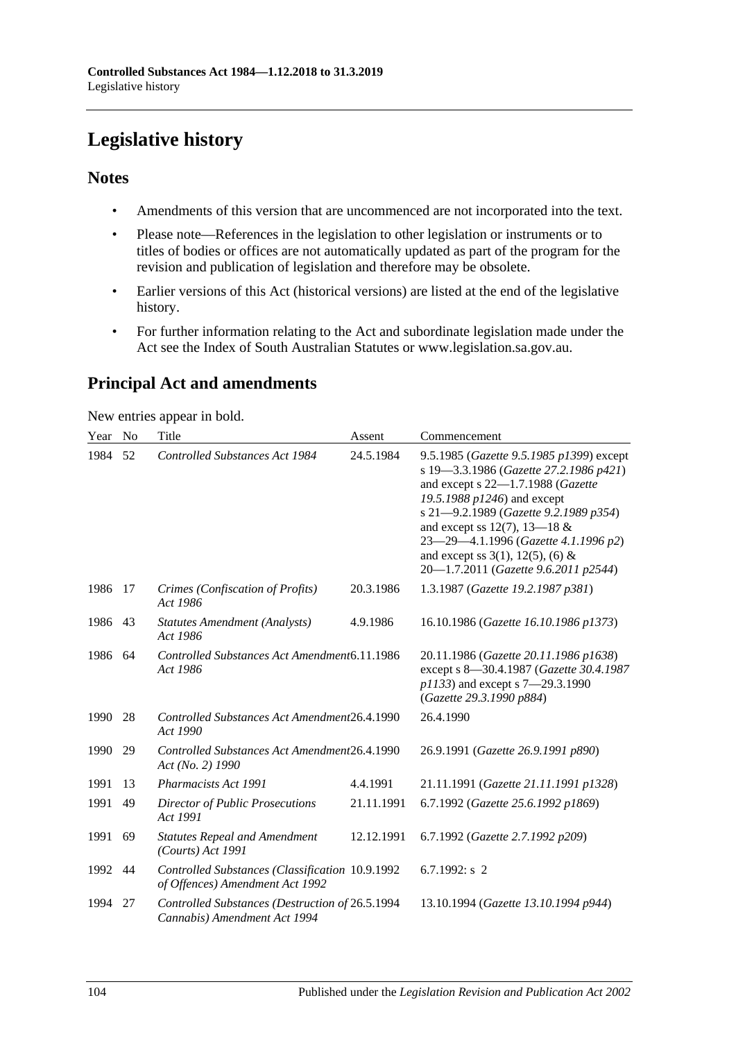# Legislative history

## Notes

- Amendments of this version that are uncommenced are not incorporated into the text.
- Please note—References in the legislation to other legislation or instruments or to titles of bodies or offices are not automatically updated as part of the program for the revision and publication of legislation and therefore may be obsolete.
- Earlier versions of this Act (historical versions) are listed at the end of the legislative history.
- For further information relating to the Act and subordinate legislation made under the Act see the Index of South Australian Statutes or www.legislation.sa.gov.au.

## Principal Act and amendments

New entries appear in bold.

| Year | No | Title | Assent | Commencement |
|---|---|---|---|---|
| 1984 | 52 | *Controlled Substances Act 1984* | 24.5.1984 | 9.5.1985 (*Gazette 9.5.1985 p1399*) except s 19—3.3.1986 (*Gazette 27.2.1986 p421*) and except s 22—1.7.1988 (*Gazette 19.5.1988 p1246*) and except s 21—9.2.1989 (*Gazette 9.2.1989 p354*) and except ss 12(7), 13—18 & 23—29—4.1.1996 (*Gazette 4.1.1996 p2*) and except ss 3(1), 12(5), (6) & 20—1.7.2011 (*Gazette 9.6.2011 p2544*) |
| 1986 | 17 | *Crimes (Confiscation of Profits) Act 1986* | 20.3.1986 | 1.3.1987 (*Gazette 19.2.1987 p381*) |
| 1986 | 43 | *Statutes Amendment (Analysts) Act 1986* | 4.9.1986 | 16.10.1986 (*Gazette 16.10.1986 p1373*) |
| 1986 | 64 | *Controlled Substances Act Amendment Act 1986* | 6.11.1986 | 20.11.1986 (*Gazette 20.11.1986 p1638*) except s 8—30.4.1987 (*Gazette 30.4.1987 p1133*) and except s 7—29.3.1990 (*Gazette 29.3.1990 p884*) |
| 1990 | 28 | *Controlled Substances Act Amendment Act 1990* | 26.4.1990 | 26.4.1990 |
| 1990 | 29 | *Controlled Substances Act Amendment Act (No. 2) 1990* | 26.4.1990 | 26.9.1991 (*Gazette 26.9.1991 p890*) |
| 1991 | 13 | *Pharmacists Act 1991* | 4.4.1991 | 21.11.1991 (*Gazette 21.11.1991 p1328*) |
| 1991 | 49 | *Director of Public Prosecutions Act 1991* | 21.11.1991 | 6.7.1992 (*Gazette 25.6.1992 p1869*) |
| 1991 | 69 | *Statutes Repeal and Amendment (Courts) Act 1991* | 12.12.1991 | 6.7.1992 (*Gazette 2.7.1992 p209*) |
| 1992 | 44 | *Controlled Substances (Classification of Offences) Amendment Act 1992* | 10.9.1992 | 6.7.1992: s 2 |
| 1994 | 27 | *Controlled Substances (Destruction of Cannabis) Amendment Act 1994* | 26.5.1994 | 13.10.1994 (*Gazette 13.10.1994 p944*) |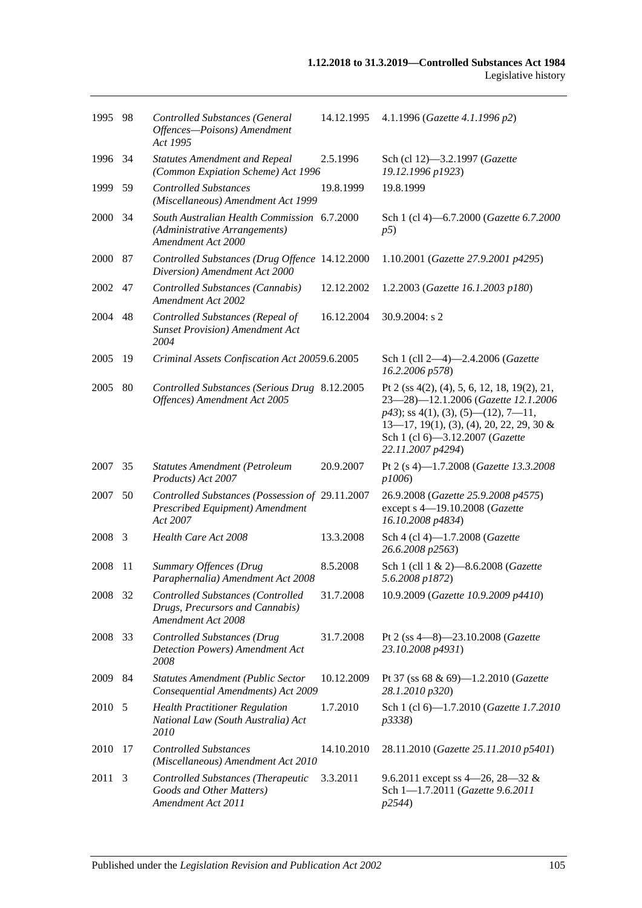| | | | | |
|---|---|---|---|---|
| 1995 | 98 | *Controlled Substances (General Offences—Poisons) Amendment Act 1995* | 14.12.1995 | 4.1.1996 (*Gazette 4.1.1996 p2*) |
| 1996 | 34 | *Statutes Amendment and Repeal (Common Expiation Scheme) Act 1996* | 2.5.1996 | Sch (cl 12)—3.2.1997 (*Gazette 19.12.1996 p1923*) |
| 1999 | 59 | *Controlled Substances (Miscellaneous) Amendment Act 1999* | 19.8.1999 | 19.8.1999 |
| 2000 | 34 | *South Australian Health Commission (Administrative Arrangements) Amendment Act 2000* | 6.7.2000 | Sch 1 (cl 4)—6.7.2000 (*Gazette 6.7.2000 p5*) |
| 2000 | 87 | *Controlled Substances (Drug Offence Diversion) Amendment Act 2000* | 14.12.2000 | 1.10.2001 (*Gazette 27.9.2001 p4295*) |
| 2002 | 47 | *Controlled Substances (Cannabis) Amendment Act 2002* | 12.12.2002 | 1.2.2003 (*Gazette 16.1.2003 p180*) |
| 2004 | 48 | *Controlled Substances (Repeal of Sunset Provision) Amendment Act 2004* | 16.12.2004 | 30.9.2004: s 2 |
| 2005 | 19 | *Criminal Assets Confiscation Act 2005* | 9.6.2005 | Sch 1 (cll 2—4)—2.4.2006 (*Gazette 16.2.2006 p578*) |
| 2005 | 80 | *Controlled Substances (Serious Drug Offences) Amendment Act 2005* | 8.12.2005 | Pt 2 (ss 4(2), (4), 5, 6, 12, 18, 19(2), 21, 23—28)—12.1.2006 (*Gazette 12.1.2006 p43*); ss 4(1), (3), (5)—(12), 7—11, 13—17, 19(1), (3), (4), 20, 22, 29, 30 & Sch 1 (cl 6)—3.12.2007 (*Gazette 22.11.2007 p4294*) |
| 2007 | 35 | *Statutes Amendment (Petroleum Products) Act 2007* | 20.9.2007 | Pt 2 (s 4)—1.7.2008 (*Gazette 13.3.2008 p1006*) |
| 2007 | 50 | *Controlled Substances (Possession of Prescribed Equipment) Amendment Act 2007* | 29.11.2007 | 26.9.2008 (*Gazette 25.9.2008 p4575*) except s 4—19.10.2008 (*Gazette 16.10.2008 p4834*) |
| 2008 | 3 | *Health Care Act 2008* | 13.3.2008 | Sch 4 (cl 4)—1.7.2008 (*Gazette 26.6.2008 p2563*) |
| 2008 | 11 | *Summary Offences (Drug Paraphernalia) Amendment Act 2008* | 8.5.2008 | Sch 1 (cll 1 & 2)—8.6.2008 (*Gazette 5.6.2008 p1872*) |
| 2008 | 32 | *Controlled Substances (Controlled Drugs, Precursors and Cannabis) Amendment Act 2008* | 31.7.2008 | 10.9.2009 (*Gazette 10.9.2009 p4410*) |
| 2008 | 33 | *Controlled Substances (Drug Detection Powers) Amendment Act 2008* | 31.7.2008 | Pt 2 (ss 4—8)—23.10.2008 (*Gazette 23.10.2008 p4931*) |
| 2009 | 84 | *Statutes Amendment (Public Sector Consequential Amendments) Act 2009* | 10.12.2009 | Pt 37 (ss 68 & 69)—1.2.2010 (*Gazette 28.1.2010 p320*) |
| 2010 | 5 | *Health Practitioner Regulation National Law (South Australia) Act 2010* | 1.7.2010 | Sch 1 (cl 6)—1.7.2010 (*Gazette 1.7.2010 p3338*) |
| 2010 | 17 | *Controlled Substances (Miscellaneous) Amendment Act 2010* | 14.10.2010 | 28.11.2010 (*Gazette 25.11.2010 p5401*) |
| 2011 | 3 | *Controlled Substances (Therapeutic Goods and Other Matters) Amendment Act 2011* | 3.3.2011 | 9.6.2011 except ss 4—26, 28—32 & Sch 1—1.7.2011 (*Gazette 9.6.2011 p2544*) |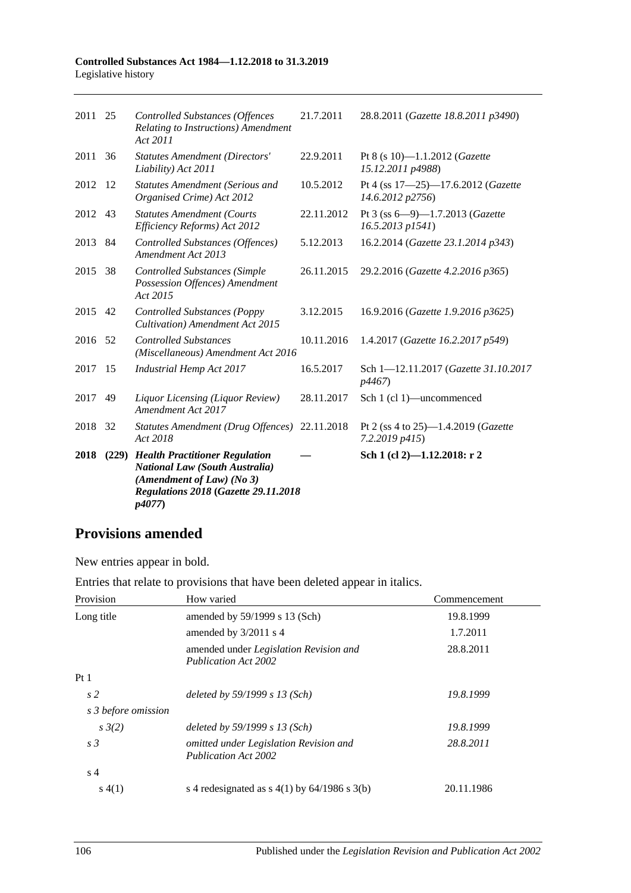| | | | | |
|---|---|---|---|---|
| 2011 | 25 | *Controlled Substances (Offences Relating to Instructions) Amendment Act 2011* | 21.7.2011 | 28.8.2011 (*Gazette 18.8.2011 p3490*) |
| 2011 | 36 | *Statutes Amendment (Directors' Liability) Act 2011* | 22.9.2011 | Pt 8 (s 10)—1.1.2012 (*Gazette 15.12.2011 p4988*) |
| 2012 | 12 | *Statutes Amendment (Serious and Organised Crime) Act 2012* | 10.5.2012 | Pt 4 (ss 17—25)—17.6.2012 (*Gazette 14.6.2012 p2756*) |
| 2012 | 43 | *Statutes Amendment (Courts Efficiency Reforms) Act 2012* | 22.11.2012 | Pt 3 (ss 6—9)—1.7.2013 (*Gazette 16.5.2013 p1541*) |
| 2013 | 84 | *Controlled Substances (Offences) Amendment Act 2013* | 5.12.2013 | 16.2.2014 (*Gazette 23.1.2014 p343*) |
| 2015 | 38 | *Controlled Substances (Simple Possession Offences) Amendment Act 2015* | 26.11.2015 | 29.2.2016 (*Gazette 4.2.2016 p365*) |
| 2015 | 42 | *Controlled Substances (Poppy Cultivation) Amendment Act 2015* | 3.12.2015 | 16.9.2016 (*Gazette 1.9.2016 p3625*) |
| 2016 | 52 | *Controlled Substances (Miscellaneous) Amendment Act 2016* | 10.11.2016 | 1.4.2017 (*Gazette 16.2.2017 p549*) |
| 2017 | 15 | *Industrial Hemp Act 2017* | 16.5.2017 | Sch 1—12.11.2017 (*Gazette 31.10.2017 p4467*) |
| 2017 | 49 | *Liquor Licensing (Liquor Review) Amendment Act 2017* | 28.11.2017 | Sch 1 (cl 1)—uncommenced |
| 2018 | 32 | *Statutes Amendment (Drug Offences) Act 2018* | 22.11.2018 | Pt 2 (ss 4 to 25)—1.4.2019 (*Gazette 7.2.2019 p415*) |
| **2018** | **(229)** | ***Health Practitioner Regulation National Law (South Australia) (Amendment of Law) (No 3) Regulations 2018* (*Gazette 29.11.2018 p4077*)** | **—** | **Sch 1 (cl 2)—1.12.2018: r 2** |

## Provisions amended

New entries appear in bold.

Entries that relate to provisions that have been deleted appear in italics.

| Provision | How varied | Commencement |
|---|---|---|
| Long title | amended by 59/1999 s 13 (Sch) | 19.8.1999 |
| | amended by 3/2011 s 4 | 1.7.2011 |
| | amended under *Legislation Revision and Publication Act 2002* | 28.8.2011 |
| Pt 1 | | |
| *s 2* | *deleted by 59/1999 s 13 (Sch)* | *19.8.1999* |
| *s 3 before omission* | | |
| *s 3(2)* | *deleted by 59/1999 s 13 (Sch)* | *19.8.1999* |
| *s 3* | *omitted under Legislation Revision and Publication Act 2002* | *28.8.2011* |
| s 4 | | |
| s 4(1) | s 4 redesignated as s 4(1) by 64/1986 s 3(b) | 20.11.1986 |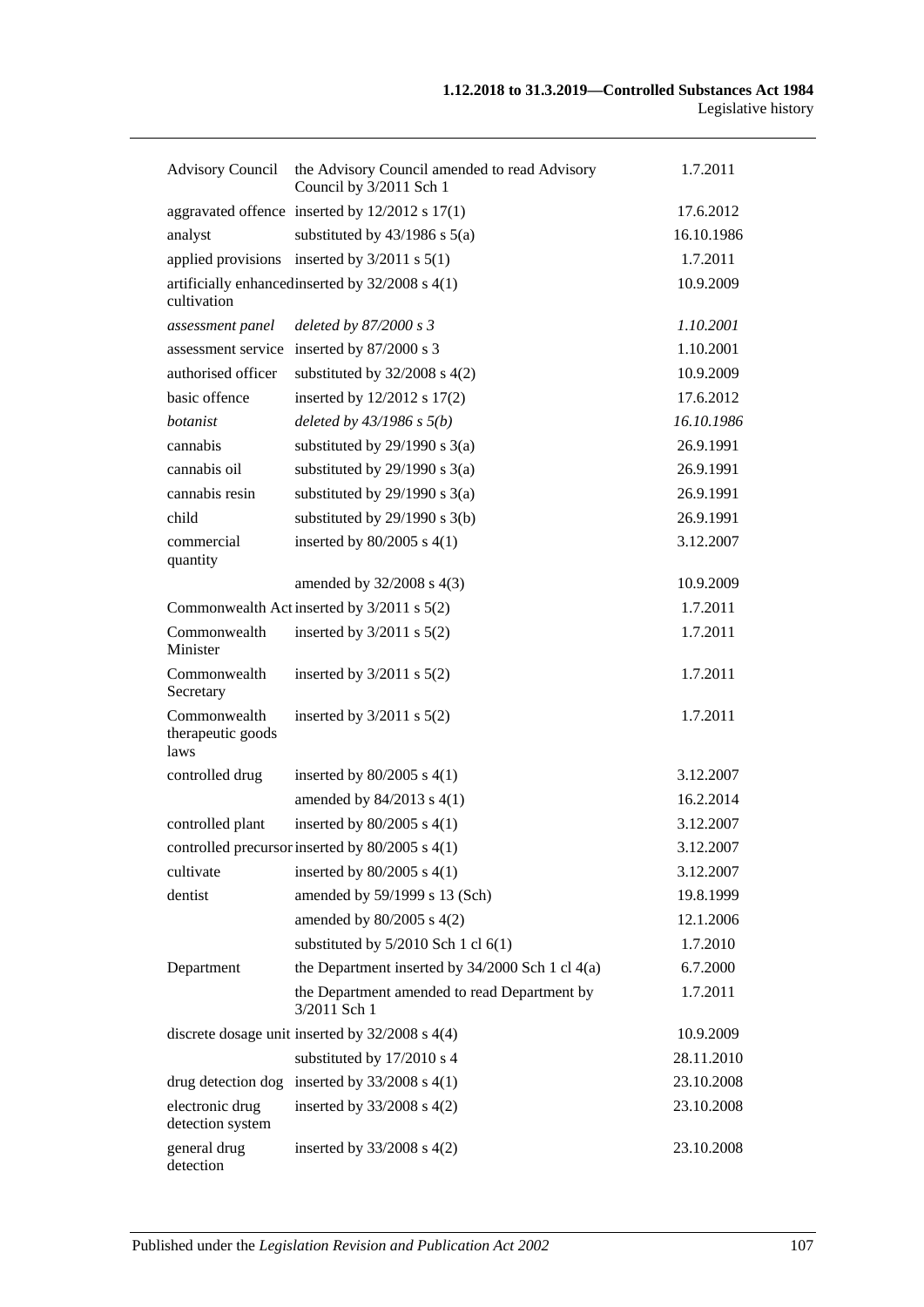| | | |
|---|---|---|
| Advisory Council | the Advisory Council amended to read Advisory Council by 3/2011 Sch 1 | 1.7.2011 |
| aggravated offence | inserted by 12/2012 s 17(1) | 17.6.2012 |
| analyst | substituted by 43/1986 s 5(a) | 16.10.1986 |
| applied provisions | inserted by 3/2011 s 5(1) | 1.7.2011 |
| artificially enhanced cultivation | inserted by 32/2008 s 4(1) | 10.9.2009 |
| *assessment panel* | *deleted by 87/2000 s 3* | *1.10.2001* |
| assessment service | inserted by 87/2000 s 3 | 1.10.2001 |
| authorised officer | substituted by 32/2008 s 4(2) | 10.9.2009 |
| basic offence | inserted by 12/2012 s 17(2) | 17.6.2012 |
| *botanist* | *deleted by 43/1986 s 5(b)* | *16.10.1986* |
| cannabis | substituted by 29/1990 s 3(a) | 26.9.1991 |
| cannabis oil | substituted by 29/1990 s 3(a) | 26.9.1991 |
| cannabis resin | substituted by 29/1990 s 3(a) | 26.9.1991 |
| child | substituted by 29/1990 s 3(b) | 26.9.1991 |
| commercial quantity | inserted by 80/2005 s 4(1) | 3.12.2007 |
| | amended by 32/2008 s 4(3) | 10.9.2009 |
| Commonwealth Act | inserted by 3/2011 s 5(2) | 1.7.2011 |
| Commonwealth Minister | inserted by 3/2011 s 5(2) | 1.7.2011 |
| Commonwealth Secretary | inserted by 3/2011 s 5(2) | 1.7.2011 |
| Commonwealth therapeutic goods laws | inserted by 3/2011 s 5(2) | 1.7.2011 |
| controlled drug | inserted by 80/2005 s 4(1) | 3.12.2007 |
| | amended by 84/2013 s 4(1) | 16.2.2014 |
| controlled plant | inserted by 80/2005 s 4(1) | 3.12.2007 |
| controlled precursor | inserted by 80/2005 s 4(1) | 3.12.2007 |
| cultivate | inserted by 80/2005 s 4(1) | 3.12.2007 |
| dentist | amended by 59/1999 s 13 (Sch) | 19.8.1999 |
| | amended by 80/2005 s 4(2) | 12.1.2006 |
| | substituted by 5/2010 Sch 1 cl 6(1) | 1.7.2010 |
| Department | the Department inserted by 34/2000 Sch 1 cl 4(a) | 6.7.2000 |
| | the Department amended to read Department by 3/2011 Sch 1 | 1.7.2011 |
| discrete dosage unit | inserted by 32/2008 s 4(4) | 10.9.2009 |
| | substituted by 17/2010 s 4 | 28.11.2010 |
| drug detection dog | inserted by 33/2008 s 4(1) | 23.10.2008 |
| electronic drug detection system | inserted by 33/2008 s 4(2) | 23.10.2008 |
| general drug detection | inserted by 33/2008 s 4(2) | 23.10.2008 |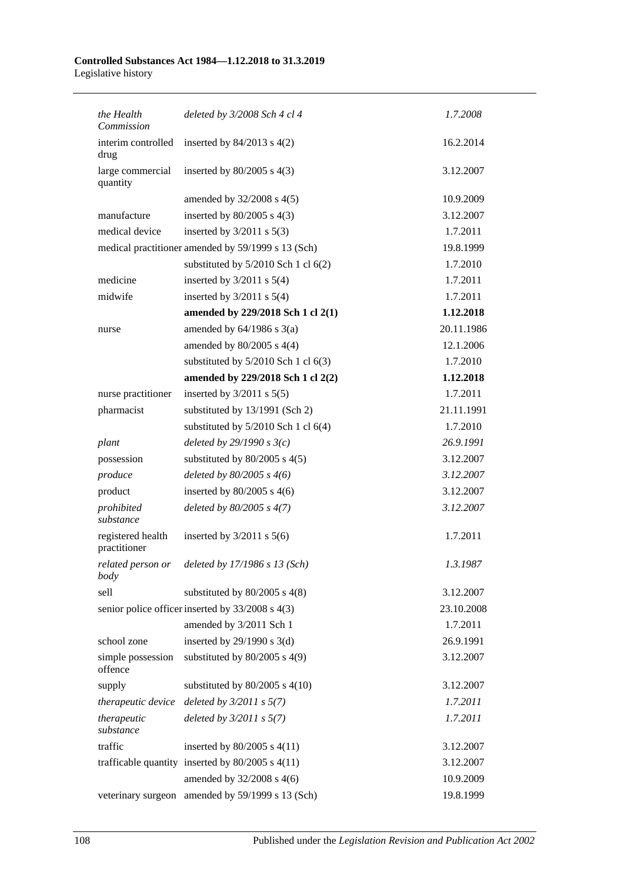| | | |
|---|---|---|
| *the Health Commission* | *deleted by 3/2008 Sch 4 cl 4* | *1.7.2008* |
| interim controlled drug | inserted by 84/2013 s 4(2) | 16.2.2014 |
| large commercial quantity | inserted by 80/2005 s 4(3) | 3.12.2007 |
| | amended by 32/2008 s 4(5) | 10.9.2009 |
| manufacture | inserted by 80/2005 s 4(3) | 3.12.2007 |
| medical device | inserted by 3/2011 s 5(3) | 1.7.2011 |
| medical practitioner | amended by 59/1999 s 13 (Sch) | 19.8.1999 |
| | substituted by 5/2010 Sch 1 cl 6(2) | 1.7.2010 |
| medicine | inserted by 3/2011 s 5(4) | 1.7.2011 |
| midwife | inserted by 3/2011 s 5(4) | 1.7.2011 |
| | **amended by 229/2018 Sch 1 cl 2(1)** | **1.12.2018** |
| nurse | amended by 64/1986 s 3(a) | 20.11.1986 |
| | amended by 80/2005 s 4(4) | 12.1.2006 |
| | substituted by 5/2010 Sch 1 cl 6(3) | 1.7.2010 |
| | **amended by 229/2018 Sch 1 cl 2(2)** | **1.12.2018** |
| nurse practitioner | inserted by 3/2011 s 5(5) | 1.7.2011 |
| pharmacist | substituted by 13/1991 (Sch 2) | 21.11.1991 |
| | substituted by 5/2010 Sch 1 cl 6(4) | 1.7.2010 |
| *plant* | *deleted by 29/1990 s 3(c)* | *26.9.1991* |
| possession | substituted by 80/2005 s 4(5) | 3.12.2007 |
| *produce* | *deleted by 80/2005 s 4(6)* | *3.12.2007* |
| product | inserted by 80/2005 s 4(6) | 3.12.2007 |
| *prohibited substance* | *deleted by 80/2005 s 4(7)* | *3.12.2007* |
| registered health practitioner | inserted by 3/2011 s 5(6) | 1.7.2011 |
| *related person or body* | *deleted by 17/1986 s 13 (Sch)* | *1.3.1987* |
| sell | substituted by 80/2005 s 4(8) | 3.12.2007 |
| senior police officer | inserted by 33/2008 s 4(3) | 23.10.2008 |
| | amended by 3/2011 Sch 1 | 1.7.2011 |
| school zone | inserted by 29/1990 s 3(d) | 26.9.1991 |
| simple possession offence | substituted by 80/2005 s 4(9) | 3.12.2007 |
| supply | substituted by 80/2005 s 4(10) | 3.12.2007 |
| *therapeutic device* | *deleted by 3/2011 s 5(7)* | *1.7.2011* |
| *therapeutic substance* | *deleted by 3/2011 s 5(7)* | *1.7.2011* |
| traffic | inserted by 80/2005 s 4(11) | 3.12.2007 |
| trafficable quantity | inserted by 80/2005 s 4(11) | 3.12.2007 |
| | amended by 32/2008 s 4(6) | 10.9.2009 |
| veterinary surgeon | amended by 59/1999 s 13 (Sch) | 19.8.1999 |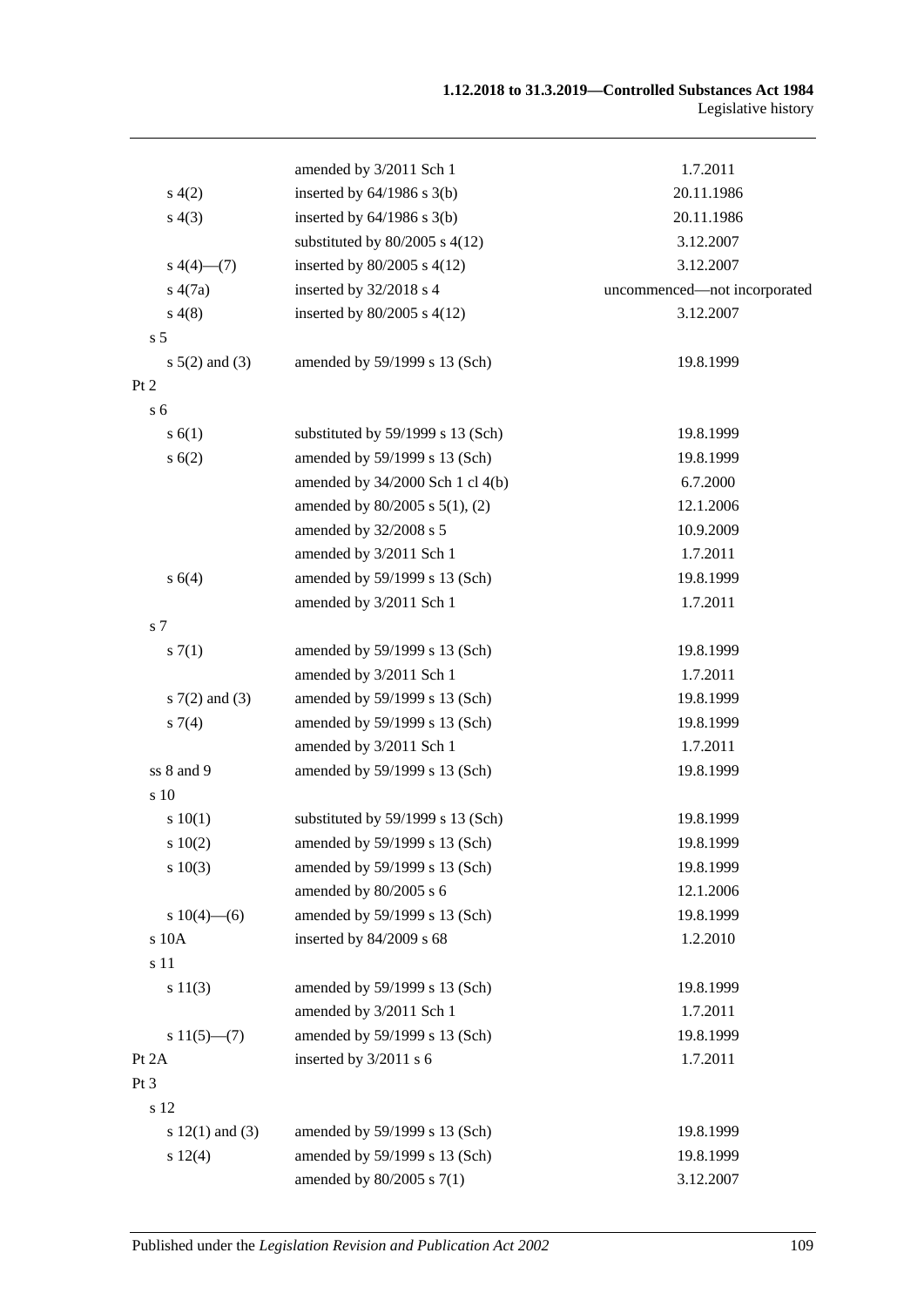| | | |
|---|---|---|
| | amended by 3/2011 Sch 1 | 1.7.2011 |
| s 4(2) | inserted by 64/1986 s 3(b) | 20.11.1986 |
| s 4(3) | inserted by 64/1986 s 3(b) | 20.11.1986 |
| | substituted by 80/2005 s 4(12) | 3.12.2007 |
| s 4(4)—(7) | inserted by 80/2005 s 4(12) | 3.12.2007 |
| s 4(7a) | inserted by 32/2018 s 4 | uncommenced—not incorporated |
| s 4(8) | inserted by 80/2005 s 4(12) | 3.12.2007 |
| s 5 | | |
| s 5(2) and (3) | amended by 59/1999 s 13 (Sch) | 19.8.1999 |
| Pt 2 | | |
| s 6 | | |
| s 6(1) | substituted by 59/1999 s 13 (Sch) | 19.8.1999 |
| s 6(2) | amended by 59/1999 s 13 (Sch) | 19.8.1999 |
| | amended by 34/2000 Sch 1 cl 4(b) | 6.7.2000 |
| | amended by 80/2005 s 5(1), (2) | 12.1.2006 |
| | amended by 32/2008 s 5 | 10.9.2009 |
| | amended by 3/2011 Sch 1 | 1.7.2011 |
| s 6(4) | amended by 59/1999 s 13 (Sch) | 19.8.1999 |
| | amended by 3/2011 Sch 1 | 1.7.2011 |
| s 7 | | |
| s 7(1) | amended by 59/1999 s 13 (Sch) | 19.8.1999 |
| | amended by 3/2011 Sch 1 | 1.7.2011 |
| s 7(2) and (3) | amended by 59/1999 s 13 (Sch) | 19.8.1999 |
| s 7(4) | amended by 59/1999 s 13 (Sch) | 19.8.1999 |
| | amended by 3/2011 Sch 1 | 1.7.2011 |
| ss 8 and 9 | amended by 59/1999 s 13 (Sch) | 19.8.1999 |
| s 10 | | |
| s 10(1) | substituted by 59/1999 s 13 (Sch) | 19.8.1999 |
| s 10(2) | amended by 59/1999 s 13 (Sch) | 19.8.1999 |
| s 10(3) | amended by 59/1999 s 13 (Sch) | 19.8.1999 |
| | amended by 80/2005 s 6 | 12.1.2006 |
| s 10(4)—(6) | amended by 59/1999 s 13 (Sch) | 19.8.1999 |
| s 10A | inserted by 84/2009 s 68 | 1.2.2010 |
| s 11 | | |
| s 11(3) | amended by 59/1999 s 13 (Sch) | 19.8.1999 |
| | amended by 3/2011 Sch 1 | 1.7.2011 |
| s 11(5)—(7) | amended by 59/1999 s 13 (Sch) | 19.8.1999 |
| Pt 2A | inserted by 3/2011 s 6 | 1.7.2011 |
| Pt 3 | | |
| s 12 | | |
| s 12(1) and (3) | amended by 59/1999 s 13 (Sch) | 19.8.1999 |
| s 12(4) | amended by 59/1999 s 13 (Sch) | 19.8.1999 |
| | amended by 80/2005 s 7(1) | 3.12.2007 |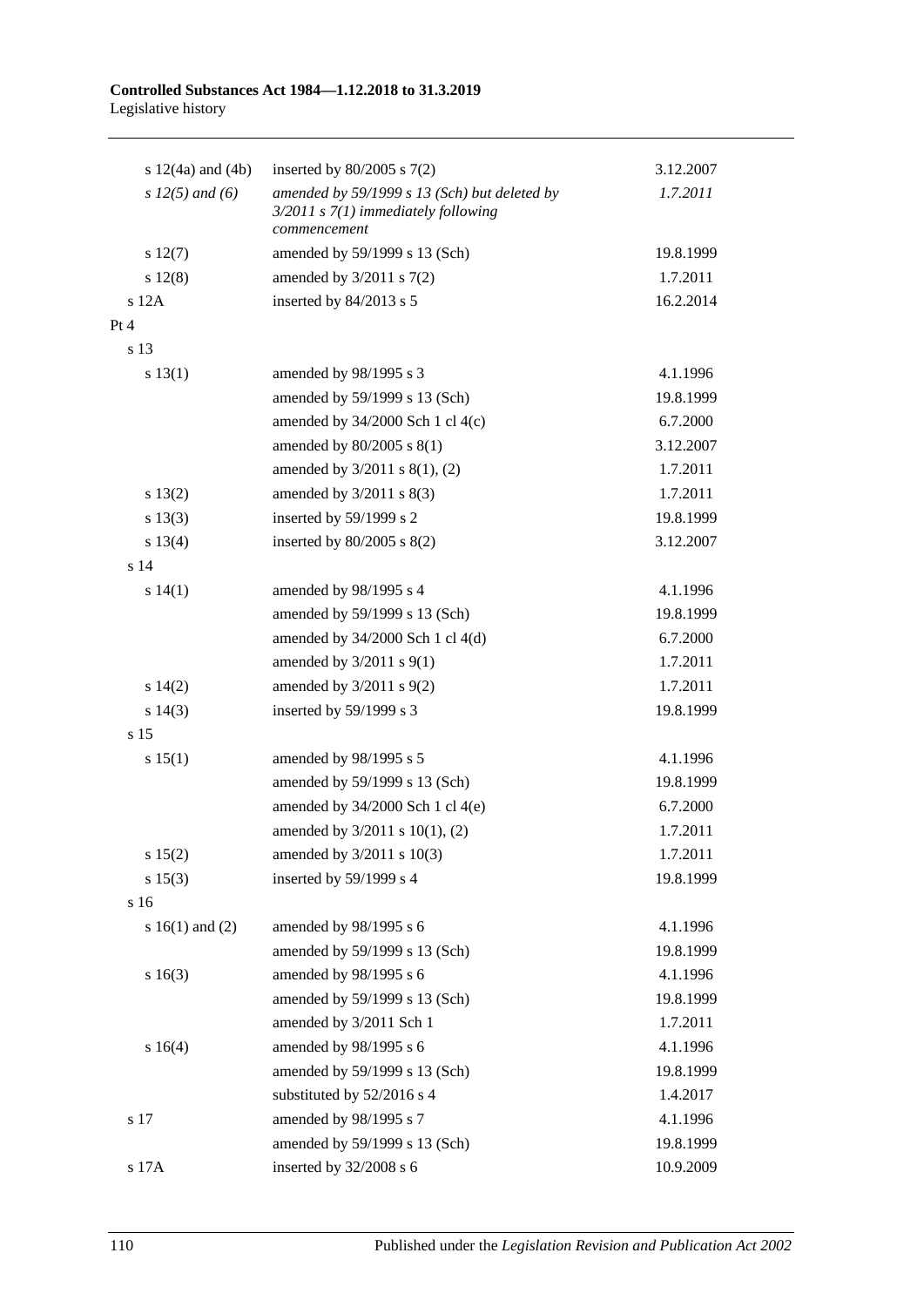| | | |
|---|---|---|
| s 12(4a) and (4b) | inserted by 80/2005 s 7(2) | 3.12.2007 |
| *s 12(5) and (6)* | *amended by 59/1999 s 13 (Sch) but deleted by 3/2011 s 7(1) immediately following commencement* | *1.7.2011* |
| s 12(7) | amended by 59/1999 s 13 (Sch) | 19.8.1999 |
| s 12(8) | amended by 3/2011 s 7(2) | 1.7.2011 |
| s 12A | inserted by 84/2013 s 5 | 16.2.2014 |
| Pt 4 | | |
| s 13 | | |
| s 13(1) | amended by 98/1995 s 3 | 4.1.1996 |
| | amended by 59/1999 s 13 (Sch) | 19.8.1999 |
| | amended by 34/2000 Sch 1 cl 4(c) | 6.7.2000 |
| | amended by 80/2005 s 8(1) | 3.12.2007 |
| | amended by 3/2011 s 8(1), (2) | 1.7.2011 |
| s 13(2) | amended by 3/2011 s 8(3) | 1.7.2011 |
| s 13(3) | inserted by 59/1999 s 2 | 19.8.1999 |
| s 13(4) | inserted by 80/2005 s 8(2) | 3.12.2007 |
| s 14 | | |
| s 14(1) | amended by 98/1995 s 4 | 4.1.1996 |
| | amended by 59/1999 s 13 (Sch) | 19.8.1999 |
| | amended by 34/2000 Sch 1 cl 4(d) | 6.7.2000 |
| | amended by 3/2011 s 9(1) | 1.7.2011 |
| s 14(2) | amended by 3/2011 s 9(2) | 1.7.2011 |
| s 14(3) | inserted by 59/1999 s 3 | 19.8.1999 |
| s 15 | | |
| s 15(1) | amended by 98/1995 s 5 | 4.1.1996 |
| | amended by 59/1999 s 13 (Sch) | 19.8.1999 |
| | amended by 34/2000 Sch 1 cl 4(e) | 6.7.2000 |
| | amended by 3/2011 s 10(1), (2) | 1.7.2011 |
| s 15(2) | amended by 3/2011 s 10(3) | 1.7.2011 |
| s 15(3) | inserted by 59/1999 s 4 | 19.8.1999 |
| s 16 | | |
| s 16(1) and (2) | amended by 98/1995 s 6 | 4.1.1996 |
| | amended by 59/1999 s 13 (Sch) | 19.8.1999 |
| s 16(3) | amended by 98/1995 s 6 | 4.1.1996 |
| | amended by 59/1999 s 13 (Sch) | 19.8.1999 |
| | amended by 3/2011 Sch 1 | 1.7.2011 |
| s 16(4) | amended by 98/1995 s 6 | 4.1.1996 |
| | amended by 59/1999 s 13 (Sch) | 19.8.1999 |
| | substituted by 52/2016 s 4 | 1.4.2017 |
| s 17 | amended by 98/1995 s 7 | 4.1.1996 |
| | amended by 59/1999 s 13 (Sch) | 19.8.1999 |
| s 17A | inserted by 32/2008 s 6 | 10.9.2009 |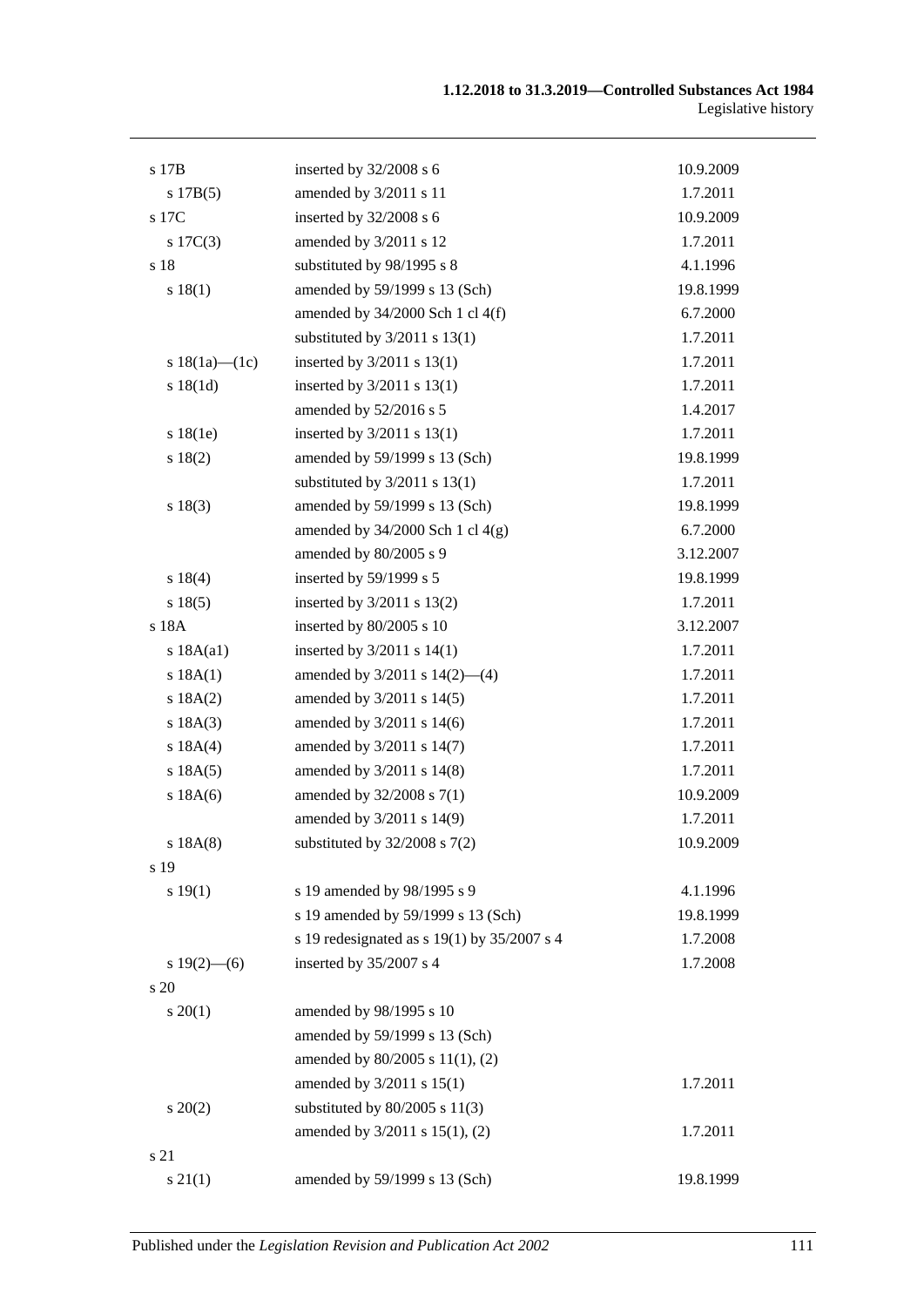| | | |
|---|---|---|
| s 17B | inserted by 32/2008 s 6 | 10.9.2009 |
| s 17B(5) | amended by 3/2011 s 11 | 1.7.2011 |
| s 17C | inserted by 32/2008 s 6 | 10.9.2009 |
| s 17C(3) | amended by 3/2011 s 12 | 1.7.2011 |
| s 18 | substituted by 98/1995 s 8 | 4.1.1996 |
| s 18(1) | amended by 59/1999 s 13 (Sch) | 19.8.1999 |
| | amended by 34/2000 Sch 1 cl 4(f) | 6.7.2000 |
| | substituted by 3/2011 s 13(1) | 1.7.2011 |
| s 18(1a)—(1c) | inserted by 3/2011 s 13(1) | 1.7.2011 |
| s 18(1d) | inserted by 3/2011 s 13(1) | 1.7.2011 |
| | amended by 52/2016 s 5 | 1.4.2017 |
| s 18(1e) | inserted by 3/2011 s 13(1) | 1.7.2011 |
| s 18(2) | amended by 59/1999 s 13 (Sch) | 19.8.1999 |
| | substituted by 3/2011 s 13(1) | 1.7.2011 |
| s 18(3) | amended by 59/1999 s 13 (Sch) | 19.8.1999 |
| | amended by 34/2000 Sch 1 cl 4(g) | 6.7.2000 |
| | amended by 80/2005 s 9 | 3.12.2007 |
| s 18(4) | inserted by 59/1999 s 5 | 19.8.1999 |
| s 18(5) | inserted by 3/2011 s 13(2) | 1.7.2011 |
| s 18A | inserted by 80/2005 s 10 | 3.12.2007 |
| s 18A(a1) | inserted by 3/2011 s 14(1) | 1.7.2011 |
| s 18A(1) | amended by 3/2011 s 14(2)—(4) | 1.7.2011 |
| s 18A(2) | amended by 3/2011 s 14(5) | 1.7.2011 |
| s 18A(3) | amended by 3/2011 s 14(6) | 1.7.2011 |
| s 18A(4) | amended by 3/2011 s 14(7) | 1.7.2011 |
| s 18A(5) | amended by 3/2011 s 14(8) | 1.7.2011 |
| s 18A(6) | amended by 32/2008 s 7(1) | 10.9.2009 |
| | amended by 3/2011 s 14(9) | 1.7.2011 |
| s 18A(8) | substituted by 32/2008 s 7(2) | 10.9.2009 |
| s 19 | | |
| s 19(1) | s 19 amended by 98/1995 s 9 | 4.1.1996 |
| | s 19 amended by 59/1999 s 13 (Sch) | 19.8.1999 |
| | s 19 redesignated as s 19(1) by 35/2007 s 4 | 1.7.2008 |
| s 19(2)—(6) | inserted by 35/2007 s 4 | 1.7.2008 |
| s 20 | | |
| s 20(1) | amended by 98/1995 s 10 | |
| | amended by 59/1999 s 13 (Sch) | |
| | amended by 80/2005 s 11(1), (2) | |
| | amended by 3/2011 s 15(1) | 1.7.2011 |
| s 20(2) | substituted by 80/2005 s 11(3) | |
| | amended by 3/2011 s 15(1), (2) | 1.7.2011 |
| s 21 | | |
| s 21(1) | amended by 59/1999 s 13 (Sch) | 19.8.1999 |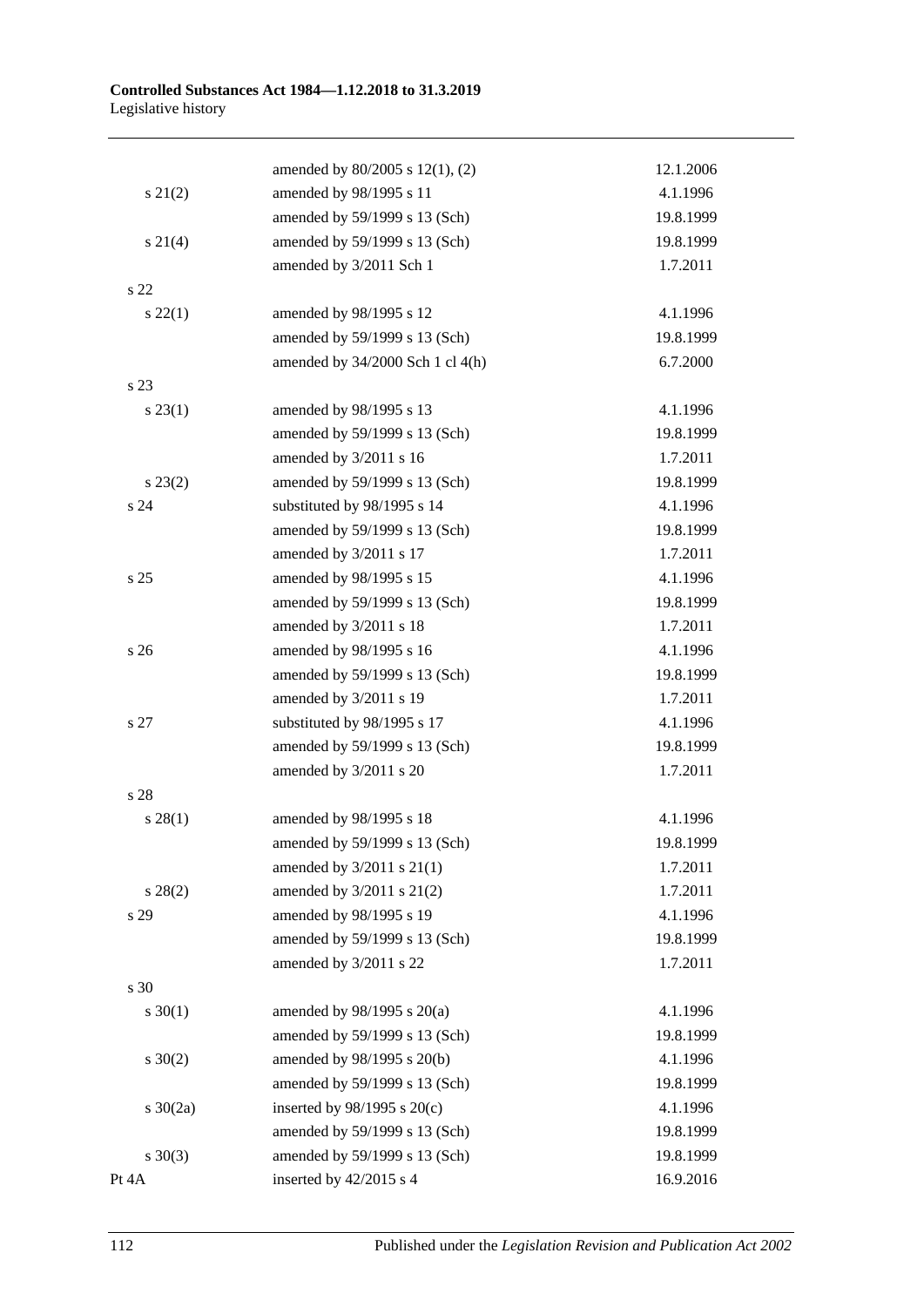| | | |
|---|---|---|
| | amended by 80/2005 s 12(1), (2) | 12.1.2006 |
| s 21(2) | amended by 98/1995 s 11 | 4.1.1996 |
| | amended by 59/1999 s 13 (Sch) | 19.8.1999 |
| s 21(4) | amended by 59/1999 s 13 (Sch) | 19.8.1999 |
| | amended by 3/2011 Sch 1 | 1.7.2011 |
| s 22 | | |
| s 22(1) | amended by 98/1995 s 12 | 4.1.1996 |
| | amended by 59/1999 s 13 (Sch) | 19.8.1999 |
| | amended by 34/2000 Sch 1 cl 4(h) | 6.7.2000 |
| s 23 | | |
| s 23(1) | amended by 98/1995 s 13 | 4.1.1996 |
| | amended by 59/1999 s 13 (Sch) | 19.8.1999 |
| | amended by 3/2011 s 16 | 1.7.2011 |
| s 23(2) | amended by 59/1999 s 13 (Sch) | 19.8.1999 |
| s 24 | substituted by 98/1995 s 14 | 4.1.1996 |
| | amended by 59/1999 s 13 (Sch) | 19.8.1999 |
| | amended by 3/2011 s 17 | 1.7.2011 |
| s 25 | amended by 98/1995 s 15 | 4.1.1996 |
| | amended by 59/1999 s 13 (Sch) | 19.8.1999 |
| | amended by 3/2011 s 18 | 1.7.2011 |
| s 26 | amended by 98/1995 s 16 | 4.1.1996 |
| | amended by 59/1999 s 13 (Sch) | 19.8.1999 |
| | amended by 3/2011 s 19 | 1.7.2011 |
| s 27 | substituted by 98/1995 s 17 | 4.1.1996 |
| | amended by 59/1999 s 13 (Sch) | 19.8.1999 |
| | amended by 3/2011 s 20 | 1.7.2011 |
| s 28 | | |
| s 28(1) | amended by 98/1995 s 18 | 4.1.1996 |
| | amended by 59/1999 s 13 (Sch) | 19.8.1999 |
| | amended by 3/2011 s 21(1) | 1.7.2011 |
| s 28(2) | amended by 3/2011 s 21(2) | 1.7.2011 |
| s 29 | amended by 98/1995 s 19 | 4.1.1996 |
| | amended by 59/1999 s 13 (Sch) | 19.8.1999 |
| | amended by 3/2011 s 22 | 1.7.2011 |
| s 30 | | |
| s 30(1) | amended by 98/1995 s 20(a) | 4.1.1996 |
| | amended by 59/1999 s 13 (Sch) | 19.8.1999 |
| s 30(2) | amended by 98/1995 s 20(b) | 4.1.1996 |
| | amended by 59/1999 s 13 (Sch) | 19.8.1999 |
| s 30(2a) | inserted by 98/1995 s 20(c) | 4.1.1996 |
| | amended by 59/1999 s 13 (Sch) | 19.8.1999 |
| s 30(3) | amended by 59/1999 s 13 (Sch) | 19.8.1999 |
| Pt 4A | inserted by 42/2015 s 4 | 16.9.2016 |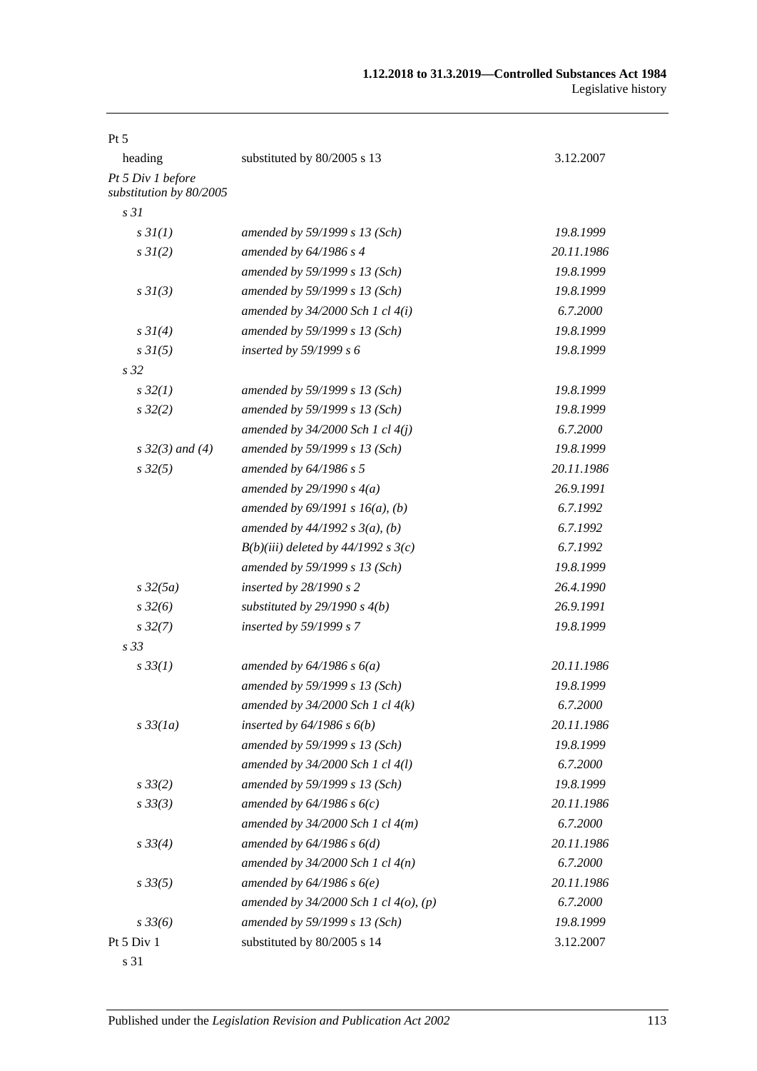| | | |
|---|---|---|
| Pt 5 | | |
| heading | substituted by 80/2005 s 13 | 3.12.2007 |
| *Pt 5 Div 1 before substitution by 80/2005* | | |
| *s 31* | | |
| *s 31(1)* | *amended by 59/1999 s 13 (Sch)* | *19.8.1999* |
| *s 31(2)* | *amended by 64/1986 s 4* | *20.11.1986* |
| | *amended by 59/1999 s 13 (Sch)* | *19.8.1999* |
| *s 31(3)* | *amended by 59/1999 s 13 (Sch)* | *19.8.1999* |
| | *amended by 34/2000 Sch 1 cl 4(i)* | *6.7.2000* |
| *s 31(4)* | *amended by 59/1999 s 13 (Sch)* | *19.8.1999* |
| *s 31(5)* | *inserted by 59/1999 s 6* | *19.8.1999* |
| *s 32* | | |
| *s 32(1)* | *amended by 59/1999 s 13 (Sch)* | *19.8.1999* |
| *s 32(2)* | *amended by 59/1999 s 13 (Sch)* | *19.8.1999* |
| | *amended by 34/2000 Sch 1 cl 4(j)* | *6.7.2000* |
| *s 32(3) and (4)* | *amended by 59/1999 s 13 (Sch)* | *19.8.1999* |
| *s 32(5)* | *amended by 64/1986 s 5* | *20.11.1986* |
| | *amended by 29/1990 s 4(a)* | *26.9.1991* |
| | *amended by 69/1991 s 16(a), (b)* | *6.7.1992* |
| | *amended by 44/1992 s 3(a), (b)* | *6.7.1992* |
| | *B(b)(iii) deleted by 44/1992 s 3(c)* | *6.7.1992* |
| | *amended by 59/1999 s 13 (Sch)* | *19.8.1999* |
| *s 32(5a)* | *inserted by 28/1990 s 2* | *26.4.1990* |
| *s 32(6)* | *substituted by 29/1990 s 4(b)* | *26.9.1991* |
| *s 32(7)* | *inserted by 59/1999 s 7* | *19.8.1999* |
| *s 33* | | |
| *s 33(1)* | *amended by 64/1986 s 6(a)* | *20.11.1986* |
| | *amended by 59/1999 s 13 (Sch)* | *19.8.1999* |
| | *amended by 34/2000 Sch 1 cl 4(k)* | *6.7.2000* |
| *s 33(1a)* | *inserted by 64/1986 s 6(b)* | *20.11.1986* |
| | *amended by 59/1999 s 13 (Sch)* | *19.8.1999* |
| | *amended by 34/2000 Sch 1 cl 4(l)* | *6.7.2000* |
| *s 33(2)* | *amended by 59/1999 s 13 (Sch)* | *19.8.1999* |
| *s 33(3)* | *amended by 64/1986 s 6(c)* | *20.11.1986* |
| | *amended by 34/2000 Sch 1 cl 4(m)* | *6.7.2000* |
| *s 33(4)* | *amended by 64/1986 s 6(d)* | *20.11.1986* |
| | *amended by 34/2000 Sch 1 cl 4(n)* | *6.7.2000* |
| *s 33(5)* | *amended by 64/1986 s 6(e)* | *20.11.1986* |
| | *amended by 34/2000 Sch 1 cl 4(o), (p)* | *6.7.2000* |
| *s 33(6)* | *amended by 59/1999 s 13 (Sch)* | *19.8.1999* |
| Pt 5 Div 1 | substituted by 80/2005 s 14 | 3.12.2007 |
| s 31 | | |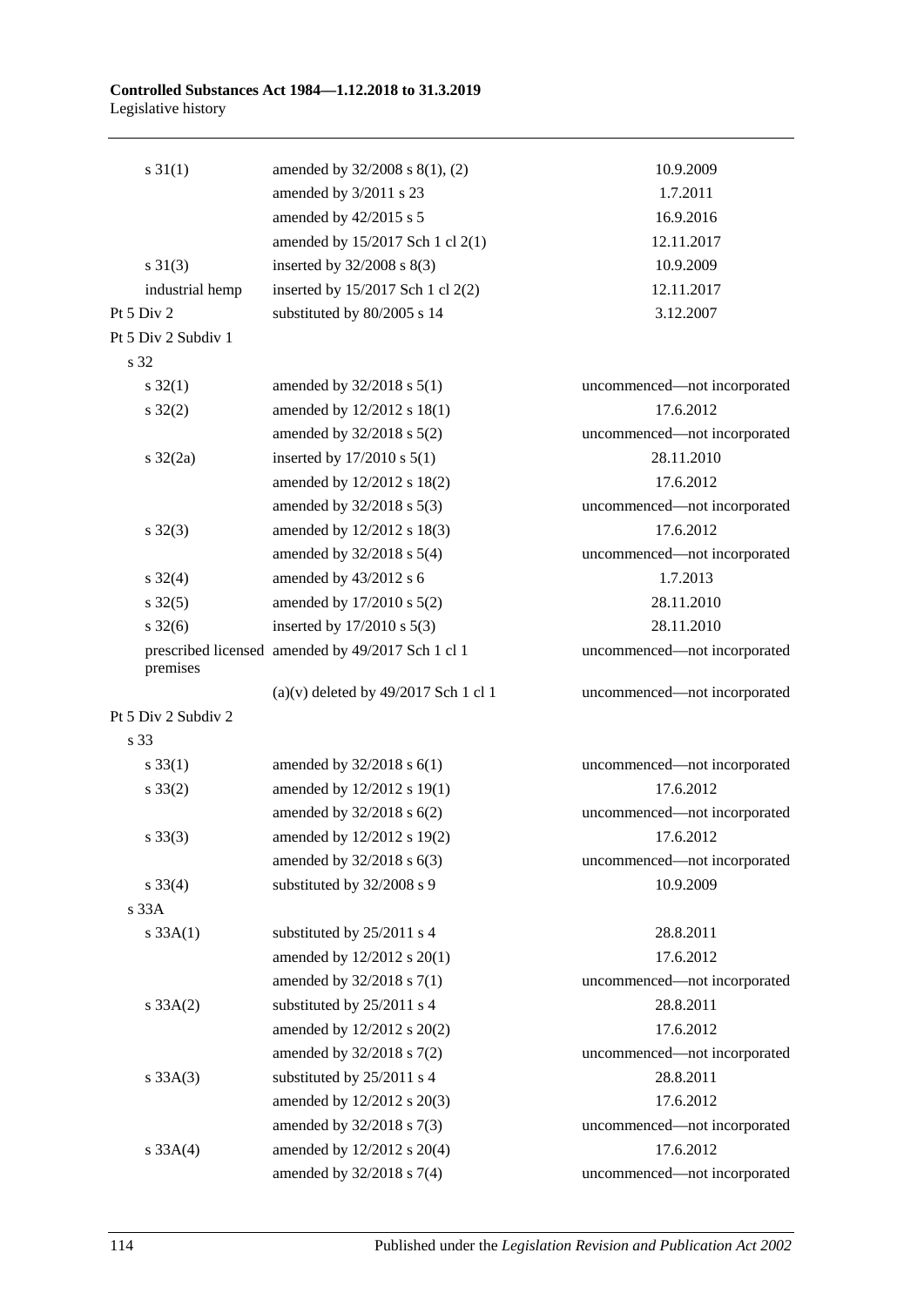| | | |
|---|---|---|
| s 31(1) | amended by 32/2008 s 8(1), (2) | 10.9.2009 |
| | amended by 3/2011 s 23 | 1.7.2011 |
| | amended by 42/2015 s 5 | 16.9.2016 |
| | amended by 15/2017 Sch 1 cl 2(1) | 12.11.2017 |
| s 31(3) | inserted by 32/2008 s 8(3) | 10.9.2009 |
| industrial hemp | inserted by 15/2017 Sch 1 cl 2(2) | 12.11.2017 |
| Pt 5 Div 2 | substituted by 80/2005 s 14 | 3.12.2007 |
| Pt 5 Div 2 Subdiv 1 | | |
| s 32 | | |
| s 32(1) | amended by 32/2018 s 5(1) | uncommenced—not incorporated |
| s 32(2) | amended by 12/2012 s 18(1) | 17.6.2012 |
| | amended by 32/2018 s 5(2) | uncommenced—not incorporated |
| s 32(2a) | inserted by 17/2010 s 5(1) | 28.11.2010 |
| | amended by 12/2012 s 18(2) | 17.6.2012 |
| | amended by 32/2018 s 5(3) | uncommenced—not incorporated |
| s 32(3) | amended by 12/2012 s 18(3) | 17.6.2012 |
| | amended by 32/2018 s 5(4) | uncommenced—not incorporated |
| s 32(4) | amended by 43/2012 s 6 | 1.7.2013 |
| s 32(5) | amended by 17/2010 s 5(2) | 28.11.2010 |
| s 32(6) | inserted by 17/2010 s 5(3) | 28.11.2010 |
| prescribed licensed premises | amended by 49/2017 Sch 1 cl 1 | uncommenced—not incorporated |
| | (a)(v) deleted by 49/2017 Sch 1 cl 1 | uncommenced—not incorporated |
| Pt 5 Div 2 Subdiv 2 | | |
| s 33 | | |
| s 33(1) | amended by 32/2018 s 6(1) | uncommenced—not incorporated |
| s 33(2) | amended by 12/2012 s 19(1) | 17.6.2012 |
| | amended by 32/2018 s 6(2) | uncommenced—not incorporated |
| s 33(3) | amended by 12/2012 s 19(2) | 17.6.2012 |
| | amended by 32/2018 s 6(3) | uncommenced—not incorporated |
| s 33(4) | substituted by 32/2008 s 9 | 10.9.2009 |
| s 33A | | |
| s 33A(1) | substituted by 25/2011 s 4 | 28.8.2011 |
| | amended by 12/2012 s 20(1) | 17.6.2012 |
| | amended by 32/2018 s 7(1) | uncommenced—not incorporated |
| s 33A(2) | substituted by 25/2011 s 4 | 28.8.2011 |
| | amended by 12/2012 s 20(2) | 17.6.2012 |
| | amended by 32/2018 s 7(2) | uncommenced—not incorporated |
| s 33A(3) | substituted by 25/2011 s 4 | 28.8.2011 |
| | amended by 12/2012 s 20(3) | 17.6.2012 |
| | amended by 32/2018 s 7(3) | uncommenced—not incorporated |
| s 33A(4) | amended by 12/2012 s 20(4) | 17.6.2012 |
| | amended by 32/2018 s 7(4) | uncommenced—not incorporated |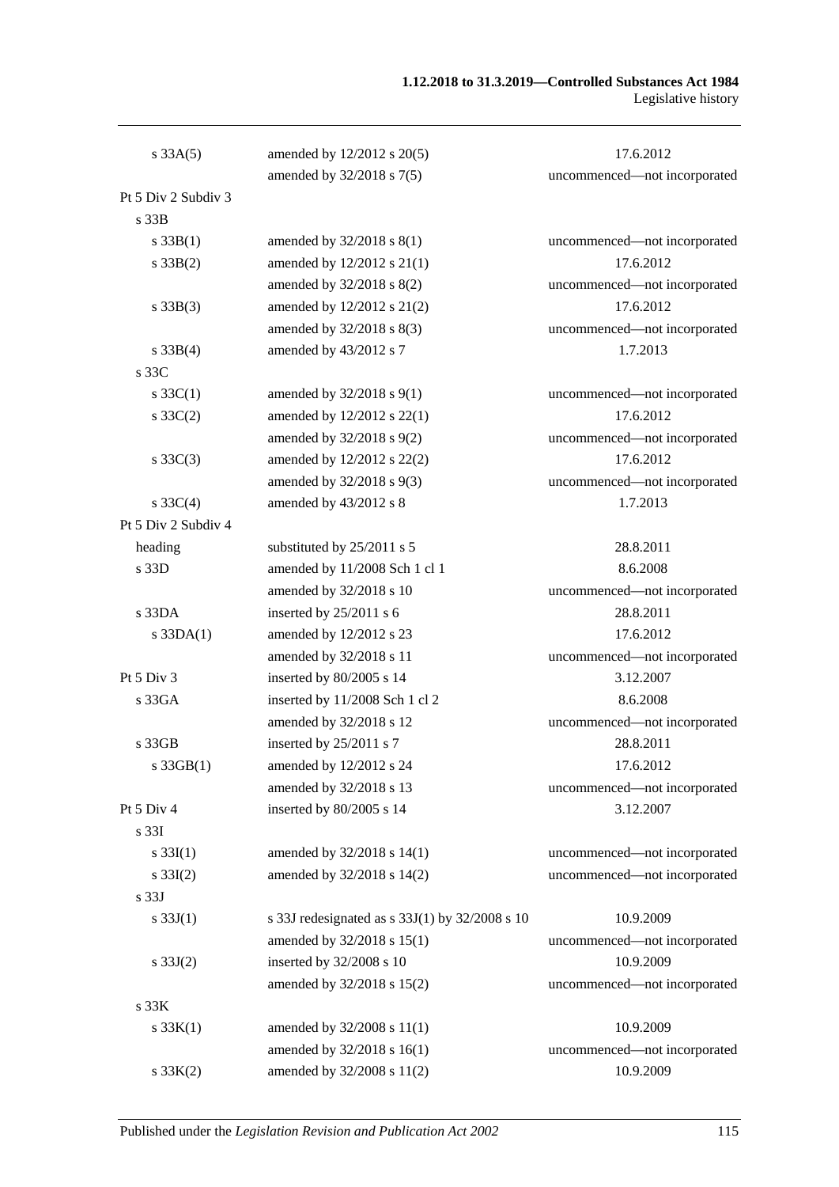| | | |
|---|---|---|
| s 33A(5) | amended by 12/2012 s 20(5) | 17.6.2012 |
| | amended by 32/2018 s 7(5) | uncommenced—not incorporated |
| Pt 5 Div 2 Subdiv 3 | | |
| s 33B | | |
| s 33B(1) | amended by 32/2018 s 8(1) | uncommenced—not incorporated |
| s 33B(2) | amended by 12/2012 s 21(1) | 17.6.2012 |
| | amended by 32/2018 s 8(2) | uncommenced—not incorporated |
| s 33B(3) | amended by 12/2012 s 21(2) | 17.6.2012 |
| | amended by 32/2018 s 8(3) | uncommenced—not incorporated |
| s 33B(4) | amended by 43/2012 s 7 | 1.7.2013 |
| s 33C | | |
| s 33C(1) | amended by 32/2018 s 9(1) | uncommenced—not incorporated |
| s 33C(2) | amended by 12/2012 s 22(1) | 17.6.2012 |
| | amended by 32/2018 s 9(2) | uncommenced—not incorporated |
| s 33C(3) | amended by 12/2012 s 22(2) | 17.6.2012 |
| | amended by 32/2018 s 9(3) | uncommenced—not incorporated |
| s 33C(4) | amended by 43/2012 s 8 | 1.7.2013 |
| Pt 5 Div 2 Subdiv 4 | | |
| heading | substituted by 25/2011 s 5 | 28.8.2011 |
| s 33D | amended by 11/2008 Sch 1 cl 1 | 8.6.2008 |
| | amended by 32/2018 s 10 | uncommenced—not incorporated |
| s 33DA | inserted by 25/2011 s 6 | 28.8.2011 |
| s 33DA(1) | amended by 12/2012 s 23 | 17.6.2012 |
| | amended by 32/2018 s 11 | uncommenced—not incorporated |
| Pt 5 Div 3 | inserted by 80/2005 s 14 | 3.12.2007 |
| s 33GA | inserted by 11/2008 Sch 1 cl 2 | 8.6.2008 |
| | amended by 32/2018 s 12 | uncommenced—not incorporated |
| s 33GB | inserted by 25/2011 s 7 | 28.8.2011 |
| s 33GB(1) | amended by 12/2012 s 24 | 17.6.2012 |
| | amended by 32/2018 s 13 | uncommenced—not incorporated |
| Pt 5 Div 4 | inserted by 80/2005 s 14 | 3.12.2007 |
| s 33I | | |
| s 33I(1) | amended by 32/2018 s 14(1) | uncommenced—not incorporated |
| s 33I(2) | amended by 32/2018 s 14(2) | uncommenced—not incorporated |
| s 33J | | |
| s 33J(1) | s 33J redesignated as s 33J(1) by 32/2008 s 10 | 10.9.2009 |
| | amended by 32/2018 s 15(1) | uncommenced—not incorporated |
| s 33J(2) | inserted by 32/2008 s 10 | 10.9.2009 |
| | amended by 32/2018 s 15(2) | uncommenced—not incorporated |
| s 33K | | |
| s 33K(1) | amended by 32/2008 s 11(1) | 10.9.2009 |
| | amended by 32/2018 s 16(1) | uncommenced—not incorporated |
| s 33K(2) | amended by 32/2008 s 11(2) | 10.9.2009 |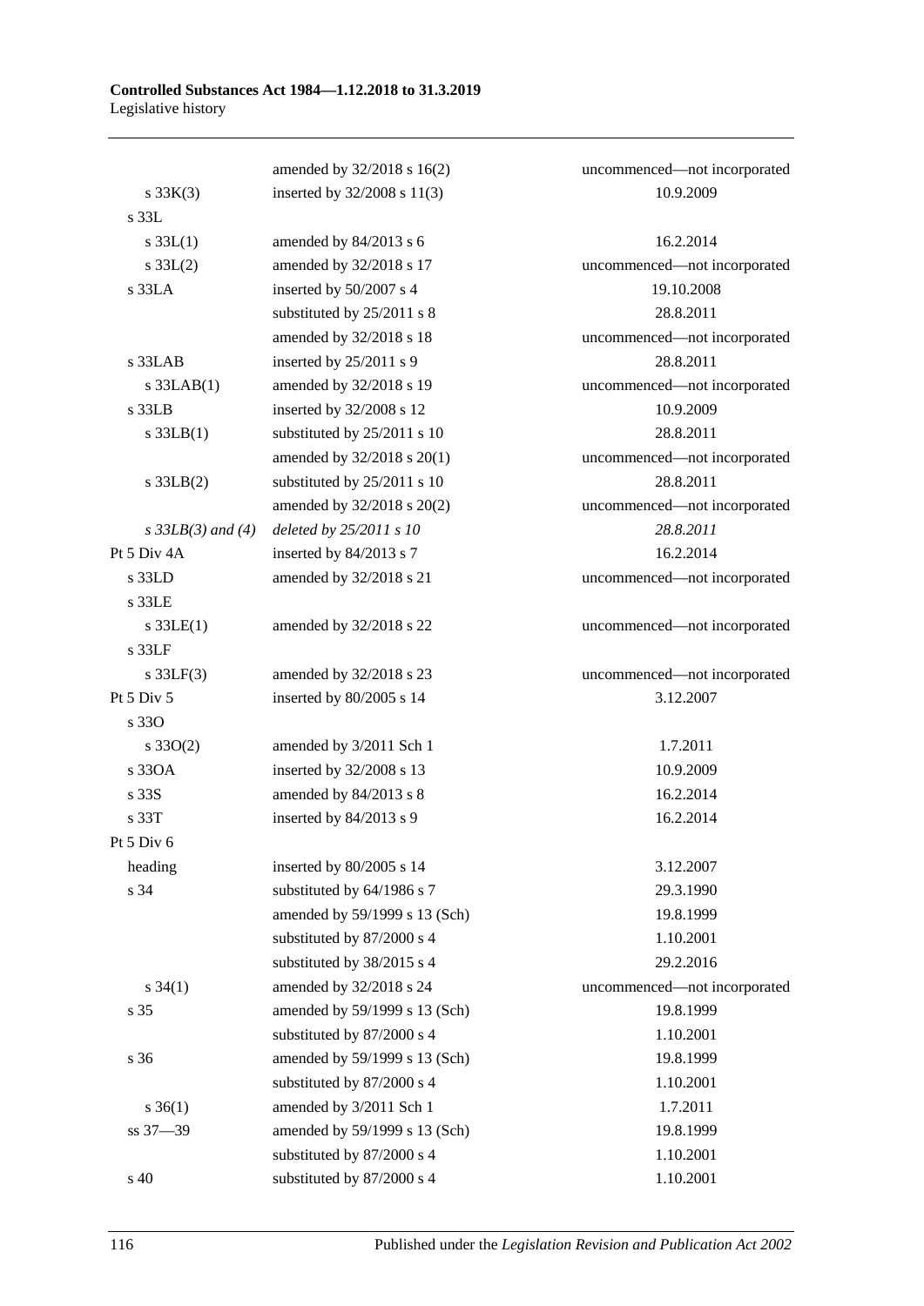| | | |
|---|---|---|
| | amended by 32/2018 s 16(2) | uncommenced—not incorporated |
| s 33K(3) | inserted by 32/2008 s 11(3) | 10.9.2009 |
| s 33L | | |
| s 33L(1) | amended by 84/2013 s 6 | 16.2.2014 |
| s 33L(2) | amended by 32/2018 s 17 | uncommenced—not incorporated |
| s 33LA | inserted by 50/2007 s 4 | 19.10.2008 |
| | substituted by 25/2011 s 8 | 28.8.2011 |
| | amended by 32/2018 s 18 | uncommenced—not incorporated |
| s 33LAB | inserted by 25/2011 s 9 | 28.8.2011 |
| s 33LAB(1) | amended by 32/2018 s 19 | uncommenced—not incorporated |
| s 33LB | inserted by 32/2008 s 12 | 10.9.2009 |
| s 33LB(1) | substituted by 25/2011 s 10 | 28.8.2011 |
| | amended by 32/2018 s 20(1) | uncommenced—not incorporated |
| s 33LB(2) | substituted by 25/2011 s 10 | 28.8.2011 |
| | amended by 32/2018 s 20(2) | uncommenced—not incorporated |
| *s 33LB(3) and (4)* | *deleted by 25/2011 s 10* | *28.8.2011* |
| Pt 5 Div 4A | inserted by 84/2013 s 7 | 16.2.2014 |
| s 33LD | amended by 32/2018 s 21 | uncommenced—not incorporated |
| s 33LE | | |
| s 33LE(1) | amended by 32/2018 s 22 | uncommenced—not incorporated |
| s 33LF | | |
| s 33LF(3) | amended by 32/2018 s 23 | uncommenced—not incorporated |
| Pt 5 Div 5 | inserted by 80/2005 s 14 | 3.12.2007 |
| s 33O | | |
| s 33O(2) | amended by 3/2011 Sch 1 | 1.7.2011 |
| s 33OA | inserted by 32/2008 s 13 | 10.9.2009 |
| s 33S | amended by 84/2013 s 8 | 16.2.2014 |
| s 33T | inserted by 84/2013 s 9 | 16.2.2014 |
| Pt 5 Div 6 | | |
| heading | inserted by 80/2005 s 14 | 3.12.2007 |
| s 34 | substituted by 64/1986 s 7 | 29.3.1990 |
| | amended by 59/1999 s 13 (Sch) | 19.8.1999 |
| | substituted by 87/2000 s 4 | 1.10.2001 |
| | substituted by 38/2015 s 4 | 29.2.2016 |
| s 34(1) | amended by 32/2018 s 24 | uncommenced—not incorporated |
| s 35 | amended by 59/1999 s 13 (Sch) | 19.8.1999 |
| | substituted by 87/2000 s 4 | 1.10.2001 |
| s 36 | amended by 59/1999 s 13 (Sch) | 19.8.1999 |
| | substituted by 87/2000 s 4 | 1.10.2001 |
| s 36(1) | amended by 3/2011 Sch 1 | 1.7.2011 |
| ss 37—39 | amended by 59/1999 s 13 (Sch) | 19.8.1999 |
| | substituted by 87/2000 s 4 | 1.10.2001 |
| s 40 | substituted by 87/2000 s 4 | 1.10.2001 |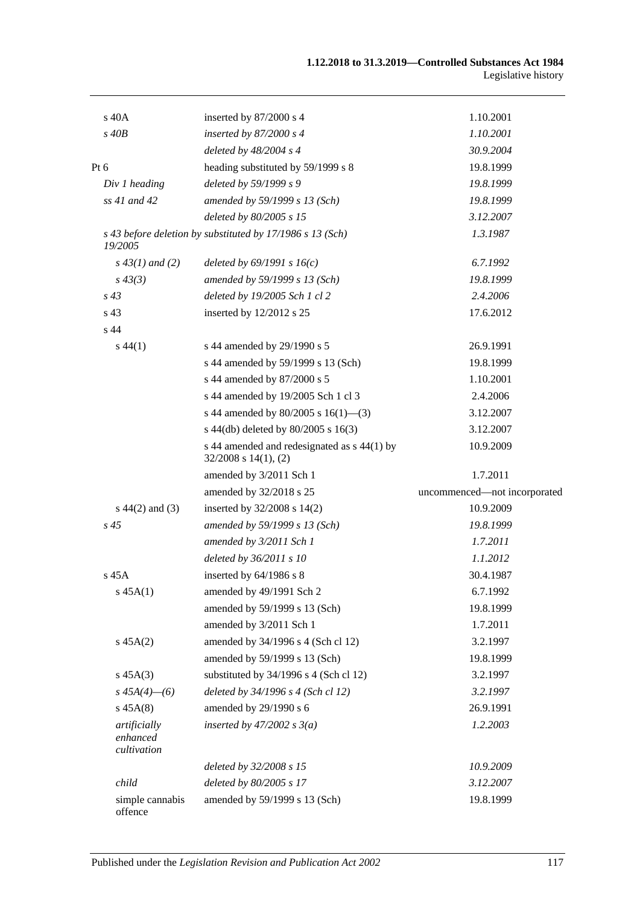| | | |
|---|---|---|
| s 40A | inserted by 87/2000 s 4 | 1.10.2001 |
| *s 40B* | *inserted by 87/2000 s 4* | *1.10.2001* |
| | *deleted by 48/2004 s 4* | *30.9.2004* |
| Pt 6 | heading substituted by 59/1999 s 8 | 19.8.1999 |
| *Div 1 heading* | *deleted by 59/1999 s 9* | *19.8.1999* |
| *ss 41 and 42* | *amended by 59/1999 s 13 (Sch)* | *19.8.1999* |
| | *deleted by 80/2005 s 15* | *3.12.2007* |
| *s 43 before deletion by 19/2005* | *substituted by 17/1986 s 13 (Sch)* | *1.3.1987* |
| *s 43(1) and (2)* | *deleted by 69/1991 s 16(c)* | *6.7.1992* |
| *s 43(3)* | *amended by 59/1999 s 13 (Sch)* | *19.8.1999* |
| *s 43* | *deleted by 19/2005 Sch 1 cl 2* | *2.4.2006* |
| s 43 | inserted by 12/2012 s 25 | 17.6.2012 |
| s 44 | | |
| s 44(1) | s 44 amended by 29/1990 s 5 | 26.9.1991 |
| | s 44 amended by 59/1999 s 13 (Sch) | 19.8.1999 |
| | s 44 amended by 87/2000 s 5 | 1.10.2001 |
| | s 44 amended by 19/2005 Sch 1 cl 3 | 2.4.2006 |
| | s 44 amended by 80/2005 s 16(1)—(3) | 3.12.2007 |
| | s 44(db) deleted by 80/2005 s 16(3) | 3.12.2007 |
| | s 44 amended and redesignated as s 44(1) by 32/2008 s 14(1), (2) | 10.9.2009 |
| | amended by 3/2011 Sch 1 | 1.7.2011 |
| | amended by 32/2018 s 25 | uncommenced—not incorporated |
| s 44(2) and (3) | inserted by 32/2008 s 14(2) | 10.9.2009 |
| *s 45* | *amended by 59/1999 s 13 (Sch)* | *19.8.1999* |
| | *amended by 3/2011 Sch 1* | *1.7.2011* |
| | *deleted by 36/2011 s 10* | *1.1.2012* |
| s 45A | inserted by 64/1986 s 8 | 30.4.1987 |
| s 45A(1) | amended by 49/1991 Sch 2 | 6.7.1992 |
| | amended by 59/1999 s 13 (Sch) | 19.8.1999 |
| | amended by 3/2011 Sch 1 | 1.7.2011 |
| s 45A(2) | amended by 34/1996 s 4 (Sch cl 12) | 3.2.1997 |
| | amended by 59/1999 s 13 (Sch) | 19.8.1999 |
| s 45A(3) | substituted by 34/1996 s 4 (Sch cl 12) | 3.2.1997 |
| *s 45A(4)—(6)* | *deleted by 34/1996 s 4 (Sch cl 12)* | *3.2.1997* |
| s 45A(8) | amended by 29/1990 s 6 | 26.9.1991 |
| *artificially enhanced cultivation* | *inserted by 47/2002 s 3(a)* | *1.2.2003* |
| | *deleted by 32/2008 s 15* | *10.9.2009* |
| *child* | *deleted by 80/2005 s 17* | *3.12.2007* |
| simple cannabis offence | amended by 59/1999 s 13 (Sch) | 19.8.1999 |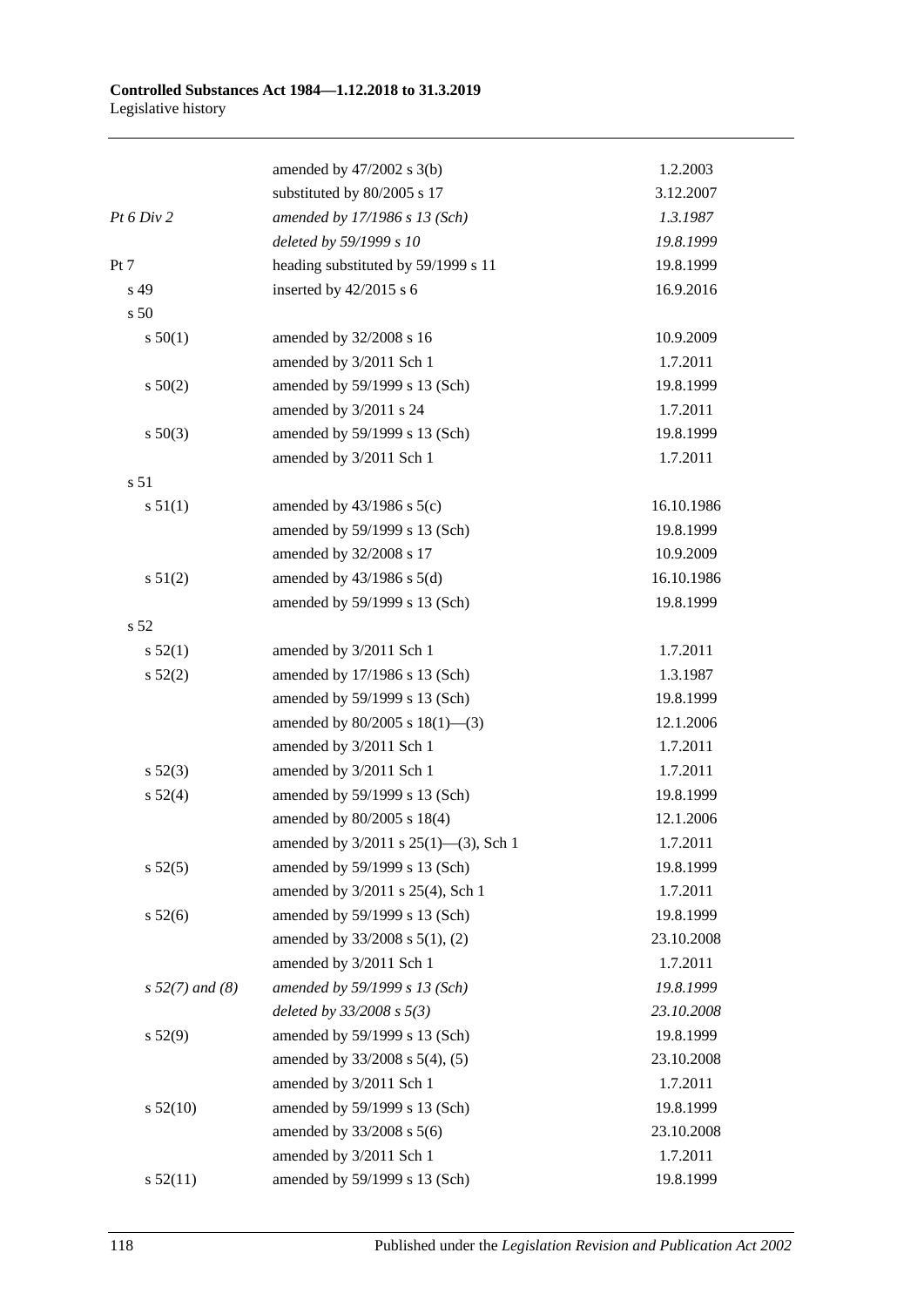| | | |
|---|---|---|
| | amended by 47/2002 s 3(b) | 1.2.2003 |
| | substituted by 80/2005 s 17 | 3.12.2007 |
| *Pt 6 Div 2* | *amended by 17/1986 s 13 (Sch)* | *1.3.1987* |
| | *deleted by 59/1999 s 10* | *19.8.1999* |
| Pt 7 | heading substituted by 59/1999 s 11 | 19.8.1999 |
| s 49 | inserted by 42/2015 s 6 | 16.9.2016 |
| s 50 | | |
| s 50(1) | amended by 32/2008 s 16 | 10.9.2009 |
| | amended by 3/2011 Sch 1 | 1.7.2011 |
| s 50(2) | amended by 59/1999 s 13 (Sch) | 19.8.1999 |
| | amended by 3/2011 s 24 | 1.7.2011 |
| s 50(3) | amended by 59/1999 s 13 (Sch) | 19.8.1999 |
| | amended by 3/2011 Sch 1 | 1.7.2011 |
| s 51 | | |
| s 51(1) | amended by 43/1986 s 5(c) | 16.10.1986 |
| | amended by 59/1999 s 13 (Sch) | 19.8.1999 |
| | amended by 32/2008 s 17 | 10.9.2009 |
| s 51(2) | amended by 43/1986 s 5(d) | 16.10.1986 |
| | amended by 59/1999 s 13 (Sch) | 19.8.1999 |
| s 52 | | |
| s 52(1) | amended by 3/2011 Sch 1 | 1.7.2011 |
| s 52(2) | amended by 17/1986 s 13 (Sch) | 1.3.1987 |
| | amended by 59/1999 s 13 (Sch) | 19.8.1999 |
| | amended by 80/2005 s 18(1)—(3) | 12.1.2006 |
| | amended by 3/2011 Sch 1 | 1.7.2011 |
| s 52(3) | amended by 3/2011 Sch 1 | 1.7.2011 |
| s 52(4) | amended by 59/1999 s 13 (Sch) | 19.8.1999 |
| | amended by 80/2005 s 18(4) | 12.1.2006 |
| | amended by 3/2011 s 25(1)—(3), Sch 1 | 1.7.2011 |
| s 52(5) | amended by 59/1999 s 13 (Sch) | 19.8.1999 |
| | amended by 3/2011 s 25(4), Sch 1 | 1.7.2011 |
| s 52(6) | amended by 59/1999 s 13 (Sch) | 19.8.1999 |
| | amended by 33/2008 s 5(1), (2) | 23.10.2008 |
| | amended by 3/2011 Sch 1 | 1.7.2011 |
| *s 52(7) and (8)* | *amended by 59/1999 s 13 (Sch)* | *19.8.1999* |
| | *deleted by 33/2008 s 5(3)* | *23.10.2008* |
| s 52(9) | amended by 59/1999 s 13 (Sch) | 19.8.1999 |
| | amended by 33/2008 s 5(4), (5) | 23.10.2008 |
| | amended by 3/2011 Sch 1 | 1.7.2011 |
| s 52(10) | amended by 59/1999 s 13 (Sch) | 19.8.1999 |
| | amended by 33/2008 s 5(6) | 23.10.2008 |
| | amended by 3/2011 Sch 1 | 1.7.2011 |
| s 52(11) | amended by 59/1999 s 13 (Sch) | 19.8.1999 |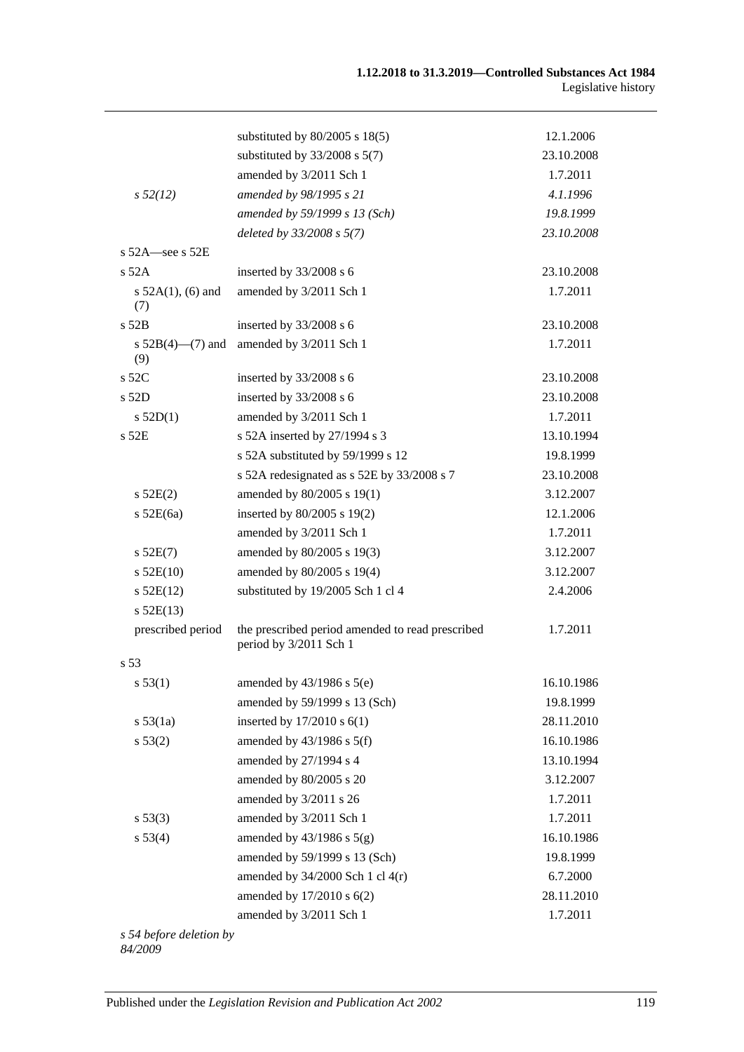| | | |
|---|---|---|
| | substituted by 80/2005 s 18(5) | 12.1.2006 |
| | substituted by 33/2008 s 5(7) | 23.10.2008 |
| | amended by 3/2011 Sch 1 | 1.7.2011 |
| *s 52(12)* | *amended by 98/1995 s 21* | *4.1.1996* |
| | *amended by 59/1999 s 13 (Sch)* | *19.8.1999* |
| | *deleted by 33/2008 s 5(7)* | *23.10.2008* |
| s 52A—see s 52E | | |
| s 52A | inserted by 33/2008 s 6 | 23.10.2008 |
| s 52A(1), (6) and (7) | amended by 3/2011 Sch 1 | 1.7.2011 |
| s 52B | inserted by 33/2008 s 6 | 23.10.2008 |
| s 52B(4)—(7) and (9) | amended by 3/2011 Sch 1 | 1.7.2011 |
| s 52C | inserted by 33/2008 s 6 | 23.10.2008 |
| s 52D | inserted by 33/2008 s 6 | 23.10.2008 |
| s 52D(1) | amended by 3/2011 Sch 1 | 1.7.2011 |
| s 52E | s 52A inserted by 27/1994 s 3 | 13.10.1994 |
| | s 52A substituted by 59/1999 s 12 | 19.8.1999 |
| | s 52A redesignated as s 52E by 33/2008 s 7 | 23.10.2008 |
| s 52E(2) | amended by 80/2005 s 19(1) | 3.12.2007 |
| s 52E(6a) | inserted by 80/2005 s 19(2) | 12.1.2006 |
| | amended by 3/2011 Sch 1 | 1.7.2011 |
| s 52E(7) | amended by 80/2005 s 19(3) | 3.12.2007 |
| s 52E(10) | amended by 80/2005 s 19(4) | 3.12.2007 |
| s 52E(12) | substituted by 19/2005 Sch 1 cl 4 | 2.4.2006 |
| s 52E(13) | | |
| prescribed period | the prescribed period amended to read prescribed period by 3/2011 Sch 1 | 1.7.2011 |
| s 53 | | |
| s 53(1) | amended by 43/1986 s 5(e) | 16.10.1986 |
| | amended by 59/1999 s 13 (Sch) | 19.8.1999 |
| s 53(1a) | inserted by 17/2010 s 6(1) | 28.11.2010 |
| s 53(2) | amended by 43/1986 s 5(f) | 16.10.1986 |
| | amended by 27/1994 s 4 | 13.10.1994 |
| | amended by 80/2005 s 20 | 3.12.2007 |
| | amended by 3/2011 s 26 | 1.7.2011 |
| s 53(3) | amended by 3/2011 Sch 1 | 1.7.2011 |
| s 53(4) | amended by 43/1986 s 5(g) | 16.10.1986 |
| | amended by 59/1999 s 13 (Sch) | 19.8.1999 |
| | amended by 34/2000 Sch 1 cl 4(r) | 6.7.2000 |
| | amended by 17/2010 s 6(2) | 28.11.2010 |
| | amended by 3/2011 Sch 1 | 1.7.2011 |

*s 54 before deletion by 84/2009*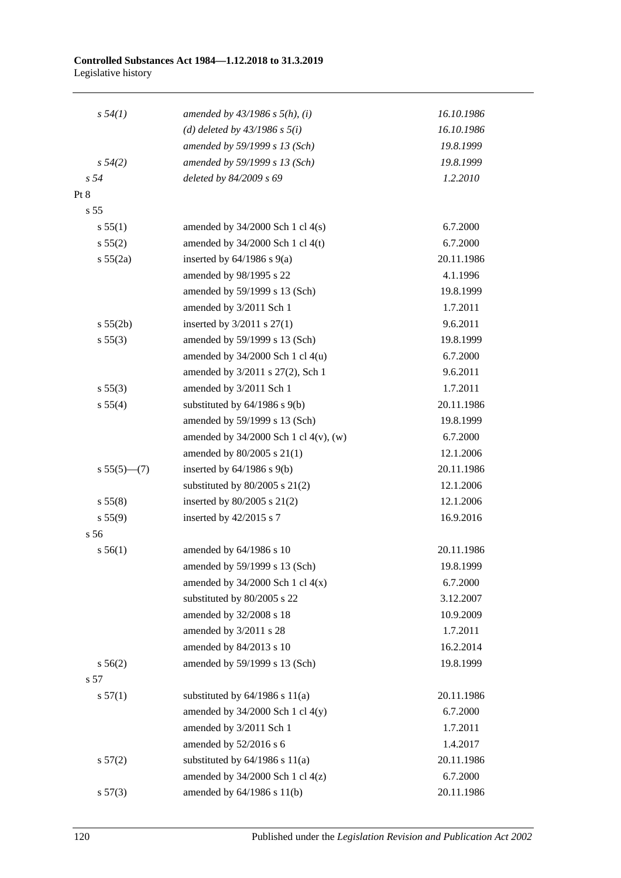| | | |
|---|---|---|
| *s 54(1)* | *amended by 43/1986 s 5(h), (i)* | *16.10.1986* |
| | *(d) deleted by 43/1986 s 5(i)* | *16.10.1986* |
| | *amended by 59/1999 s 13 (Sch)* | *19.8.1999* |
| *s 54(2)* | *amended by 59/1999 s 13 (Sch)* | *19.8.1999* |
| *s 54* | *deleted by 84/2009 s 69* | *1.2.2010* |
| Pt 8 | | |
| s 55 | | |
| s 55(1) | amended by 34/2000 Sch 1 cl 4(s) | 6.7.2000 |
| s 55(2) | amended by 34/2000 Sch 1 cl 4(t) | 6.7.2000 |
| s 55(2a) | inserted by 64/1986 s 9(a) | 20.11.1986 |
| | amended by 98/1995 s 22 | 4.1.1996 |
| | amended by 59/1999 s 13 (Sch) | 19.8.1999 |
| | amended by 3/2011 Sch 1 | 1.7.2011 |
| s 55(2b) | inserted by 3/2011 s 27(1) | 9.6.2011 |
| s 55(3) | amended by 59/1999 s 13 (Sch) | 19.8.1999 |
| | amended by 34/2000 Sch 1 cl 4(u) | 6.7.2000 |
| | amended by 3/2011 s 27(2), Sch 1 | 9.6.2011 |
| s 55(3) | amended by 3/2011 Sch 1 | 1.7.2011 |
| s 55(4) | substituted by 64/1986 s 9(b) | 20.11.1986 |
| | amended by 59/1999 s 13 (Sch) | 19.8.1999 |
| | amended by 34/2000 Sch 1 cl 4(v), (w) | 6.7.2000 |
| | amended by 80/2005 s 21(1) | 12.1.2006 |
| s 55(5)—(7) | inserted by 64/1986 s 9(b) | 20.11.1986 |
| | substituted by 80/2005 s 21(2) | 12.1.2006 |
| s 55(8) | inserted by 80/2005 s 21(2) | 12.1.2006 |
| s 55(9) | inserted by 42/2015 s 7 | 16.9.2016 |
| s 56 | | |
| s 56(1) | amended by 64/1986 s 10 | 20.11.1986 |
| | amended by 59/1999 s 13 (Sch) | 19.8.1999 |
| | amended by 34/2000 Sch 1 cl 4(x) | 6.7.2000 |
| | substituted by 80/2005 s 22 | 3.12.2007 |
| | amended by 32/2008 s 18 | 10.9.2009 |
| | amended by 3/2011 s 28 | 1.7.2011 |
| | amended by 84/2013 s 10 | 16.2.2014 |
| s 56(2) | amended by 59/1999 s 13 (Sch) | 19.8.1999 |
| s 57 | | |
| s 57(1) | substituted by 64/1986 s 11(a) | 20.11.1986 |
| | amended by 34/2000 Sch 1 cl 4(y) | 6.7.2000 |
| | amended by 3/2011 Sch 1 | 1.7.2011 |
| | amended by 52/2016 s 6 | 1.4.2017 |
| s 57(2) | substituted by 64/1986 s 11(a) | 20.11.1986 |
| | amended by 34/2000 Sch 1 cl 4(z) | 6.7.2000 |
| s 57(3) | amended by 64/1986 s 11(b) | 20.11.1986 |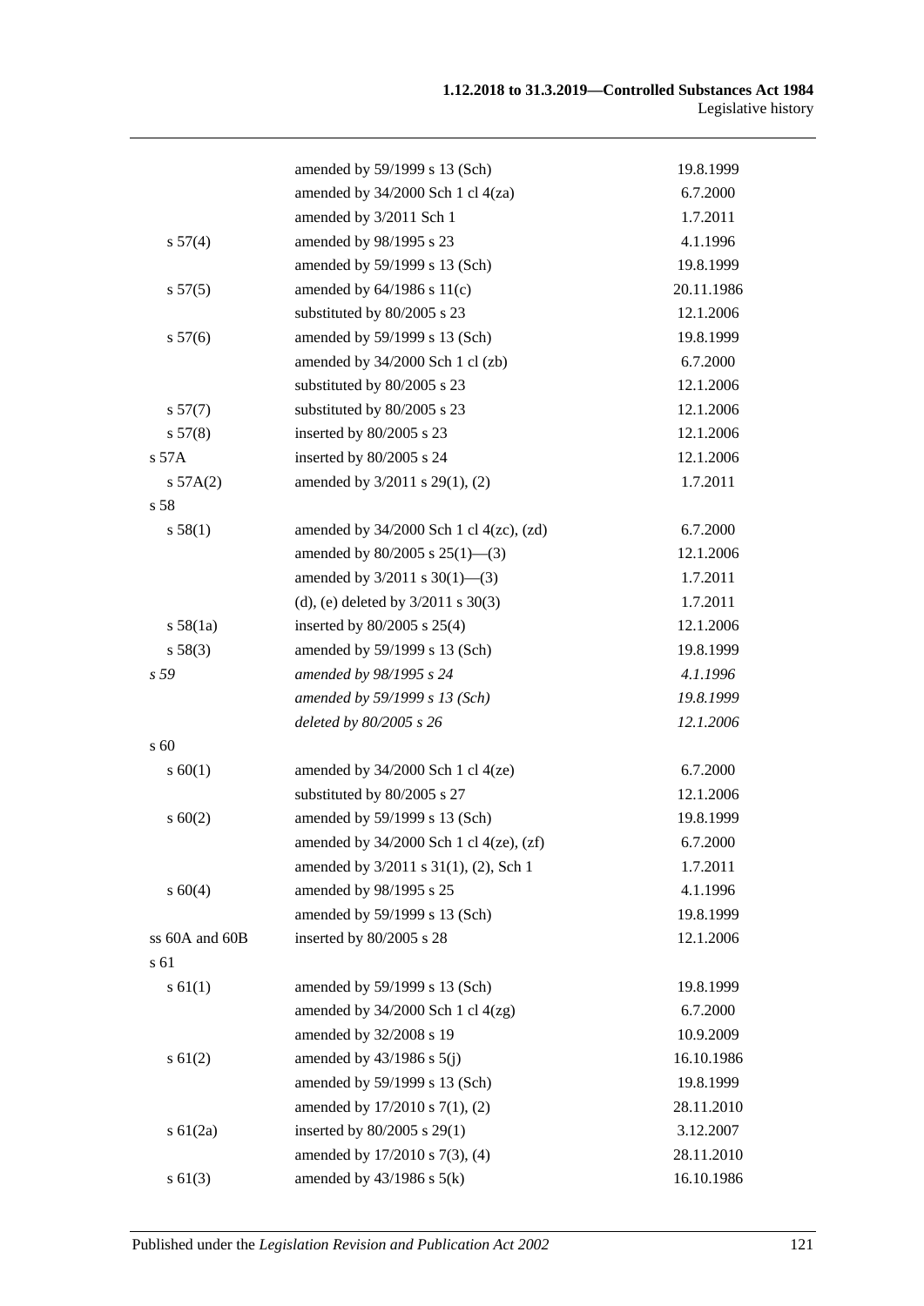| | | |
|---|---|---|
| | amended by 59/1999 s 13 (Sch) | 19.8.1999 |
| | amended by 34/2000 Sch 1 cl 4(za) | 6.7.2000 |
| | amended by 3/2011 Sch 1 | 1.7.2011 |
| s 57(4) | amended by 98/1995 s 23 | 4.1.1996 |
| | amended by 59/1999 s 13 (Sch) | 19.8.1999 |
| s 57(5) | amended by 64/1986 s 11(c) | 20.11.1986 |
| | substituted by 80/2005 s 23 | 12.1.2006 |
| s 57(6) | amended by 59/1999 s 13 (Sch) | 19.8.1999 |
| | amended by 34/2000 Sch 1 cl (zb) | 6.7.2000 |
| | substituted by 80/2005 s 23 | 12.1.2006 |
| s 57(7) | substituted by 80/2005 s 23 | 12.1.2006 |
| s 57(8) | inserted by 80/2005 s 23 | 12.1.2006 |
| s 57A | inserted by 80/2005 s 24 | 12.1.2006 |
| s 57A(2) | amended by 3/2011 s 29(1), (2) | 1.7.2011 |
| s 58 | | |
| s 58(1) | amended by 34/2000 Sch 1 cl 4(zc), (zd) | 6.7.2000 |
| | amended by 80/2005 s 25(1)—(3) | 12.1.2006 |
| | amended by 3/2011 s 30(1)—(3) | 1.7.2011 |
| | (d), (e) deleted by 3/2011 s 30(3) | 1.7.2011 |
| s 58(1a) | inserted by 80/2005 s 25(4) | 12.1.2006 |
| s 58(3) | amended by 59/1999 s 13 (Sch) | 19.8.1999 |
| *s 59* | *amended by 98/1995 s 24* | *4.1.1996* |
| | *amended by 59/1999 s 13 (Sch)* | *19.8.1999* |
| | *deleted by 80/2005 s 26* | *12.1.2006* |
| s 60 | | |
| s 60(1) | amended by 34/2000 Sch 1 cl 4(ze) | 6.7.2000 |
| | substituted by 80/2005 s 27 | 12.1.2006 |
| s 60(2) | amended by 59/1999 s 13 (Sch) | 19.8.1999 |
| | amended by 34/2000 Sch 1 cl 4(ze), (zf) | 6.7.2000 |
| | amended by 3/2011 s 31(1), (2), Sch 1 | 1.7.2011 |
| s 60(4) | amended by 98/1995 s 25 | 4.1.1996 |
| | amended by 59/1999 s 13 (Sch) | 19.8.1999 |
| ss 60A and 60B | inserted by 80/2005 s 28 | 12.1.2006 |
| s 61 | | |
| s 61(1) | amended by 59/1999 s 13 (Sch) | 19.8.1999 |
| | amended by 34/2000 Sch 1 cl 4(zg) | 6.7.2000 |
| | amended by 32/2008 s 19 | 10.9.2009 |
| s 61(2) | amended by 43/1986 s 5(j) | 16.10.1986 |
| | amended by 59/1999 s 13 (Sch) | 19.8.1999 |
| | amended by 17/2010 s 7(1), (2) | 28.11.2010 |
| s 61(2a) | inserted by 80/2005 s 29(1) | 3.12.2007 |
| | amended by 17/2010 s 7(3), (4) | 28.11.2010 |
| s 61(3) | amended by 43/1986 s 5(k) | 16.10.1986 |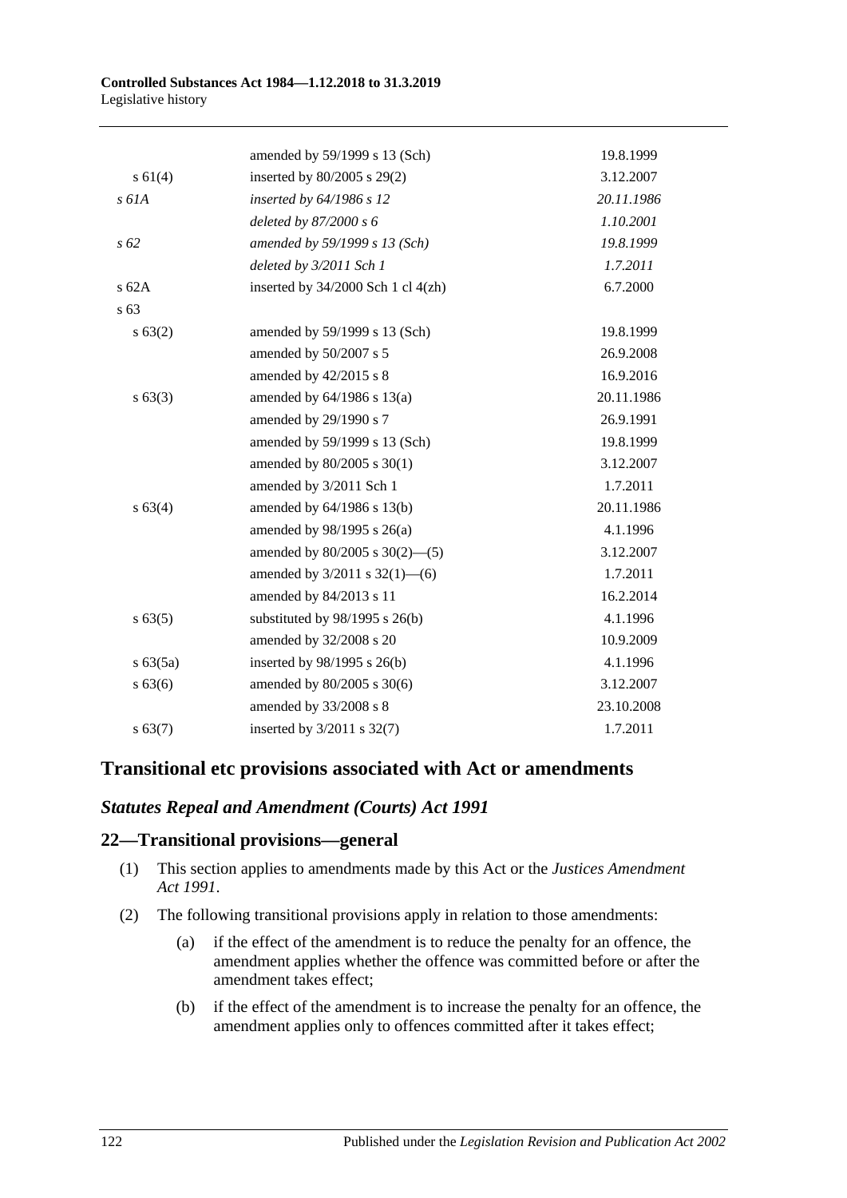| | | |
|---|---|---|
| | amended by 59/1999 s 13 (Sch) | 19.8.1999 |
| s 61(4) | inserted by 80/2005 s 29(2) | 3.12.2007 |
| *s 61A* | *inserted by 64/1986 s 12* | *20.11.1986* |
| | *deleted by 87/2000 s 6* | *1.10.2001* |
| *s 62* | *amended by 59/1999 s 13 (Sch)* | *19.8.1999* |
| | *deleted by 3/2011 Sch 1* | *1.7.2011* |
| s 62A | inserted by 34/2000 Sch 1 cl 4(zh) | 6.7.2000 |
| s 63 | | |
| s 63(2) | amended by 59/1999 s 13 (Sch) | 19.8.1999 |
| | amended by 50/2007 s 5 | 26.9.2008 |
| | amended by 42/2015 s 8 | 16.9.2016 |
| s 63(3) | amended by 64/1986 s 13(a) | 20.11.1986 |
| | amended by 29/1990 s 7 | 26.9.1991 |
| | amended by 59/1999 s 13 (Sch) | 19.8.1999 |
| | amended by 80/2005 s 30(1) | 3.12.2007 |
| | amended by 3/2011 Sch 1 | 1.7.2011 |
| s 63(4) | amended by 64/1986 s 13(b) | 20.11.1986 |
| | amended by 98/1995 s 26(a) | 4.1.1996 |
| | amended by 80/2005 s 30(2)—(5) | 3.12.2007 |
| | amended by 3/2011 s 32(1)—(6) | 1.7.2011 |
| | amended by 84/2013 s 11 | 16.2.2014 |
| s 63(5) | substituted by 98/1995 s 26(b) | 4.1.1996 |
| | amended by 32/2008 s 20 | 10.9.2009 |
| s 63(5a) | inserted by 98/1995 s 26(b) | 4.1.1996 |
| s 63(6) | amended by 80/2005 s 30(6) | 3.12.2007 |
| | amended by 33/2008 s 8 | 23.10.2008 |
| s 63(7) | inserted by 3/2011 s 32(7) | 1.7.2011 |

## Transitional etc provisions associated with Act or amendments

### *Statutes Repeal and Amendment (Courts) Act 1991*

### 22—Transitional provisions—general

(1) This section applies to amendments made by this Act or the *Justices Amendment Act 1991*.

(2) The following transitional provisions apply in relation to those amendments:

(a) if the effect of the amendment is to reduce the penalty for an offence, the amendment applies whether the offence was committed before or after the amendment takes effect;

(b) if the effect of the amendment is to increase the penalty for an offence, the amendment applies only to offences committed after it takes effect;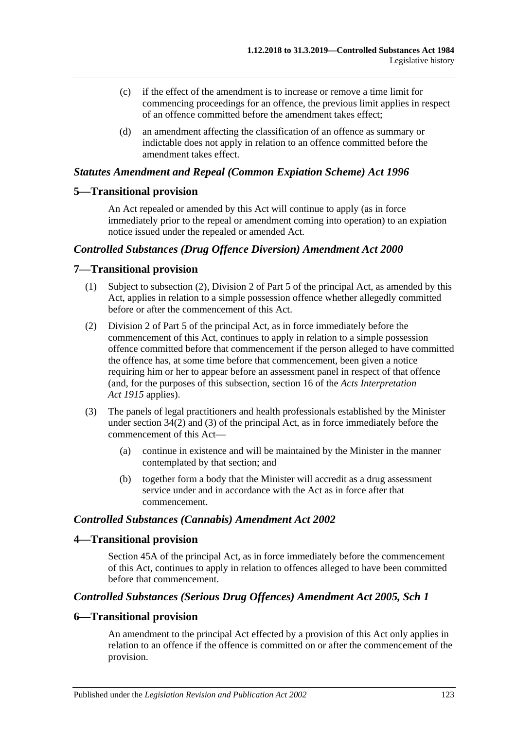(c) if the effect of the amendment is to increase or remove a time limit for commencing proceedings for an offence, the previous limit applies in respect of an offence committed before the amendment takes effect;

(d) an amendment affecting the classification of an offence as summary or indictable does not apply in relation to an offence committed before the amendment takes effect.

### *Statutes Amendment and Repeal (Common Expiation Scheme) Act 1996*

## 5—Transitional provision

An Act repealed or amended by this Act will continue to apply (as in force immediately prior to the repeal or amendment coming into operation) to an expiation notice issued under the repealed or amended Act.

### *Controlled Substances (Drug Offence Diversion) Amendment Act 2000*

## 7—Transitional provision

(1) Subject to subsection (2), Division 2 of Part 5 of the principal Act, as amended by this Act, applies in relation to a simple possession offence whether allegedly committed before or after the commencement of this Act.

(2) Division 2 of Part 5 of the principal Act, as in force immediately before the commencement of this Act, continues to apply in relation to a simple possession offence committed before that commencement if the person alleged to have committed the offence has, at some time before that commencement, been given a notice requiring him or her to appear before an assessment panel in respect of that offence (and, for the purposes of this subsection, section 16 of the *Acts Interpretation Act 1915* applies).

(3) The panels of legal practitioners and health professionals established by the Minister under section 34(2) and (3) of the principal Act, as in force immediately before the commencement of this Act—

(a) continue in existence and will be maintained by the Minister in the manner contemplated by that section; and

(b) together form a body that the Minister will accredit as a drug assessment service under and in accordance with the Act as in force after that commencement.

### *Controlled Substances (Cannabis) Amendment Act 2002*

## 4—Transitional provision

Section 45A of the principal Act, as in force immediately before the commencement of this Act, continues to apply in relation to offences alleged to have been committed before that commencement.

### *Controlled Substances (Serious Drug Offences) Amendment Act 2005, Sch 1*

## 6—Transitional provision

An amendment to the principal Act effected by a provision of this Act only applies in relation to an offence if the offence is committed on or after the commencement of the provision.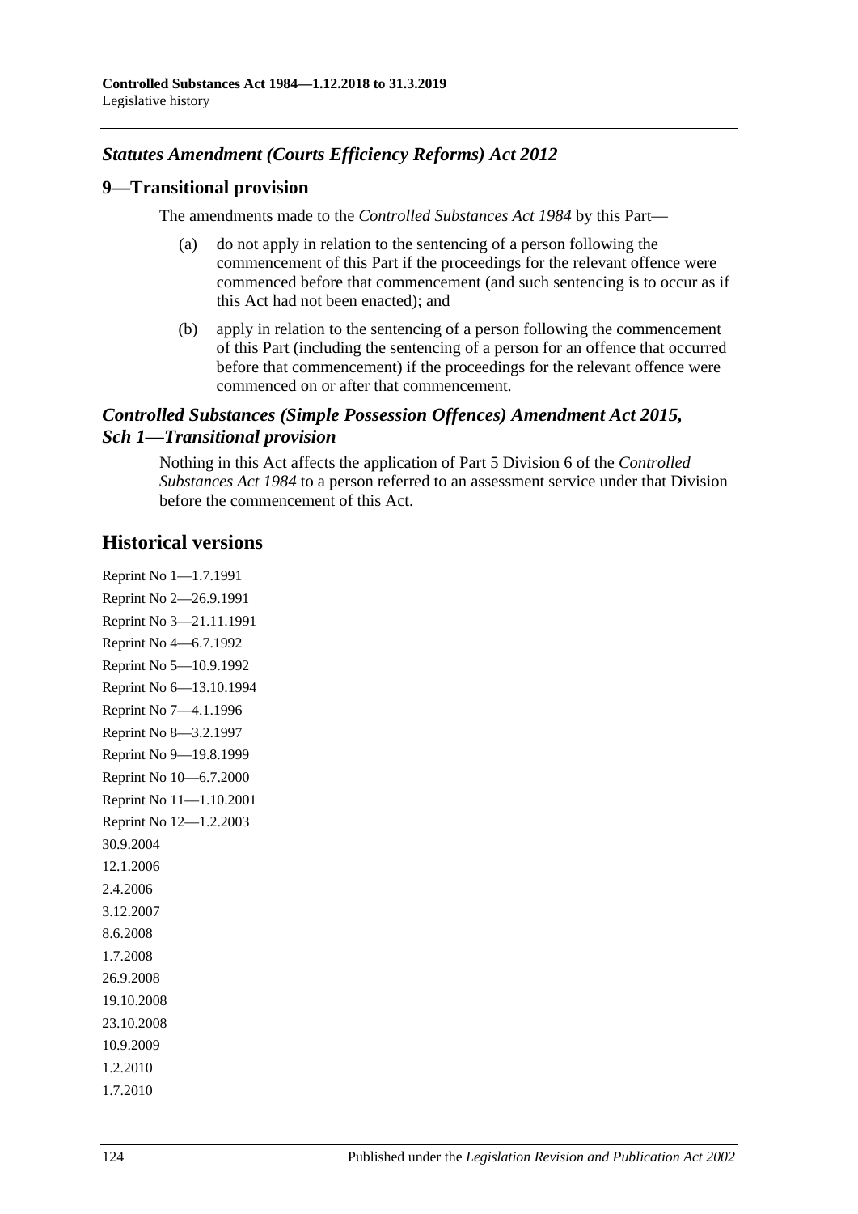### *Statutes Amendment (Courts Efficiency Reforms) Act 2012*

## 9—Transitional provision

The amendments made to the *Controlled Substances Act 1984* by this Part—

(a) do not apply in relation to the sentencing of a person following the commencement of this Part if the proceedings for the relevant offence were commenced before that commencement (and such sentencing is to occur as if this Act had not been enacted); and

(b) apply in relation to the sentencing of a person following the commencement of this Part (including the sentencing of a person for an offence that occurred before that commencement) if the proceedings for the relevant offence were commenced on or after that commencement.

### *Controlled Substances (Simple Possession Offences) Amendment Act 2015, Sch 1—Transitional provision*

Nothing in this Act affects the application of Part 5 Division 6 of the *Controlled Substances Act 1984* to a person referred to an assessment service under that Division before the commencement of this Act.

## Historical versions

Reprint No 1—1.7.1991

Reprint No 2—26.9.1991

Reprint No 3—21.11.1991

Reprint No 4—6.7.1992

Reprint No 5—10.9.1992

Reprint No 6—13.10.1994

Reprint No 7—4.1.1996

Reprint No 8—3.2.1997

Reprint No 9—19.8.1999

Reprint No 10—6.7.2000

Reprint No 11—1.10.2001

Reprint No 12—1.2.2003

30.9.2004

12.1.2006

2.4.2006

3.12.2007

8.6.2008

1.7.2008

26.9.2008

19.10.2008

23.10.2008

10.9.2009

1.2.2010

1.7.2010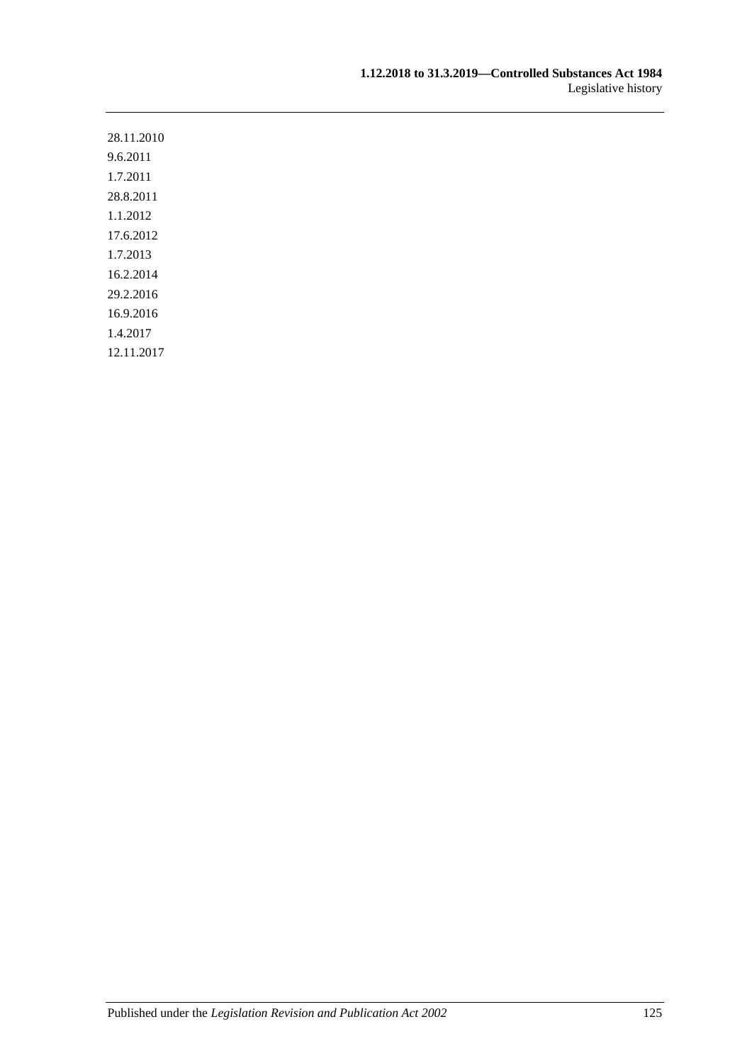28.11.2010

9.6.2011

1.7.2011

28.8.2011

1.1.2012

17.6.2012

1.7.2013

16.2.2014

29.2.2016

16.9.2016

1.4.2017

12.11.2017